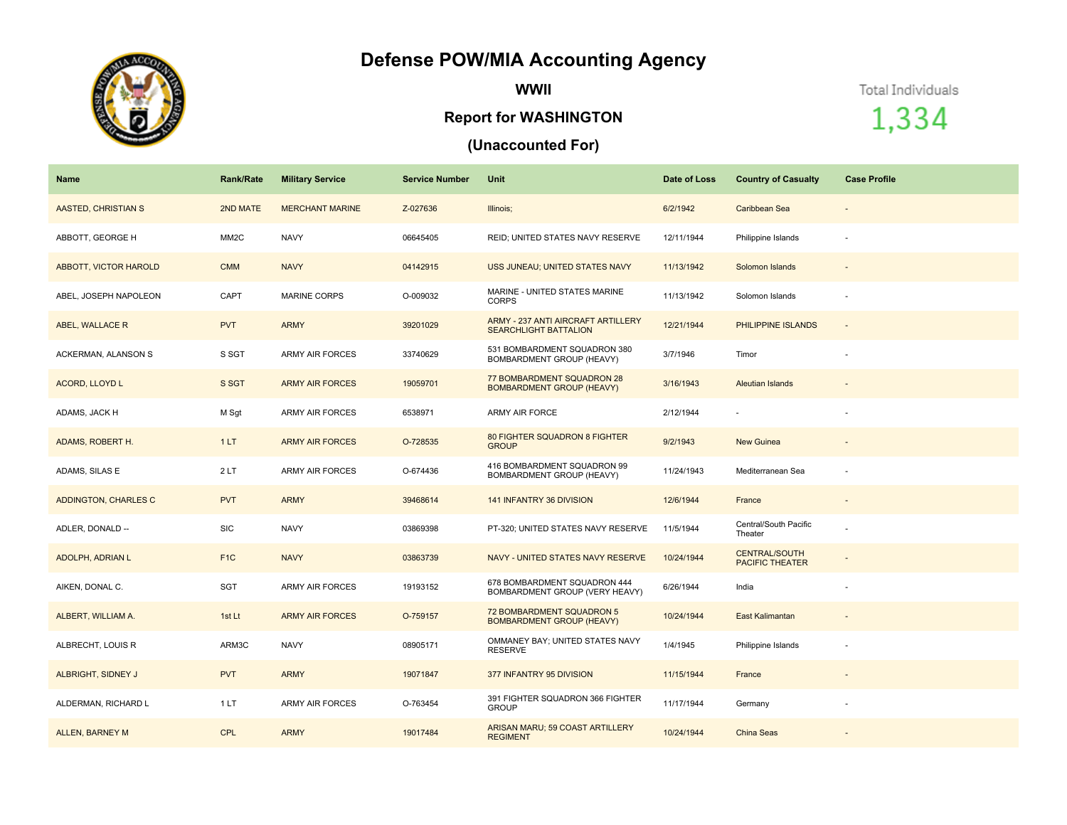# Defense POW/MIA Accounting Agency

## WWII

### Report for WASHINGTON

### (Unaccounted For)

Total Individuals
1,334

| Name | Rank/Rate | Military Service | Service Number | Unit | Date of Loss | Country of Casualty | Case Profile |
|---|---|---|---|---|---|---|---|
| AASTED, CHRISTIAN S | 2ND MATE | MERCHANT MARINE | Z-027636 | Illinois; | 6/2/1942 | Caribbean Sea | - |
| ABBOTT, GEORGE H | MM2C | NAVY | 06645405 | REID; UNITED STATES NAVY RESERVE | 12/11/1944 | Philippine Islands | - |
| ABBOTT, VICTOR HAROLD | CMM | NAVY | 04142915 | USS JUNEAU; UNITED STATES NAVY | 11/13/1942 | Solomon Islands | - |
| ABEL, JOSEPH NAPOLEON | CAPT | MARINE CORPS | O-009032 | MARINE - UNITED STATES MARINE CORPS | 11/13/1942 | Solomon Islands | - |
| ABEL, WALLACE R | PVT | ARMY | 39201029 | ARMY - 237 ANTI AIRCRAFT ARTILLERY SEARCHLIGHT BATTALION | 12/21/1944 | PHILIPPINE ISLANDS | - |
| ACKERMAN, ALANSON S | S SGT | ARMY AIR FORCES | 33740629 | 531 BOMBARDMENT SQUADRON 380 BOMBARDMENT GROUP (HEAVY) | 3/7/1946 | Timor | - |
| ACORD, LLOYD L | S SGT | ARMY AIR FORCES | 19059701 | 77 BOMBARDMENT SQUADRON 28 BOMBARDMENT GROUP (HEAVY) | 3/16/1943 | Aleutian Islands | - |
| ADAMS, JACK H | M Sgt | ARMY AIR FORCES | 6538971 | ARMY AIR FORCE | 2/12/1944 | - | - |
| ADAMS, ROBERT H. | 1 LT | ARMY AIR FORCES | O-728535 | 80 FIGHTER SQUADRON 8 FIGHTER GROUP | 9/2/1943 | New Guinea | - |
| ADAMS, SILAS E | 2 LT | ARMY AIR FORCES | O-674436 | 416 BOMBARDMENT SQUADRON 99 BOMBARDMENT GROUP (HEAVY) | 11/24/1943 | Mediterranean Sea | - |
| ADDINGTON, CHARLES C | PVT | ARMY | 39468614 | 141 INFANTRY 36 DIVISION | 12/6/1944 | France | - |
| ADLER, DONALD -- | SIC | NAVY | 03869398 | PT-320; UNITED STATES NAVY RESERVE | 11/5/1944 | Central/South Pacific Theater | - |
| ADOLPH, ADRIAN L | F1C | NAVY | 03863739 | NAVY - UNITED STATES NAVY RESERVE | 10/24/1944 | CENTRAL/SOUTH PACIFIC THEATER | - |
| AIKEN, DONAL C. | SGT | ARMY AIR FORCES | 19193152 | 678 BOMBARDMENT SQUADRON 444 BOMBARDMENT GROUP (VERY HEAVY) | 6/26/1944 | India | - |
| ALBERT, WILLIAM A. | 1st Lt | ARMY AIR FORCES | O-759157 | 72 BOMBARDMENT SQUADRON 5 BOMBARDMENT GROUP (HEAVY) | 10/24/1944 | East Kalimantan | - |
| ALBRECHT, LOUIS R | ARM3C | NAVY | 08905171 | OMMANEY BAY; UNITED STATES NAVY RESERVE | 1/4/1945 | Philippine Islands | - |
| ALBRIGHT, SIDNEY J | PVT | ARMY | 19071847 | 377 INFANTRY 95 DIVISION | 11/15/1944 | France | - |
| ALDERMAN, RICHARD L | 1 LT | ARMY AIR FORCES | O-763454 | 391 FIGHTER SQUADRON 366 FIGHTER GROUP | 11/17/1944 | Germany | - |
| ALLEN, BARNEY M | CPL | ARMY | 19017484 | ARISAN MARU; 59 COAST ARTILLERY REGIMENT | 10/24/1944 | China Seas | - |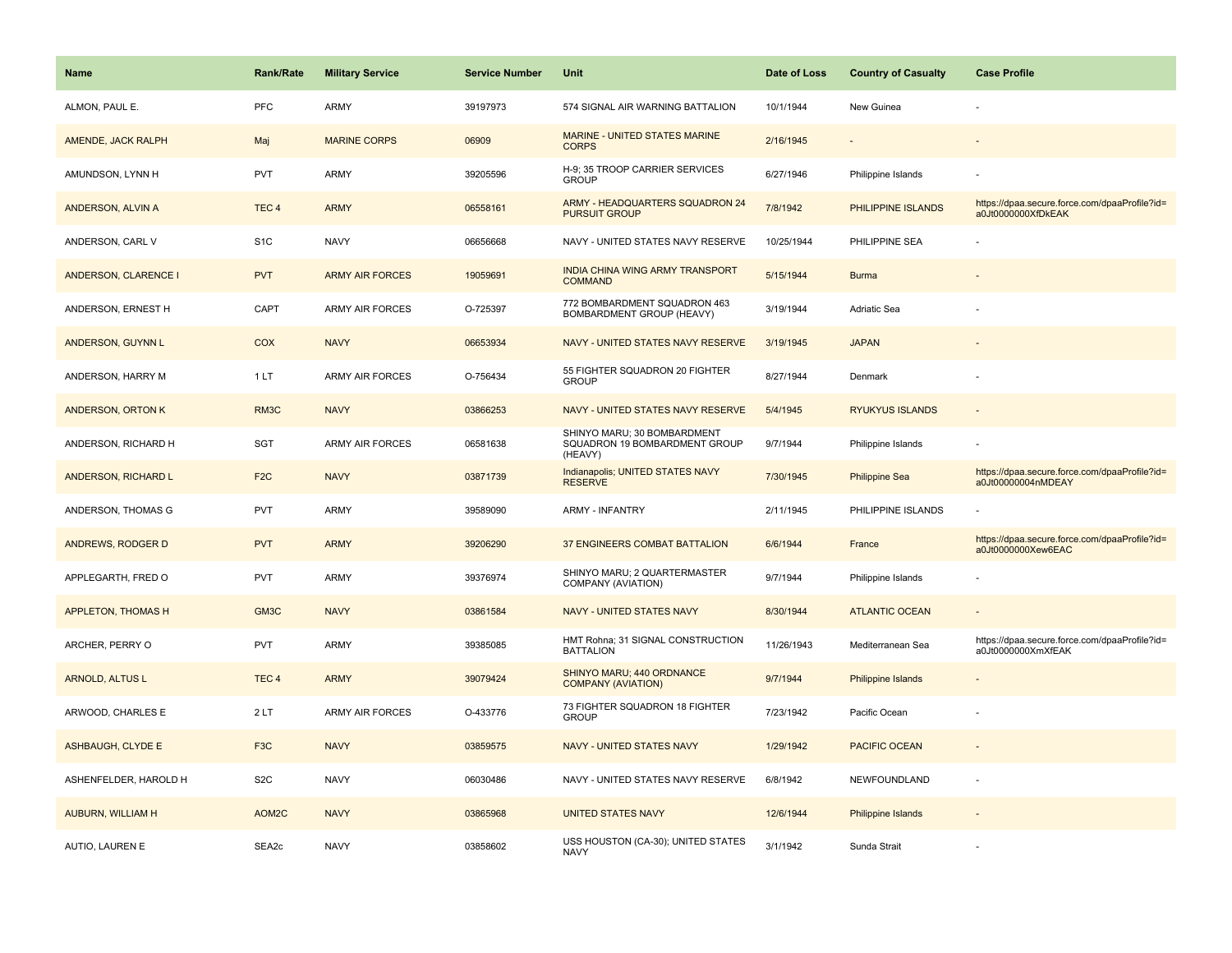| Name | Rank/Rate | Military Service | Service Number | Unit | Date of Loss | Country of Casualty | Case Profile |
|---|---|---|---|---|---|---|---|
| ALMON, PAUL E. | PFC | ARMY | 39197973 | 574 SIGNAL AIR WARNING BATTALION | 10/1/1944 | New Guinea | - |
| AMENDE, JACK RALPH | Maj | MARINE CORPS | 06909 | MARINE - UNITED STATES MARINE CORPS | 2/16/1945 | - | - |
| AMUNDSON, LYNN H | PVT | ARMY | 39205596 | H-9; 35 TROOP CARRIER SERVICES GROUP | 6/27/1946 | Philippine Islands | - |
| ANDERSON, ALVIN A | TEC 4 | ARMY | 06558161 | ARMY - HEADQUARTERS SQUADRON 24 PURSUIT GROUP | 7/8/1942 | PHILIPPINE ISLANDS | https://dpaa.secure.force.com/dpaaProfile?id=a0Jt0000000XfDkEAK |
| ANDERSON, CARL V | S1C | NAVY | 06656668 | NAVY - UNITED STATES NAVY RESERVE | 10/25/1944 | PHILIPPINE SEA | - |
| ANDERSON, CLARENCE I | PVT | ARMY AIR FORCES | 19059691 | INDIA CHINA WING ARMY TRANSPORT COMMAND | 5/15/1944 | Burma | - |
| ANDERSON, ERNEST H | CAPT | ARMY AIR FORCES | O-725397 | 772 BOMBARDMENT SQUADRON 463 BOMBARDMENT GROUP (HEAVY) | 3/19/1944 | Adriatic Sea | - |
| ANDERSON, GUYNN L | COX | NAVY | 06653934 | NAVY - UNITED STATES NAVY RESERVE | 3/19/1945 | JAPAN | - |
| ANDERSON, HARRY M | 1 LT | ARMY AIR FORCES | O-756434 | 55 FIGHTER SQUADRON 20 FIGHTER GROUP | 8/27/1944 | Denmark | - |
| ANDERSON, ORTON K | RM3C | NAVY | 03866253 | NAVY - UNITED STATES NAVY RESERVE | 5/4/1945 | RYUKYUS ISLANDS | - |
| ANDERSON, RICHARD H | SGT | ARMY AIR FORCES | 06581638 | SHINYO MARU; 30 BOMBARDMENT SQUADRON 19 BOMBARDMENT GROUP (HEAVY) | 9/7/1944 | Philippine Islands | - |
| ANDERSON, RICHARD L | F2C | NAVY | 03871739 | Indianapolis; UNITED STATES NAVY RESERVE | 7/30/1945 | Philippine Sea | https://dpaa.secure.force.com/dpaaProfile?id=a0Jt00000004nMDEAY |
| ANDERSON, THOMAS G | PVT | ARMY | 39589090 | ARMY - INFANTRY | 2/11/1945 | PHILIPPINE ISLANDS | - |
| ANDREWS, RODGER D | PVT | ARMY | 39206290 | 37 ENGINEERS COMBAT BATTALION | 6/6/1944 | France | https://dpaa.secure.force.com/dpaaProfile?id=a0Jt0000000Xew6EAC |
| APPLEGARTH, FRED O | PVT | ARMY | 39376974 | SHINYO MARU; 2 QUARTERMASTER COMPANY (AVIATION) | 9/7/1944 | Philippine Islands | - |
| APPLETON, THOMAS H | GM3C | NAVY | 03861584 | NAVY - UNITED STATES NAVY | 8/30/1944 | ATLANTIC OCEAN | - |
| ARCHER, PERRY O | PVT | ARMY | 39385085 | HMT Rohna; 31 SIGNAL CONSTRUCTION BATTALION | 11/26/1943 | Mediterranean Sea | https://dpaa.secure.force.com/dpaaProfile?id=a0Jt0000000XmXfEAK |
| ARNOLD, ALTUS L | TEC 4 | ARMY | 39079424 | SHINYO MARU; 440 ORDNANCE COMPANY (AVIATION) | 9/7/1944 | Philippine Islands | - |
| ARWOOD, CHARLES E | 2 LT | ARMY AIR FORCES | O-433776 | 73 FIGHTER SQUADRON 18 FIGHTER GROUP | 7/23/1942 | Pacific Ocean | - |
| ASHBAUGH, CLYDE E | F3C | NAVY | 03859575 | NAVY - UNITED STATES NAVY | 1/29/1942 | PACIFIC OCEAN | - |
| ASHENFELDER, HAROLD H | S2C | NAVY | 06030486 | NAVY - UNITED STATES NAVY RESERVE | 6/8/1942 | NEWFOUNDLAND | - |
| AUBURN, WILLIAM H | AOM2C | NAVY | 03865968 | UNITED STATES NAVY | 12/6/1944 | Philippine Islands | - |
| AUTIO, LAUREN E | SEA2c | NAVY | 03858602 | USS HOUSTON (CA-30); UNITED STATES NAVY | 3/1/1942 | Sunda Strait | - |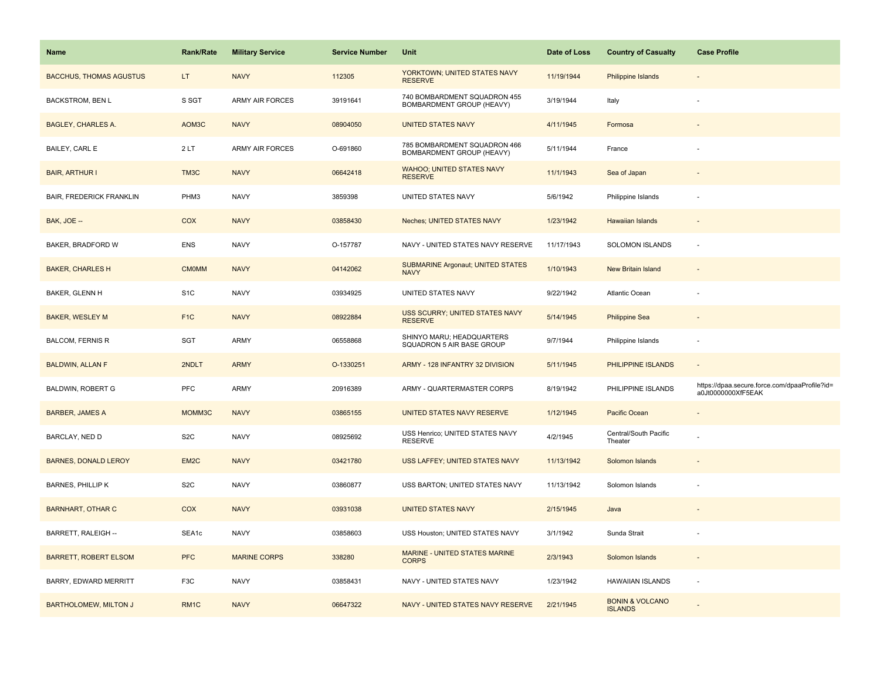| Name | Rank/Rate | Military Service | Service Number | Unit | Date of Loss | Country of Casualty | Case Profile |
|---|---|---|---|---|---|---|---|
| BACCHUS, THOMAS AGUSTUS | LT | NAVY | 112305 | YORKTOWN; UNITED STATES NAVY RESERVE | 11/19/1944 | Philippine Islands | - |
| BACKSTROM, BEN L | S SGT | ARMY AIR FORCES | 39191641 | 740 BOMBARDMENT SQUADRON 455 BOMBARDMENT GROUP (HEAVY) | 3/19/1944 | Italy | - |
| BAGLEY, CHARLES A. | AOM3C | NAVY | 08904050 | UNITED STATES NAVY | 4/11/1945 | Formosa | - |
| BAILEY, CARL E | 2 LT | ARMY AIR FORCES | O-691860 | 785 BOMBARDMENT SQUADRON 466 BOMBARDMENT GROUP (HEAVY) | 5/11/1944 | France | - |
| BAIR, ARTHUR I | TM3C | NAVY | 06642418 | WAHOO; UNITED STATES NAVY RESERVE | 11/1/1943 | Sea of Japan | - |
| BAIR, FREDERICK FRANKLIN | PHM3 | NAVY | 3859398 | UNITED STATES NAVY | 5/6/1942 | Philippine Islands | - |
| BAK, JOE -- | COX | NAVY | 03858430 | Neches; UNITED STATES NAVY | 1/23/1942 | Hawaiian Islands | - |
| BAKER, BRADFORD W | ENS | NAVY | O-157787 | NAVY - UNITED STATES NAVY RESERVE | 11/17/1943 | SOLOMON ISLANDS | - |
| BAKER, CHARLES H | CM0MM | NAVY | 04142062 | SUBMARINE Argonaut; UNITED STATES NAVY | 1/10/1943 | New Britain Island | - |
| BAKER, GLENN H | S1C | NAVY | 03934925 | UNITED STATES NAVY | 9/22/1942 | Atlantic Ocean | - |
| BAKER, WESLEY M | F1C | NAVY | 08922884 | USS SCURRY; UNITED STATES NAVY RESERVE | 5/14/1945 | Philippine Sea | - |
| BALCOM, FERNIS R | SGT | ARMY | 06558868 | SHINYO MARU; HEADQUARTERS SQUADRON 5 AIR BASE GROUP | 9/7/1944 | Philippine Islands | - |
| BALDWIN, ALLAN F | 2NDLT | ARMY | O-1330251 | ARMY - 128 INFANTRY 32 DIVISION | 5/11/1945 | PHILIPPINE ISLANDS | - |
| BALDWIN, ROBERT G | PFC | ARMY | 20916389 | ARMY - QUARTERMASTER CORPS | 8/19/1942 | PHILIPPINE ISLANDS | https://dpaa.secure.force.com/dpaaProfile?id=a0Jt0000000XfF5EAK |
| BARBER, JAMES A | MOMM3C | NAVY | 03865155 | UNITED STATES NAVY RESERVE | 1/12/1945 | Pacific Ocean | - |
| BARCLAY, NED D | S2C | NAVY | 08925692 | USS Henrico; UNITED STATES NAVY RESERVE | 4/2/1945 | Central/South Pacific Theater | - |
| BARNES, DONALD LEROY | EM2C | NAVY | 03421780 | USS LAFFEY; UNITED STATES NAVY | 11/13/1942 | Solomon Islands | - |
| BARNES, PHILLIP K | S2C | NAVY | 03860877 | USS BARTON; UNITED STATES NAVY | 11/13/1942 | Solomon Islands | - |
| BARNHART, OTHAR C | COX | NAVY | 03931038 | UNITED STATES NAVY | 2/15/1945 | Java | - |
| BARRETT, RALEIGH -- | SEA1c | NAVY | 03858603 | USS Houston; UNITED STATES NAVY | 3/1/1942 | Sunda Strait | - |
| BARRETT, ROBERT ELSOM | PFC | MARINE CORPS | 338280 | MARINE - UNITED STATES MARINE CORPS | 2/3/1943 | Solomon Islands | - |
| BARRY, EDWARD MERRITT | F3C | NAVY | 03858431 | NAVY - UNITED STATES NAVY | 1/23/1942 | HAWAIIAN ISLANDS | - |
| BARTHOLOMEW, MILTON J | RM1C | NAVY | 06647322 | NAVY - UNITED STATES NAVY RESERVE | 2/21/1945 | BONIN & VOLCANO ISLANDS | - |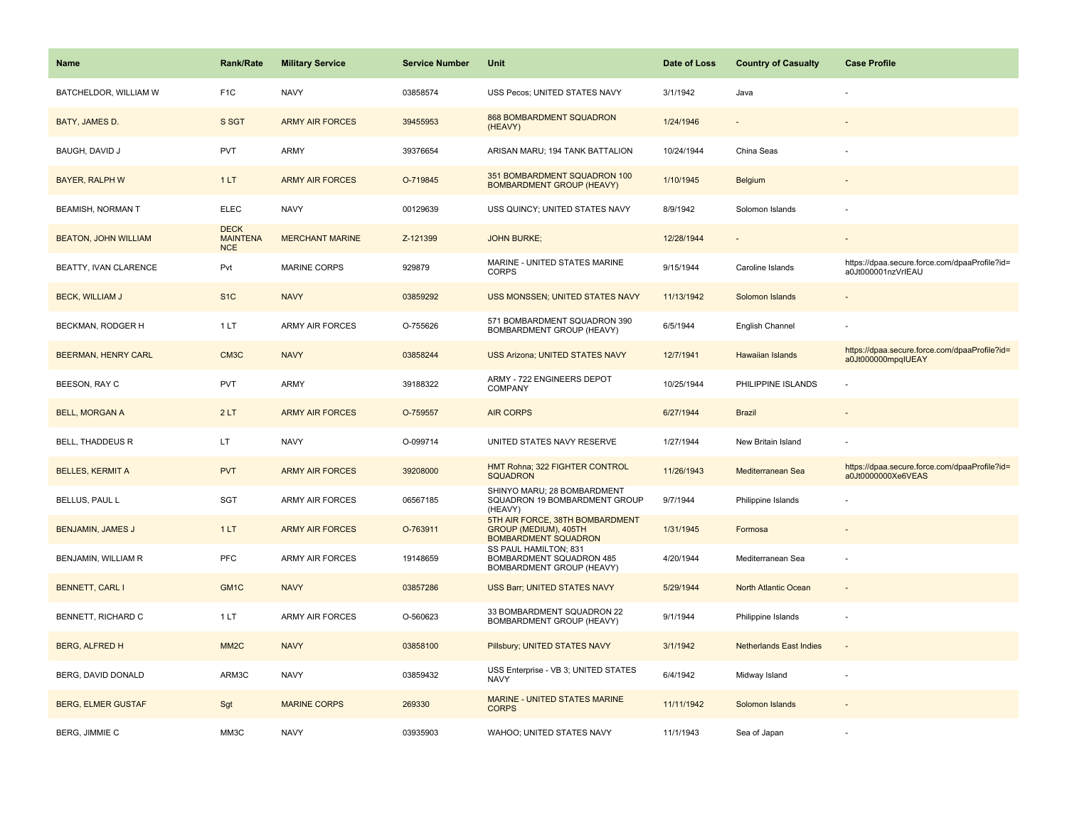| Name | Rank/Rate | Military Service | Service Number | Unit | Date of Loss | Country of Casualty | Case Profile |
| --- | --- | --- | --- | --- | --- | --- | --- |
| BATCHELDOR, WILLIAM W | F1C | NAVY | 03858574 | USS Pecos; UNITED STATES NAVY | 3/1/1942 | Java | - |
| BATY, JAMES D. | S SGT | ARMY AIR FORCES | 39455953 | 868 BOMBARDMENT SQUADRON (HEAVY) | 1/24/1946 | - | - |
| BAUGH, DAVID J | PVT | ARMY | 39376654 | ARISAN MARU; 194 TANK BATTALION | 10/24/1944 | China Seas | - |
| BAYER, RALPH W | 1 LT | ARMY AIR FORCES | O-719845 | 351 BOMBARDMENT SQUADRON 100 BOMBARDMENT GROUP (HEAVY) | 1/10/1945 | Belgium | - |
| BEAMISH, NORMAN T | ELEC | NAVY | 00129639 | USS QUINCY; UNITED STATES NAVY | 8/9/1942 | Solomon Islands | - |
| BEATON, JOHN WILLIAM | DECK MAINTENANCE | MERCHANT MARINE | Z-121399 | JOHN BURKE; | 12/28/1944 | - | - |
| BEATTY, IVAN CLARENCE | Pvt | MARINE CORPS | 929879 | MARINE - UNITED STATES MARINE CORPS | 9/15/1944 | Caroline Islands | https://dpaa.secure.force.com/dpaaProfile?id=a0Jt000001nzVrIEAU |
| BECK, WILLIAM J | S1C | NAVY | 03859292 | USS MONSSEN; UNITED STATES NAVY | 11/13/1942 | Solomon Islands | - |
| BECKMAN, RODGER H | 1 LT | ARMY AIR FORCES | O-755626 | 571 BOMBARDMENT SQUADRON 390 BOMBARDMENT GROUP (HEAVY) | 6/5/1944 | English Channel | - |
| BEERMAN, HENRY CARL | CM3C | NAVY | 03858244 | USS Arizona; UNITED STATES NAVY | 12/7/1941 | Hawaiian Islands | https://dpaa.secure.force.com/dpaaProfile?id=a0Jt000000mpqIUEAY |
| BEESON, RAY C | PVT | ARMY | 39188322 | ARMY - 722 ENGINEERS DEPOT COMPANY | 10/25/1944 | PHILIPPINE ISLANDS | - |
| BELL, MORGAN A | 2 LT | ARMY AIR FORCES | O-759557 | AIR CORPS | 6/27/1944 | Brazil | - |
| BELL, THADDEUS R | LT | NAVY | O-099714 | UNITED STATES NAVY RESERVE | 1/27/1944 | New Britain Island | - |
| BELLES, KERMIT A | PVT | ARMY AIR FORCES | 39208000 | HMT Rohna; 322 FIGHTER CONTROL SQUADRON | 11/26/1943 | Mediterranean Sea | https://dpaa.secure.force.com/dpaaProfile?id=a0Jt0000000Xe6VEAS |
| BELLUS, PAUL L | SGT | ARMY AIR FORCES | 06567185 | SHINYO MARU; 28 BOMBARDMENT SQUADRON 19 BOMBARDMENT GROUP (HEAVY) | 9/7/1944 | Philippine Islands | - |
| BENJAMIN, JAMES J | 1 LT | ARMY AIR FORCES | O-763911 | 5TH AIR FORCE, 38TH BOMBARDMENT GROUP (MEDIUM), 405TH BOMBARDMENT SQUADRON | 1/31/1945 | Formosa | - |
| BENJAMIN, WILLIAM R | PFC | ARMY AIR FORCES | 19148659 | SS PAUL HAMILTON; 831 BOMBARDMENT SQUADRON 485 BOMBARDMENT GROUP (HEAVY) | 4/20/1944 | Mediterranean Sea | - |
| BENNETT, CARL I | GM1C | NAVY | 03857286 | USS Barr; UNITED STATES NAVY | 5/29/1944 | North Atlantic Ocean | - |
| BENNETT, RICHARD C | 1 LT | ARMY AIR FORCES | O-560623 | 33 BOMBARDMENT SQUADRON 22 BOMBARDMENT GROUP (HEAVY) | 9/1/1944 | Philippine Islands | - |
| BERG, ALFRED H | MM2C | NAVY | 03858100 | Pillsbury; UNITED STATES NAVY | 3/1/1942 | Netherlands East Indies | - |
| BERG, DAVID DONALD | ARM3C | NAVY | 03859432 | USS Enterprise - VB 3; UNITED STATES NAVY | 6/4/1942 | Midway Island | - |
| BERG, ELMER GUSTAF | Sgt | MARINE CORPS | 269330 | MARINE - UNITED STATES MARINE CORPS | 11/11/1942 | Solomon Islands | - |
| BERG, JIMMIE C | MM3C | NAVY | 03935903 | WAHOO; UNITED STATES NAVY | 11/1/1943 | Sea of Japan | - |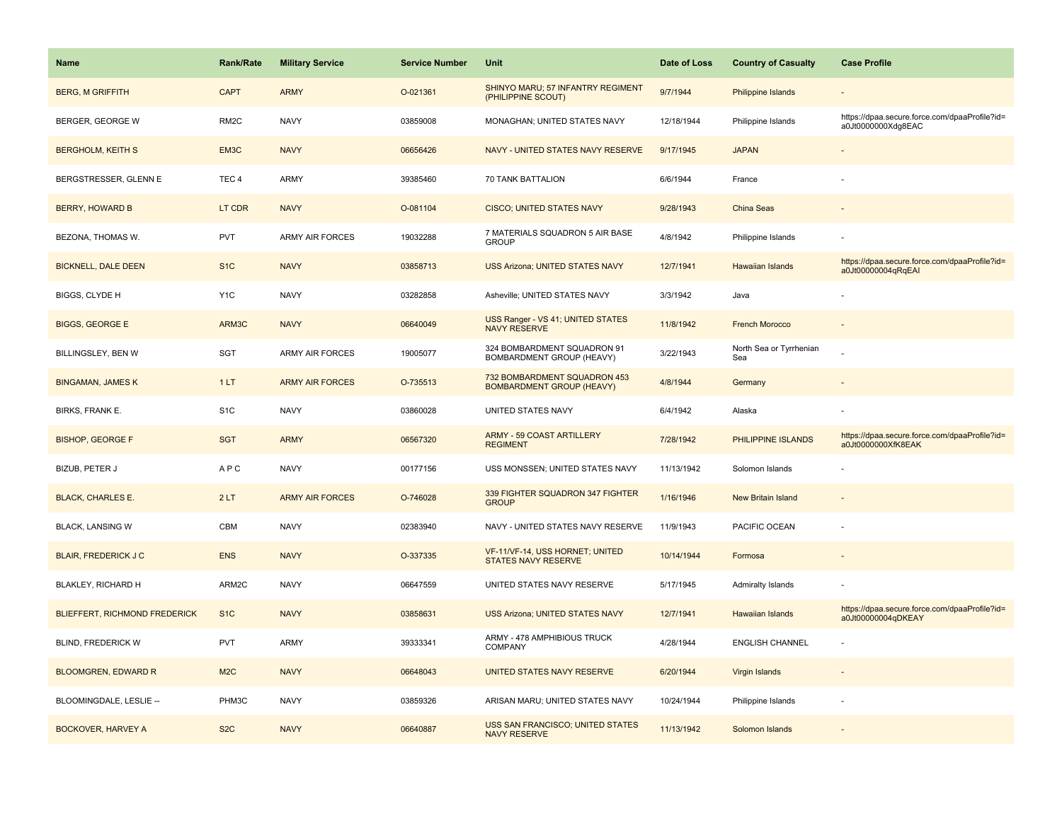| Name | Rank/Rate | Military Service | Service Number | Unit | Date of Loss | Country of Casualty | Case Profile |
|---|---|---|---|---|---|---|---|
| BERG, M GRIFFITH | CAPT | ARMY | O-021361 | SHINYO MARU; 57 INFANTRY REGIMENT (PHILIPPINE SCOUT) | 9/7/1944 | Philippine Islands | - |
| BERGER, GEORGE W | RM2C | NAVY | 03859008 | MONAGHAN; UNITED STATES NAVY | 12/18/1944 | Philippine Islands | https://dpaa.secure.force.com/dpaaProfile?id=a0Jt0000000Xdg8EAC |
| BERGHOLM, KEITH S | EM3C | NAVY | 06656426 | NAVY - UNITED STATES NAVY RESERVE | 9/17/1945 | JAPAN | - |
| BERGSTRESSER, GLENN E | TEC 4 | ARMY | 39385460 | 70 TANK BATTALION | 6/6/1944 | France | - |
| BERRY, HOWARD B | LT CDR | NAVY | O-081104 | CISCO; UNITED STATES NAVY | 9/28/1943 | China Seas | - |
| BEZONA, THOMAS W. | PVT | ARMY AIR FORCES | 19032288 | 7 MATERIALS SQUADRON 5 AIR BASE GROUP | 4/8/1942 | Philippine Islands | - |
| BICKNELL, DALE DEEN | S1C | NAVY | 03858713 | USS Arizona; UNITED STATES NAVY | 12/7/1941 | Hawaiian Islands | https://dpaa.secure.force.com/dpaaProfile?id=a0Jt00000004qRqEAI |
| BIGGS, CLYDE H | Y1C | NAVY | 03282858 | Asheville; UNITED STATES NAVY | 3/3/1942 | Java | - |
| BIGGS, GEORGE E | ARM3C | NAVY | 06640049 | USS Ranger - VS 41; UNITED STATES NAVY RESERVE | 11/8/1942 | French Morocco | - |
| BILLINGSLEY, BEN W | SGT | ARMY AIR FORCES | 19005077 | 324 BOMBARDMENT SQUADRON 91 BOMBARDMENT GROUP (HEAVY) | 3/22/1943 | North Sea or Tyrrhenian Sea | - |
| BINGAMAN, JAMES K | 1 LT | ARMY AIR FORCES | O-735513 | 732 BOMBARDMENT SQUADRON 453 BOMBARDMENT GROUP (HEAVY) | 4/8/1944 | Germany | - |
| BIRKS, FRANK E. | S1C | NAVY | 03860028 | UNITED STATES NAVY | 6/4/1942 | Alaska | - |
| BISHOP, GEORGE F | SGT | ARMY | 06567320 | ARMY - 59 COAST ARTILLERY REGIMENT | 7/28/1942 | PHILIPPINE ISLANDS | https://dpaa.secure.force.com/dpaaProfile?id=a0Jt0000000XfK8EAK |
| BIZUB, PETER J | A P C | NAVY | 00177156 | USS MONSSEN; UNITED STATES NAVY | 11/13/1942 | Solomon Islands | - |
| BLACK, CHARLES E. | 2 LT | ARMY AIR FORCES | O-746028 | 339 FIGHTER SQUADRON 347 FIGHTER GROUP | 1/16/1946 | New Britain Island | - |
| BLACK, LANSING W | CBM | NAVY | 02383940 | NAVY - UNITED STATES NAVY RESERVE | 11/9/1943 | PACIFIC OCEAN | - |
| BLAIR, FREDERICK J C | ENS | NAVY | O-337335 | VF-11/VF-14, USS HORNET; UNITED STATES NAVY RESERVE | 10/14/1944 | Formosa | - |
| BLAKLEY, RICHARD H | ARM2C | NAVY | 06647559 | UNITED STATES NAVY RESERVE | 5/17/1945 | Admiralty Islands | - |
| BLIEFFERT, RICHMOND FREDERICK | S1C | NAVY | 03858631 | USS Arizona; UNITED STATES NAVY | 12/7/1941 | Hawaiian Islands | https://dpaa.secure.force.com/dpaaProfile?id=a0Jt00000004qDKEAY |
| BLIND, FREDERICK W | PVT | ARMY | 39333341 | ARMY - 478 AMPHIBIOUS TRUCK COMPANY | 4/28/1944 | ENGLISH CHANNEL | - |
| BLOOMGREN, EDWARD R | M2C | NAVY | 06648043 | UNITED STATES NAVY RESERVE | 6/20/1944 | Virgin Islands | - |
| BLOOMINGDALE, LESLIE -- | PHM3C | NAVY | 03859326 | ARISAN MARU; UNITED STATES NAVY | 10/24/1944 | Philippine Islands | - |
| BOCKOVER, HARVEY A | S2C | NAVY | 06640887 | USS SAN FRANCISCO; UNITED STATES NAVY RESERVE | 11/13/1942 | Solomon Islands | - |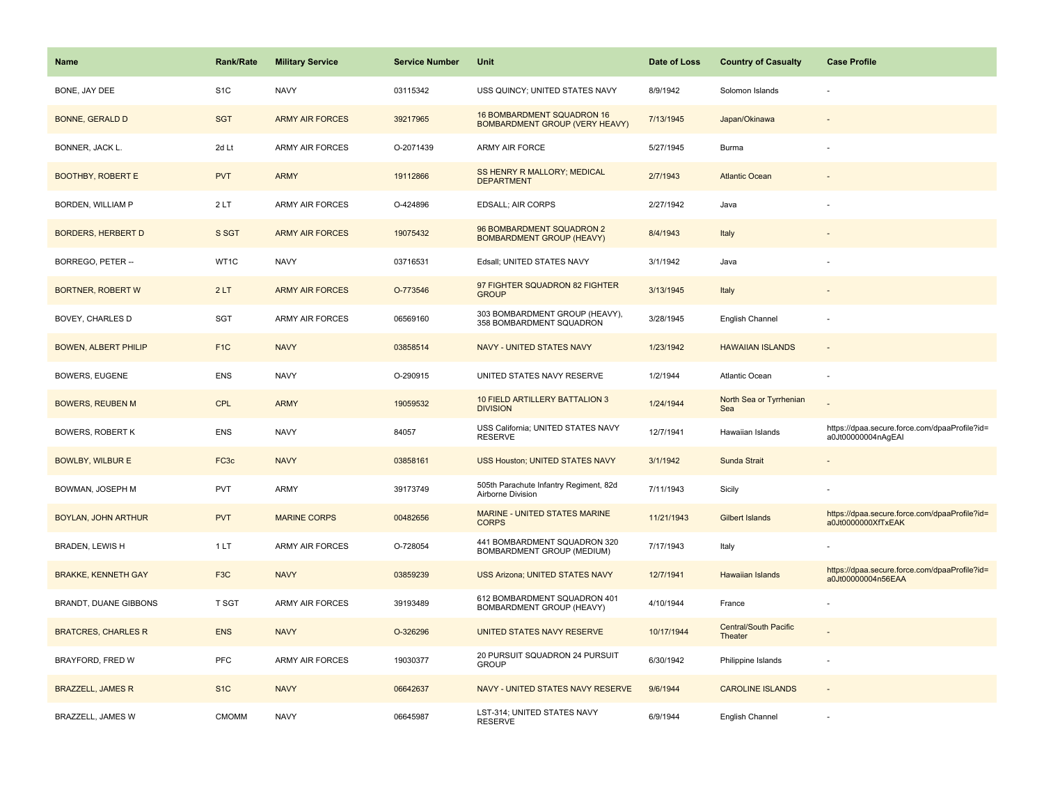| Name | Rank/Rate | Military Service | Service Number | Unit | Date of Loss | Country of Casualty | Case Profile |
|---|---|---|---|---|---|---|---|
| BONE, JAY DEE | S1C | NAVY | 03115342 | USS QUINCY; UNITED STATES NAVY | 8/9/1942 | Solomon Islands | - |
| BONNE, GERALD D | SGT | ARMY AIR FORCES | 39217965 | 16 BOMBARDMENT SQUADRON 16 BOMBARDMENT GROUP (VERY HEAVY) | 7/13/1945 | Japan/Okinawa | - |
| BONNER, JACK L. | 2d Lt | ARMY AIR FORCES | O-2071439 | ARMY AIR FORCE | 5/27/1945 | Burma | - |
| BOOTHBY, ROBERT E | PVT | ARMY | 19112866 | SS HENRY R MALLORY; MEDICAL DEPARTMENT | 2/7/1943 | Atlantic Ocean | - |
| BORDEN, WILLIAM P | 2 LT | ARMY AIR FORCES | O-424896 | EDSALL; AIR CORPS | 2/27/1942 | Java | - |
| BORDERS, HERBERT D | S SGT | ARMY AIR FORCES | 19075432 | 96 BOMBARDMENT SQUADRON 2 BOMBARDMENT GROUP (HEAVY) | 8/4/1943 | Italy | - |
| BORREGO, PETER -- | WT1C | NAVY | 03716531 | Edsall; UNITED STATES NAVY | 3/1/1942 | Java | - |
| BORTNER, ROBERT W | 2 LT | ARMY AIR FORCES | O-773546 | 97 FIGHTER SQUADRON 82 FIGHTER GROUP | 3/13/1945 | Italy | - |
| BOVEY, CHARLES D | SGT | ARMY AIR FORCES | 06569160 | 303 BOMBARDMENT GROUP (HEAVY), 358 BOMBARDMENT SQUADRON | 3/28/1945 | English Channel | - |
| BOWEN, ALBERT PHILIP | F1C | NAVY | 03858514 | NAVY - UNITED STATES NAVY | 1/23/1942 | HAWAIIAN ISLANDS | - |
| BOWERS, EUGENE | ENS | NAVY | O-290915 | UNITED STATES NAVY RESERVE | 1/2/1944 | Atlantic Ocean | - |
| BOWERS, REUBEN M | CPL | ARMY | 19059532 | 10 FIELD ARTILLERY BATTALION 3 DIVISION | 1/24/1944 | North Sea or Tyrrhenian Sea | - |
| BOWERS, ROBERT K | ENS | NAVY | 84057 | USS California; UNITED STATES NAVY RESERVE | 12/7/1941 | Hawaiian Islands | https://dpaa.secure.force.com/dpaaProfile?id=a0Jt00000004nAgEAI |
| BOWLBY, WILBUR E | FC3c | NAVY | 03858161 | USS Houston; UNITED STATES NAVY | 3/1/1942 | Sunda Strait | - |
| BOWMAN, JOSEPH M | PVT | ARMY | 39173749 | 505th Parachute Infantry Regiment, 82d Airborne Division | 7/11/1943 | Sicily | - |
| BOYLAN, JOHN ARTHUR | PVT | MARINE CORPS | 00482656 | MARINE - UNITED STATES MARINE CORPS | 11/21/1943 | Gilbert Islands | https://dpaa.secure.force.com/dpaaProfile?id=a0Jt0000000XfTxEAK |
| BRADEN, LEWIS H | 1 LT | ARMY AIR FORCES | O-728054 | 441 BOMBARDMENT SQUADRON 320 BOMBARDMENT GROUP (MEDIUM) | 7/17/1943 | Italy | - |
| BRAKKE, KENNETH GAY | F3C | NAVY | 03859239 | USS Arizona; UNITED STATES NAVY | 12/7/1941 | Hawaiian Islands | https://dpaa.secure.force.com/dpaaProfile?id=a0Jt00000004n56EAA |
| BRANDT, DUANE GIBBONS | T SGT | ARMY AIR FORCES | 39193489 | 612 BOMBARDMENT SQUADRON 401 BOMBARDMENT GROUP (HEAVY) | 4/10/1944 | France | - |
| BRATCRES, CHARLES R | ENS | NAVY | O-326296 | UNITED STATES NAVY RESERVE | 10/17/1944 | Central/South Pacific Theater | - |
| BRAYFORD, FRED W | PFC | ARMY AIR FORCES | 19030377 | 20 PURSUIT SQUADRON 24 PURSUIT GROUP | 6/30/1942 | Philippine Islands | - |
| BRAZZELL, JAMES R | S1C | NAVY | 06642637 | NAVY - UNITED STATES NAVY RESERVE | 9/6/1944 | CAROLINE ISLANDS | - |
| BRAZZELL, JAMES W | CMOMM | NAVY | 06645987 | LST-314; UNITED STATES NAVY RESERVE | 6/9/1944 | English Channel | - |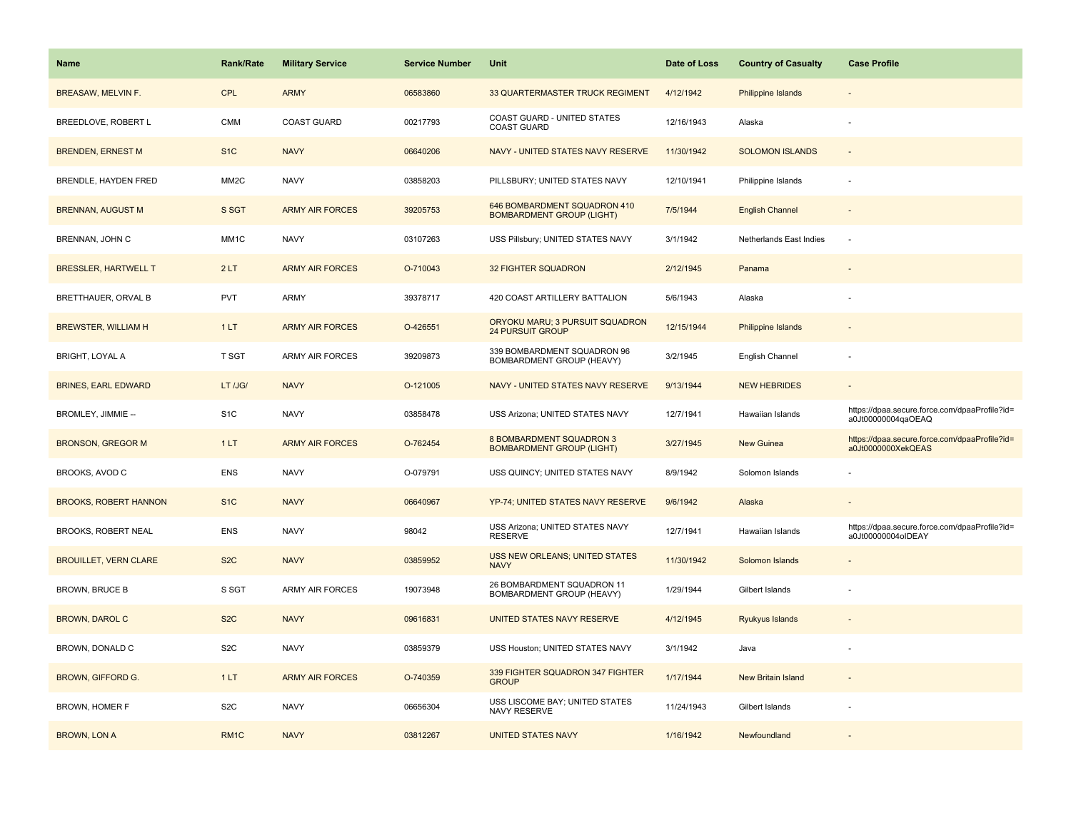| Name | Rank/Rate | Military Service | Service Number | Unit | Date of Loss | Country of Casualty | Case Profile |
|---|---|---|---|---|---|---|---|
| BREASAW, MELVIN F. | CPL | ARMY | 06583860 | 33 QUARTERMASTER TRUCK REGIMENT | 4/12/1942 | Philippine Islands | - |
| BREEDLOVE, ROBERT L | CMM | COAST GUARD | 00217793 | COAST GUARD - UNITED STATES COAST GUARD | 12/16/1943 | Alaska | - |
| BRENDEN, ERNEST M | S1C | NAVY | 06640206 | NAVY - UNITED STATES NAVY RESERVE | 11/30/1942 | SOLOMON ISLANDS | - |
| BRENDLE, HAYDEN FRED | MM2C | NAVY | 03858203 | PILLSBURY; UNITED STATES NAVY | 12/10/1941 | Philippine Islands | - |
| BRENNAN, AUGUST M | S SGT | ARMY AIR FORCES | 39205753 | 646 BOMBARDMENT SQUADRON 410 BOMBARDMENT GROUP (LIGHT) | 7/5/1944 | English Channel | - |
| BRENNAN, JOHN C | MM1C | NAVY | 03107263 | USS Pillsbury; UNITED STATES NAVY | 3/1/1942 | Netherlands East Indies | - |
| BRESSLER, HARTWELL T | 2 LT | ARMY AIR FORCES | O-710043 | 32 FIGHTER SQUADRON | 2/12/1945 | Panama | - |
| BRETTHAUER, ORVAL B | PVT | ARMY | 39378717 | 420 COAST ARTILLERY BATTALION | 5/6/1943 | Alaska | - |
| BREWSTER, WILLIAM H | 1 LT | ARMY AIR FORCES | O-426551 | ORYOKU MARU; 3 PURSUIT SQUADRON 24 PURSUIT GROUP | 12/15/1944 | Philippine Islands | - |
| BRIGHT, LOYAL A | T SGT | ARMY AIR FORCES | 39209873 | 339 BOMBARDMENT SQUADRON 96 BOMBARDMENT GROUP (HEAVY) | 3/2/1945 | English Channel | - |
| BRINES, EARL EDWARD | LT /JG/ | NAVY | O-121005 | NAVY - UNITED STATES NAVY RESERVE | 9/13/1944 | NEW HEBRIDES | - |
| BROMLEY, JIMMIE -- | S1C | NAVY | 03858478 | USS Arizona; UNITED STATES NAVY | 12/7/1941 | Hawaiian Islands | https://dpaa.secure.force.com/dpaaProfile?id=a0Jt00000004qaOEAQ |
| BRONSON, GREGOR M | 1 LT | ARMY AIR FORCES | O-762454 | 8 BOMBARDMENT SQUADRON 3 BOMBARDMENT GROUP (LIGHT) | 3/27/1945 | New Guinea | https://dpaa.secure.force.com/dpaaProfile?id=a0Jt0000000XekQEAS |
| BROOKS, AVOD C | ENS | NAVY | O-079791 | USS QUINCY; UNITED STATES NAVY | 8/9/1942 | Solomon Islands | - |
| BROOKS, ROBERT HANNON | S1C | NAVY | 06640967 | YP-74; UNITED STATES NAVY RESERVE | 9/6/1942 | Alaska | - |
| BROOKS, ROBERT NEAL | ENS | NAVY | 98042 | USS Arizona; UNITED STATES NAVY RESERVE | 12/7/1941 | Hawaiian Islands | https://dpaa.secure.force.com/dpaaProfile?id=a0Jt00000004oIDEAY |
| BROUILLET, VERN CLARE | S2C | NAVY | 03859952 | USS NEW ORLEANS; UNITED STATES NAVY | 11/30/1942 | Solomon Islands | - |
| BROWN, BRUCE B | S SGT | ARMY AIR FORCES | 19073948 | 26 BOMBARDMENT SQUADRON 11 BOMBARDMENT GROUP (HEAVY) | 1/29/1944 | Gilbert Islands | - |
| BROWN, DAROL C | S2C | NAVY | 09616831 | UNITED STATES NAVY RESERVE | 4/12/1945 | Ryukyus Islands | - |
| BROWN, DONALD C | S2C | NAVY | 03859379 | USS Houston; UNITED STATES NAVY | 3/1/1942 | Java | - |
| BROWN, GIFFORD G. | 1 LT | ARMY AIR FORCES | O-740359 | 339 FIGHTER SQUADRON 347 FIGHTER GROUP | 1/17/1944 | New Britain Island | - |
| BROWN, HOMER F | S2C | NAVY | 06656304 | USS LISCOME BAY; UNITED STATES NAVY RESERVE | 11/24/1943 | Gilbert Islands | - |
| BROWN, LON A | RM1C | NAVY | 03812267 | UNITED STATES NAVY | 1/16/1942 | Newfoundland | - |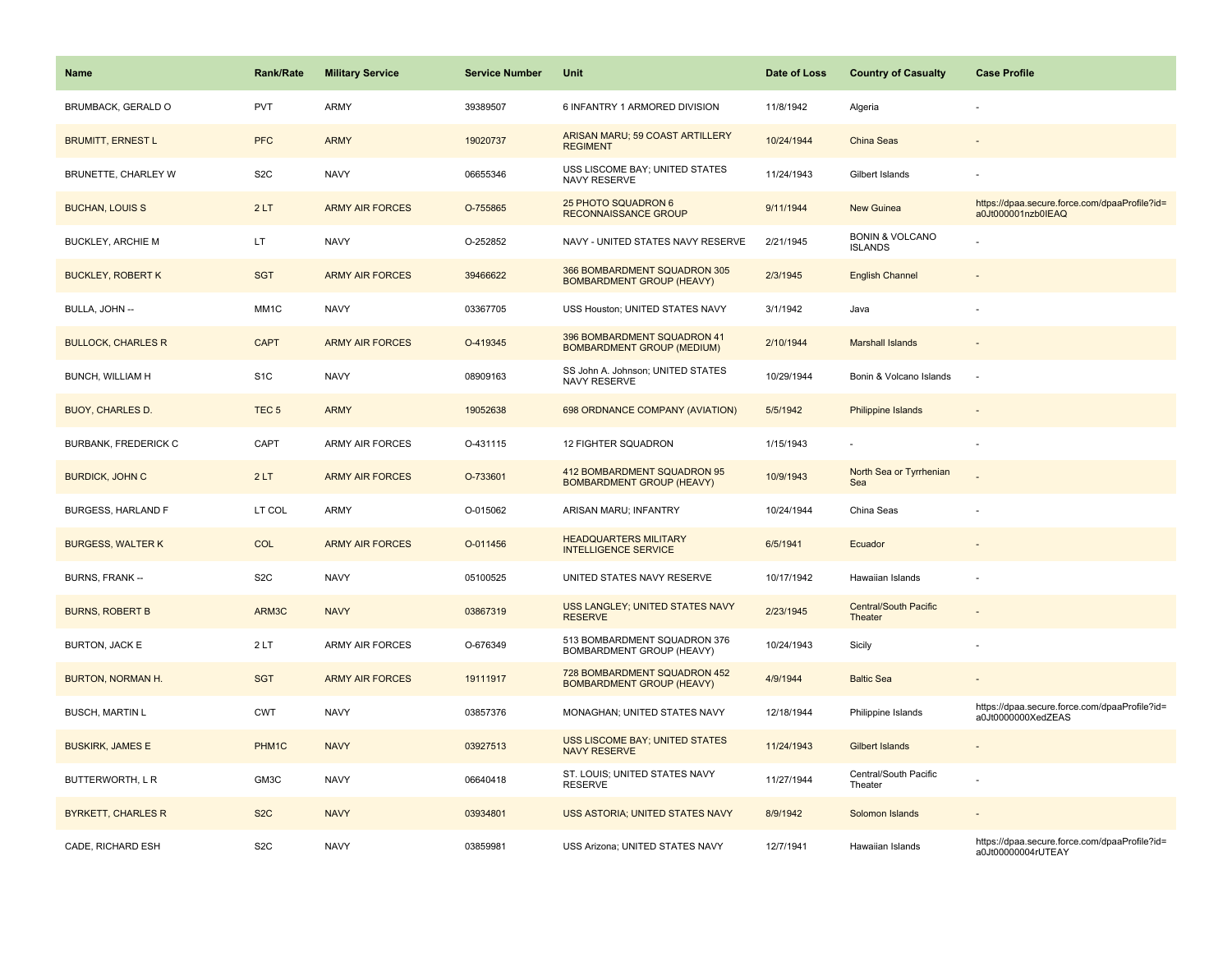| Name | Rank/Rate | Military Service | Service Number | Unit | Date of Loss | Country of Casualty | Case Profile |
|---|---|---|---|---|---|---|---|
| BRUMBACK, GERALD O | PVT | ARMY | 39389507 | 6 INFANTRY 1 ARMORED DIVISION | 11/8/1942 | Algeria | - |
| BRUMITT, ERNEST L | PFC | ARMY | 19020737 | ARISAN MARU; 59 COAST ARTILLERY REGIMENT | 10/24/1944 | China Seas | - |
| BRUNETTE, CHARLEY W | S2C | NAVY | 06655346 | USS LISCOME BAY; UNITED STATES NAVY RESERVE | 11/24/1943 | Gilbert Islands | - |
| BUCHAN, LOUIS S | 2 LT | ARMY AIR FORCES | O-755865 | 25 PHOTO SQUADRON 6 RECONNAISSANCE GROUP | 9/11/1944 | New Guinea | https://dpaa.secure.force.com/dpaaProfile?id=a0Jt000001nzb0IEAQ |
| BUCKLEY, ARCHIE M | LT | NAVY | O-252852 | NAVY - UNITED STATES NAVY RESERVE | 2/21/1945 | BONIN & VOLCANO ISLANDS | - |
| BUCKLEY, ROBERT K | SGT | ARMY AIR FORCES | 39466622 | 366 BOMBARDMENT SQUADRON 305 BOMBARDMENT GROUP (HEAVY) | 2/3/1945 | English Channel | - |
| BULLA, JOHN -- | MM1C | NAVY | 03367705 | USS Houston; UNITED STATES NAVY | 3/1/1942 | Java | - |
| BULLOCK, CHARLES R | CAPT | ARMY AIR FORCES | O-419345 | 396 BOMBARDMENT SQUADRON 41 BOMBARDMENT GROUP (MEDIUM) | 2/10/1944 | Marshall Islands | - |
| BUNCH, WILLIAM H | S1C | NAVY | 08909163 | SS John A. Johnson; UNITED STATES NAVY RESERVE | 10/29/1944 | Bonin & Volcano Islands | - |
| BUOY, CHARLES D. | TEC 5 | ARMY | 19052638 | 698 ORDNANCE COMPANY (AVIATION) | 5/5/1942 | Philippine Islands | - |
| BURBANK, FREDERICK C | CAPT | ARMY AIR FORCES | O-431115 | 12 FIGHTER SQUADRON | 1/15/1943 | - | - |
| BURDICK, JOHN C | 2 LT | ARMY AIR FORCES | O-733601 | 412 BOMBARDMENT SQUADRON 95 BOMBARDMENT GROUP (HEAVY) | 10/9/1943 | North Sea or Tyrrhenian Sea | - |
| BURGESS, HARLAND F | LT COL | ARMY | O-015062 | ARISAN MARU; INFANTRY | 10/24/1944 | China Seas | - |
| BURGESS, WALTER K | COL | ARMY AIR FORCES | O-011456 | HEADQUARTERS MILITARY INTELLIGENCE SERVICE | 6/5/1941 | Ecuador | - |
| BURNS, FRANK -- | S2C | NAVY | 05100525 | UNITED STATES NAVY RESERVE | 10/17/1942 | Hawaiian Islands | - |
| BURNS, ROBERT B | ARM3C | NAVY | 03867319 | USS LANGLEY; UNITED STATES NAVY RESERVE | 2/23/1945 | Central/South Pacific Theater | - |
| BURTON, JACK E | 2 LT | ARMY AIR FORCES | O-676349 | 513 BOMBARDMENT SQUADRON 376 BOMBARDMENT GROUP (HEAVY) | 10/24/1943 | Sicily | - |
| BURTON, NORMAN H. | SGT | ARMY AIR FORCES | 19111917 | 728 BOMBARDMENT SQUADRON 452 BOMBARDMENT GROUP (HEAVY) | 4/9/1944 | Baltic Sea | - |
| BUSCH, MARTIN L | CWT | NAVY | 03857376 | MONAGHAN; UNITED STATES NAVY | 12/18/1944 | Philippine Islands | https://dpaa.secure.force.com/dpaaProfile?id=a0Jt0000000XedZEAS |
| BUSKIRK, JAMES E | PHM1C | NAVY | 03927513 | USS LISCOME BAY; UNITED STATES NAVY RESERVE | 11/24/1943 | Gilbert Islands | - |
| BUTTERWORTH, L R | GM3C | NAVY | 06640418 | ST. LOUIS; UNITED STATES NAVY RESERVE | 11/27/1944 | Central/South Pacific Theater | - |
| BYRKETT, CHARLES R | S2C | NAVY | 03934801 | USS ASTORIA; UNITED STATES NAVY | 8/9/1942 | Solomon Islands | - |
| CADE, RICHARD ESH | S2C | NAVY | 03859981 | USS Arizona; UNITED STATES NAVY | 12/7/1941 | Hawaiian Islands | https://dpaa.secure.force.com/dpaaProfile?id=a0Jt00000004rUTEAY |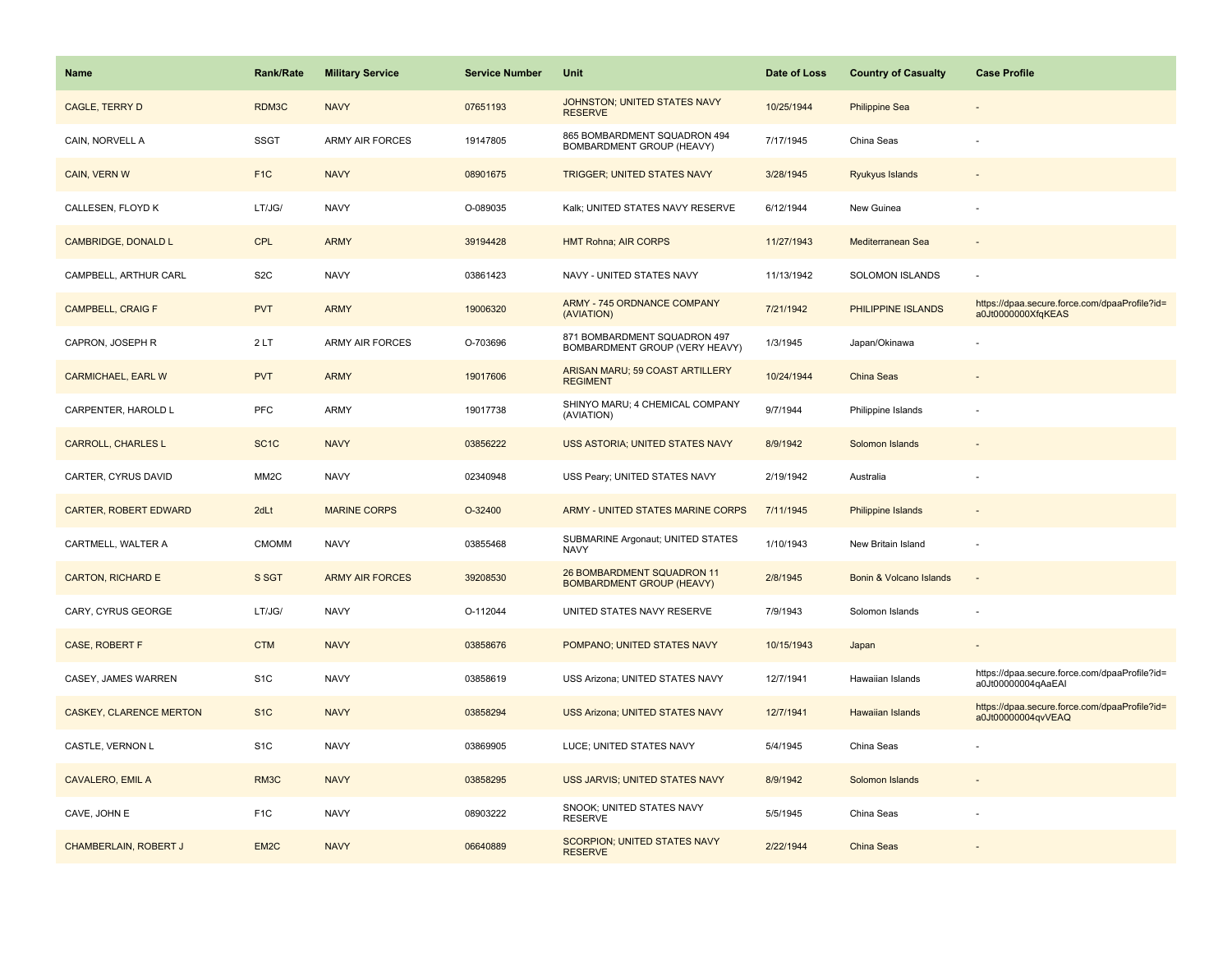| Name | Rank/Rate | Military Service | Service Number | Unit | Date of Loss | Country of Casualty | Case Profile |
|---|---|---|---|---|---|---|---|
| CAGLE, TERRY D | RDM3C | NAVY | 07651193 | JOHNSTON; UNITED STATES NAVY RESERVE | 10/25/1944 | Philippine Sea | - |
| CAIN, NORVELL A | SSGT | ARMY AIR FORCES | 19147805 | 865 BOMBARDMENT SQUADRON 494 BOMBARDMENT GROUP (HEAVY) | 7/17/1945 | China Seas | - |
| CAIN, VERN W | F1C | NAVY | 08901675 | TRIGGER; UNITED STATES NAVY | 3/28/1945 | Ryukyus Islands | - |
| CALLESEN, FLOYD K | LT/JG/ | NAVY | O-089035 | Kalk; UNITED STATES NAVY RESERVE | 6/12/1944 | New Guinea | - |
| CAMBRIDGE, DONALD L | CPL | ARMY | 39194428 | HMT Rohna; AIR CORPS | 11/27/1943 | Mediterranean Sea | - |
| CAMPBELL, ARTHUR CARL | S2C | NAVY | 03861423 | NAVY - UNITED STATES NAVY | 11/13/1942 | SOLOMON ISLANDS | - |
| CAMPBELL, CRAIG F | PVT | ARMY | 19006320 | ARMY - 745 ORDNANCE COMPANY (AVIATION) | 7/21/1942 | PHILIPPINE ISLANDS | https://dpaa.secure.force.com/dpaaProfile?id=a0Jt0000000XfqKEAS |
| CAPRON, JOSEPH R | 2 LT | ARMY AIR FORCES | O-703696 | 871 BOMBARDMENT SQUADRON 497 BOMBARDMENT GROUP (VERY HEAVY) | 1/3/1945 | Japan/Okinawa | - |
| CARMICHAEL, EARL W | PVT | ARMY | 19017606 | ARISAN MARU; 59 COAST ARTILLERY REGIMENT | 10/24/1944 | China Seas | - |
| CARPENTER, HAROLD L | PFC | ARMY | 19017738 | SHINYO MARU; 4 CHEMICAL COMPANY (AVIATION) | 9/7/1944 | Philippine Islands | - |
| CARROLL, CHARLES L | SC1C | NAVY | 03856222 | USS ASTORIA; UNITED STATES NAVY | 8/9/1942 | Solomon Islands | - |
| CARTER, CYRUS DAVID | MM2C | NAVY | 02340948 | USS Peary; UNITED STATES NAVY | 2/19/1942 | Australia | - |
| CARTER, ROBERT EDWARD | 2dLt | MARINE CORPS | O-32400 | ARMY - UNITED STATES MARINE CORPS | 7/11/1945 | Philippine Islands | - |
| CARTMELL, WALTER A | CMOMM | NAVY | 03855468 | SUBMARINE Argonaut; UNITED STATES NAVY | 1/10/1943 | New Britain Island | - |
| CARTON, RICHARD E | S SGT | ARMY AIR FORCES | 39208530 | 26 BOMBARDMENT SQUADRON 11 BOMBARDMENT GROUP (HEAVY) | 2/8/1945 | Bonin & Volcano Islands | - |
| CARY, CYRUS GEORGE | LT/JG/ | NAVY | O-112044 | UNITED STATES NAVY RESERVE | 7/9/1943 | Solomon Islands | - |
| CASE, ROBERT F | CTM | NAVY | 03858676 | POMPANO; UNITED STATES NAVY | 10/15/1943 | Japan | - |
| CASEY, JAMES WARREN | S1C | NAVY | 03858619 | USS Arizona; UNITED STATES NAVY | 12/7/1941 | Hawaiian Islands | https://dpaa.secure.force.com/dpaaProfile?id=a0Jt00000004qAaEAI |
| CASKEY, CLARENCE MERTON | S1C | NAVY | 03858294 | USS Arizona; UNITED STATES NAVY | 12/7/1941 | Hawaiian Islands | https://dpaa.secure.force.com/dpaaProfile?id=a0Jt00000004qvVEAQ |
| CASTLE, VERNON L | S1C | NAVY | 03869905 | LUCE; UNITED STATES NAVY | 5/4/1945 | China Seas | - |
| CAVALERO, EMIL A | RM3C | NAVY | 03858295 | USS JARVIS; UNITED STATES NAVY | 8/9/1942 | Solomon Islands | - |
| CAVE, JOHN E | F1C | NAVY | 08903222 | SNOOK; UNITED STATES NAVY RESERVE | 5/5/1945 | China Seas | - |
| CHAMBERLAIN, ROBERT J | EM2C | NAVY | 06640889 | SCORPION; UNITED STATES NAVY RESERVE | 2/22/1944 | China Seas | - |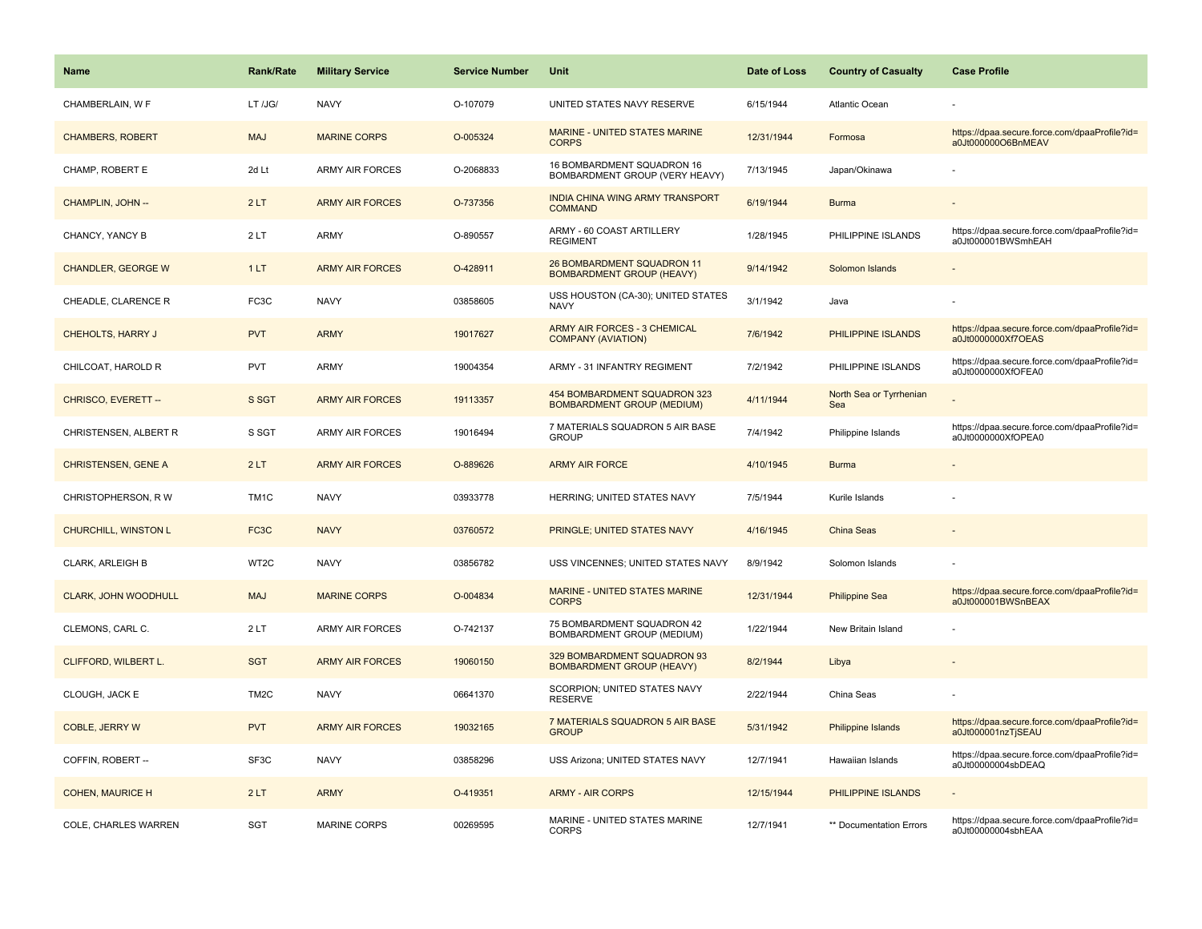| Name | Rank/Rate | Military Service | Service Number | Unit | Date of Loss | Country of Casualty | Case Profile |
| --- | --- | --- | --- | --- | --- | --- | --- |
| CHAMBERLAIN, W F | LT /JG/ | NAVY | O-107079 | UNITED STATES NAVY RESERVE | 6/15/1944 | Atlantic Ocean | - |
| CHAMBERS, ROBERT | MAJ | MARINE CORPS | O-005324 | MARINE - UNITED STATES MARINE CORPS | 12/31/1944 | Formosa | https://dpaa.secure.force.com/dpaaProfile?id=a0Jt000000O6BnMEAV |
| CHAMP, ROBERT E | 2d Lt | ARMY AIR FORCES | O-2068833 | 16 BOMBARDMENT SQUADRON 16 BOMBARDMENT GROUP (VERY HEAVY) | 7/13/1945 | Japan/Okinawa | - |
| CHAMPLIN, JOHN -- | 2 LT | ARMY AIR FORCES | O-737356 | INDIA CHINA WING ARMY TRANSPORT COMMAND | 6/19/1944 | Burma | - |
| CHANCY, YANCY B | 2 LT | ARMY | O-890557 | ARMY - 60 COAST ARTILLERY REGIMENT | 1/28/1945 | PHILIPPINE ISLANDS | https://dpaa.secure.force.com/dpaaProfile?id=a0Jt000001BWSmhEAH |
| CHANDLER, GEORGE W | 1 LT | ARMY AIR FORCES | O-428911 | 26 BOMBARDMENT SQUADRON 11 BOMBARDMENT GROUP (HEAVY) | 9/14/1942 | Solomon Islands | - |
| CHEADLE, CLARENCE R | FC3C | NAVY | 03858605 | USS HOUSTON (CA-30); UNITED STATES NAVY | 3/1/1942 | Java | - |
| CHEHOLTS, HARRY J | PVT | ARMY | 19017627 | ARMY AIR FORCES - 3 CHEMICAL COMPANY (AVIATION) | 7/6/1942 | PHILIPPINE ISLANDS | https://dpaa.secure.force.com/dpaaProfile?id=a0Jt0000000Xf7OEAS |
| CHILCOAT, HAROLD R | PVT | ARMY | 19004354 | ARMY - 31 INFANTRY REGIMENT | 7/2/1942 | PHILIPPINE ISLANDS | https://dpaa.secure.force.com/dpaaProfile?id=a0Jt0000000XfOFEA0 |
| CHRISCO, EVERETT -- | S SGT | ARMY AIR FORCES | 19113357 | 454 BOMBARDMENT SQUADRON 323 BOMBARDMENT GROUP (MEDIUM) | 4/11/1944 | North Sea or Tyrrhenian Sea | - |
| CHRISTENSEN, ALBERT R | S SGT | ARMY AIR FORCES | 19016494 | 7 MATERIALS SQUADRON 5 AIR BASE GROUP | 7/4/1942 | Philippine Islands | https://dpaa.secure.force.com/dpaaProfile?id=a0Jt0000000XfOPEA0 |
| CHRISTENSEN, GENE A | 2 LT | ARMY AIR FORCES | O-889626 | ARMY AIR FORCE | 4/10/1945 | Burma | - |
| CHRISTOPHERSON, R W | TM1C | NAVY | 03933778 | HERRING; UNITED STATES NAVY | 7/5/1944 | Kurile Islands | - |
| CHURCHILL, WINSTON L | FC3C | NAVY | 03760572 | PRINGLE; UNITED STATES NAVY | 4/16/1945 | China Seas | - |
| CLARK, ARLEIGH B | WT2C | NAVY | 03856782 | USS VINCENNES; UNITED STATES NAVY | 8/9/1942 | Solomon Islands | - |
| CLARK, JOHN WOODHULL | MAJ | MARINE CORPS | O-004834 | MARINE - UNITED STATES MARINE CORPS | 12/31/1944 | Philippine Sea | https://dpaa.secure.force.com/dpaaProfile?id=a0Jt000001BWSnBEAX |
| CLEMONS, CARL C. | 2 LT | ARMY AIR FORCES | O-742137 | 75 BOMBARDMENT SQUADRON 42 BOMBARDMENT GROUP (MEDIUM) | 1/22/1944 | New Britain Island | - |
| CLIFFORD, WILBERT L. | SGT | ARMY AIR FORCES | 19060150 | 329 BOMBARDMENT SQUADRON 93 BOMBARDMENT GROUP (HEAVY) | 8/2/1944 | Libya | - |
| CLOUGH, JACK E | TM2C | NAVY | 06641370 | SCORPION; UNITED STATES NAVY RESERVE | 2/22/1944 | China Seas | - |
| COBLE, JERRY W | PVT | ARMY AIR FORCES | 19032165 | 7 MATERIALS SQUADRON 5 AIR BASE GROUP | 5/31/1942 | Philippine Islands | https://dpaa.secure.force.com/dpaaProfile?id=a0Jt000001nzTjSEAU |
| COFFIN, ROBERT -- | SF3C | NAVY | 03858296 | USS Arizona; UNITED STATES NAVY | 12/7/1941 | Hawaiian Islands | https://dpaa.secure.force.com/dpaaProfile?id=a0Jt00000004sbDEAQ |
| COHEN, MAURICE H | 2 LT | ARMY | O-419351 | ARMY - AIR CORPS | 12/15/1944 | PHILIPPINE ISLANDS | - |
| COLE, CHARLES WARREN | SGT | MARINE CORPS | 00269595 | MARINE - UNITED STATES MARINE CORPS | 12/7/1941 | ** Documentation Errors | https://dpaa.secure.force.com/dpaaProfile?id=a0Jt00000004sbhEAA |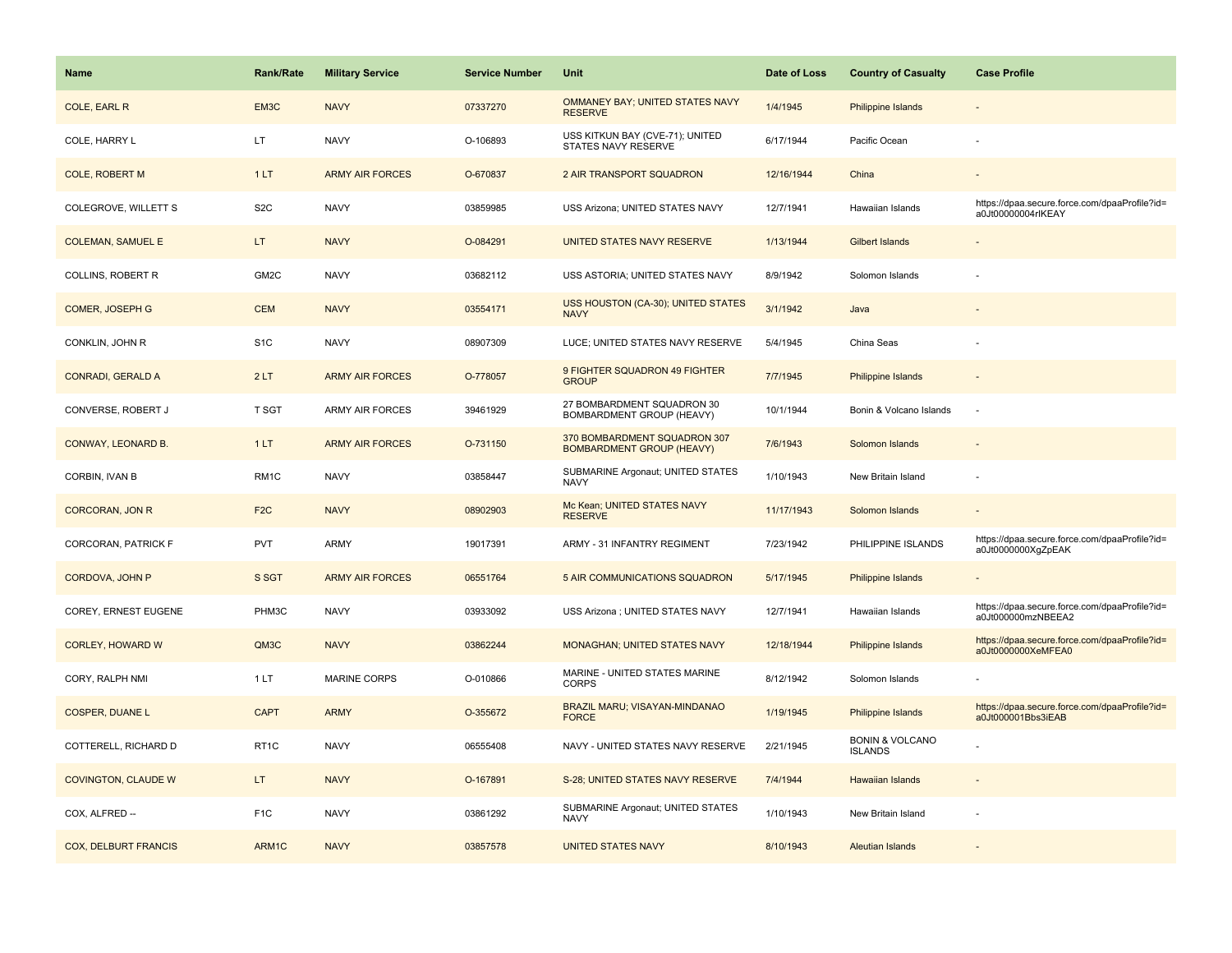| Name | Rank/Rate | Military Service | Service Number | Unit | Date of Loss | Country of Casualty | Case Profile |
|---|---|---|---|---|---|---|---|
| COLE, EARL R | EM3C | NAVY | 07337270 | OMMANEY BAY; UNITED STATES NAVY RESERVE | 1/4/1945 | Philippine Islands | - |
| COLE, HARRY L | LT | NAVY | O-106893 | USS KITKUN BAY (CVE-71); UNITED STATES NAVY RESERVE | 6/17/1944 | Pacific Ocean | - |
| COLE, ROBERT M | 1 LT | ARMY AIR FORCES | O-670837 | 2 AIR TRANSPORT SQUADRON | 12/16/1944 | China | - |
| COLEGROVE, WILLETT S | S2C | NAVY | 03859985 | USS Arizona; UNITED STATES NAVY | 12/7/1941 | Hawaiian Islands | https://dpaa.secure.force.com/dpaaProfile?id=a0Jt00000004rIKEAY |
| COLEMAN, SAMUEL E | LT | NAVY | O-084291 | UNITED STATES NAVY RESERVE | 1/13/1944 | Gilbert Islands | - |
| COLLINS, ROBERT R | GM2C | NAVY | 03682112 | USS ASTORIA; UNITED STATES NAVY | 8/9/1942 | Solomon Islands | - |
| COMER, JOSEPH G | CEM | NAVY | 03554171 | USS HOUSTON (CA-30); UNITED STATES NAVY | 3/1/1942 | Java | - |
| CONKLIN, JOHN R | S1C | NAVY | 08907309 | LUCE; UNITED STATES NAVY RESERVE | 5/4/1945 | China Seas | - |
| CONRADI, GERALD A | 2 LT | ARMY AIR FORCES | O-778057 | 9 FIGHTER SQUADRON 49 FIGHTER GROUP | 7/7/1945 | Philippine Islands | - |
| CONVERSE, ROBERT J | T SGT | ARMY AIR FORCES | 39461929 | 27 BOMBARDMENT SQUADRON 30 BOMBARDMENT GROUP (HEAVY) | 10/1/1944 | Bonin & Volcano Islands | - |
| CONWAY, LEONARD B. | 1 LT | ARMY AIR FORCES | O-731150 | 370 BOMBARDMENT SQUADRON 307 BOMBARDMENT GROUP (HEAVY) | 7/6/1943 | Solomon Islands | - |
| CORBIN, IVAN B | RM1C | NAVY | 03858447 | SUBMARINE Argonaut; UNITED STATES NAVY | 1/10/1943 | New Britain Island | - |
| CORCORAN, JON R | F2C | NAVY | 08902903 | Mc Kean; UNITED STATES NAVY RESERVE | 11/17/1943 | Solomon Islands | - |
| CORCORAN, PATRICK F | PVT | ARMY | 19017391 | ARMY - 31 INFANTRY REGIMENT | 7/23/1942 | PHILIPPINE ISLANDS | https://dpaa.secure.force.com/dpaaProfile?id=a0Jt0000000XgZpEAK |
| CORDOVA, JOHN P | S SGT | ARMY AIR FORCES | 06551764 | 5 AIR COMMUNICATIONS SQUADRON | 5/17/1945 | Philippine Islands | - |
| COREY, ERNEST EUGENE | PHM3C | NAVY | 03933092 | USS Arizona ; UNITED STATES NAVY | 12/7/1941 | Hawaiian Islands | https://dpaa.secure.force.com/dpaaProfile?id=a0Jt000000mzNBEEA2 |
| CORLEY, HOWARD W | QM3C | NAVY | 03862244 | MONAGHAN; UNITED STATES NAVY | 12/18/1944 | Philippine Islands | https://dpaa.secure.force.com/dpaaProfile?id=a0Jt0000000XeMFEA0 |
| CORY, RALPH NMI | 1 LT | MARINE CORPS | O-010866 | MARINE - UNITED STATES MARINE CORPS | 8/12/1942 | Solomon Islands | - |
| COSPER, DUANE L | CAPT | ARMY | O-355672 | BRAZIL MARU; VISAYAN-MINDANAO FORCE | 1/19/1945 | Philippine Islands | https://dpaa.secure.force.com/dpaaProfile?id=a0Jt000001Bbs3iEAB |
| COTTERELL, RICHARD D | RT1C | NAVY | 06555408 | NAVY - UNITED STATES NAVY RESERVE | 2/21/1945 | BONIN & VOLCANO ISLANDS | - |
| COVINGTON, CLAUDE W | LT | NAVY | O-167891 | S-28; UNITED STATES NAVY RESERVE | 7/4/1944 | Hawaiian Islands | - |
| COX, ALFRED -- | F1C | NAVY | 03861292 | SUBMARINE Argonaut; UNITED STATES NAVY | 1/10/1943 | New Britain Island | - |
| COX, DELBURT FRANCIS | ARM1C | NAVY | 03857578 | UNITED STATES NAVY | 8/10/1943 | Aleutian Islands | - |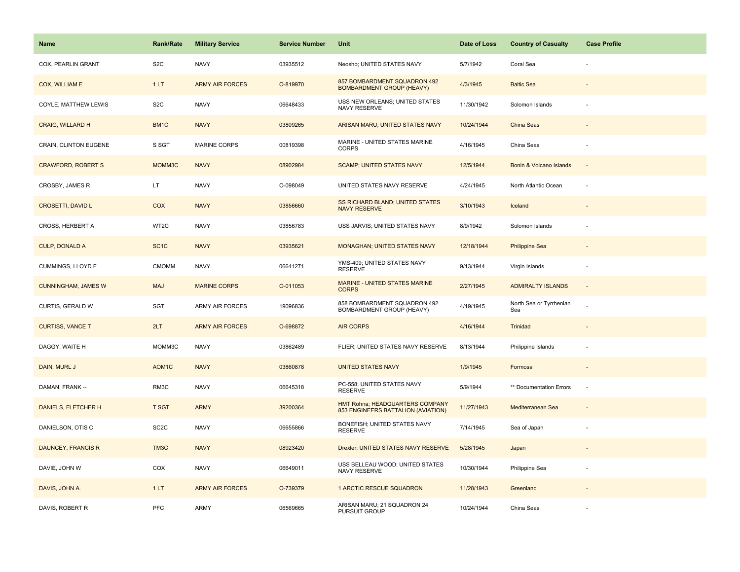| Name | Rank/Rate | Military Service | Service Number | Unit | Date of Loss | Country of Casualty | Case Profile |
|---|---|---|---|---|---|---|---|
| COX, PEARLIN GRANT | S2C | NAVY | 03935512 | Neosho; UNITED STATES NAVY | 5/7/1942 | Coral Sea | - |
| COX, WILLIAM E | 1 LT | ARMY AIR FORCES | O-819970 | 857 BOMBARDMENT SQUADRON 492 BOMBARDMENT GROUP (HEAVY) | 4/3/1945 | Baltic Sea | - |
| COYLE, MATTHEW LEWIS | S2C | NAVY | 06648433 | USS NEW ORLEANS; UNITED STATES NAVY RESERVE | 11/30/1942 | Solomon Islands | - |
| CRAIG, WILLARD H | BM1C | NAVY | 03809265 | ARISAN MARU; UNITED STATES NAVY | 10/24/1944 | China Seas | - |
| CRAIN, CLINTON EUGENE | S SGT | MARINE CORPS | 00819398 | MARINE - UNITED STATES MARINE CORPS | 4/16/1945 | China Seas | - |
| CRAWFORD, ROBERT S | MOMM3C | NAVY | 08902984 | SCAMP; UNITED STATES NAVY | 12/5/1944 | Bonin & Volcano Islands | - |
| CROSBY, JAMES R | LT | NAVY | O-098049 | UNITED STATES NAVY RESERVE | 4/24/1945 | North Atlantic Ocean | - |
| CROSETTI, DAVID L | COX | NAVY | 03856660 | SS RICHARD BLAND; UNITED STATES NAVY RESERVE | 3/10/1943 | Iceland | - |
| CROSS, HERBERT A | WT2C | NAVY | 03856783 | USS JARVIS; UNITED STATES NAVY | 8/9/1942 | Solomon Islands | - |
| CULP, DONALD A | SC1C | NAVY | 03935621 | MONAGHAN; UNITED STATES NAVY | 12/18/1944 | Philippine Sea | - |
| CUMMINGS, LLOYD F | CMOMM | NAVY | 06641271 | YMS-409; UNITED STATES NAVY RESERVE | 9/13/1944 | Virgin Islands | - |
| CUNNINGHAM, JAMES W | MAJ | MARINE CORPS | O-011053 | MARINE - UNITED STATES MARINE CORPS | 2/27/1945 | ADMIRALTY ISLANDS | - |
| CURTIS, GERALD W | SGT | ARMY AIR FORCES | 19096836 | 858 BOMBARDMENT SQUADRON 492 BOMBARDMENT GROUP (HEAVY) | 4/19/1945 | North Sea or Tyrrhenian Sea | - |
| CURTISS, VANCE T | 2LT | ARMY AIR FORCES | O-698872 | AIR CORPS | 4/16/1944 | Trinidad | - |
| DAGGY, WAITE H | MOMM3C | NAVY | 03862489 | FLIER; UNITED STATES NAVY RESERVE | 8/13/1944 | Philippine Islands | - |
| DAIN, MURL J | AOM1C | NAVY | 03860878 | UNITED STATES NAVY | 1/9/1945 | Formosa | - |
| DAMAN, FRANK -- | RM3C | NAVY | 06645318 | PC-558; UNITED STATES NAVY RESERVE | 5/9/1944 | ** Documentation Errors | - |
| DANIELS, FLETCHER H | T SGT | ARMY | 39200364 | HMT Rohna; HEADQUARTERS COMPANY 853 ENGINEERS BATTALION (AVIATION) | 11/27/1943 | Mediterranean Sea | - |
| DANIELSON, OTIS C | SC2C | NAVY | 06655866 | BONEFISH; UNITED STATES NAVY RESERVE | 7/14/1945 | Sea of Japan | - |
| DAUNCEY, FRANCIS R | TM3C | NAVY | 08923420 | Drexler; UNITED STATES NAVY RESERVE | 5/28/1945 | Japan | - |
| DAVIE, JOHN W | COX | NAVY | 06649011 | USS BELLEAU WOOD; UNITED STATES NAVY RESERVE | 10/30/1944 | Philippine Sea | - |
| DAVIS, JOHN A. | 1 LT | ARMY AIR FORCES | O-739379 | 1 ARCTIC RESCUE SQUADRON | 11/28/1943 | Greenland | - |
| DAVIS, ROBERT R | PFC | ARMY | 06569665 | ARISAN MARU; 21 SQUADRON 24 PURSUIT GROUP | 10/24/1944 | China Seas | - |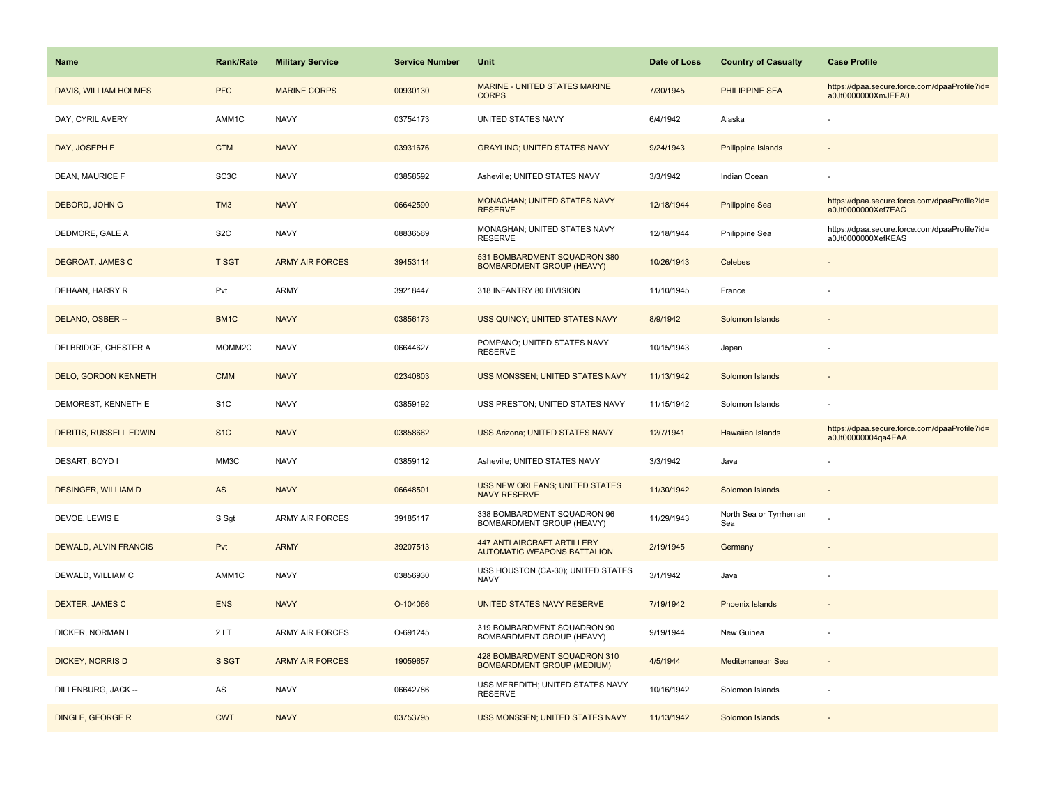| Name | Rank/Rate | Military Service | Service Number | Unit | Date of Loss | Country of Casualty | Case Profile |
|---|---|---|---|---|---|---|---|
| DAVIS, WILLIAM HOLMES | PFC | MARINE CORPS | 00930130 | MARINE - UNITED STATES MARINE CORPS | 7/30/1945 | PHILIPPINE SEA | https://dpaa.secure.force.com/dpaaProfile?id=a0Jt0000000XmJEEA0 |
| DAY, CYRIL AVERY | AMM1C | NAVY | 03754173 | UNITED STATES NAVY | 6/4/1942 | Alaska | - |
| DAY, JOSEPH E | CTM | NAVY | 03931676 | GRAYLING; UNITED STATES NAVY | 9/24/1943 | Philippine Islands | - |
| DEAN, MAURICE F | SC3C | NAVY | 03858592 | Asheville; UNITED STATES NAVY | 3/3/1942 | Indian Ocean | - |
| DEBORD, JOHN G | TM3 | NAVY | 06642590 | MONAGHAN; UNITED STATES NAVY RESERVE | 12/18/1944 | Philippine Sea | https://dpaa.secure.force.com/dpaaProfile?id=a0Jt0000000Xef7EAC |
| DEDMORE, GALE A | S2C | NAVY | 08836569 | MONAGHAN; UNITED STATES NAVY RESERVE | 12/18/1944 | Philippine Sea | https://dpaa.secure.force.com/dpaaProfile?id=a0Jt0000000XefKEAS |
| DEGROAT, JAMES C | T SGT | ARMY AIR FORCES | 39453114 | 531 BOMBARDMENT SQUADRON 380 BOMBARDMENT GROUP (HEAVY) | 10/26/1943 | Celebes | - |
| DEHAAN, HARRY R | Pvt | ARMY | 39218447 | 318 INFANTRY 80 DIVISION | 11/10/1945 | France | - |
| DELANO, OSBER -- | BM1C | NAVY | 03856173 | USS QUINCY; UNITED STATES NAVY | 8/9/1942 | Solomon Islands | - |
| DELBRIDGE, CHESTER A | MOMM2C | NAVY | 06644627 | POMPANO; UNITED STATES NAVY RESERVE | 10/15/1943 | Japan | - |
| DELO, GORDON KENNETH | CMM | NAVY | 02340803 | USS MONSSEN; UNITED STATES NAVY | 11/13/1942 | Solomon Islands | - |
| DEMOREST, KENNETH E | S1C | NAVY | 03859192 | USS PRESTON; UNITED STATES NAVY | 11/15/1942 | Solomon Islands | - |
| DERITIS, RUSSELL EDWIN | S1C | NAVY | 03858662 | USS Arizona; UNITED STATES NAVY | 12/7/1941 | Hawaiian Islands | https://dpaa.secure.force.com/dpaaProfile?id=a0Jt00000004qa4EAA |
| DESART, BOYD I | MM3C | NAVY | 03859112 | Asheville; UNITED STATES NAVY | 3/3/1942 | Java | - |
| DESINGER, WILLIAM D | AS | NAVY | 06648501 | USS NEW ORLEANS; UNITED STATES NAVY RESERVE | 11/30/1942 | Solomon Islands | - |
| DEVOE, LEWIS E | S Sgt | ARMY AIR FORCES | 39185117 | 338 BOMBARDMENT SQUADRON 96 BOMBARDMENT GROUP (HEAVY) | 11/29/1943 | North Sea or Tyrrhenian Sea | - |
| DEWALD, ALVIN FRANCIS | Pvt | ARMY | 39207513 | 447 ANTI AIRCRAFT ARTILLERY AUTOMATIC WEAPONS BATTALION | 2/19/1945 | Germany | - |
| DEWALD, WILLIAM C | AMM1C | NAVY | 03856930 | USS HOUSTON (CA-30); UNITED STATES NAVY | 3/1/1942 | Java | - |
| DEXTER, JAMES C | ENS | NAVY | O-104066 | UNITED STATES NAVY RESERVE | 7/19/1942 | Phoenix Islands | - |
| DICKER, NORMAN I | 2 LT | ARMY AIR FORCES | O-691245 | 319 BOMBARDMENT SQUADRON 90 BOMBARDMENT GROUP (HEAVY) | 9/19/1944 | New Guinea | - |
| DICKEY, NORRIS D | S SGT | ARMY AIR FORCES | 19059657 | 428 BOMBARDMENT SQUADRON 310 BOMBARDMENT GROUP (MEDIUM) | 4/5/1944 | Mediterranean Sea | - |
| DILLENBURG, JACK -- | AS | NAVY | 06642786 | USS MEREDITH; UNITED STATES NAVY RESERVE | 10/16/1942 | Solomon Islands | - |
| DINGLE, GEORGE R | CWT | NAVY | 03753795 | USS MONSSEN; UNITED STATES NAVY | 11/13/1942 | Solomon Islands | - |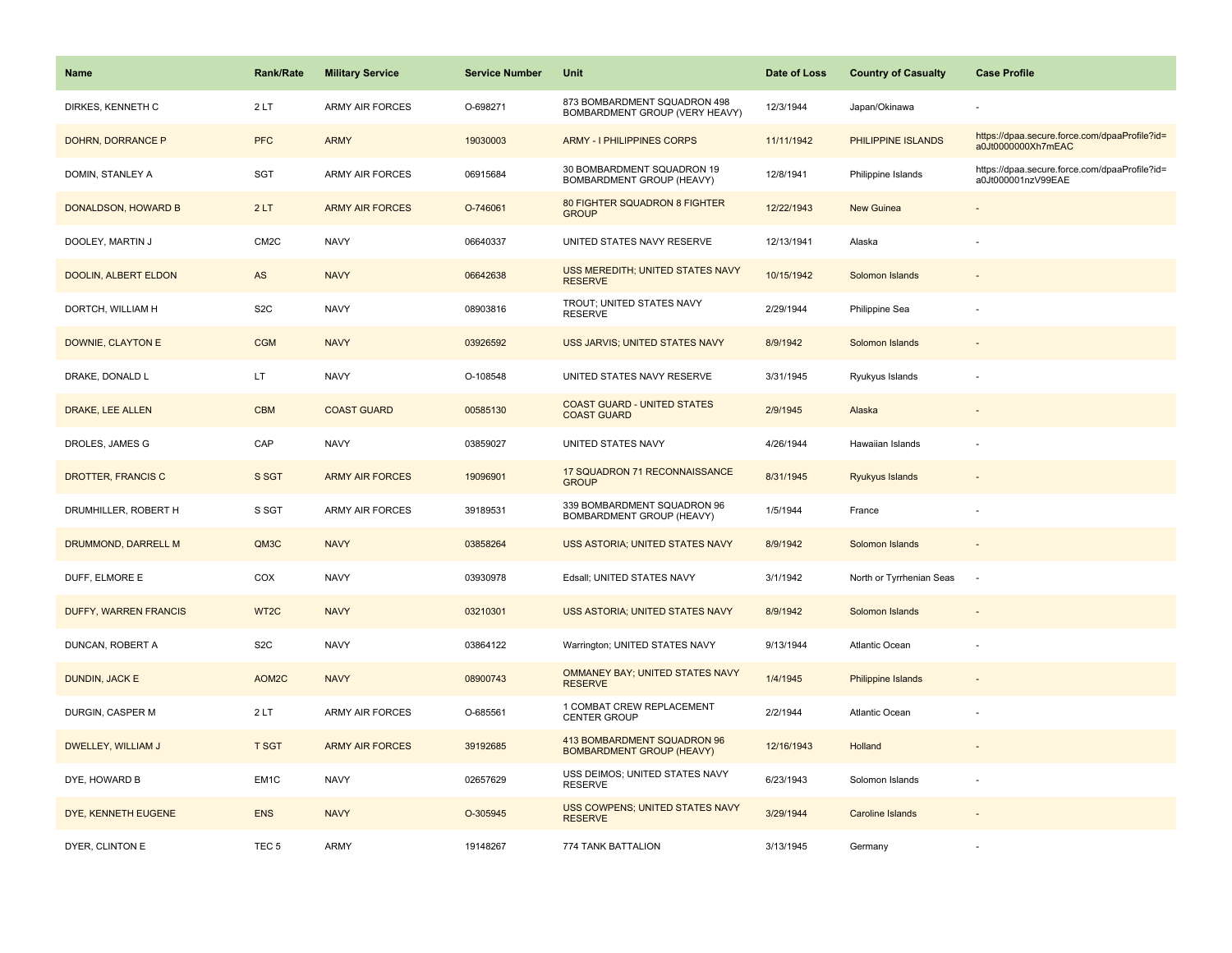| Name | Rank/Rate | Military Service | Service Number | Unit | Date of Loss | Country of Casualty | Case Profile |
|---|---|---|---|---|---|---|---|
| DIRKES, KENNETH C | 2 LT | ARMY AIR FORCES | O-698271 | 873 BOMBARDMENT SQUADRON 498 BOMBARDMENT GROUP (VERY HEAVY) | 12/3/1944 | Japan/Okinawa | - |
| DOHRN, DORRANCE P | PFC | ARMY | 19030003 | ARMY - I PHILIPPINES CORPS | 11/11/1942 | PHILIPPINE ISLANDS | https://dpaa.secure.force.com/dpaaProfile?id=a0Jt0000000Xh7mEAC |
| DOMIN, STANLEY A | SGT | ARMY AIR FORCES | 06915684 | 30 BOMBARDMENT SQUADRON 19 BOMBARDMENT GROUP (HEAVY) | 12/8/1941 | Philippine Islands | https://dpaa.secure.force.com/dpaaProfile?id=a0Jt000001nzV99EAE |
| DONALDSON, HOWARD B | 2 LT | ARMY AIR FORCES | O-746061 | 80 FIGHTER SQUADRON 8 FIGHTER GROUP | 12/22/1943 | New Guinea | - |
| DOOLEY, MARTIN J | CM2C | NAVY | 06640337 | UNITED STATES NAVY RESERVE | 12/13/1941 | Alaska | - |
| DOOLIN, ALBERT ELDON | AS | NAVY | 06642638 | USS MEREDITH; UNITED STATES NAVY RESERVE | 10/15/1942 | Solomon Islands | - |
| DORTCH, WILLIAM H | S2C | NAVY | 08903816 | TROUT; UNITED STATES NAVY RESERVE | 2/29/1944 | Philippine Sea | - |
| DOWNIE, CLAYTON E | CGM | NAVY | 03926592 | USS JARVIS; UNITED STATES NAVY | 8/9/1942 | Solomon Islands | - |
| DRAKE, DONALD L | LT | NAVY | O-108548 | UNITED STATES NAVY RESERVE | 3/31/1945 | Ryukyus Islands | - |
| DRAKE, LEE ALLEN | CBM | COAST GUARD | 00585130 | COAST GUARD - UNITED STATES COAST GUARD | 2/9/1945 | Alaska | - |
| DROLES, JAMES G | CAP | NAVY | 03859027 | UNITED STATES NAVY | 4/26/1944 | Hawaiian Islands | - |
| DROTTER, FRANCIS C | S SGT | ARMY AIR FORCES | 19096901 | 17 SQUADRON 71 RECONNAISSANCE GROUP | 8/31/1945 | Ryukyus Islands | - |
| DRUMHILLER, ROBERT H | S SGT | ARMY AIR FORCES | 39189531 | 339 BOMBARDMENT SQUADRON 96 BOMBARDMENT GROUP (HEAVY) | 1/5/1944 | France | - |
| DRUMMOND, DARRELL M | QM3C | NAVY | 03858264 | USS ASTORIA; UNITED STATES NAVY | 8/9/1942 | Solomon Islands | - |
| DUFF, ELMORE E | COX | NAVY | 03930978 | Edsall; UNITED STATES NAVY | 3/1/1942 | North or Tyrrhenian Seas | - |
| DUFFY, WARREN FRANCIS | WT2C | NAVY | 03210301 | USS ASTORIA; UNITED STATES NAVY | 8/9/1942 | Solomon Islands | - |
| DUNCAN, ROBERT A | S2C | NAVY | 03864122 | Warrington; UNITED STATES NAVY | 9/13/1944 | Atlantic Ocean | - |
| DUNDIN, JACK E | AOM2C | NAVY | 08900743 | OMMANEY BAY; UNITED STATES NAVY RESERVE | 1/4/1945 | Philippine Islands | - |
| DURGIN, CASPER M | 2 LT | ARMY AIR FORCES | O-685561 | 1 COMBAT CREW REPLACEMENT CENTER GROUP | 2/2/1944 | Atlantic Ocean | - |
| DWELLEY, WILLIAM J | T SGT | ARMY AIR FORCES | 39192685 | 413 BOMBARDMENT SQUADRON 96 BOMBARDMENT GROUP (HEAVY) | 12/16/1943 | Holland | - |
| DYE, HOWARD B | EM1C | NAVY | 02657629 | USS DEIMOS; UNITED STATES NAVY RESERVE | 6/23/1943 | Solomon Islands | - |
| DYE, KENNETH EUGENE | ENS | NAVY | O-305945 | USS COWPENS; UNITED STATES NAVY RESERVE | 3/29/1944 | Caroline Islands | - |
| DYER, CLINTON E | TEC 5 | ARMY | 19148267 | 774 TANK BATTALION | 3/13/1945 | Germany | - |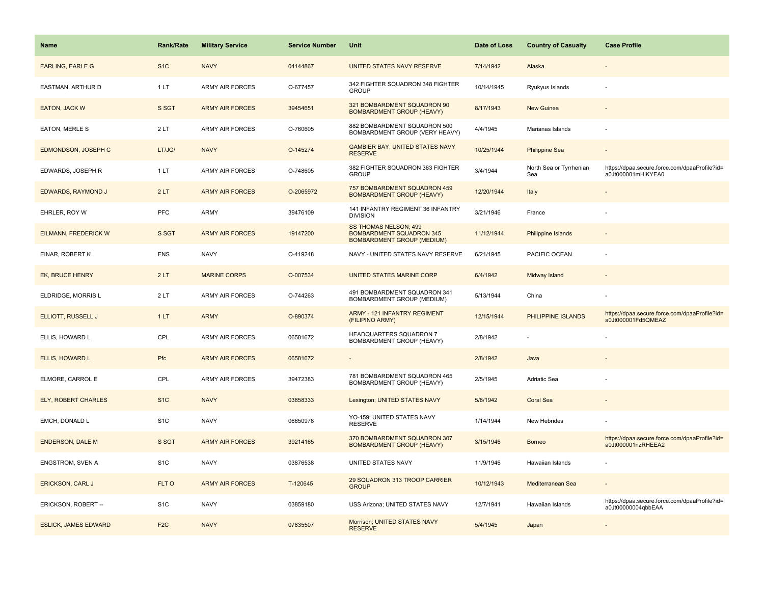| Name | Rank/Rate | Military Service | Service Number | Unit | Date of Loss | Country of Casualty | Case Profile |
|---|---|---|---|---|---|---|---|
| EARLING, EARLE G | S1C | NAVY | 04144867 | UNITED STATES NAVY RESERVE | 7/14/1942 | Alaska | - |
| EASTMAN, ARTHUR D | 1 LT | ARMY AIR FORCES | O-677457 | 342 FIGHTER SQUADRON 348 FIGHTER GROUP | 10/14/1945 | Ryukyus Islands | - |
| EATON, JACK W | S SGT | ARMY AIR FORCES | 39454651 | 321 BOMBARDMENT SQUADRON 90 BOMBARDMENT GROUP (HEAVY) | 8/17/1943 | New Guinea | - |
| EATON, MERLE S | 2 LT | ARMY AIR FORCES | O-760605 | 882 BOMBARDMENT SQUADRON 500 BOMBARDMENT GROUP (VERY HEAVY) | 4/4/1945 | Marianas Islands | - |
| EDMONDSON, JOSEPH C | LT/JG/ | NAVY | O-145274 | GAMBIER BAY; UNITED STATES NAVY RESERVE | 10/25/1944 | Philippine Sea | - |
| EDWARDS, JOSEPH R | 1 LT | ARMY AIR FORCES | O-748605 | 382 FIGHTER SQUADRON 363 FIGHTER GROUP | 3/4/1944 | North Sea or Tyrrhenian Sea | https://dpaa.secure.force.com/dpaaProfile?id=a0Jt000001mHiKYEA0 |
| EDWARDS, RAYMOND J | 2 LT | ARMY AIR FORCES | O-2065972 | 757 BOMBARDMENT SQUADRON 459 BOMBARDMENT GROUP (HEAVY) | 12/20/1944 | Italy | - |
| EHRLER, ROY W | PFC | ARMY | 39476109 | 141 INFANTRY REGIMENT 36 INFANTRY DIVISION | 3/21/1946 | France | - |
| EILMANN, FREDERICK W | S SGT | ARMY AIR FORCES | 19147200 | SS THOMAS NELSON; 499 BOMBARDMENT SQUADRON 345 BOMBARDMENT GROUP (MEDIUM) | 11/12/1944 | Philippine Islands | - |
| EINAR, ROBERT K | ENS | NAVY | O-419248 | NAVY - UNITED STATES NAVY RESERVE | 6/21/1945 | PACIFIC OCEAN | - |
| EK, BRUCE HENRY | 2 LT | MARINE CORPS | O-007534 | UNITED STATES MARINE CORP | 6/4/1942 | Midway Island | - |
| ELDRIDGE, MORRIS L | 2 LT | ARMY AIR FORCES | O-744263 | 491 BOMBARDMENT SQUADRON 341 BOMBARDMENT GROUP (MEDIUM) | 5/13/1944 | China | - |
| ELLIOTT, RUSSELL J | 1 LT | ARMY | O-890374 | ARMY - 121 INFANTRY REGIMENT (FILIPINO ARMY) | 12/15/1944 | PHILIPPINE ISLANDS | https://dpaa.secure.force.com/dpaaProfile?id=a0Jt000001Fd5QMEAZ |
| ELLIS, HOWARD L | CPL | ARMY AIR FORCES | 06581672 | HEADQUARTERS SQUADRON 7 BOMBARDMENT GROUP (HEAVY) | 2/8/1942 | - | - |
| ELLIS, HOWARD L | Pfc | ARMY AIR FORCES | 06581672 | - | 2/8/1942 | Java | - |
| ELMORE, CARROL E | CPL | ARMY AIR FORCES | 39472383 | 781 BOMBARDMENT SQUADRON 465 BOMBARDMENT GROUP (HEAVY) | 2/5/1945 | Adriatic Sea | - |
| ELY, ROBERT CHARLES | S1C | NAVY | 03858333 | Lexington; UNITED STATES NAVY | 5/8/1942 | Coral Sea | - |
| EMCH, DONALD L | S1C | NAVY | 06650978 | YO-159; UNITED STATES NAVY RESERVE | 1/14/1944 | New Hebrides | - |
| ENDERSON, DALE M | S SGT | ARMY AIR FORCES | 39214165 | 370 BOMBARDMENT SQUADRON 307 BOMBARDMENT GROUP (HEAVY) | 3/15/1946 | Borneo | https://dpaa.secure.force.com/dpaaProfile?id=a0Jt000001nzRHEEA2 |
| ENGSTROM, SVEN A | S1C | NAVY | 03876538 | UNITED STATES NAVY | 11/9/1946 | Hawaiian Islands | - |
| ERICKSON, CARL J | FLT O | ARMY AIR FORCES | T-120645 | 29 SQUADRON 313 TROOP CARRIER GROUP | 10/12/1943 | Mediterranean Sea | - |
| ERICKSON, ROBERT -- | S1C | NAVY | 03859180 | USS Arizona; UNITED STATES NAVY | 12/7/1941 | Hawaiian Islands | https://dpaa.secure.force.com/dpaaProfile?id=a0Jt00000004qbbEAA |
| ESLICK, JAMES EDWARD | F2C | NAVY | 07835507 | Morrison; UNITED STATES NAVY RESERVE | 5/4/1945 | Japan | - |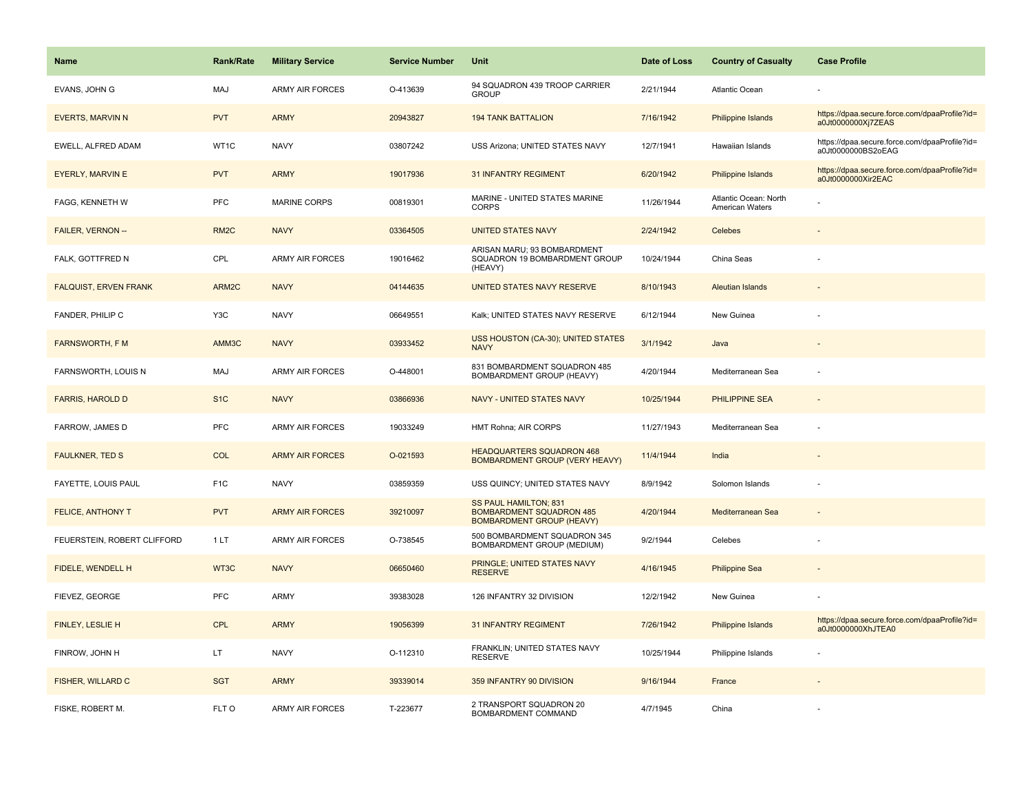| Name | Rank/Rate | Military Service | Service Number | Unit | Date of Loss | Country of Casualty | Case Profile |
|---|---|---|---|---|---|---|---|
| EVANS, JOHN G | MAJ | ARMY AIR FORCES | O-413639 | 94 SQUADRON 439 TROOP CARRIER GROUP | 2/21/1944 | Atlantic Ocean | - |
| EVERTS, MARVIN N | PVT | ARMY | 20943827 | 194 TANK BATTALION | 7/16/1942 | Philippine Islands | https://dpaa.secure.force.com/dpaaProfile?id=a0Jt0000000Xj7ZEAS |
| EWELL, ALFRED ADAM | WT1C | NAVY | 03807242 | USS Arizona; UNITED STATES NAVY | 12/7/1941 | Hawaiian Islands | https://dpaa.secure.force.com/dpaaProfile?id=a0Jt0000000BS2oEAG |
| EYERLY, MARVIN E | PVT | ARMY | 19017936 | 31 INFANTRY REGIMENT | 6/20/1942 | Philippine Islands | https://dpaa.secure.force.com/dpaaProfile?id=a0Jt0000000Xir2EAC |
| FAGG, KENNETH W | PFC | MARINE CORPS | 00819301 | MARINE - UNITED STATES MARINE CORPS | 11/26/1944 | Atlantic Ocean: North American Waters | - |
| FAILER, VERNON -- | RM2C | NAVY | 03364505 | UNITED STATES NAVY | 2/24/1942 | Celebes | - |
| FALK, GOTTFRED N | CPL | ARMY AIR FORCES | 19016462 | ARISAN MARU; 93 BOMBARDMENT SQUADRON 19 BOMBARDMENT GROUP (HEAVY) | 10/24/1944 | China Seas | - |
| FALQUIST, ERVEN FRANK | ARM2C | NAVY | 04144635 | UNITED STATES NAVY RESERVE | 8/10/1943 | Aleutian Islands | - |
| FANDER, PHILIP C | Y3C | NAVY | 06649551 | Kalk; UNITED STATES NAVY RESERVE | 6/12/1944 | New Guinea | - |
| FARNSWORTH, F M | AMM3C | NAVY | 03933452 | USS HOUSTON (CA-30); UNITED STATES NAVY | 3/1/1942 | Java | - |
| FARNSWORTH, LOUIS N | MAJ | ARMY AIR FORCES | O-448001 | 831 BOMBARDMENT SQUADRON 485 BOMBARDMENT GROUP (HEAVY) | 4/20/1944 | Mediterranean Sea | - |
| FARRIS, HAROLD D | S1C | NAVY | 03866936 | NAVY - UNITED STATES NAVY | 10/25/1944 | PHILIPPINE SEA | - |
| FARROW, JAMES D | PFC | ARMY AIR FORCES | 19033249 | HMT Rohna; AIR CORPS | 11/27/1943 | Mediterranean Sea | - |
| FAULKNER, TED S | COL | ARMY AIR FORCES | O-021593 | HEADQUARTERS SQUADRON 468 BOMBARDMENT GROUP (VERY HEAVY) | 11/4/1944 | India | - |
| FAYETTE, LOUIS PAUL | F1C | NAVY | 03859359 | USS QUINCY; UNITED STATES NAVY | 8/9/1942 | Solomon Islands | - |
| FELICE, ANTHONY T | PVT | ARMY AIR FORCES | 39210097 | SS PAUL HAMILTON; 831 BOMBARDMENT SQUADRON 485 BOMBARDMENT GROUP (HEAVY) | 4/20/1944 | Mediterranean Sea | - |
| FEUERSTEIN, ROBERT CLIFFORD | 1 LT | ARMY AIR FORCES | O-738545 | 500 BOMBARDMENT SQUADRON 345 BOMBARDMENT GROUP (MEDIUM) | 9/2/1944 | Celebes | - |
| FIDELE, WENDELL H | WT3C | NAVY | 06650460 | PRINGLE; UNITED STATES NAVY RESERVE | 4/16/1945 | Philippine Sea | - |
| FIEVEZ, GEORGE | PFC | ARMY | 39383028 | 126 INFANTRY 32 DIVISION | 12/2/1942 | New Guinea | - |
| FINLEY, LESLIE H | CPL | ARMY | 19056399 | 31 INFANTRY REGIMENT | 7/26/1942 | Philippine Islands | https://dpaa.secure.force.com/dpaaProfile?id=a0Jt0000000XhJTEA0 |
| FINROW, JOHN H | LT | NAVY | O-112310 | FRANKLIN; UNITED STATES NAVY RESERVE | 10/25/1944 | Philippine Islands | - |
| FISHER, WILLARD C | SGT | ARMY | 39339014 | 359 INFANTRY 90 DIVISION | 9/16/1944 | France | - |
| FISKE, ROBERT M. | FLT O | ARMY AIR FORCES | T-223677 | 2 TRANSPORT SQUADRON 20 BOMBARDMENT COMMAND | 4/7/1945 | China | - |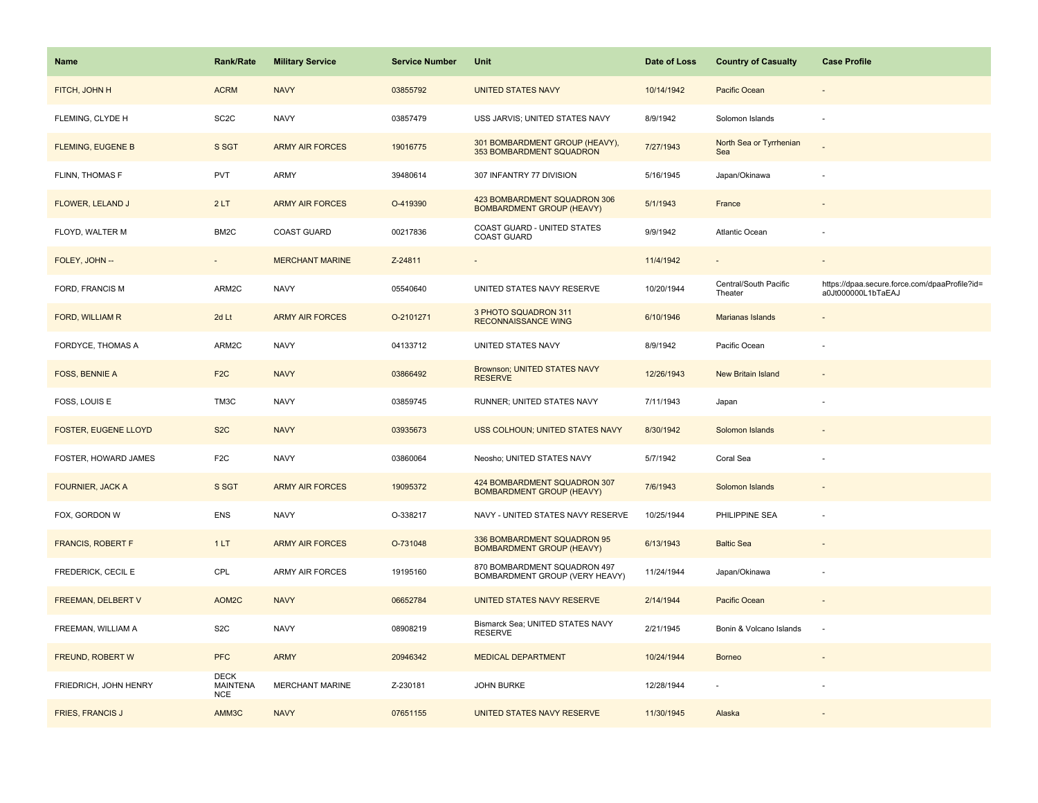| Name | Rank/Rate | Military Service | Service Number | Unit | Date of Loss | Country of Casualty | Case Profile |
| --- | --- | --- | --- | --- | --- | --- | --- |
| FITCH, JOHN H | ACRM | NAVY | 03855792 | UNITED STATES NAVY | 10/14/1942 | Pacific Ocean | - |
| FLEMING, CLYDE H | SC2C | NAVY | 03857479 | USS JARVIS; UNITED STATES NAVY | 8/9/1942 | Solomon Islands | - |
| FLEMING, EUGENE B | S SGT | ARMY AIR FORCES | 19016775 | 301 BOMBARDMENT GROUP (HEAVY), 353 BOMBARDMENT SQUADRON | 7/27/1943 | North Sea or Tyrrhenian Sea | - |
| FLINN, THOMAS F | PVT | ARMY | 39480614 | 307 INFANTRY 77 DIVISION | 5/16/1945 | Japan/Okinawa | - |
| FLOWER, LELAND J | 2 LT | ARMY AIR FORCES | O-419390 | 423 BOMBARDMENT SQUADRON 306 BOMBARDMENT GROUP (HEAVY) | 5/1/1943 | France | - |
| FLOYD, WALTER M | BM2C | COAST GUARD | 00217836 | COAST GUARD - UNITED STATES COAST GUARD | 9/9/1942 | Atlantic Ocean | - |
| FOLEY, JOHN -- | - | MERCHANT MARINE | Z-24811 | - | 11/4/1942 | - | - |
| FORD, FRANCIS M | ARM2C | NAVY | 05540640 | UNITED STATES NAVY RESERVE | 10/20/1944 | Central/South Pacific Theater | https://dpaa.secure.force.com/dpaaProfile?id=a0Jt000000L1bTaEAJ |
| FORD, WILLIAM R | 2d Lt | ARMY AIR FORCES | O-2101271 | 3 PHOTO SQUADRON 311 RECONNAISSANCE WING | 6/10/1946 | Marianas Islands | - |
| FORDYCE, THOMAS A | ARM2C | NAVY | 04133712 | UNITED STATES NAVY | 8/9/1942 | Pacific Ocean | - |
| FOSS, BENNIE A | F2C | NAVY | 03866492 | Brownson; UNITED STATES NAVY RESERVE | 12/26/1943 | New Britain Island | - |
| FOSS, LOUIS E | TM3C | NAVY | 03859745 | RUNNER; UNITED STATES NAVY | 7/11/1943 | Japan | - |
| FOSTER, EUGENE LLOYD | S2C | NAVY | 03935673 | USS COLHOUN; UNITED STATES NAVY | 8/30/1942 | Solomon Islands | - |
| FOSTER, HOWARD JAMES | F2C | NAVY | 03860064 | Neosho; UNITED STATES NAVY | 5/7/1942 | Coral Sea | - |
| FOURNIER, JACK A | S SGT | ARMY AIR FORCES | 19095372 | 424 BOMBARDMENT SQUADRON 307 BOMBARDMENT GROUP (HEAVY) | 7/6/1943 | Solomon Islands | - |
| FOX, GORDON W | ENS | NAVY | O-338217 | NAVY - UNITED STATES NAVY RESERVE | 10/25/1944 | PHILIPPINE SEA | - |
| FRANCIS, ROBERT F | 1 LT | ARMY AIR FORCES | O-731048 | 336 BOMBARDMENT SQUADRON 95 BOMBARDMENT GROUP (HEAVY) | 6/13/1943 | Baltic Sea | - |
| FREDERICK, CECIL E | CPL | ARMY AIR FORCES | 19195160 | 870 BOMBARDMENT SQUADRON 497 BOMBARDMENT GROUP (VERY HEAVY) | 11/24/1944 | Japan/Okinawa | - |
| FREEMAN, DELBERT V | AOM2C | NAVY | 06652784 | UNITED STATES NAVY RESERVE | 2/14/1944 | Pacific Ocean | - |
| FREEMAN, WILLIAM A | S2C | NAVY | 08908219 | Bismarck Sea; UNITED STATES NAVY RESERVE | 2/21/1945 | Bonin & Volcano Islands | - |
| FREUND, ROBERT W | PFC | ARMY | 20946342 | MEDICAL DEPARTMENT | 10/24/1944 | Borneo | - |
| FRIEDRICH, JOHN HENRY | DECK MAINTENANCE | MERCHANT MARINE | Z-230181 | JOHN BURKE | 12/28/1944 | - | - |
| FRIES, FRANCIS J | AMM3C | NAVY | 07651155 | UNITED STATES NAVY RESERVE | 11/30/1945 | Alaska | - |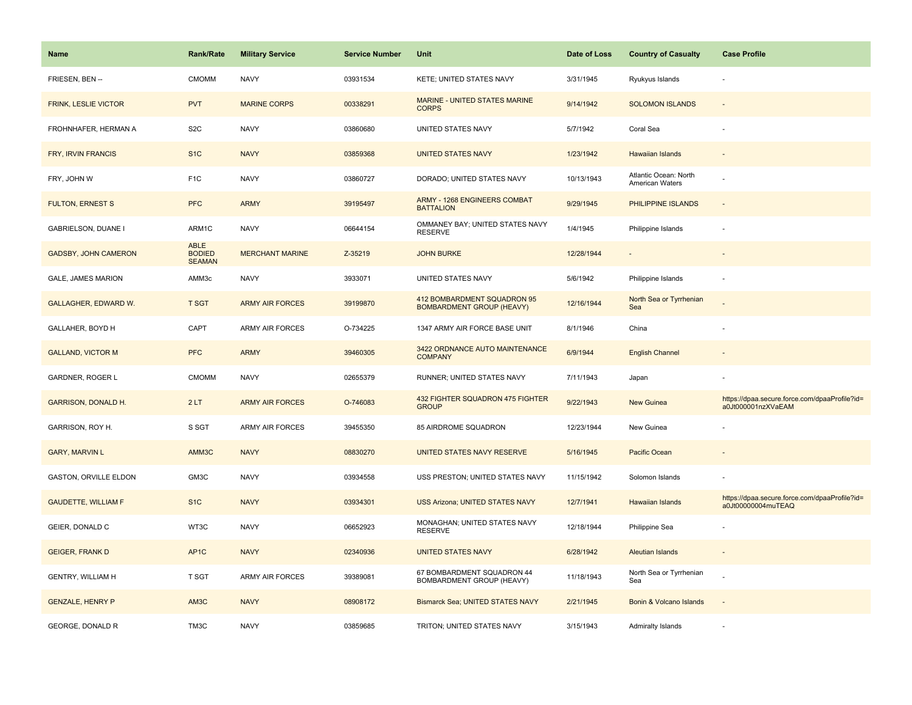| Name | Rank/Rate | Military Service | Service Number | Unit | Date of Loss | Country of Casualty | Case Profile |
|---|---|---|---|---|---|---|---|
| FRIESEN, BEN -- | CMOMM | NAVY | 03931534 | KETE; UNITED STATES NAVY | 3/31/1945 | Ryukyus Islands | - |
| FRINK, LESLIE VICTOR | PVT | MARINE CORPS | 00338291 | MARINE - UNITED STATES MARINE CORPS | 9/14/1942 | SOLOMON ISLANDS | - |
| FROHNHAFER, HERMAN A | S2C | NAVY | 03860680 | UNITED STATES NAVY | 5/7/1942 | Coral Sea | - |
| FRY, IRVIN FRANCIS | S1C | NAVY | 03859368 | UNITED STATES NAVY | 1/23/1942 | Hawaiian Islands | - |
| FRY, JOHN W | F1C | NAVY | 03860727 | DORADO; UNITED STATES NAVY | 10/13/1943 | Atlantic Ocean: North American Waters | - |
| FULTON, ERNEST S | PFC | ARMY | 39195497 | ARMY - 1268 ENGINEERS COMBAT BATTALION | 9/29/1945 | PHILIPPINE ISLANDS | - |
| GABRIELSON, DUANE I | ARM1C | NAVY | 06644154 | OMMANEY BAY; UNITED STATES NAVY RESERVE | 1/4/1945 | Philippine Islands | - |
| GADSBY, JOHN CAMERON | ABLE BODIED SEAMAN | MERCHANT MARINE | Z-35219 | JOHN BURKE | 12/28/1944 | - | - |
| GALE, JAMES MARION | AMM3c | NAVY | 3933071 | UNITED STATES NAVY | 5/6/1942 | Philippine Islands | - |
| GALLAGHER, EDWARD W. | T SGT | ARMY AIR FORCES | 39199870 | 412 BOMBARDMENT SQUADRON 95 BOMBARDMENT GROUP (HEAVY) | 12/16/1944 | North Sea or Tyrrhenian Sea | - |
| GALLAHER, BOYD H | CAPT | ARMY AIR FORCES | O-734225 | 1347 ARMY AIR FORCE BASE UNIT | 8/1/1946 | China | - |
| GALLAND, VICTOR M | PFC | ARMY | 39460305 | 3422 ORDNANCE AUTO MAINTENANCE COMPANY | 6/9/1944 | English Channel | - |
| GARDNER, ROGER L | CMOMM | NAVY | 02655379 | RUNNER; UNITED STATES NAVY | 7/11/1943 | Japan | - |
| GARRISON, DONALD H. | 2 LT | ARMY AIR FORCES | O-746083 | 432 FIGHTER SQUADRON 475 FIGHTER GROUP | 9/22/1943 | New Guinea | https://dpaa.secure.force.com/dpaaProfile?id=a0Jt000001nzXVaEAM |
| GARRISON, ROY H. | S SGT | ARMY AIR FORCES | 39455350 | 85 AIRDROME SQUADRON | 12/23/1944 | New Guinea | - |
| GARY, MARVIN L | AMM3C | NAVY | 08830270 | UNITED STATES NAVY RESERVE | 5/16/1945 | Pacific Ocean | - |
| GASTON, ORVILLE ELDON | GM3C | NAVY | 03934558 | USS PRESTON; UNITED STATES NAVY | 11/15/1942 | Solomon Islands | - |
| GAUDETTE, WILLIAM F | S1C | NAVY | 03934301 | USS Arizona; UNITED STATES NAVY | 12/7/1941 | Hawaiian Islands | https://dpaa.secure.force.com/dpaaProfile?id=a0Jt00000004muTEAQ |
| GEIER, DONALD C | WT3C | NAVY | 06652923 | MONAGHAN; UNITED STATES NAVY RESERVE | 12/18/1944 | Philippine Sea | - |
| GEIGER, FRANK D | AP1C | NAVY | 02340936 | UNITED STATES NAVY | 6/28/1942 | Aleutian Islands | - |
| GENTRY, WILLIAM H | T SGT | ARMY AIR FORCES | 39389081 | 67 BOMBARDMENT SQUADRON 44 BOMBARDMENT GROUP (HEAVY) | 11/18/1943 | North Sea or Tyrrhenian Sea | - |
| GENZALE, HENRY P | AM3C | NAVY | 08908172 | Bismarck Sea; UNITED STATES NAVY | 2/21/1945 | Bonin & Volcano Islands | - |
| GEORGE, DONALD R | TM3C | NAVY | 03859685 | TRITON; UNITED STATES NAVY | 3/15/1943 | Admiralty Islands | - |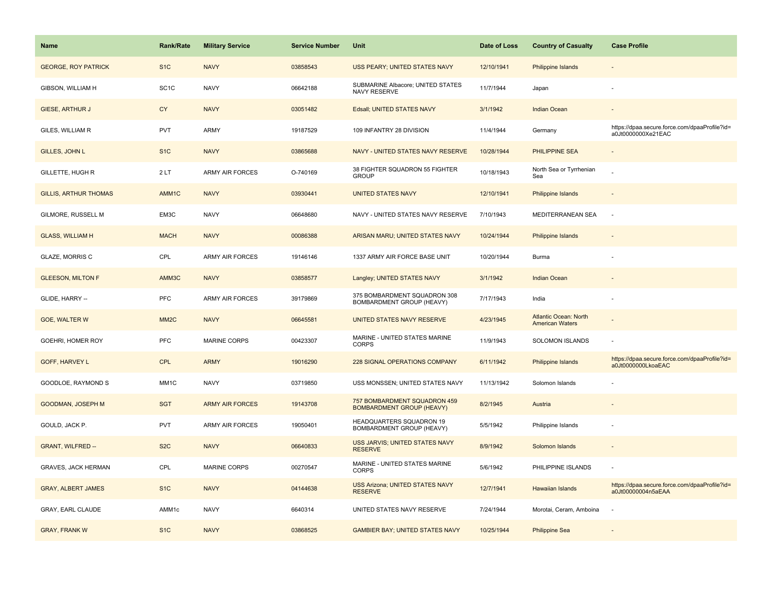| Name | Rank/Rate | Military Service | Service Number | Unit | Date of Loss | Country of Casualty | Case Profile |
|---|---|---|---|---|---|---|---|
| GEORGE, ROY PATRICK | S1C | NAVY | 03858543 | USS PEARY; UNITED STATES NAVY | 12/10/1941 | Philippine Islands | - |
| GIBSON, WILLIAM H | SC1C | NAVY | 06642188 | SUBMARINE Albacore; UNITED STATES NAVY RESERVE | 11/7/1944 | Japan | - |
| GIESE, ARTHUR J | CY | NAVY | 03051482 | Edsall; UNITED STATES NAVY | 3/1/1942 | Indian Ocean | - |
| GILES, WILLIAM R | PVT | ARMY | 19187529 | 109 INFANTRY 28 DIVISION | 11/4/1944 | Germany | https://dpaa.secure.force.com/dpaaProfile?id=a0Jt0000000Xe21EAC |
| GILLES, JOHN L | S1C | NAVY | 03865688 | NAVY - UNITED STATES NAVY RESERVE | 10/28/1944 | PHILIPPINE SEA | - |
| GILLETTE, HUGH R | 2 LT | ARMY AIR FORCES | O-740169 | 38 FIGHTER SQUADRON 55 FIGHTER GROUP | 10/18/1943 | North Sea or Tyrrhenian Sea | - |
| GILLIS, ARTHUR THOMAS | AMM1C | NAVY | 03930441 | UNITED STATES NAVY | 12/10/1941 | Philippine Islands | - |
| GILMORE, RUSSELL M | EM3C | NAVY | 06648680 | NAVY - UNITED STATES NAVY RESERVE | 7/10/1943 | MEDITERRANEAN SEA | - |
| GLASS, WILLIAM H | MACH | NAVY | 00086388 | ARISAN MARU; UNITED STATES NAVY | 10/24/1944 | Philippine Islands | - |
| GLAZE, MORRIS C | CPL | ARMY AIR FORCES | 19146146 | 1337 ARMY AIR FORCE BASE UNIT | 10/20/1944 | Burma | - |
| GLEESON, MILTON F | AMM3C | NAVY | 03858577 | Langley; UNITED STATES NAVY | 3/1/1942 | Indian Ocean | - |
| GLIDE, HARRY -- | PFC | ARMY AIR FORCES | 39179869 | 375 BOMBARDMENT SQUADRON 308 BOMBARDMENT GROUP (HEAVY) | 7/17/1943 | India | - |
| GOE, WALTER W | MM2C | NAVY | 06645581 | UNITED STATES NAVY RESERVE | 4/23/1945 | Atlantic Ocean: North American Waters | - |
| GOEHRI, HOMER ROY | PFC | MARINE CORPS | 00423307 | MARINE - UNITED STATES MARINE CORPS | 11/9/1943 | SOLOMON ISLANDS | - |
| GOFF, HARVEY L | CPL | ARMY | 19016290 | 228 SIGNAL OPERATIONS COMPANY | 6/11/1942 | Philippine Islands | https://dpaa.secure.force.com/dpaaProfile?id=a0Jt0000000LkoaEAC |
| GOODLOE, RAYMOND S | MM1C | NAVY | 03719850 | USS MONSSEN; UNITED STATES NAVY | 11/13/1942 | Solomon Islands | - |
| GOODMAN, JOSEPH M | SGT | ARMY AIR FORCES | 19143708 | 757 BOMBARDMENT SQUADRON 459 BOMBARDMENT GROUP (HEAVY) | 8/2/1945 | Austria | - |
| GOULD, JACK P. | PVT | ARMY AIR FORCES | 19050401 | HEADQUARTERS SQUADRON 19 BOMBARDMENT GROUP (HEAVY) | 5/5/1942 | Philippine Islands | - |
| GRANT, WILFRED -- | S2C | NAVY | 06640833 | USS JARVIS; UNITED STATES NAVY RESERVE | 8/9/1942 | Solomon Islands | - |
| GRAVES, JACK HERMAN | CPL | MARINE CORPS | 00270547 | MARINE - UNITED STATES MARINE CORPS | 5/6/1942 | PHILIPPINE ISLANDS | - |
| GRAY, ALBERT JAMES | S1C | NAVY | 04144638 | USS Arizona; UNITED STATES NAVY RESERVE | 12/7/1941 | Hawaiian Islands | https://dpaa.secure.force.com/dpaaProfile?id=a0Jt00000004n5aEAA |
| GRAY, EARL CLAUDE | AMM1c | NAVY | 6640314 | UNITED STATES NAVY RESERVE | 7/24/1944 | Morotai, Ceram, Amboina | - |
| GRAY, FRANK W | S1C | NAVY | 03868525 | GAMBIER BAY; UNITED STATES NAVY | 10/25/1944 | Philippine Sea | - |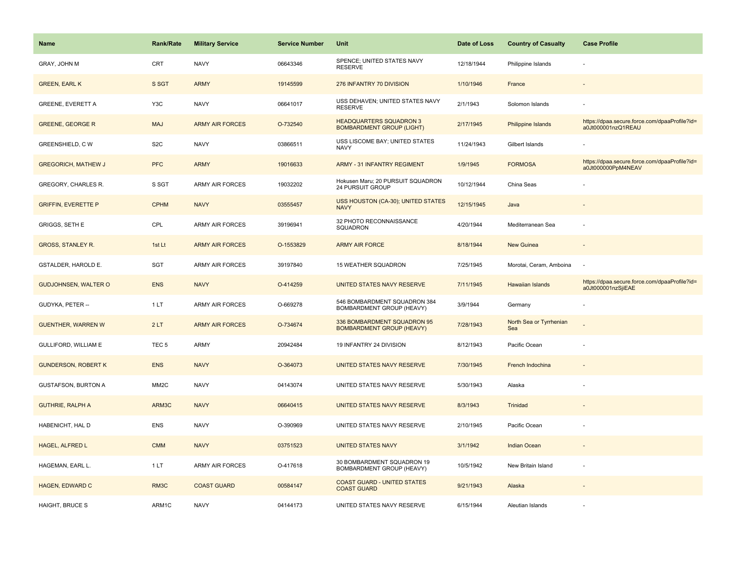| Name | Rank/Rate | Military Service | Service Number | Unit | Date of Loss | Country of Casualty | Case Profile |
|---|---|---|---|---|---|---|---|
| GRAY, JOHN M | CRT | NAVY | 06643346 | SPENCE; UNITED STATES NAVY RESERVE | 12/18/1944 | Philippine Islands | - |
| GREEN, EARL K | S SGT | ARMY | 19145599 | 276 INFANTRY 70 DIVISION | 1/10/1946 | France | - |
| GREENE, EVERETT A | Y3C | NAVY | 06641017 | USS DEHAVEN; UNITED STATES NAVY RESERVE | 2/1/1943 | Solomon Islands | - |
| GREENE, GEORGE R | MAJ | ARMY AIR FORCES | O-732540 | HEADQUARTERS SQUADRON 3 BOMBARDMENT GROUP (LIGHT) | 2/17/1945 | Philippine Islands | https://dpaa.secure.force.com/dpaaProfile?id=a0Jt000001nzQ1REAU |
| GREENSHIELD, C W | S2C | NAVY | 03866511 | USS LISCOME BAY; UNITED STATES NAVY | 11/24/1943 | Gilbert Islands | - |
| GREGORICH, MATHEW J | PFC | ARMY | 19016633 | ARMY - 31 INFANTRY REGIMENT | 1/9/1945 | FORMOSA | https://dpaa.secure.force.com/dpaaProfile?id=a0Jt000000PpM4NEAV |
| GREGORY, CHARLES R. | S SGT | ARMY AIR FORCES | 19032202 | Hokusen Maru; 20 PURSUIT SQUADRON 24 PURSUIT GROUP | 10/12/1944 | China Seas | - |
| GRIFFIN, EVERETTE P | CPHM | NAVY | 03555457 | USS HOUSTON (CA-30); UNITED STATES NAVY | 12/15/1945 | Java | - |
| GRIGGS, SETH E | CPL | ARMY AIR FORCES | 39196941 | 32 PHOTO RECONNAISSANCE SQUADRON | 4/20/1944 | Mediterranean Sea | - |
| GROSS, STANLEY R. | 1st Lt | ARMY AIR FORCES | O-1553829 | ARMY AIR FORCE | 8/18/1944 | New Guinea | - |
| GSTALDER, HAROLD E. | SGT | ARMY AIR FORCES | 39197840 | 15 WEATHER SQUADRON | 7/25/1945 | Morotai, Ceram, Amboina | - |
| GUDJOHNSEN, WALTER O | ENS | NAVY | O-414259 | UNITED STATES NAVY RESERVE | 7/11/1945 | Hawaiian Islands | https://dpaa.secure.force.com/dpaaProfile?id=a0Jt000001nzSjiEAE |
| GUDYKA, PETER -- | 1 LT | ARMY AIR FORCES | O-669278 | 546 BOMBARDMENT SQUADRON 384 BOMBARDMENT GROUP (HEAVY) | 3/9/1944 | Germany | - |
| GUENTHER, WARREN W | 2 LT | ARMY AIR FORCES | O-734674 | 336 BOMBARDMENT SQUADRON 95 BOMBARDMENT GROUP (HEAVY) | 7/28/1943 | North Sea or Tyrrhenian Sea | - |
| GULLIFORD, WILLIAM E | TEC 5 | ARMY | 20942484 | 19 INFANTRY 24 DIVISION | 8/12/1943 | Pacific Ocean | - |
| GUNDERSON, ROBERT K | ENS | NAVY | O-364073 | UNITED STATES NAVY RESERVE | 7/30/1945 | French Indochina | - |
| GUSTAFSON, BURTON A | MM2C | NAVY | 04143074 | UNITED STATES NAVY RESERVE | 5/30/1943 | Alaska | - |
| GUTHRIE, RALPH A | ARM3C | NAVY | 06640415 | UNITED STATES NAVY RESERVE | 8/3/1943 | Trinidad | - |
| HABENICHT, HAL D | ENS | NAVY | O-390969 | UNITED STATES NAVY RESERVE | 2/10/1945 | Pacific Ocean | - |
| HAGEL, ALFRED L | CMM | NAVY | 03751523 | UNITED STATES NAVY | 3/1/1942 | Indian Ocean | - |
| HAGEMAN, EARL L. | 1 LT | ARMY AIR FORCES | O-417618 | 30 BOMBARDMENT SQUADRON 19 BOMBARDMENT GROUP (HEAVY) | 10/5/1942 | New Britain Island | - |
| HAGEN, EDWARD C | RM3C | COAST GUARD | 00584147 | COAST GUARD - UNITED STATES COAST GUARD | 9/21/1943 | Alaska | - |
| HAIGHT, BRUCE S | ARM1C | NAVY | 04144173 | UNITED STATES NAVY RESERVE | 6/15/1944 | Aleutian Islands | - |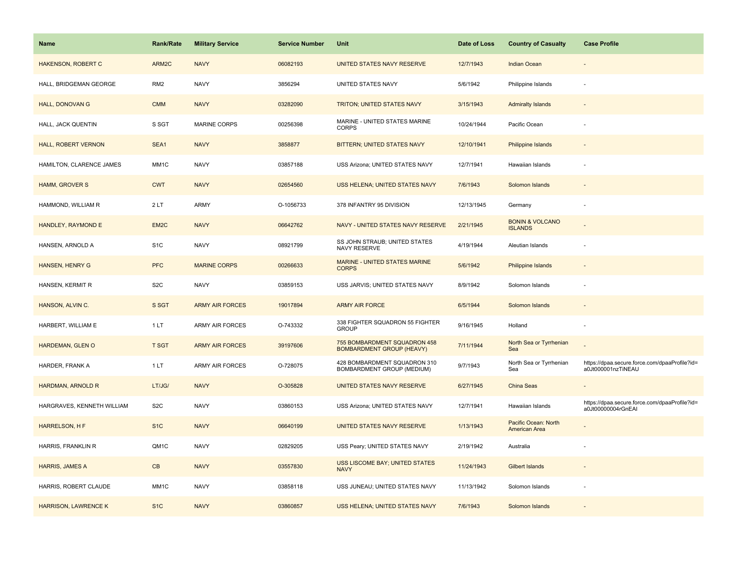| Name | Rank/Rate | Military Service | Service Number | Unit | Date of Loss | Country of Casualty | Case Profile |
| --- | --- | --- | --- | --- | --- | --- | --- |
| HAKENSON, ROBERT C | ARM2C | NAVY | 06082193 | UNITED STATES NAVY RESERVE | 12/7/1943 | Indian Ocean | - |
| HALL, BRIDGEMAN GEORGE | RM2 | NAVY | 3856294 | UNITED STATES NAVY | 5/6/1942 | Philippine Islands | - |
| HALL, DONOVAN G | CMM | NAVY | 03282090 | TRITON; UNITED STATES NAVY | 3/15/1943 | Admiralty Islands | - |
| HALL, JACK QUENTIN | S SGT | MARINE CORPS | 00256398 | MARINE - UNITED STATES MARINE CORPS | 10/24/1944 | Pacific Ocean | - |
| HALL, ROBERT VERNON | SEA1 | NAVY | 3858877 | BITTERN; UNITED STATES NAVY | 12/10/1941 | Philippine Islands | - |
| HAMILTON, CLARENCE JAMES | MM1C | NAVY | 03857188 | USS Arizona; UNITED STATES NAVY | 12/7/1941 | Hawaiian Islands | - |
| HAMM, GROVER S | CWT | NAVY | 02654560 | USS HELENA; UNITED STATES NAVY | 7/6/1943 | Solomon Islands | - |
| HAMMOND, WILLIAM R | 2 LT | ARMY | O-1056733 | 378 INFANTRY 95 DIVISION | 12/13/1945 | Germany | - |
| HANDLEY, RAYMOND E | EM2C | NAVY | 06642762 | NAVY - UNITED STATES NAVY RESERVE | 2/21/1945 | BONIN & VOLCANO ISLANDS | - |
| HANSEN, ARNOLD A | S1C | NAVY | 08921799 | SS JOHN STRAUB; UNITED STATES NAVY RESERVE | 4/19/1944 | Aleutian Islands | - |
| HANSEN, HENRY G | PFC | MARINE CORPS | 00266633 | MARINE - UNITED STATES MARINE CORPS | 5/6/1942 | Philippine Islands | - |
| HANSEN, KERMIT R | S2C | NAVY | 03859153 | USS JARVIS; UNITED STATES NAVY | 8/9/1942 | Solomon Islands | - |
| HANSON, ALVIN C. | S SGT | ARMY AIR FORCES | 19017894 | ARMY AIR FORCE | 6/5/1944 | Solomon Islands | - |
| HARBERT, WILLIAM E | 1 LT | ARMY AIR FORCES | O-743332 | 338 FIGHTER SQUADRON 55 FIGHTER GROUP | 9/16/1945 | Holland | - |
| HARDEMAN, GLEN O | T SGT | ARMY AIR FORCES | 39197606 | 755 BOMBARDMENT SQUADRON 458 BOMBARDMENT GROUP (HEAVY) | 7/11/1944 | North Sea or Tyrrhenian Sea | - |
| HARDER, FRANK A | 1 LT | ARMY AIR FORCES | O-728075 | 428 BOMBARDMENT SQUADRON 310 BOMBARDMENT GROUP (MEDIUM) | 9/7/1943 | North Sea or Tyrrhenian Sea | https://dpaa.secure.force.com/dpaaProfile?id=a0Jt000001nzTiNEAU |
| HARDMAN, ARNOLD R | LT/JG/ | NAVY | O-305828 | UNITED STATES NAVY RESERVE | 6/27/1945 | China Seas | - |
| HARGRAVES, KENNETH WILLIAM | S2C | NAVY | 03860153 | USS Arizona; UNITED STATES NAVY | 12/7/1941 | Hawaiian Islands | https://dpaa.secure.force.com/dpaaProfile?id=a0Jt00000004rGnEAI |
| HARRELSON, H F | S1C | NAVY | 06640199 | UNITED STATES NAVY RESERVE | 1/13/1943 | Pacific Ocean: North American Area | - |
| HARRIS, FRANKLIN R | QM1C | NAVY | 02829205 | USS Peary; UNITED STATES NAVY | 2/19/1942 | Australia | - |
| HARRIS, JAMES A | CB | NAVY | 03557830 | USS LISCOME BAY; UNITED STATES NAVY | 11/24/1943 | Gilbert Islands | - |
| HARRIS, ROBERT CLAUDE | MM1C | NAVY | 03858118 | USS JUNEAU; UNITED STATES NAVY | 11/13/1942 | Solomon Islands | - |
| HARRISON, LAWRENCE K | S1C | NAVY | 03860857 | USS HELENA; UNITED STATES NAVY | 7/6/1943 | Solomon Islands | - |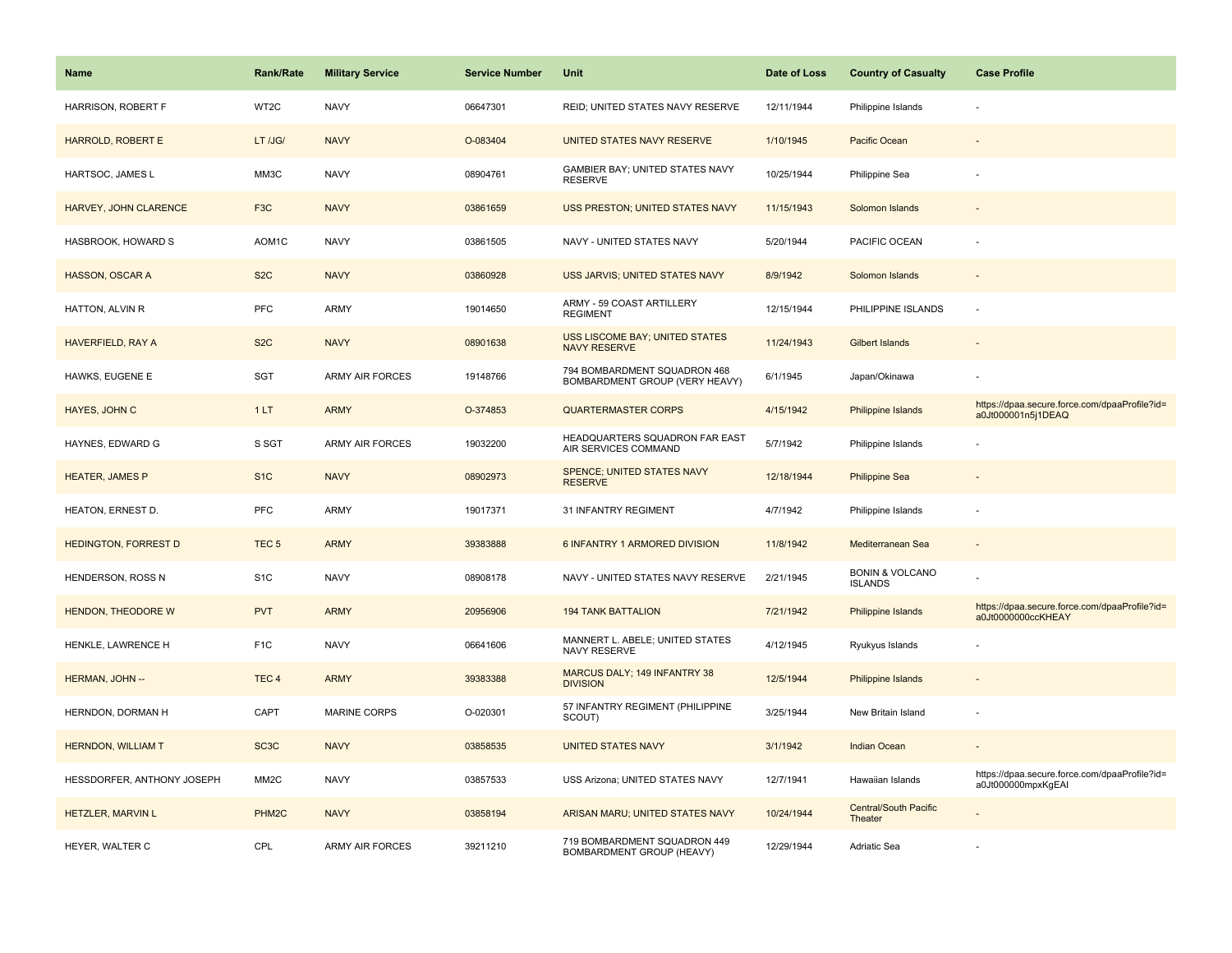| Name | Rank/Rate | Military Service | Service Number | Unit | Date of Loss | Country of Casualty | Case Profile |
|---|---|---|---|---|---|---|---|
| HARRISON, ROBERT F | WT2C | NAVY | 06647301 | REID; UNITED STATES NAVY RESERVE | 12/11/1944 | Philippine Islands | - |
| HARROLD, ROBERT E | LT /JG/ | NAVY | O-083404 | UNITED STATES NAVY RESERVE | 1/10/1945 | Pacific Ocean | - |
| HARTSOC, JAMES L | MM3C | NAVY | 08904761 | GAMBIER BAY; UNITED STATES NAVY RESERVE | 10/25/1944 | Philippine Sea | - |
| HARVEY, JOHN CLARENCE | F3C | NAVY | 03861659 | USS PRESTON; UNITED STATES NAVY | 11/15/1943 | Solomon Islands | - |
| HASBROOK, HOWARD S | AOM1C | NAVY | 03861505 | NAVY - UNITED STATES NAVY | 5/20/1944 | PACIFIC OCEAN | - |
| HASSON, OSCAR A | S2C | NAVY | 03860928 | USS JARVIS; UNITED STATES NAVY | 8/9/1942 | Solomon Islands | - |
| HATTON, ALVIN R | PFC | ARMY | 19014650 | ARMY - 59 COAST ARTILLERY REGIMENT | 12/15/1944 | PHILIPPINE ISLANDS | - |
| HAVERFIELD, RAY A | S2C | NAVY | 08901638 | USS LISCOME BAY; UNITED STATES NAVY RESERVE | 11/24/1943 | Gilbert Islands | - |
| HAWKS, EUGENE E | SGT | ARMY AIR FORCES | 19148766 | 794 BOMBARDMENT SQUADRON 468 BOMBARDMENT GROUP (VERY HEAVY) | 6/1/1945 | Japan/Okinawa | - |
| HAYES, JOHN C | 1 LT | ARMY | O-374853 | QUARTERMASTER CORPS | 4/15/1942 | Philippine Islands | https://dpaa.secure.force.com/dpaaProfile?id=a0Jt000001n5j1DEAQ |
| HAYNES, EDWARD G | S SGT | ARMY AIR FORCES | 19032200 | HEADQUARTERS SQUADRON FAR EAST AIR SERVICES COMMAND | 5/7/1942 | Philippine Islands | - |
| HEATER, JAMES P | S1C | NAVY | 08902973 | SPENCE; UNITED STATES NAVY RESERVE | 12/18/1944 | Philippine Sea | - |
| HEATON, ERNEST D. | PFC | ARMY | 19017371 | 31 INFANTRY REGIMENT | 4/7/1942 | Philippine Islands | - |
| HEDINGTON, FORREST D | TEC 5 | ARMY | 39383888 | 6 INFANTRY 1 ARMORED DIVISION | 11/8/1942 | Mediterranean Sea | - |
| HENDERSON, ROSS N | S1C | NAVY | 08908178 | NAVY - UNITED STATES NAVY RESERVE | 2/21/1945 | BONIN & VOLCANO ISLANDS | - |
| HENDON, THEODORE W | PVT | ARMY | 20956906 | 194 TANK BATTALION | 7/21/1942 | Philippine Islands | https://dpaa.secure.force.com/dpaaProfile?id=a0Jt0000000ccKHEAY |
| HENKLE, LAWRENCE H | F1C | NAVY | 06641606 | MANNERT L. ABELE; UNITED STATES NAVY RESERVE | 4/12/1945 | Ryukyus Islands | - |
| HERMAN, JOHN -- | TEC 4 | ARMY | 39383388 | MARCUS DALY; 149 INFANTRY 38 DIVISION | 12/5/1944 | Philippine Islands | - |
| HERNDON, DORMAN H | CAPT | MARINE CORPS | O-020301 | 57 INFANTRY REGIMENT (PHILIPPINE SCOUT) | 3/25/1944 | New Britain Island | - |
| HERNDON, WILLIAM T | SC3C | NAVY | 03858535 | UNITED STATES NAVY | 3/1/1942 | Indian Ocean | - |
| HESSDORFER, ANTHONY JOSEPH | MM2C | NAVY | 03857533 | USS Arizona; UNITED STATES NAVY | 12/7/1941 | Hawaiian Islands | https://dpaa.secure.force.com/dpaaProfile?id=a0Jt000000mpxKgEAI |
| HETZLER, MARVIN L | PHM2C | NAVY | 03858194 | ARISAN MARU; UNITED STATES NAVY | 10/24/1944 | Central/South Pacific Theater | - |
| HEYER, WALTER C | CPL | ARMY AIR FORCES | 39211210 | 719 BOMBARDMENT SQUADRON 449 BOMBARDMENT GROUP (HEAVY) | 12/29/1944 | Adriatic Sea | - |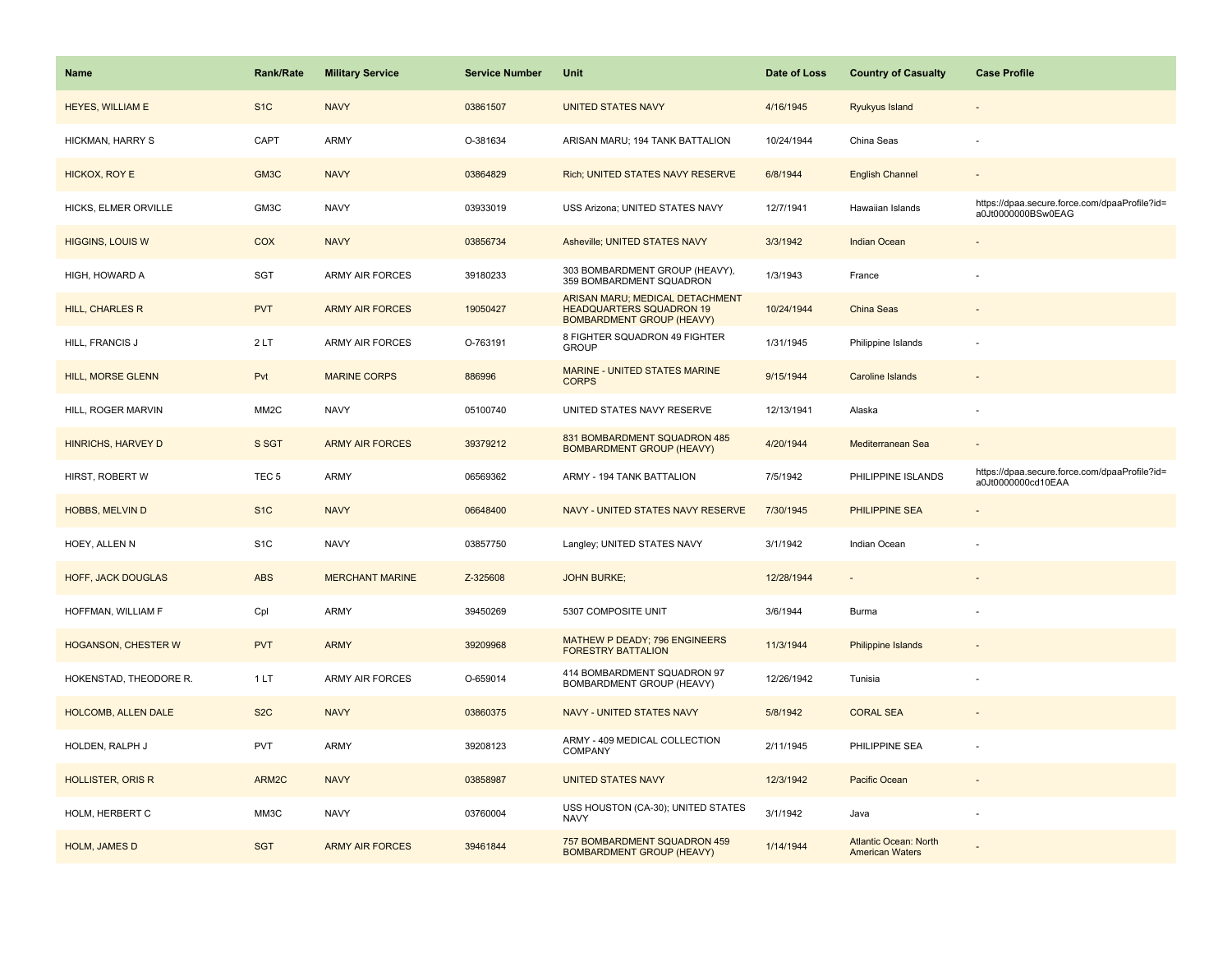| Name | Rank/Rate | Military Service | Service Number | Unit | Date of Loss | Country of Casualty | Case Profile |
| --- | --- | --- | --- | --- | --- | --- | --- |
| HEYES, WILLIAM E | S1C | NAVY | 03861507 | UNITED STATES NAVY | 4/16/1945 | Ryukyus Island | - |
| HICKMAN, HARRY S | CAPT | ARMY | O-381634 | ARISAN MARU; 194 TANK BATTALION | 10/24/1944 | China Seas | - |
| HICKOX, ROY E | GM3C | NAVY | 03864829 | Rich; UNITED STATES NAVY RESERVE | 6/8/1944 | English Channel | - |
| HICKS, ELMER ORVILLE | GM3C | NAVY | 03933019 | USS Arizona; UNITED STATES NAVY | 12/7/1941 | Hawaiian Islands | https://dpaa.secure.force.com/dpaaProfile?id=a0Jt0000000BSw0EAG |
| HIGGINS, LOUIS W | COX | NAVY | 03856734 | Asheville; UNITED STATES NAVY | 3/3/1942 | Indian Ocean | - |
| HIGH, HOWARD A | SGT | ARMY AIR FORCES | 39180233 | 303 BOMBARDMENT GROUP (HEAVY), 359 BOMBARDMENT SQUADRON | 1/3/1943 | France | - |
| HILL, CHARLES R | PVT | ARMY AIR FORCES | 19050427 | ARISAN MARU; MEDICAL DETACHMENT HEADQUARTERS SQUADRON 19 BOMBARDMENT GROUP (HEAVY) | 10/24/1944 | China Seas | - |
| HILL, FRANCIS J | 2 LT | ARMY AIR FORCES | O-763191 | 8 FIGHTER SQUADRON 49 FIGHTER GROUP | 1/31/1945 | Philippine Islands | - |
| HILL, MORSE GLENN | Pvt | MARINE CORPS | 886996 | MARINE - UNITED STATES MARINE CORPS | 9/15/1944 | Caroline Islands | - |
| HILL, ROGER MARVIN | MM2C | NAVY | 05100740 | UNITED STATES NAVY RESERVE | 12/13/1941 | Alaska | - |
| HINRICHS, HARVEY D | S SGT | ARMY AIR FORCES | 39379212 | 831 BOMBARDMENT SQUADRON 485 BOMBARDMENT GROUP (HEAVY) | 4/20/1944 | Mediterranean Sea | - |
| HIRST, ROBERT W | TEC 5 | ARMY | 06569362 | ARMY - 194 TANK BATTALION | 7/5/1942 | PHILIPPINE ISLANDS | https://dpaa.secure.force.com/dpaaProfile?id=a0Jt0000000cd10EAA |
| HOBBS, MELVIN D | S1C | NAVY | 06648400 | NAVY - UNITED STATES NAVY RESERVE | 7/30/1945 | PHILIPPINE SEA | - |
| HOEY, ALLEN N | S1C | NAVY | 03857750 | Langley; UNITED STATES NAVY | 3/1/1942 | Indian Ocean | - |
| HOFF, JACK DOUGLAS | ABS | MERCHANT MARINE | Z-325608 | JOHN BURKE; | 12/28/1944 | - | - |
| HOFFMAN, WILLIAM F | Cpl | ARMY | 39450269 | 5307 COMPOSITE UNIT | 3/6/1944 | Burma | - |
| HOGANSON, CHESTER W | PVT | ARMY | 39209968 | MATHEW P DEADY; 796 ENGINEERS FORESTRY BATTALION | 11/3/1944 | Philippine Islands | - |
| HOKENSTAD, THEODORE R. | 1 LT | ARMY AIR FORCES | O-659014 | 414 BOMBARDMENT SQUADRON 97 BOMBARDMENT GROUP (HEAVY) | 12/26/1942 | Tunisia | - |
| HOLCOMB, ALLEN DALE | S2C | NAVY | 03860375 | NAVY - UNITED STATES NAVY | 5/8/1942 | CORAL SEA | - |
| HOLDEN, RALPH J | PVT | ARMY | 39208123 | ARMY - 409 MEDICAL COLLECTION COMPANY | 2/11/1945 | PHILIPPINE SEA | - |
| HOLLISTER, ORIS R | ARM2C | NAVY | 03858987 | UNITED STATES NAVY | 12/3/1942 | Pacific Ocean | - |
| HOLM, HERBERT C | MM3C | NAVY | 03760004 | USS HOUSTON (CA-30); UNITED STATES NAVY | 3/1/1942 | Java | - |
| HOLM, JAMES D | SGT | ARMY AIR FORCES | 39461844 | 757 BOMBARDMENT SQUADRON 459 BOMBARDMENT GROUP (HEAVY) | 1/14/1944 | Atlantic Ocean: North American Waters | - |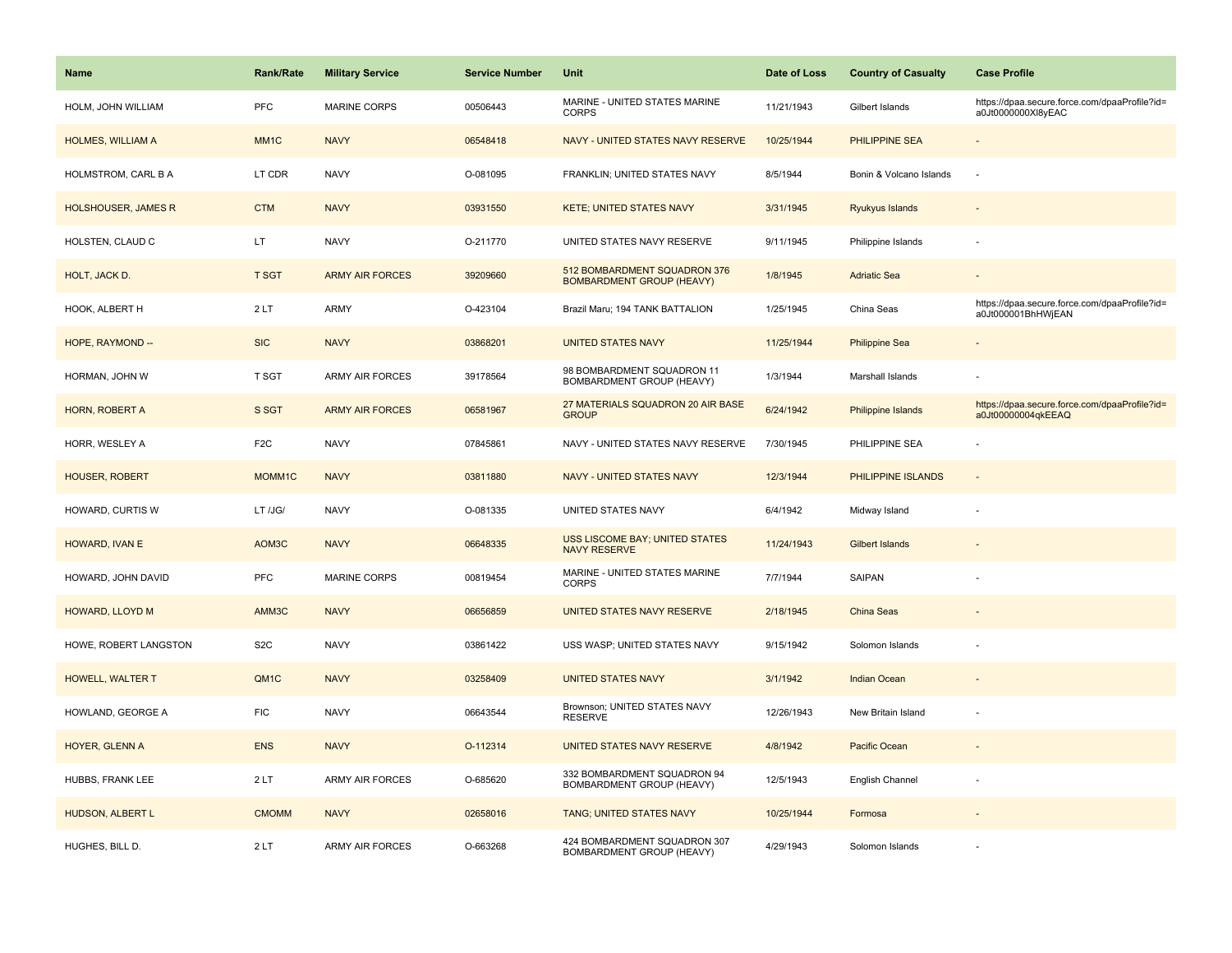| Name | Rank/Rate | Military Service | Service Number | Unit | Date of Loss | Country of Casualty | Case Profile |
|---|---|---|---|---|---|---|---|
| HOLM, JOHN WILLIAM | PFC | MARINE CORPS | 00506443 | MARINE - UNITED STATES MARINE CORPS | 11/21/1943 | Gilbert Islands | https://dpaa.secure.force.com/dpaaProfile?id=a0Jt0000000Xl8yEAC |
| HOLMES, WILLIAM A | MM1C | NAVY | 06548418 | NAVY - UNITED STATES NAVY RESERVE | 10/25/1944 | PHILIPPINE SEA | - |
| HOLMSTROM, CARL B A | LT CDR | NAVY | O-081095 | FRANKLIN; UNITED STATES NAVY | 8/5/1944 | Bonin & Volcano Islands | - |
| HOLSHOUSER, JAMES R | CTM | NAVY | 03931550 | KETE; UNITED STATES NAVY | 3/31/1945 | Ryukyus Islands | - |
| HOLSTEN, CLAUD C | LT | NAVY | O-211770 | UNITED STATES NAVY RESERVE | 9/11/1945 | Philippine Islands | - |
| HOLT, JACK D. | T SGT | ARMY AIR FORCES | 39209660 | 512 BOMBARDMENT SQUADRON 376 BOMBARDMENT GROUP (HEAVY) | 1/8/1945 | Adriatic Sea | - |
| HOOK, ALBERT H | 2 LT | ARMY | O-423104 | Brazil Maru; 194 TANK BATTALION | 1/25/1945 | China Seas | https://dpaa.secure.force.com/dpaaProfile?id=a0Jt000001BhHWjEAN |
| HOPE, RAYMOND -- | SIC | NAVY | 03868201 | UNITED STATES NAVY | 11/25/1944 | Philippine Sea | - |
| HORMAN, JOHN W | T SGT | ARMY AIR FORCES | 39178564 | 98 BOMBARDMENT SQUADRON 11 BOMBARDMENT GROUP (HEAVY) | 1/3/1944 | Marshall Islands | - |
| HORN, ROBERT A | S SGT | ARMY AIR FORCES | 06581967 | 27 MATERIALS SQUADRON 20 AIR BASE GROUP | 6/24/1942 | Philippine Islands | https://dpaa.secure.force.com/dpaaProfile?id=a0Jt00000004qkEEAQ |
| HORR, WESLEY A | F2C | NAVY | 07845861 | NAVY - UNITED STATES NAVY RESERVE | 7/30/1945 | PHILIPPINE SEA | - |
| HOUSER, ROBERT | MOMM1C | NAVY | 03811880 | NAVY - UNITED STATES NAVY | 12/3/1944 | PHILIPPINE ISLANDS | - |
| HOWARD, CURTIS W | LT /JG/ | NAVY | O-081335 | UNITED STATES NAVY | 6/4/1942 | Midway Island | - |
| HOWARD, IVAN E | AOM3C | NAVY | 06648335 | USS LISCOME BAY; UNITED STATES NAVY RESERVE | 11/24/1943 | Gilbert Islands | - |
| HOWARD, JOHN DAVID | PFC | MARINE CORPS | 00819454 | MARINE - UNITED STATES MARINE CORPS | 7/7/1944 | SAIPAN | - |
| HOWARD, LLOYD M | AMM3C | NAVY | 06656859 | UNITED STATES NAVY RESERVE | 2/18/1945 | China Seas | - |
| HOWE, ROBERT LANGSTON | S2C | NAVY | 03861422 | USS WASP; UNITED STATES NAVY | 9/15/1942 | Solomon Islands | - |
| HOWELL, WALTER T | QM1C | NAVY | 03258409 | UNITED STATES NAVY | 3/1/1942 | Indian Ocean | - |
| HOWLAND, GEORGE A | FIC | NAVY | 06643544 | Brownson; UNITED STATES NAVY RESERVE | 12/26/1943 | New Britain Island | - |
| HOYER, GLENN A | ENS | NAVY | O-112314 | UNITED STATES NAVY RESERVE | 4/8/1942 | Pacific Ocean | - |
| HUBBS, FRANK LEE | 2 LT | ARMY AIR FORCES | O-685620 | 332 BOMBARDMENT SQUADRON 94 BOMBARDMENT GROUP (HEAVY) | 12/5/1943 | English Channel | - |
| HUDSON, ALBERT L | CMOMM | NAVY | 02658016 | TANG; UNITED STATES NAVY | 10/25/1944 | Formosa | - |
| HUGHES, BILL D. | 2 LT | ARMY AIR FORCES | O-663268 | 424 BOMBARDMENT SQUADRON 307 BOMBARDMENT GROUP (HEAVY) | 4/29/1943 | Solomon Islands | - |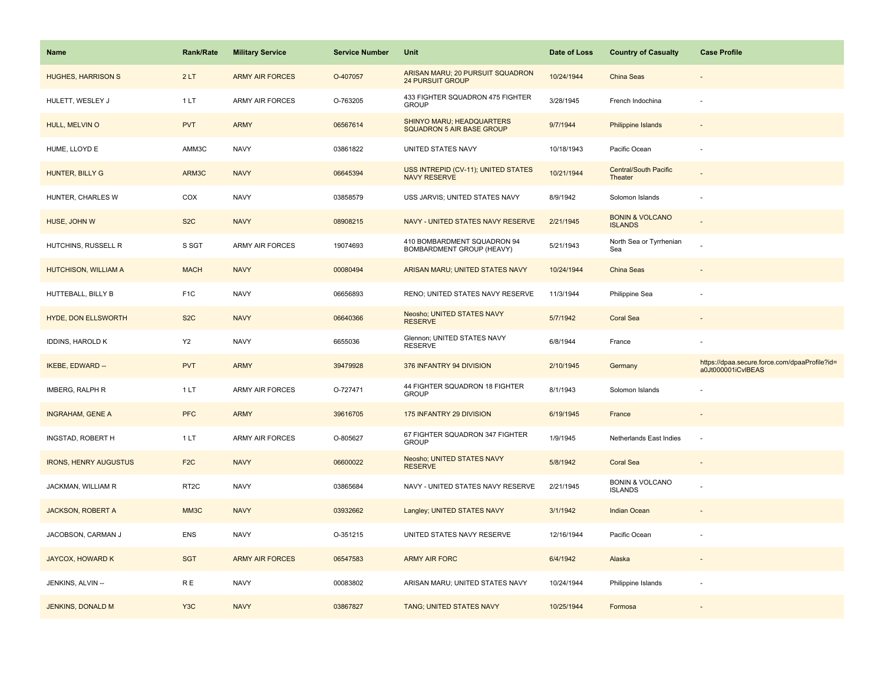| Name | Rank/Rate | Military Service | Service Number | Unit | Date of Loss | Country of Casualty | Case Profile |
|---|---|---|---|---|---|---|---|
| HUGHES, HARRISON S | 2 LT | ARMY AIR FORCES | O-407057 | ARISAN MARU; 20 PURSUIT SQUADRON 24 PURSUIT GROUP | 10/24/1944 | China Seas | - |
| HULETT, WESLEY J | 1 LT | ARMY AIR FORCES | O-763205 | 433 FIGHTER SQUADRON 475 FIGHTER GROUP | 3/28/1945 | French Indochina | - |
| HULL, MELVIN O | PVT | ARMY | 06567614 | SHINYO MARU; HEADQUARTERS SQUADRON 5 AIR BASE GROUP | 9/7/1944 | Philippine Islands | - |
| HUME, LLOYD E | AMM3C | NAVY | 03861822 | UNITED STATES NAVY | 10/18/1943 | Pacific Ocean | - |
| HUNTER, BILLY G | ARM3C | NAVY | 06645394 | USS INTREPID (CV-11); UNITED STATES NAVY RESERVE | 10/21/1944 | Central/South Pacific Theater | - |
| HUNTER, CHARLES W | COX | NAVY | 03858579 | USS JARVIS; UNITED STATES NAVY | 8/9/1942 | Solomon Islands | - |
| HUSE, JOHN W | S2C | NAVY | 08908215 | NAVY - UNITED STATES NAVY RESERVE | 2/21/1945 | BONIN & VOLCANO ISLANDS | - |
| HUTCHINS, RUSSELL R | S SGT | ARMY AIR FORCES | 19074693 | 410 BOMBARDMENT SQUADRON 94 BOMBARDMENT GROUP (HEAVY) | 5/21/1943 | North Sea or Tyrrhenian Sea | - |
| HUTCHISON, WILLIAM A | MACH | NAVY | 00080494 | ARISAN MARU; UNITED STATES NAVY | 10/24/1944 | China Seas | - |
| HUTTEBALL, BILLY B | F1C | NAVY | 06656893 | RENO; UNITED STATES NAVY RESERVE | 11/3/1944 | Philippine Sea | - |
| HYDE, DON ELLSWORTH | S2C | NAVY | 06640366 | Neosho; UNITED STATES NAVY RESERVE | 5/7/1942 | Coral Sea | - |
| IDDINS, HAROLD K | Y2 | NAVY | 6655036 | Glennon; UNITED STATES NAVY RESERVE | 6/8/1944 | France | - |
| IKEBE, EDWARD -- | PVT | ARMY | 39479928 | 376 INFANTRY 94 DIVISION | 2/10/1945 | Germany | https://dpaa.secure.force.com/dpaaProfile?id=a0Jt000001iCvlBEAS |
| IMBERG, RALPH R | 1 LT | ARMY AIR FORCES | O-727471 | 44 FIGHTER SQUADRON 18 FIGHTER GROUP | 8/1/1943 | Solomon Islands | - |
| INGRAHAM, GENE A | PFC | ARMY | 39616705 | 175 INFANTRY 29 DIVISION | 6/19/1945 | France | - |
| INGSTAD, ROBERT H | 1 LT | ARMY AIR FORCES | O-805627 | 67 FIGHTER SQUADRON 347 FIGHTER GROUP | 1/9/1945 | Netherlands East Indies | - |
| IRONS, HENRY AUGUSTUS | F2C | NAVY | 06600022 | Neosho; UNITED STATES NAVY RESERVE | 5/8/1942 | Coral Sea | - |
| JACKMAN, WILLIAM R | RT2C | NAVY | 03865684 | NAVY - UNITED STATES NAVY RESERVE | 2/21/1945 | BONIN & VOLCANO ISLANDS | - |
| JACKSON, ROBERT A | MM3C | NAVY | 03932662 | Langley; UNITED STATES NAVY | 3/1/1942 | Indian Ocean | - |
| JACOBSON, CARMAN J | ENS | NAVY | O-351215 | UNITED STATES NAVY RESERVE | 12/16/1944 | Pacific Ocean | - |
| JAYCOX, HOWARD K | SGT | ARMY AIR FORCES | 06547583 | ARMY AIR FORC | 6/4/1942 | Alaska | - |
| JENKINS, ALVIN -- | R E | NAVY | 00083802 | ARISAN MARU; UNITED STATES NAVY | 10/24/1944 | Philippine Islands | - |
| JENKINS, DONALD M | Y3C | NAVY | 03867827 | TANG; UNITED STATES NAVY | 10/25/1944 | Formosa | - |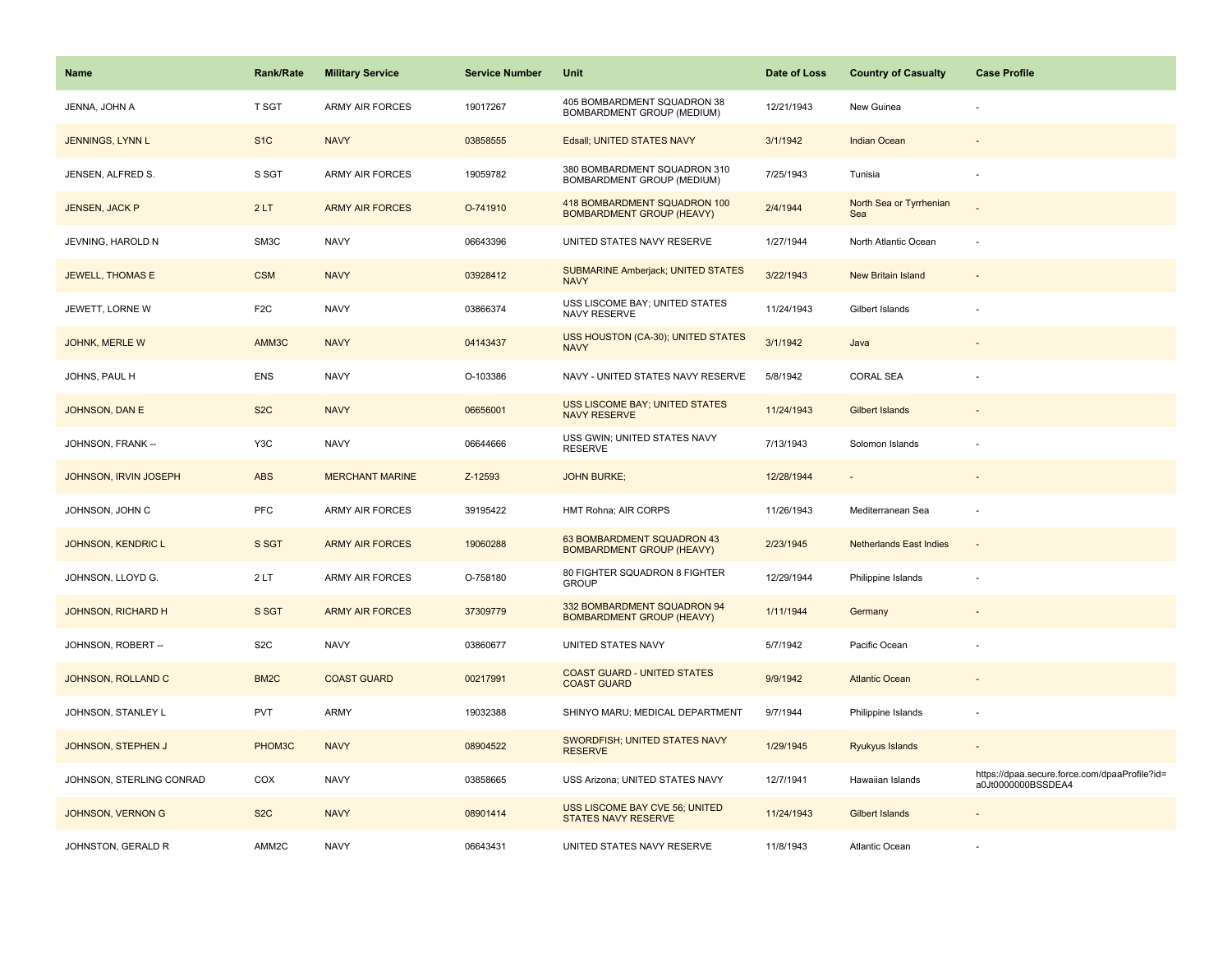| Name | Rank/Rate | Military Service | Service Number | Unit | Date of Loss | Country of Casualty | Case Profile |
|---|---|---|---|---|---|---|---|
| JENNA, JOHN A | T SGT | ARMY AIR FORCES | 19017267 | 405 BOMBARDMENT SQUADRON 38 BOMBARDMENT GROUP (MEDIUM) | 12/21/1943 | New Guinea | - |
| JENNINGS, LYNN L | S1C | NAVY | 03858555 | Edsall; UNITED STATES NAVY | 3/1/1942 | Indian Ocean | - |
| JENSEN, ALFRED S. | S SGT | ARMY AIR FORCES | 19059782 | 380 BOMBARDMENT SQUADRON 310 BOMBARDMENT GROUP (MEDIUM) | 7/25/1943 | Tunisia | - |
| JENSEN, JACK P | 2 LT | ARMY AIR FORCES | O-741910 | 418 BOMBARDMENT SQUADRON 100 BOMBARDMENT GROUP (HEAVY) | 2/4/1944 | North Sea or Tyrrhenian Sea | - |
| JEVNING, HAROLD N | SM3C | NAVY | 06643396 | UNITED STATES NAVY RESERVE | 1/27/1944 | North Atlantic Ocean | - |
| JEWELL, THOMAS E | CSM | NAVY | 03928412 | SUBMARINE Amberjack; UNITED STATES NAVY | 3/22/1943 | New Britain Island | - |
| JEWETT, LORNE W | F2C | NAVY | 03866374 | USS LISCOME BAY; UNITED STATES NAVY RESERVE | 11/24/1943 | Gilbert Islands | - |
| JOHNK, MERLE W | AMM3C | NAVY | 04143437 | USS HOUSTON (CA-30); UNITED STATES NAVY | 3/1/1942 | Java | - |
| JOHNS, PAUL H | ENS | NAVY | O-103386 | NAVY - UNITED STATES NAVY RESERVE | 5/8/1942 | CORAL SEA | - |
| JOHNSON, DAN E | S2C | NAVY | 06656001 | USS LISCOME BAY; UNITED STATES NAVY RESERVE | 11/24/1943 | Gilbert Islands | - |
| JOHNSON, FRANK -- | Y3C | NAVY | 06644666 | USS GWIN; UNITED STATES NAVY RESERVE | 7/13/1943 | Solomon Islands | - |
| JOHNSON, IRVIN JOSEPH | ABS | MERCHANT MARINE | Z-12593 | JOHN BURKE; | 12/28/1944 | - | - |
| JOHNSON, JOHN C | PFC | ARMY AIR FORCES | 39195422 | HMT Rohna; AIR CORPS | 11/26/1943 | Mediterranean Sea | - |
| JOHNSON, KENDRIC L | S SGT | ARMY AIR FORCES | 19060288 | 63 BOMBARDMENT SQUADRON 43 BOMBARDMENT GROUP (HEAVY) | 2/23/1945 | Netherlands East Indies | - |
| JOHNSON, LLOYD G. | 2 LT | ARMY AIR FORCES | O-758180 | 80 FIGHTER SQUADRON 8 FIGHTER GROUP | 12/29/1944 | Philippine Islands | - |
| JOHNSON, RICHARD H | S SGT | ARMY AIR FORCES | 37309779 | 332 BOMBARDMENT SQUADRON 94 BOMBARDMENT GROUP (HEAVY) | 1/11/1944 | Germany | - |
| JOHNSON, ROBERT -- | S2C | NAVY | 03860677 | UNITED STATES NAVY | 5/7/1942 | Pacific Ocean | - |
| JOHNSON, ROLLAND C | BM2C | COAST GUARD | 00217991 | COAST GUARD - UNITED STATES COAST GUARD | 9/9/1942 | Atlantic Ocean | - |
| JOHNSON, STANLEY L | PVT | ARMY | 19032388 | SHINYO MARU; MEDICAL DEPARTMENT | 9/7/1944 | Philippine Islands | - |
| JOHNSON, STEPHEN J | PHOM3C | NAVY | 08904522 | SWORDFISH; UNITED STATES NAVY RESERVE | 1/29/1945 | Ryukyus Islands | - |
| JOHNSON, STERLING CONRAD | COX | NAVY | 03858665 | USS Arizona; UNITED STATES NAVY | 12/7/1941 | Hawaiian Islands | https://dpaa.secure.force.com/dpaaProfile?id=a0Jt0000000BSSDEA4 |
| JOHNSON, VERNON G | S2C | NAVY | 08901414 | USS LISCOME BAY CVE 56; UNITED STATES NAVY RESERVE | 11/24/1943 | Gilbert Islands | - |
| JOHNSTON, GERALD R | AMM2C | NAVY | 06643431 | UNITED STATES NAVY RESERVE | 11/8/1943 | Atlantic Ocean | - |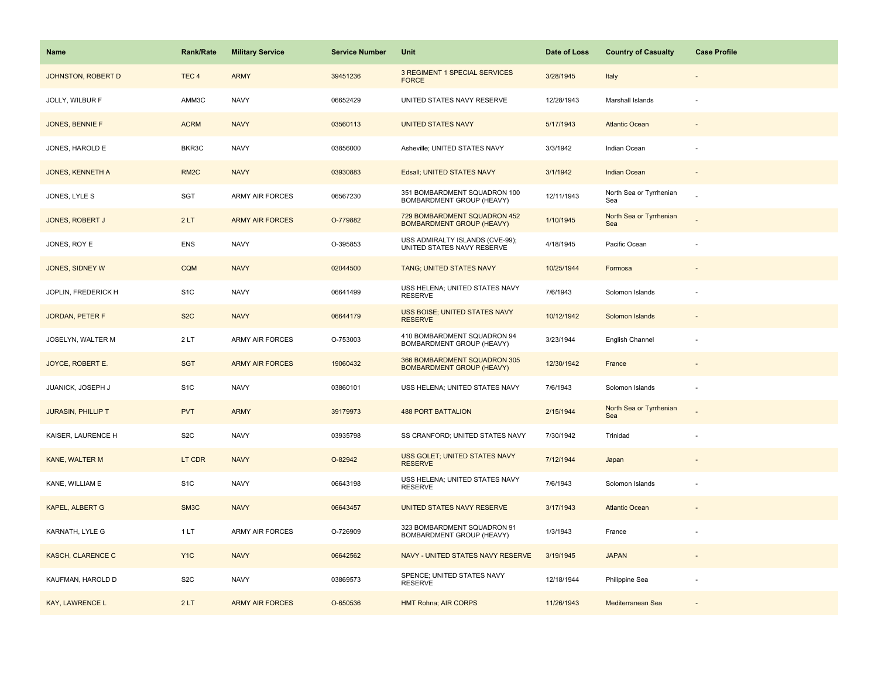| Name | Rank/Rate | Military Service | Service Number | Unit | Date of Loss | Country of Casualty | Case Profile |
|---|---|---|---|---|---|---|---|
| JOHNSTON, ROBERT D | TEC 4 | ARMY | 39451236 | 3 REGIMENT 1 SPECIAL SERVICES FORCE | 3/28/1945 | Italy | - |
| JOLLY, WILBUR F | AMM3C | NAVY | 06652429 | UNITED STATES NAVY RESERVE | 12/28/1943 | Marshall Islands | - |
| JONES, BENNIE F | ACRM | NAVY | 03560113 | UNITED STATES NAVY | 5/17/1943 | Atlantic Ocean | - |
| JONES, HAROLD E | BKR3C | NAVY | 03856000 | Asheville; UNITED STATES NAVY | 3/3/1942 | Indian Ocean | - |
| JONES, KENNETH A | RM2C | NAVY | 03930883 | Edsall; UNITED STATES NAVY | 3/1/1942 | Indian Ocean | - |
| JONES, LYLE S | SGT | ARMY AIR FORCES | 06567230 | 351 BOMBARDMENT SQUADRON 100 BOMBARDMENT GROUP (HEAVY) | 12/11/1943 | North Sea or Tyrrhenian Sea | - |
| JONES, ROBERT J | 2 LT | ARMY AIR FORCES | O-779882 | 729 BOMBARDMENT SQUADRON 452 BOMBARDMENT GROUP (HEAVY) | 1/10/1945 | North Sea or Tyrrhenian Sea | - |
| JONES, ROY E | ENS | NAVY | O-395853 | USS ADMIRALTY ISLANDS (CVE-99); UNITED STATES NAVY RESERVE | 4/18/1945 | Pacific Ocean | - |
| JONES, SIDNEY W | CQM | NAVY | 02044500 | TANG; UNITED STATES NAVY | 10/25/1944 | Formosa | - |
| JOPLIN, FREDERICK H | S1C | NAVY | 06641499 | USS HELENA; UNITED STATES NAVY RESERVE | 7/6/1943 | Solomon Islands | - |
| JORDAN, PETER F | S2C | NAVY | 06644179 | USS BOISE; UNITED STATES NAVY RESERVE | 10/12/1942 | Solomon Islands | - |
| JOSELYN, WALTER M | 2 LT | ARMY AIR FORCES | O-753003 | 410 BOMBARDMENT SQUADRON 94 BOMBARDMENT GROUP (HEAVY) | 3/23/1944 | English Channel | - |
| JOYCE, ROBERT E. | SGT | ARMY AIR FORCES | 19060432 | 366 BOMBARDMENT SQUADRON 305 BOMBARDMENT GROUP (HEAVY) | 12/30/1942 | France | - |
| JUANICK, JOSEPH J | S1C | NAVY | 03860101 | USS HELENA; UNITED STATES NAVY | 7/6/1943 | Solomon Islands | - |
| JURASIN, PHILLIP T | PVT | ARMY | 39179973 | 488 PORT BATTALION | 2/15/1944 | North Sea or Tyrrhenian Sea | - |
| KAISER, LAURENCE H | S2C | NAVY | 03935798 | SS CRANFORD; UNITED STATES NAVY | 7/30/1942 | Trinidad | - |
| KANE, WALTER M | LT CDR | NAVY | O-82942 | USS GOLET; UNITED STATES NAVY RESERVE | 7/12/1944 | Japan | - |
| KANE, WILLIAM E | S1C | NAVY | 06643198 | USS HELENA; UNITED STATES NAVY RESERVE | 7/6/1943 | Solomon Islands | - |
| KAPEL, ALBERT G | SM3C | NAVY | 06643457 | UNITED STATES NAVY RESERVE | 3/17/1943 | Atlantic Ocean | - |
| KARNATH, LYLE G | 1 LT | ARMY AIR FORCES | O-726909 | 323 BOMBARDMENT SQUADRON 91 BOMBARDMENT GROUP (HEAVY) | 1/3/1943 | France | - |
| KASCH, CLARENCE C | Y1C | NAVY | 06642562 | NAVY - UNITED STATES NAVY RESERVE | 3/19/1945 | JAPAN | - |
| KAUFMAN, HAROLD D | S2C | NAVY | 03869573 | SPENCE; UNITED STATES NAVY RESERVE | 12/18/1944 | Philippine Sea | - |
| KAY, LAWRENCE L | 2 LT | ARMY AIR FORCES | O-650536 | HMT Rohna; AIR CORPS | 11/26/1943 | Mediterranean Sea | - |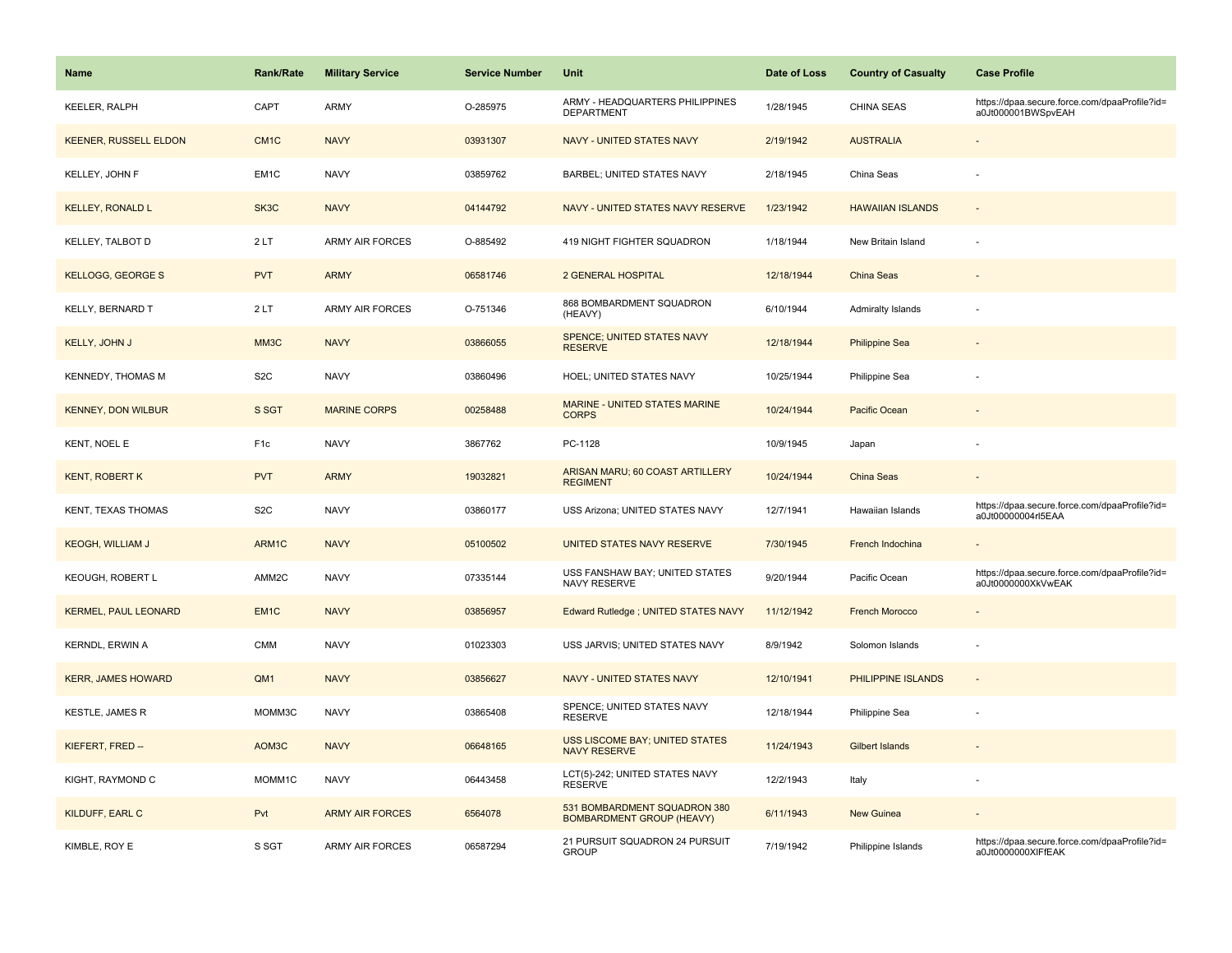| Name | Rank/Rate | Military Service | Service Number | Unit | Date of Loss | Country of Casualty | Case Profile |
|---|---|---|---|---|---|---|---|
| KEELER, RALPH | CAPT | ARMY | O-285975 | ARMY - HEADQUARTERS PHILIPPINES DEPARTMENT | 1/28/1945 | CHINA SEAS | https://dpaa.secure.force.com/dpaaProfile?id=a0Jt000001BWSpvEAH |
| KEENER, RUSSELL ELDON | CM1C | NAVY | 03931307 | NAVY - UNITED STATES NAVY | 2/19/1942 | AUSTRALIA | - |
| KELLEY, JOHN F | EM1C | NAVY | 03859762 | BARBEL; UNITED STATES NAVY | 2/18/1945 | China Seas | - |
| KELLEY, RONALD L | SK3C | NAVY | 04144792 | NAVY - UNITED STATES NAVY RESERVE | 1/23/1942 | HAWAIIAN ISLANDS | - |
| KELLEY, TALBOT D | 2 LT | ARMY AIR FORCES | O-885492 | 419 NIGHT FIGHTER SQUADRON | 1/18/1944 | New Britain Island | - |
| KELLOGG, GEORGE S | PVT | ARMY | 06581746 | 2 GENERAL HOSPITAL | 12/18/1944 | China Seas | - |
| KELLY, BERNARD T | 2 LT | ARMY AIR FORCES | O-751346 | 868 BOMBARDMENT SQUADRON (HEAVY) | 6/10/1944 | Admiralty Islands | - |
| KELLY, JOHN J | MM3C | NAVY | 03866055 | SPENCE; UNITED STATES NAVY RESERVE | 12/18/1944 | Philippine Sea | - |
| KENNEDY, THOMAS M | S2C | NAVY | 03860496 | HOEL; UNITED STATES NAVY | 10/25/1944 | Philippine Sea | - |
| KENNEY, DON WILBUR | S SGT | MARINE CORPS | 00258488 | MARINE - UNITED STATES MARINE CORPS | 10/24/1944 | Pacific Ocean | - |
| KENT, NOEL E | F1c | NAVY | 3867762 | PC-1128 | 10/9/1945 | Japan | - |
| KENT, ROBERT K | PVT | ARMY | 19032821 | ARISAN MARU; 60 COAST ARTILLERY REGIMENT | 10/24/1944 | China Seas | - |
| KENT, TEXAS THOMAS | S2C | NAVY | 03860177 | USS Arizona; UNITED STATES NAVY | 12/7/1941 | Hawaiian Islands | https://dpaa.secure.force.com/dpaaProfile?id=a0Jt00000004rl5EAA |
| KEOGH, WILLIAM J | ARM1C | NAVY | 05100502 | UNITED STATES NAVY RESERVE | 7/30/1945 | French Indochina | - |
| KEOUGH, ROBERT L | AMM2C | NAVY | 07335144 | USS FANSHAW BAY; UNITED STATES NAVY RESERVE | 9/20/1944 | Pacific Ocean | https://dpaa.secure.force.com/dpaaProfile?id=a0Jt0000000XkVwEAK |
| KERMEL, PAUL LEONARD | EM1C | NAVY | 03856957 | Edward Rutledge ; UNITED STATES NAVY | 11/12/1942 | French Morocco | - |
| KERNDL, ERWIN A | CMM | NAVY | 01023303 | USS JARVIS; UNITED STATES NAVY | 8/9/1942 | Solomon Islands | - |
| KERR, JAMES HOWARD | QM1 | NAVY | 03856627 | NAVY - UNITED STATES NAVY | 12/10/1941 | PHILIPPINE ISLANDS | - |
| KESTLE, JAMES R | MOMM3C | NAVY | 03865408 | SPENCE; UNITED STATES NAVY RESERVE | 12/18/1944 | Philippine Sea | - |
| KIEFERT, FRED -- | AOM3C | NAVY | 06648165 | USS LISCOME BAY; UNITED STATES NAVY RESERVE | 11/24/1943 | Gilbert Islands | - |
| KIGHT, RAYMOND C | MOMM1C | NAVY | 06443458 | LCT(5)-242; UNITED STATES NAVY RESERVE | 12/2/1943 | Italy | - |
| KILDUFF, EARL C | Pvt | ARMY AIR FORCES | 6564078 | 531 BOMBARDMENT SQUADRON 380 BOMBARDMENT GROUP (HEAVY) | 6/11/1943 | New Guinea | - |
| KIMBLE, ROY E | S SGT | ARMY AIR FORCES | 06587294 | 21 PURSUIT SQUADRON 24 PURSUIT GROUP | 7/19/1942 | Philippine Islands | https://dpaa.secure.force.com/dpaaProfile?id=a0Jt0000000XlFfEAK |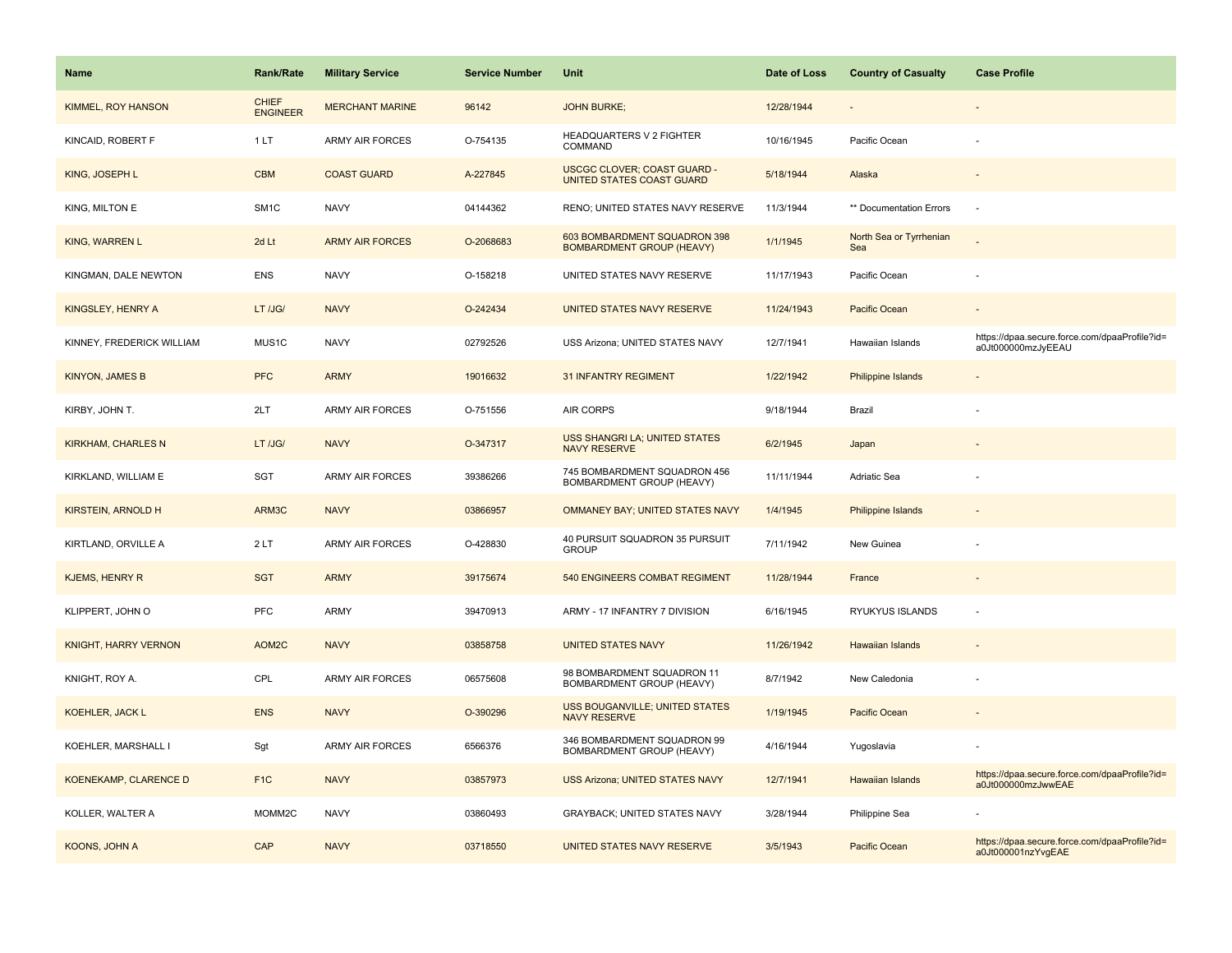| Name | Rank/Rate | Military Service | Service Number | Unit | Date of Loss | Country of Casualty | Case Profile |
|---|---|---|---|---|---|---|---|
| KIMMEL, ROY HANSON | CHIEF ENGINEER | MERCHANT MARINE | 96142 | JOHN BURKE; | 12/28/1944 | - | - |
| KINCAID, ROBERT F | 1 LT | ARMY AIR FORCES | O-754135 | HEADQUARTERS V 2 FIGHTER COMMAND | 10/16/1945 | Pacific Ocean | - |
| KING, JOSEPH L | CBM | COAST GUARD | A-227845 | USCGC CLOVER; COAST GUARD - UNITED STATES COAST GUARD | 5/18/1944 | Alaska | - |
| KING, MILTON E | SM1C | NAVY | 04144362 | RENO; UNITED STATES NAVY RESERVE | 11/3/1944 | ** Documentation Errors | - |
| KING, WARREN L | 2d Lt | ARMY AIR FORCES | O-2068683 | 603 BOMBARDMENT SQUADRON 398 BOMBARDMENT GROUP (HEAVY) | 1/1/1945 | North Sea or Tyrrhenian Sea | - |
| KINGMAN, DALE NEWTON | ENS | NAVY | O-158218 | UNITED STATES NAVY RESERVE | 11/17/1943 | Pacific Ocean | - |
| KINGSLEY, HENRY A | LT /JG/ | NAVY | O-242434 | UNITED STATES NAVY RESERVE | 11/24/1943 | Pacific Ocean | - |
| KINNEY, FREDERICK WILLIAM | MUS1C | NAVY | 02792526 | USS Arizona; UNITED STATES NAVY | 12/7/1941 | Hawaiian Islands | https://dpaa.secure.force.com/dpaaProfile?id=a0Jt000000mzJyEEAU |
| KINYON, JAMES B | PFC | ARMY | 19016632 | 31 INFANTRY REGIMENT | 1/22/1942 | Philippine Islands | - |
| KIRBY, JOHN T. | 2LT | ARMY AIR FORCES | O-751556 | AIR CORPS | 9/18/1944 | Brazil | - |
| KIRKHAM, CHARLES N | LT /JG/ | NAVY | O-347317 | USS SHANGRI LA; UNITED STATES NAVY RESERVE | 6/2/1945 | Japan | - |
| KIRKLAND, WILLIAM E | SGT | ARMY AIR FORCES | 39386266 | 745 BOMBARDMENT SQUADRON 456 BOMBARDMENT GROUP (HEAVY) | 11/11/1944 | Adriatic Sea | - |
| KIRSTEIN, ARNOLD H | ARM3C | NAVY | 03866957 | OMMANEY BAY; UNITED STATES NAVY | 1/4/1945 | Philippine Islands | - |
| KIRTLAND, ORVILLE A | 2 LT | ARMY AIR FORCES | O-428830 | 40 PURSUIT SQUADRON 35 PURSUIT GROUP | 7/11/1942 | New Guinea | - |
| KJEMS, HENRY R | SGT | ARMY | 39175674 | 540 ENGINEERS COMBAT REGIMENT | 11/28/1944 | France | - |
| KLIPPERT, JOHN O | PFC | ARMY | 39470913 | ARMY - 17 INFANTRY 7 DIVISION | 6/16/1945 | RYUKYUS ISLANDS | - |
| KNIGHT, HARRY VERNON | AOM2C | NAVY | 03858758 | UNITED STATES NAVY | 11/26/1942 | Hawaiian Islands | - |
| KNIGHT, ROY A. | CPL | ARMY AIR FORCES | 06575608 | 98 BOMBARDMENT SQUADRON 11 BOMBARDMENT GROUP (HEAVY) | 8/7/1942 | New Caledonia | - |
| KOEHLER, JACK L | ENS | NAVY | O-390296 | USS BOUGANVILLE; UNITED STATES NAVY RESERVE | 1/19/1945 | Pacific Ocean | - |
| KOEHLER, MARSHALL I | Sgt | ARMY AIR FORCES | 6566376 | 346 BOMBARDMENT SQUADRON 99 BOMBARDMENT GROUP (HEAVY) | 4/16/1944 | Yugoslavia | - |
| KOENEKAMP, CLARENCE D | F1C | NAVY | 03857973 | USS Arizona; UNITED STATES NAVY | 12/7/1941 | Hawaiian Islands | https://dpaa.secure.force.com/dpaaProfile?id=a0Jt000000mzJwwEAE |
| KOLLER, WALTER A | MOMM2C | NAVY | 03860493 | GRAYBACK; UNITED STATES NAVY | 3/28/1944 | Philippine Sea | - |
| KOONS, JOHN A | CAP | NAVY | 03718550 | UNITED STATES NAVY RESERVE | 3/5/1943 | Pacific Ocean | https://dpaa.secure.force.com/dpaaProfile?id=a0Jt000001nzYvgEAE |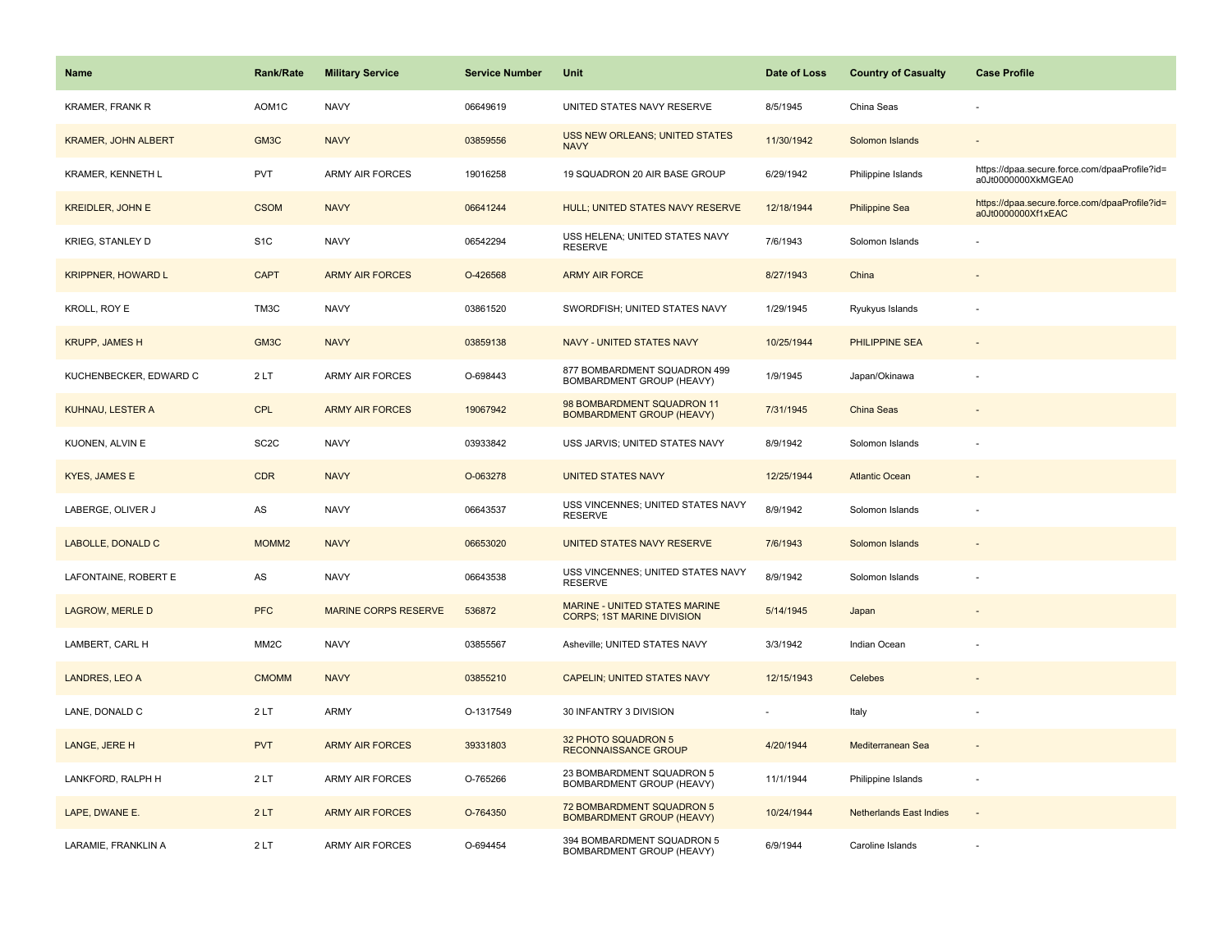| Name | Rank/Rate | Military Service | Service Number | Unit | Date of Loss | Country of Casualty | Case Profile |
|---|---|---|---|---|---|---|---|
| KRAMER, FRANK R | AOM1C | NAVY | 06649619 | UNITED STATES NAVY RESERVE | 8/5/1945 | China Seas | - |
| KRAMER, JOHN ALBERT | GM3C | NAVY | 03859556 | USS NEW ORLEANS; UNITED STATES NAVY | 11/30/1942 | Solomon Islands | - |
| KRAMER, KENNETH L | PVT | ARMY AIR FORCES | 19016258 | 19 SQUADRON 20 AIR BASE GROUP | 6/29/1942 | Philippine Islands | https://dpaa.secure.force.com/dpaaProfile?id=a0Jt0000000XkMGEA0 |
| KREIDLER, JOHN E | CSOM | NAVY | 06641244 | HULL; UNITED STATES NAVY RESERVE | 12/18/1944 | Philippine Sea | https://dpaa.secure.force.com/dpaaProfile?id=a0Jt0000000Xf1xEAC |
| KRIEG, STANLEY D | S1C | NAVY | 06542294 | USS HELENA; UNITED STATES NAVY RESERVE | 7/6/1943 | Solomon Islands | - |
| KRIPPNER, HOWARD L | CAPT | ARMY AIR FORCES | O-426568 | ARMY AIR FORCE | 8/27/1943 | China | - |
| KROLL, ROY E | TM3C | NAVY | 03861520 | SWORDFISH; UNITED STATES NAVY | 1/29/1945 | Ryukyus Islands | - |
| KRUPP, JAMES H | GM3C | NAVY | 03859138 | NAVY - UNITED STATES NAVY | 10/25/1944 | PHILIPPINE SEA | - |
| KUCHENBECKER, EDWARD C | 2 LT | ARMY AIR FORCES | O-698443 | 877 BOMBARDMENT SQUADRON 499 BOMBARDMENT GROUP (HEAVY) | 1/9/1945 | Japan/Okinawa | - |
| KUHNAU, LESTER A | CPL | ARMY AIR FORCES | 19067942 | 98 BOMBARDMENT SQUADRON 11 BOMBARDMENT GROUP (HEAVY) | 7/31/1945 | China Seas | - |
| KUONEN, ALVIN E | SC2C | NAVY | 03933842 | USS JARVIS; UNITED STATES NAVY | 8/9/1942 | Solomon Islands | - |
| KYES, JAMES E | CDR | NAVY | O-063278 | UNITED STATES NAVY | 12/25/1944 | Atlantic Ocean | - |
| LABERGE, OLIVER J | AS | NAVY | 06643537 | USS VINCENNES; UNITED STATES NAVY RESERVE | 8/9/1942 | Solomon Islands | - |
| LABOLLE, DONALD C | MOMM2 | NAVY | 06653020 | UNITED STATES NAVY RESERVE | 7/6/1943 | Solomon Islands | - |
| LAFONTAINE, ROBERT E | AS | NAVY | 06643538 | USS VINCENNES; UNITED STATES NAVY RESERVE | 8/9/1942 | Solomon Islands | - |
| LAGROW, MERLE D | PFC | MARINE CORPS RESERVE | 536872 | MARINE - UNITED STATES MARINE CORPS; 1ST MARINE DIVISION | 5/14/1945 | Japan | - |
| LAMBERT, CARL H | MM2C | NAVY | 03855567 | Asheville; UNITED STATES NAVY | 3/3/1942 | Indian Ocean | - |
| LANDRES, LEO A | CMOMM | NAVY | 03855210 | CAPELIN; UNITED STATES NAVY | 12/15/1943 | Celebes | - |
| LANE, DONALD C | 2 LT | ARMY | O-1317549 | 30 INFANTRY 3 DIVISION | - | Italy | - |
| LANGE, JERE H | PVT | ARMY AIR FORCES | 39331803 | 32 PHOTO SQUADRON 5 RECONNAISSANCE GROUP | 4/20/1944 | Mediterranean Sea | - |
| LANKFORD, RALPH H | 2 LT | ARMY AIR FORCES | O-765266 | 23 BOMBARDMENT SQUADRON 5 BOMBARDMENT GROUP (HEAVY) | 11/1/1944 | Philippine Islands | - |
| LAPE, DWANE E. | 2 LT | ARMY AIR FORCES | O-764350 | 72 BOMBARDMENT SQUADRON 5 BOMBARDMENT GROUP (HEAVY) | 10/24/1944 | Netherlands East Indies | - |
| LARAMIE, FRANKLIN A | 2 LT | ARMY AIR FORCES | O-694454 | 394 BOMBARDMENT SQUADRON 5 BOMBARDMENT GROUP (HEAVY) | 6/9/1944 | Caroline Islands | - |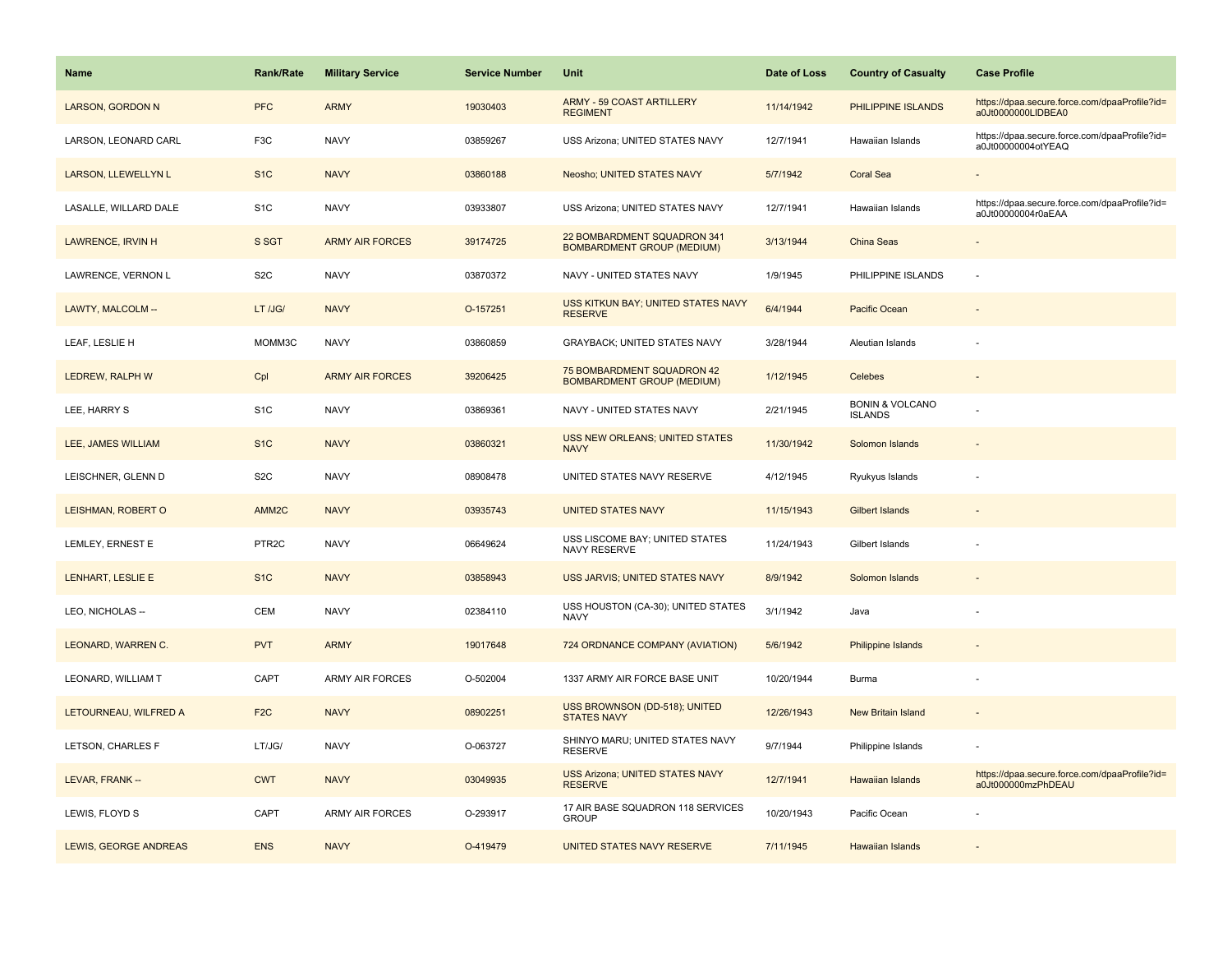| Name | Rank/Rate | Military Service | Service Number | Unit | Date of Loss | Country of Casualty | Case Profile |
|---|---|---|---|---|---|---|---|
| LARSON, GORDON N | PFC | ARMY | 19030403 | ARMY - 59 COAST ARTILLERY REGIMENT | 11/14/1942 | PHILIPPINE ISLANDS | https://dpaa.secure.force.com/dpaaProfile?id=a0Jt0000000LlDBEA0 |
| LARSON, LEONARD CARL | F3C | NAVY | 03859267 | USS Arizona; UNITED STATES NAVY | 12/7/1941 | Hawaiian Islands | https://dpaa.secure.force.com/dpaaProfile?id=a0Jt00000004otYEAQ |
| LARSON, LLEWELLYN L | S1C | NAVY | 03860188 | Neosho; UNITED STATES NAVY | 5/7/1942 | Coral Sea | - |
| LASALLE, WILLARD DALE | S1C | NAVY | 03933807 | USS Arizona; UNITED STATES NAVY | 12/7/1941 | Hawaiian Islands | https://dpaa.secure.force.com/dpaaProfile?id=a0Jt00000004r0aEAA |
| LAWRENCE, IRVIN H | S SGT | ARMY AIR FORCES | 39174725 | 22 BOMBARDMENT SQUADRON 341 BOMBARDMENT GROUP (MEDIUM) | 3/13/1944 | China Seas | - |
| LAWRENCE, VERNON L | S2C | NAVY | 03870372 | NAVY - UNITED STATES NAVY | 1/9/1945 | PHILIPPINE ISLANDS | - |
| LAWTY, MALCOLM -- | LT /JG/ | NAVY | O-157251 | USS KITKUN BAY; UNITED STATES NAVY RESERVE | 6/4/1944 | Pacific Ocean | - |
| LEAF, LESLIE H | MOMM3C | NAVY | 03860859 | GRAYBACK; UNITED STATES NAVY | 3/28/1944 | Aleutian Islands | - |
| LEDREW, RALPH W | Cpl | ARMY AIR FORCES | 39206425 | 75 BOMBARDMENT SQUADRON 42 BOMBARDMENT GROUP (MEDIUM) | 1/12/1945 | Celebes | - |
| LEE, HARRY S | S1C | NAVY | 03869361 | NAVY - UNITED STATES NAVY | 2/21/1945 | BONIN & VOLCANO ISLANDS | - |
| LEE, JAMES WILLIAM | S1C | NAVY | 03860321 | USS NEW ORLEANS; UNITED STATES NAVY | 11/30/1942 | Solomon Islands | - |
| LEISCHNER, GLENN D | S2C | NAVY | 08908478 | UNITED STATES NAVY RESERVE | 4/12/1945 | Ryukyus Islands | - |
| LEISHMAN, ROBERT O | AMM2C | NAVY | 03935743 | UNITED STATES NAVY | 11/15/1943 | Gilbert Islands | - |
| LEMLEY, ERNEST E | PTR2C | NAVY | 06649624 | USS LISCOME BAY; UNITED STATES NAVY RESERVE | 11/24/1943 | Gilbert Islands | - |
| LENHART, LESLIE E | S1C | NAVY | 03858943 | USS JARVIS; UNITED STATES NAVY | 8/9/1942 | Solomon Islands | - |
| LEO, NICHOLAS -- | CEM | NAVY | 02384110 | USS HOUSTON (CA-30); UNITED STATES NAVY | 3/1/1942 | Java | - |
| LEONARD, WARREN C. | PVT | ARMY | 19017648 | 724 ORDNANCE COMPANY (AVIATION) | 5/6/1942 | Philippine Islands | - |
| LEONARD, WILLIAM T | CAPT | ARMY AIR FORCES | O-502004 | 1337 ARMY AIR FORCE BASE UNIT | 10/20/1944 | Burma | - |
| LETOURNEAU, WILFRED A | F2C | NAVY | 08902251 | USS BROWNSON (DD-518); UNITED STATES NAVY | 12/26/1943 | New Britain Island | - |
| LETSON, CHARLES F | LT/JG/ | NAVY | O-063727 | SHINYO MARU; UNITED STATES NAVY RESERVE | 9/7/1944 | Philippine Islands | - |
| LEVAR, FRANK -- | CWT | NAVY | 03049935 | USS Arizona; UNITED STATES NAVY RESERVE | 12/7/1941 | Hawaiian Islands | https://dpaa.secure.force.com/dpaaProfile?id=a0Jt000000mzPhDEAU |
| LEWIS, FLOYD S | CAPT | ARMY AIR FORCES | O-293917 | 17 AIR BASE SQUADRON 118 SERVICES GROUP | 10/20/1943 | Pacific Ocean | - |
| LEWIS, GEORGE ANDREAS | ENS | NAVY | O-419479 | UNITED STATES NAVY RESERVE | 7/11/1945 | Hawaiian Islands | - |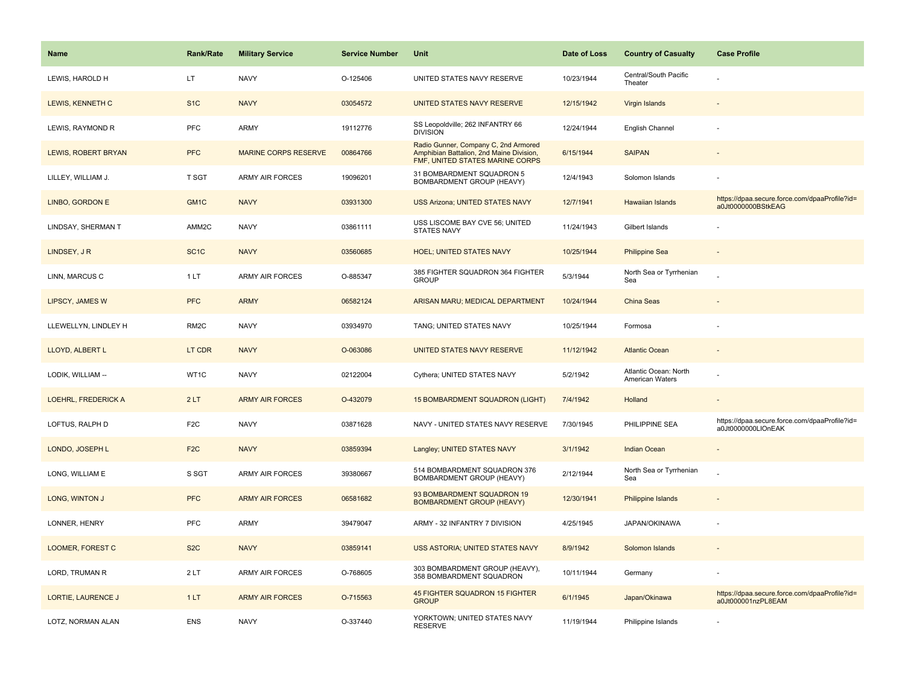| Name | Rank/Rate | Military Service | Service Number | Unit | Date of Loss | Country of Casualty | Case Profile |
|---|---|---|---|---|---|---|---|
| LEWIS, HAROLD H | LT | NAVY | O-125406 | UNITED STATES NAVY RESERVE | 10/23/1944 | Central/South Pacific Theater | - |
| LEWIS, KENNETH C | S1C | NAVY | 03054572 | UNITED STATES NAVY RESERVE | 12/15/1942 | Virgin Islands | - |
| LEWIS, RAYMOND R | PFC | ARMY | 19112776 | SS Leopoldville; 262 INFANTRY 66 DIVISION | 12/24/1944 | English Channel | - |
| LEWIS, ROBERT BRYAN | PFC | MARINE CORPS RESERVE | 00864766 | Radio Gunner, Company C, 2nd Armored Amphibian Battalion, 2nd Maine Division, FMF, UNITED STATES MARINE CORPS | 6/15/1944 | SAIPAN | - |
| LILLEY, WILLIAM J. | T SGT | ARMY AIR FORCES | 19096201 | 31 BOMBARDMENT SQUADRON 5 BOMBARDMENT GROUP (HEAVY) | 12/4/1943 | Solomon Islands | - |
| LINBO, GORDON E | GM1C | NAVY | 03931300 | USS Arizona; UNITED STATES NAVY | 12/7/1941 | Hawaiian Islands | https://dpaa.secure.force.com/dpaaProfile?id=a0Jt0000000BStkEAG |
| LINDSAY, SHERMAN T | AMM2C | NAVY | 03861111 | USS LISCOME BAY CVE 56; UNITED STATES NAVY | 11/24/1943 | Gilbert Islands | - |
| LINDSEY, J R | SC1C | NAVY | 03560685 | HOEL; UNITED STATES NAVY | 10/25/1944 | Philippine Sea | - |
| LINN, MARCUS C | 1 LT | ARMY AIR FORCES | O-885347 | 385 FIGHTER SQUADRON 364 FIGHTER GROUP | 5/3/1944 | North Sea or Tyrrhenian Sea | - |
| LIPSCY, JAMES W | PFC | ARMY | 06582124 | ARISAN MARU; MEDICAL DEPARTMENT | 10/24/1944 | China Seas | - |
| LLEWELLYN, LINDLEY H | RM2C | NAVY | 03934970 | TANG; UNITED STATES NAVY | 10/25/1944 | Formosa | - |
| LLOYD, ALBERT L | LT CDR | NAVY | O-063086 | UNITED STATES NAVY RESERVE | 11/12/1942 | Atlantic Ocean | - |
| LODIK, WILLIAM -- | WT1C | NAVY | 02122004 | Cythera; UNITED STATES NAVY | 5/2/1942 | Atlantic Ocean: North American Waters | - |
| LOEHRL, FREDERICK A | 2 LT | ARMY AIR FORCES | O-432079 | 15 BOMBARDMENT SQUADRON (LIGHT) | 7/4/1942 | Holland | - |
| LOFTUS, RALPH D | F2C | NAVY | 03871628 | NAVY - UNITED STATES NAVY RESERVE | 7/30/1945 | PHILIPPINE SEA | https://dpaa.secure.force.com/dpaaProfile?id=a0Jt0000000LIOnEAK |
| LONDO, JOSEPH L | F2C | NAVY | 03859394 | Langley; UNITED STATES NAVY | 3/1/1942 | Indian Ocean | - |
| LONG, WILLIAM E | S SGT | ARMY AIR FORCES | 39380667 | 514 BOMBARDMENT SQUADRON 376 BOMBARDMENT GROUP (HEAVY) | 2/12/1944 | North Sea or Tyrrhenian Sea | - |
| LONG, WINTON J | PFC | ARMY AIR FORCES | 06581682 | 93 BOMBARDMENT SQUADRON 19 BOMBARDMENT GROUP (HEAVY) | 12/30/1941 | Philippine Islands | - |
| LONNER, HENRY | PFC | ARMY | 39479047 | ARMY - 32 INFANTRY 7 DIVISION | 4/25/1945 | JAPAN/OKINAWA | - |
| LOOMER, FOREST C | S2C | NAVY | 03859141 | USS ASTORIA; UNITED STATES NAVY | 8/9/1942 | Solomon Islands | - |
| LORD, TRUMAN R | 2 LT | ARMY AIR FORCES | O-768605 | 303 BOMBARDMENT GROUP (HEAVY), 358 BOMBARDMENT SQUADRON | 10/11/1944 | Germany | - |
| LORTIE, LAURENCE J | 1 LT | ARMY AIR FORCES | O-715563 | 45 FIGHTER SQUADRON 15 FIGHTER GROUP | 6/1/1945 | Japan/Okinawa | https://dpaa.secure.force.com/dpaaProfile?id=a0Jt000001nzPL8EAM |
| LOTZ, NORMAN ALAN | ENS | NAVY | O-337440 | YORKTOWN; UNITED STATES NAVY RESERVE | 11/19/1944 | Philippine Islands | - |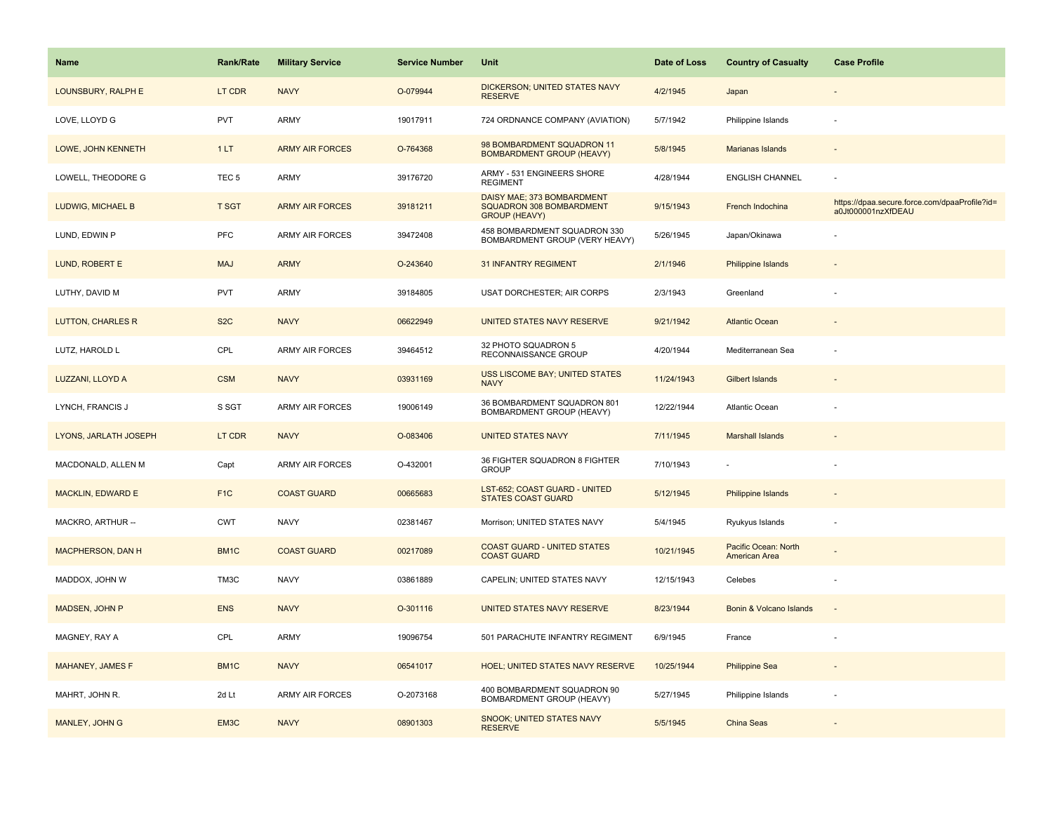| Name | Rank/Rate | Military Service | Service Number | Unit | Date of Loss | Country of Casualty | Case Profile |
| --- | --- | --- | --- | --- | --- | --- | --- |
| LOUNSBURY, RALPH E | LT CDR | NAVY | O-079944 | DICKERSON; UNITED STATES NAVY RESERVE | 4/2/1945 | Japan | - |
| LOVE, LLOYD G | PVT | ARMY | 19017911 | 724 ORDNANCE COMPANY (AVIATION) | 5/7/1942 | Philippine Islands | - |
| LOWE, JOHN KENNETH | 1 LT | ARMY AIR FORCES | O-764368 | 98 BOMBARDMENT SQUADRON 11 BOMBARDMENT GROUP (HEAVY) | 5/8/1945 | Marianas Islands | - |
| LOWELL, THEODORE G | TEC 5 | ARMY | 39176720 | ARMY - 531 ENGINEERS SHORE REGIMENT | 4/28/1944 | ENGLISH CHANNEL | - |
| LUDWIG, MICHAEL B | T SGT | ARMY AIR FORCES | 39181211 | DAISY MAE; 373 BOMBARDMENT SQUADRON 308 BOMBARDMENT GROUP (HEAVY) | 9/15/1943 | French Indochina | https://dpaa.secure.force.com/dpaaProfile?id=a0Jt000001nzXfDEAU |
| LUND, EDWIN P | PFC | ARMY AIR FORCES | 39472408 | 458 BOMBARDMENT SQUADRON 330 BOMBARDMENT GROUP (VERY HEAVY) | 5/26/1945 | Japan/Okinawa | - |
| LUND, ROBERT E | MAJ | ARMY | O-243640 | 31 INFANTRY REGIMENT | 2/1/1946 | Philippine Islands | - |
| LUTHY, DAVID M | PVT | ARMY | 39184805 | USAT DORCHESTER; AIR CORPS | 2/3/1943 | Greenland | - |
| LUTTON, CHARLES R | S2C | NAVY | 06622949 | UNITED STATES NAVY RESERVE | 9/21/1942 | Atlantic Ocean | - |
| LUTZ, HAROLD L | CPL | ARMY AIR FORCES | 39464512 | 32 PHOTO SQUADRON 5 RECONNAISSANCE GROUP | 4/20/1944 | Mediterranean Sea | - |
| LUZZANI, LLOYD A | CSM | NAVY | 03931169 | USS LISCOME BAY; UNITED STATES NAVY | 11/24/1943 | Gilbert Islands | - |
| LYNCH, FRANCIS J | S SGT | ARMY AIR FORCES | 19006149 | 36 BOMBARDMENT SQUADRON 801 BOMBARDMENT GROUP (HEAVY) | 12/22/1944 | Atlantic Ocean | - |
| LYONS, JARLATH JOSEPH | LT CDR | NAVY | O-083406 | UNITED STATES NAVY | 7/11/1945 | Marshall Islands | - |
| MACDONALD, ALLEN M | Capt | ARMY AIR FORCES | O-432001 | 36 FIGHTER SQUADRON 8 FIGHTER GROUP | 7/10/1943 | - | - |
| MACKLIN, EDWARD E | F1C | COAST GUARD | 00665683 | LST-652; COAST GUARD - UNITED STATES COAST GUARD | 5/12/1945 | Philippine Islands | - |
| MACKRO, ARTHUR -- | CWT | NAVY | 02381467 | Morrison; UNITED STATES NAVY | 5/4/1945 | Ryukyus Islands | - |
| MACPHERSON, DAN H | BM1C | COAST GUARD | 00217089 | COAST GUARD - UNITED STATES COAST GUARD | 10/21/1945 | Pacific Ocean: North American Area | - |
| MADDOX, JOHN W | TM3C | NAVY | 03861889 | CAPELIN; UNITED STATES NAVY | 12/15/1943 | Celebes | - |
| MADSEN, JOHN P | ENS | NAVY | O-301116 | UNITED STATES NAVY RESERVE | 8/23/1944 | Bonin & Volcano Islands | - |
| MAGNEY, RAY A | CPL | ARMY | 19096754 | 501 PARACHUTE INFANTRY REGIMENT | 6/9/1945 | France | - |
| MAHANEY, JAMES F | BM1C | NAVY | 06541017 | HOEL; UNITED STATES NAVY RESERVE | 10/25/1944 | Philippine Sea | - |
| MAHRT, JOHN R. | 2d Lt | ARMY AIR FORCES | O-2073168 | 400 BOMBARDMENT SQUADRON 90 BOMBARDMENT GROUP (HEAVY) | 5/27/1945 | Philippine Islands | - |
| MANLEY, JOHN G | EM3C | NAVY | 08901303 | SNOOK; UNITED STATES NAVY RESERVE | 5/5/1945 | China Seas | - |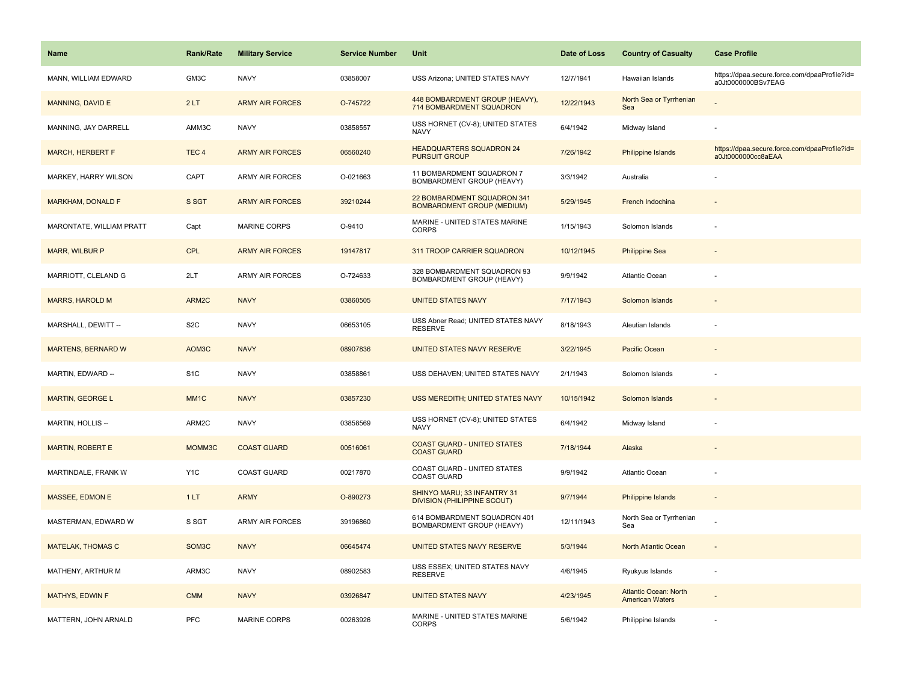| Name | Rank/Rate | Military Service | Service Number | Unit | Date of Loss | Country of Casualty | Case Profile |
| --- | --- | --- | --- | --- | --- | --- | --- |
| MANN, WILLIAM EDWARD | GM3C | NAVY | 03858007 | USS Arizona; UNITED STATES NAVY | 12/7/1941 | Hawaiian Islands | https://dpaa.secure.force.com/dpaaProfile?id=a0Jt0000000BSv7EAG |
| MANNING, DAVID E | 2 LT | ARMY AIR FORCES | O-745722 | 448 BOMBARDMENT GROUP (HEAVY), 714 BOMBARDMENT SQUADRON | 12/22/1943 | North Sea or Tyrrhenian Sea | - |
| MANNING, JAY DARRELL | AMM3C | NAVY | 03858557 | USS HORNET (CV-8); UNITED STATES NAVY | 6/4/1942 | Midway Island | - |
| MARCH, HERBERT F | TEC 4 | ARMY AIR FORCES | 06560240 | HEADQUARTERS SQUADRON 24 PURSUIT GROUP | 7/26/1942 | Philippine Islands | https://dpaa.secure.force.com/dpaaProfile?id=a0Jt0000000cc8aEAA |
| MARKEY, HARRY WILSON | CAPT | ARMY AIR FORCES | O-021663 | 11 BOMBARDMENT SQUADRON 7 BOMBARDMENT GROUP (HEAVY) | 3/3/1942 | Australia | - |
| MARKHAM, DONALD F | S SGT | ARMY AIR FORCES | 39210244 | 22 BOMBARDMENT SQUADRON 341 BOMBARDMENT GROUP (MEDIUM) | 5/29/1945 | French Indochina | - |
| MARONTATE, WILLIAM PRATT | Capt | MARINE CORPS | O-9410 | MARINE - UNITED STATES MARINE CORPS | 1/15/1943 | Solomon Islands | - |
| MARR, WILBUR P | CPL | ARMY AIR FORCES | 19147817 | 311 TROOP CARRIER SQUADRON | 10/12/1945 | Philippine Sea | - |
| MARRIOTT, CLELAND G | 2LT | ARMY AIR FORCES | O-724633 | 328 BOMBARDMENT SQUADRON 93 BOMBARDMENT GROUP (HEAVY) | 9/9/1942 | Atlantic Ocean | - |
| MARRS, HAROLD M | ARM2C | NAVY | 03860505 | UNITED STATES NAVY | 7/17/1943 | Solomon Islands | - |
| MARSHALL, DEWITT -- | S2C | NAVY | 06653105 | USS Abner Read; UNITED STATES NAVY RESERVE | 8/18/1943 | Aleutian Islands | - |
| MARTENS, BERNARD W | AOM3C | NAVY | 08907836 | UNITED STATES NAVY RESERVE | 3/22/1945 | Pacific Ocean | - |
| MARTIN, EDWARD -- | S1C | NAVY | 03858861 | USS DEHAVEN; UNITED STATES NAVY | 2/1/1943 | Solomon Islands | - |
| MARTIN, GEORGE L | MM1C | NAVY | 03857230 | USS MEREDITH; UNITED STATES NAVY | 10/15/1942 | Solomon Islands | - |
| MARTIN, HOLLIS -- | ARM2C | NAVY | 03858569 | USS HORNET (CV-8); UNITED STATES NAVY | 6/4/1942 | Midway Island | - |
| MARTIN, ROBERT E | MOMM3C | COAST GUARD | 00516061 | COAST GUARD - UNITED STATES COAST GUARD | 7/18/1944 | Alaska | - |
| MARTINDALE, FRANK W | Y1C | COAST GUARD | 00217870 | COAST GUARD - UNITED STATES COAST GUARD | 9/9/1942 | Atlantic Ocean | - |
| MASSEE, EDMON E | 1 LT | ARMY | O-890273 | SHINYO MARU; 33 INFANTRY 31 DIVISION (PHILIPPINE SCOUT) | 9/7/1944 | Philippine Islands | - |
| MASTERMAN, EDWARD W | S SGT | ARMY AIR FORCES | 39196860 | 614 BOMBARDMENT SQUADRON 401 BOMBARDMENT GROUP (HEAVY) | 12/11/1943 | North Sea or Tyrrhenian Sea | - |
| MATELAK, THOMAS C | SOM3C | NAVY | 06645474 | UNITED STATES NAVY RESERVE | 5/3/1944 | North Atlantic Ocean | - |
| MATHENY, ARTHUR M | ARM3C | NAVY | 08902583 | USS ESSEX; UNITED STATES NAVY RESERVE | 4/6/1945 | Ryukyus Islands | - |
| MATHYS, EDWIN F | CMM | NAVY | 03926847 | UNITED STATES NAVY | 4/23/1945 | Atlantic Ocean: North American Waters | - |
| MATTERN, JOHN ARNALD | PFC | MARINE CORPS | 00263926 | MARINE - UNITED STATES MARINE CORPS | 5/6/1942 | Philippine Islands | - |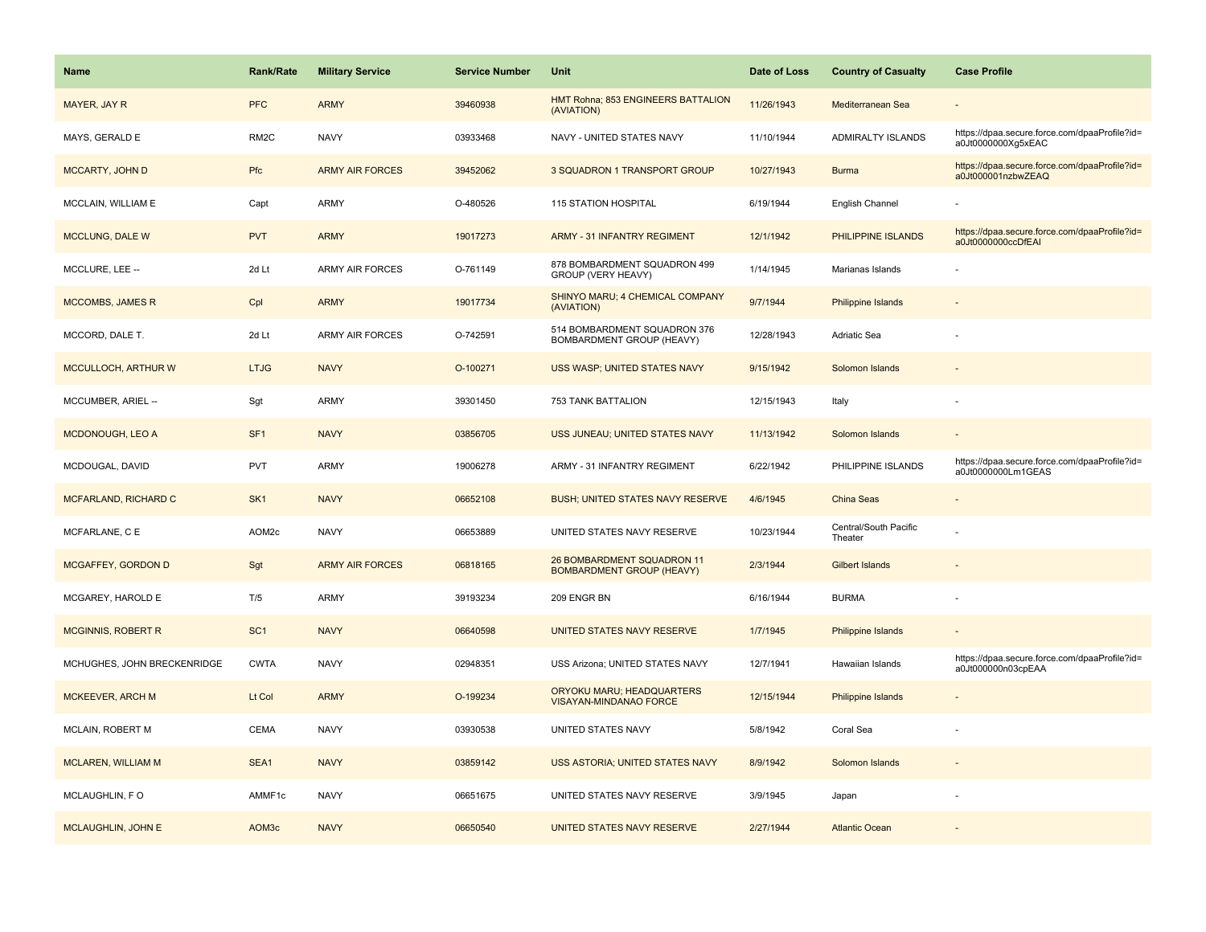| Name | Rank/Rate | Military Service | Service Number | Unit | Date of Loss | Country of Casualty | Case Profile |
| --- | --- | --- | --- | --- | --- | --- | --- |
| MAYER, JAY R | PFC | ARMY | 39460938 | HMT Rohna; 853 ENGINEERS BATTALION (AVIATION) | 11/26/1943 | Mediterranean Sea | - |
| MAYS, GERALD E | RM2C | NAVY | 03933468 | NAVY - UNITED STATES NAVY | 11/10/1944 | ADMIRALTY ISLANDS | https://dpaa.secure.force.com/dpaaProfile?id=a0Jt0000000Xg5xEAC |
| MCCARTY, JOHN D | Pfc | ARMY AIR FORCES | 39452062 | 3 SQUADRON 1 TRANSPORT GROUP | 10/27/1943 | Burma | https://dpaa.secure.force.com/dpaaProfile?id=a0Jt000001nzbwZEAQ |
| MCCLAIN, WILLIAM E | Capt | ARMY | O-480526 | 115 STATION HOSPITAL | 6/19/1944 | English Channel | - |
| MCCLUNG, DALE W | PVT | ARMY | 19017273 | ARMY - 31 INFANTRY REGIMENT | 12/1/1942 | PHILIPPINE ISLANDS | https://dpaa.secure.force.com/dpaaProfile?id=a0Jt0000000ccDfEAI |
| MCCLURE, LEE -- | 2d Lt | ARMY AIR FORCES | O-761149 | 878 BOMBARDMENT SQUADRON 499 GROUP (VERY HEAVY) | 1/14/1945 | Marianas Islands | - |
| MCCOMBS, JAMES R | Cpl | ARMY | 19017734 | SHINYO MARU; 4 CHEMICAL COMPANY (AVIATION) | 9/7/1944 | Philippine Islands | - |
| MCCORD, DALE T. | 2d Lt | ARMY AIR FORCES | O-742591 | 514 BOMBARDMENT SQUADRON 376 BOMBARDMENT GROUP (HEAVY) | 12/28/1943 | Adriatic Sea | - |
| MCCULLOCH, ARTHUR W | LTJG | NAVY | O-100271 | USS WASP; UNITED STATES NAVY | 9/15/1942 | Solomon Islands | - |
| MCCUMBER, ARIEL -- | Sgt | ARMY | 39301450 | 753 TANK BATTALION | 12/15/1943 | Italy | - |
| MCDONOUGH, LEO A | SF1 | NAVY | 03856705 | USS JUNEAU; UNITED STATES NAVY | 11/13/1942 | Solomon Islands | - |
| MCDOUGAL, DAVID | PVT | ARMY | 19006278 | ARMY - 31 INFANTRY REGIMENT | 6/22/1942 | PHILIPPINE ISLANDS | https://dpaa.secure.force.com/dpaaProfile?id=a0Jt0000000Lm1GEAS |
| MCFARLAND, RICHARD C | SK1 | NAVY | 06652108 | BUSH; UNITED STATES NAVY RESERVE | 4/6/1945 | China Seas | - |
| MCFARLANE, C E | AOM2c | NAVY | 06653889 | UNITED STATES NAVY RESERVE | 10/23/1944 | Central/South Pacific Theater | - |
| MCGAFFEY, GORDON D | Sgt | ARMY AIR FORCES | 06818165 | 26 BOMBARDMENT SQUADRON 11 BOMBARDMENT GROUP (HEAVY) | 2/3/1944 | Gilbert Islands | - |
| MCGAREY, HAROLD E | T/5 | ARMY | 39193234 | 209 ENGR BN | 6/16/1944 | BURMA | - |
| MCGINNIS, ROBERT R | SC1 | NAVY | 06640598 | UNITED STATES NAVY RESERVE | 1/7/1945 | Philippine Islands | - |
| MCHUGHES, JOHN BRECKENRIDGE | CWTA | NAVY | 02948351 | USS Arizona; UNITED STATES NAVY | 12/7/1941 | Hawaiian Islands | https://dpaa.secure.force.com/dpaaProfile?id=a0Jt000000n03cpEAA |
| MCKEEVER, ARCH M | Lt Col | ARMY | O-199234 | ORYOKU MARU; HEADQUARTERS VISAYAN-MINDANAO FORCE | 12/15/1944 | Philippine Islands | - |
| MCLAIN, ROBERT M | CEMA | NAVY | 03930538 | UNITED STATES NAVY | 5/8/1942 | Coral Sea | - |
| MCLAREN, WILLIAM M | SEA1 | NAVY | 03859142 | USS ASTORIA; UNITED STATES NAVY | 8/9/1942 | Solomon Islands | - |
| MCLAUGHLIN, F O | AMMF1c | NAVY | 06651675 | UNITED STATES NAVY RESERVE | 3/9/1945 | Japan | - |
| MCLAUGHLIN, JOHN E | AOM3c | NAVY | 06650540 | UNITED STATES NAVY RESERVE | 2/27/1944 | Atlantic Ocean | - |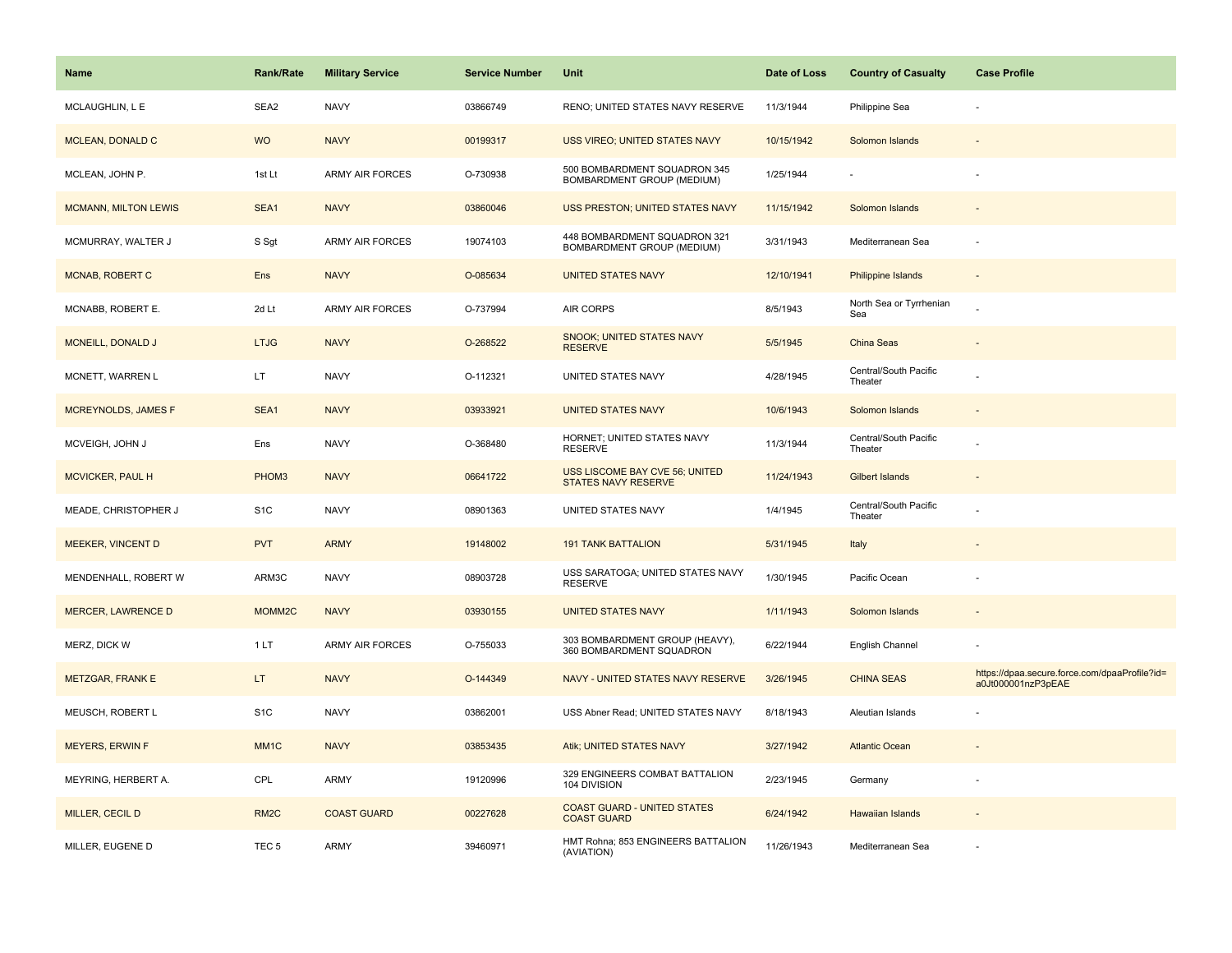| Name | Rank/Rate | Military Service | Service Number | Unit | Date of Loss | Country of Casualty | Case Profile |
| --- | --- | --- | --- | --- | --- | --- | --- |
| MCLAUGHLIN, L E | SEA2 | NAVY | 03866749 | RENO; UNITED STATES NAVY RESERVE | 11/3/1944 | Philippine Sea | - |
| MCLEAN, DONALD C | WO | NAVY | 00199317 | USS VIREO; UNITED STATES NAVY | 10/15/1942 | Solomon Islands | - |
| MCLEAN, JOHN P. | 1st Lt | ARMY AIR FORCES | O-730938 | 500 BOMBARDMENT SQUADRON 345 BOMBARDMENT GROUP (MEDIUM) | 1/25/1944 | - | - |
| MCMANN, MILTON LEWIS | SEA1 | NAVY | 03860046 | USS PRESTON; UNITED STATES NAVY | 11/15/1942 | Solomon Islands | - |
| MCMURRAY, WALTER J | S Sgt | ARMY AIR FORCES | 19074103 | 448 BOMBARDMENT SQUADRON 321 BOMBARDMENT GROUP (MEDIUM) | 3/31/1943 | Mediterranean Sea | - |
| MCNAB, ROBERT C | Ens | NAVY | O-085634 | UNITED STATES NAVY | 12/10/1941 | Philippine Islands | - |
| MCNABB, ROBERT E. | 2d Lt | ARMY AIR FORCES | O-737994 | AIR CORPS | 8/5/1943 | North Sea or Tyrrhenian Sea | - |
| MCNEILL, DONALD J | LTJG | NAVY | O-268522 | SNOOK; UNITED STATES NAVY RESERVE | 5/5/1945 | China Seas | - |
| MCNETT, WARREN L | LT | NAVY | O-112321 | UNITED STATES NAVY | 4/28/1945 | Central/South Pacific Theater | - |
| MCREYNOLDS, JAMES F | SEA1 | NAVY | 03933921 | UNITED STATES NAVY | 10/6/1943 | Solomon Islands | - |
| MCVEIGH, JOHN J | Ens | NAVY | O-368480 | HORNET; UNITED STATES NAVY RESERVE | 11/3/1944 | Central/South Pacific Theater | - |
| MCVICKER, PAUL H | PHOM3 | NAVY | 06641722 | USS LISCOME BAY CVE 56; UNITED STATES NAVY RESERVE | 11/24/1943 | Gilbert Islands | - |
| MEADE, CHRISTOPHER J | S1C | NAVY | 08901363 | UNITED STATES NAVY | 1/4/1945 | Central/South Pacific Theater | - |
| MEEKER, VINCENT D | PVT | ARMY | 19148002 | 191 TANK BATTALION | 5/31/1945 | Italy | - |
| MENDENHALL, ROBERT W | ARM3C | NAVY | 08903728 | USS SARATOGA; UNITED STATES NAVY RESERVE | 1/30/1945 | Pacific Ocean | - |
| MERCER, LAWRENCE D | MOMM2C | NAVY | 03930155 | UNITED STATES NAVY | 1/11/1943 | Solomon Islands | - |
| MERZ, DICK W | 1 LT | ARMY AIR FORCES | O-755033 | 303 BOMBARDMENT GROUP (HEAVY), 360 BOMBARDMENT SQUADRON | 6/22/1944 | English Channel | - |
| METZGAR, FRANK E | LT | NAVY | O-144349 | NAVY - UNITED STATES NAVY RESERVE | 3/26/1945 | CHINA SEAS | https://dpaa.secure.force.com/dpaaProfile?id=a0Jt000001nzP3pEAE |
| MEUSCH, ROBERT L | S1C | NAVY | 03862001 | USS Abner Read; UNITED STATES NAVY | 8/18/1943 | Aleutian Islands | - |
| MEYERS, ERWIN F | MM1C | NAVY | 03853435 | Atik; UNITED STATES NAVY | 3/27/1942 | Atlantic Ocean | - |
| MEYRING, HERBERT A. | CPL | ARMY | 19120996 | 329 ENGINEERS COMBAT BATTALION 104 DIVISION | 2/23/1945 | Germany | - |
| MILLER, CECIL D | RM2C | COAST GUARD | 00227628 | COAST GUARD - UNITED STATES COAST GUARD | 6/24/1942 | Hawaiian Islands | - |
| MILLER, EUGENE D | TEC 5 | ARMY | 39460971 | HMT Rohna; 853 ENGINEERS BATTALION (AVIATION) | 11/26/1943 | Mediterranean Sea | - |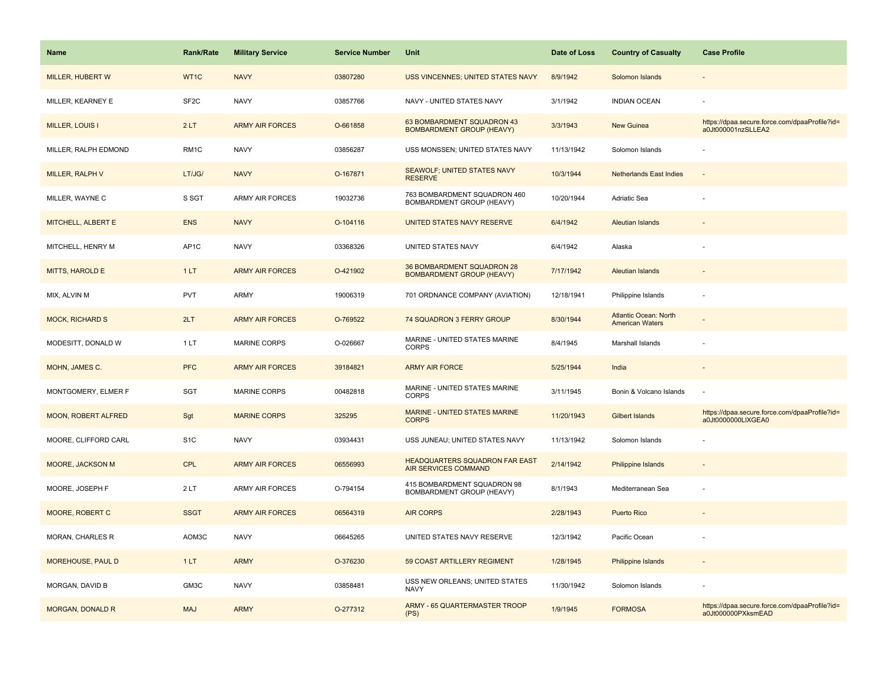| Name | Rank/Rate | Military Service | Service Number | Unit | Date of Loss | Country of Casualty | Case Profile |
|---|---|---|---|---|---|---|---|
| MILLER, HUBERT W | WT1C | NAVY | 03807280 | USS VINCENNES; UNITED STATES NAVY | 8/9/1942 | Solomon Islands | - |
| MILLER, KEARNEY E | SF2C | NAVY | 03857766 | NAVY - UNITED STATES NAVY | 3/1/1942 | INDIAN OCEAN | - |
| MILLER, LOUIS I | 2 LT | ARMY AIR FORCES | O-661858 | 63 BOMBARDMENT SQUADRON 43 BOMBARDMENT GROUP (HEAVY) | 3/3/1943 | New Guinea | https://dpaa.secure.force.com/dpaaProfile?id=a0Jt000001nzSLLEA2 |
| MILLER, RALPH EDMOND | RM1C | NAVY | 03856287 | USS MONSSEN; UNITED STATES NAVY | 11/13/1942 | Solomon Islands | - |
| MILLER, RALPH V | LT/JG/ | NAVY | O-167871 | SEAWOLF; UNITED STATES NAVY RESERVE | 10/3/1944 | Netherlands East Indies | - |
| MILLER, WAYNE C | S SGT | ARMY AIR FORCES | 19032736 | 763 BOMBARDMENT SQUADRON 460 BOMBARDMENT GROUP (HEAVY) | 10/20/1944 | Adriatic Sea | - |
| MITCHELL, ALBERT E | ENS | NAVY | O-104116 | UNITED STATES NAVY RESERVE | 6/4/1942 | Aleutian Islands | - |
| MITCHELL, HENRY M | AP1C | NAVY | 03368326 | UNITED STATES NAVY | 6/4/1942 | Alaska | - |
| MITTS, HAROLD E | 1 LT | ARMY AIR FORCES | O-421902 | 36 BOMBARDMENT SQUADRON 28 BOMBARDMENT GROUP (HEAVY) | 7/17/1942 | Aleutian Islands | - |
| MIX, ALVIN M | PVT | ARMY | 19006319 | 701 ORDNANCE COMPANY (AVIATION) | 12/18/1941 | Philippine Islands | - |
| MOCK, RICHARD S | 2LT | ARMY AIR FORCES | O-769522 | 74 SQUADRON 3 FERRY GROUP | 8/30/1944 | Atlantic Ocean: North American Waters | - |
| MODESITT, DONALD W | 1 LT | MARINE CORPS | O-026667 | MARINE - UNITED STATES MARINE CORPS | 8/4/1945 | Marshall Islands | - |
| MOHN, JAMES C. | PFC | ARMY AIR FORCES | 39184821 | ARMY AIR FORCE | 5/25/1944 | India | - |
| MONTGOMERY, ELMER F | SGT | MARINE CORPS | 00482818 | MARINE - UNITED STATES MARINE CORPS | 3/11/1945 | Bonin & Volcano Islands | - |
| MOON, ROBERT ALFRED | Sgt | MARINE CORPS | 325295 | MARINE - UNITED STATES MARINE CORPS | 11/20/1943 | Gilbert Islands | https://dpaa.secure.force.com/dpaaProfile?id=a0Jt0000000LlXGEA0 |
| MOORE, CLIFFORD CARL | S1C | NAVY | 03934431 | USS JUNEAU; UNITED STATES NAVY | 11/13/1942 | Solomon Islands | - |
| MOORE, JACKSON M | CPL | ARMY AIR FORCES | 06556993 | HEADQUARTERS SQUADRON FAR EAST AIR SERVICES COMMAND | 2/14/1942 | Philippine Islands | - |
| MOORE, JOSEPH F | 2 LT | ARMY AIR FORCES | O-794154 | 415 BOMBARDMENT SQUADRON 98 BOMBARDMENT GROUP (HEAVY) | 8/1/1943 | Mediterranean Sea | - |
| MOORE, ROBERT C | SSGT | ARMY AIR FORCES | 06564319 | AIR CORPS | 2/28/1943 | Puerto Rico | - |
| MORAN, CHARLES R | AOM3C | NAVY | 06645265 | UNITED STATES NAVY RESERVE | 12/3/1942 | Pacific Ocean | - |
| MOREHOUSE, PAUL D | 1 LT | ARMY | O-376230 | 59 COAST ARTILLERY REGIMENT | 1/28/1945 | Philippine Islands | - |
| MORGAN, DAVID B | GM3C | NAVY | 03858481 | USS NEW ORLEANS; UNITED STATES NAVY | 11/30/1942 | Solomon Islands | - |
| MORGAN, DONALD R | MAJ | ARMY | O-277312 | ARMY - 65 QUARTERMASTER TROOP (PS) | 1/9/1945 | FORMOSA | https://dpaa.secure.force.com/dpaaProfile?id=a0Jt000000PXksmEAD |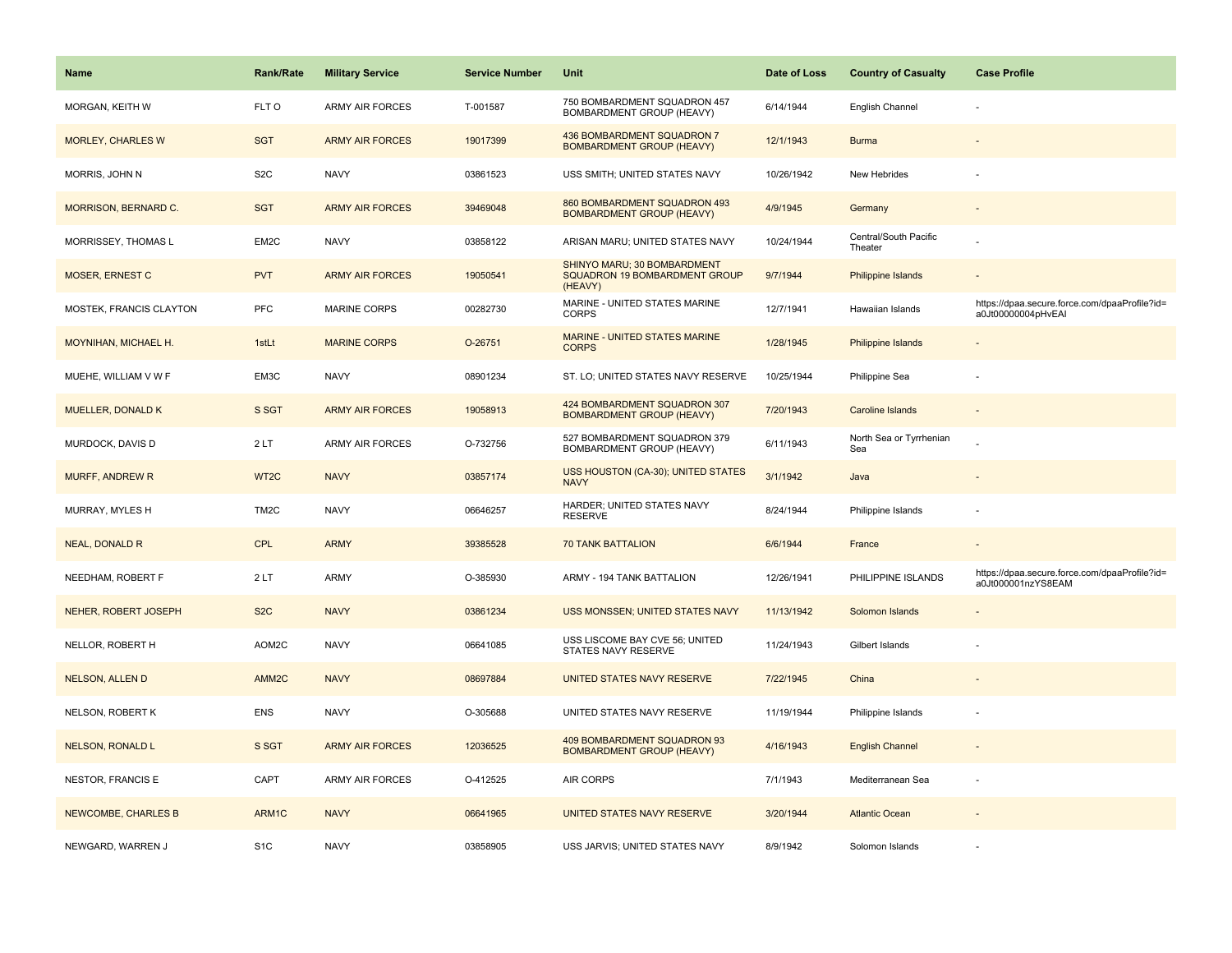| Name | Rank/Rate | Military Service | Service Number | Unit | Date of Loss | Country of Casualty | Case Profile |
|---|---|---|---|---|---|---|---|
| MORGAN, KEITH W | FLT O | ARMY AIR FORCES | T-001587 | 750 BOMBARDMENT SQUADRON 457 BOMBARDMENT GROUP (HEAVY) | 6/14/1944 | English Channel | - |
| MORLEY, CHARLES W | SGT | ARMY AIR FORCES | 19017399 | 436 BOMBARDMENT SQUADRON 7 BOMBARDMENT GROUP (HEAVY) | 12/1/1943 | Burma | - |
| MORRIS, JOHN N | S2C | NAVY | 03861523 | USS SMITH; UNITED STATES NAVY | 10/26/1942 | New Hebrides | - |
| MORRISON, BERNARD C. | SGT | ARMY AIR FORCES | 39469048 | 860 BOMBARDMENT SQUADRON 493 BOMBARDMENT GROUP (HEAVY) | 4/9/1945 | Germany | - |
| MORRISSEY, THOMAS L | EM2C | NAVY | 03858122 | ARISAN MARU; UNITED STATES NAVY | 10/24/1944 | Central/South Pacific Theater | - |
| MOSER, ERNEST C | PVT | ARMY AIR FORCES | 19050541 | SHINYO MARU; 30 BOMBARDMENT SQUADRON 19 BOMBARDMENT GROUP (HEAVY) | 9/7/1944 | Philippine Islands | - |
| MOSTEK, FRANCIS CLAYTON | PFC | MARINE CORPS | 00282730 | MARINE - UNITED STATES MARINE CORPS | 12/7/1941 | Hawaiian Islands | https://dpaa.secure.force.com/dpaaProfile?id=a0Jt00000004pHvEAI |
| MOYNIHAN, MICHAEL H. | 1stLt | MARINE CORPS | O-26751 | MARINE - UNITED STATES MARINE CORPS | 1/28/1945 | Philippine Islands | - |
| MUEHE, WILLIAM V W F | EM3C | NAVY | 08901234 | ST. LO; UNITED STATES NAVY RESERVE | 10/25/1944 | Philippine Sea | - |
| MUELLER, DONALD K | S SGT | ARMY AIR FORCES | 19058913 | 424 BOMBARDMENT SQUADRON 307 BOMBARDMENT GROUP (HEAVY) | 7/20/1943 | Caroline Islands | - |
| MURDOCK, DAVIS D | 2 LT | ARMY AIR FORCES | O-732756 | 527 BOMBARDMENT SQUADRON 379 BOMBARDMENT GROUP (HEAVY) | 6/11/1943 | North Sea or Tyrrhenian Sea | - |
| MURFF, ANDREW R | WT2C | NAVY | 03857174 | USS HOUSTON (CA-30); UNITED STATES NAVY | 3/1/1942 | Java | - |
| MURRAY, MYLES H | TM2C | NAVY | 06646257 | HARDER; UNITED STATES NAVY RESERVE | 8/24/1944 | Philippine Islands | - |
| NEAL, DONALD R | CPL | ARMY | 39385528 | 70 TANK BATTALION | 6/6/1944 | France | - |
| NEEDHAM, ROBERT F | 2 LT | ARMY | O-385930 | ARMY - 194 TANK BATTALION | 12/26/1941 | PHILIPPINE ISLANDS | https://dpaa.secure.force.com/dpaaProfile?id=a0Jt000001nzYS8EAM |
| NEHER, ROBERT JOSEPH | S2C | NAVY | 03861234 | USS MONSSEN; UNITED STATES NAVY | 11/13/1942 | Solomon Islands | - |
| NELLOR, ROBERT H | AOM2C | NAVY | 06641085 | USS LISCOME BAY CVE 56; UNITED STATES NAVY RESERVE | 11/24/1943 | Gilbert Islands | - |
| NELSON, ALLEN D | AMM2C | NAVY | 08697884 | UNITED STATES NAVY RESERVE | 7/22/1945 | China | - |
| NELSON, ROBERT K | ENS | NAVY | O-305688 | UNITED STATES NAVY RESERVE | 11/19/1944 | Philippine Islands | - |
| NELSON, RONALD L | S SGT | ARMY AIR FORCES | 12036525 | 409 BOMBARDMENT SQUADRON 93 BOMBARDMENT GROUP (HEAVY) | 4/16/1943 | English Channel | - |
| NESTOR, FRANCIS E | CAPT | ARMY AIR FORCES | O-412525 | AIR CORPS | 7/1/1943 | Mediterranean Sea | - |
| NEWCOMBE, CHARLES B | ARM1C | NAVY | 06641965 | UNITED STATES NAVY RESERVE | 3/20/1944 | Atlantic Ocean | - |
| NEWGARD, WARREN J | S1C | NAVY | 03858905 | USS JARVIS; UNITED STATES NAVY | 8/9/1942 | Solomon Islands | - |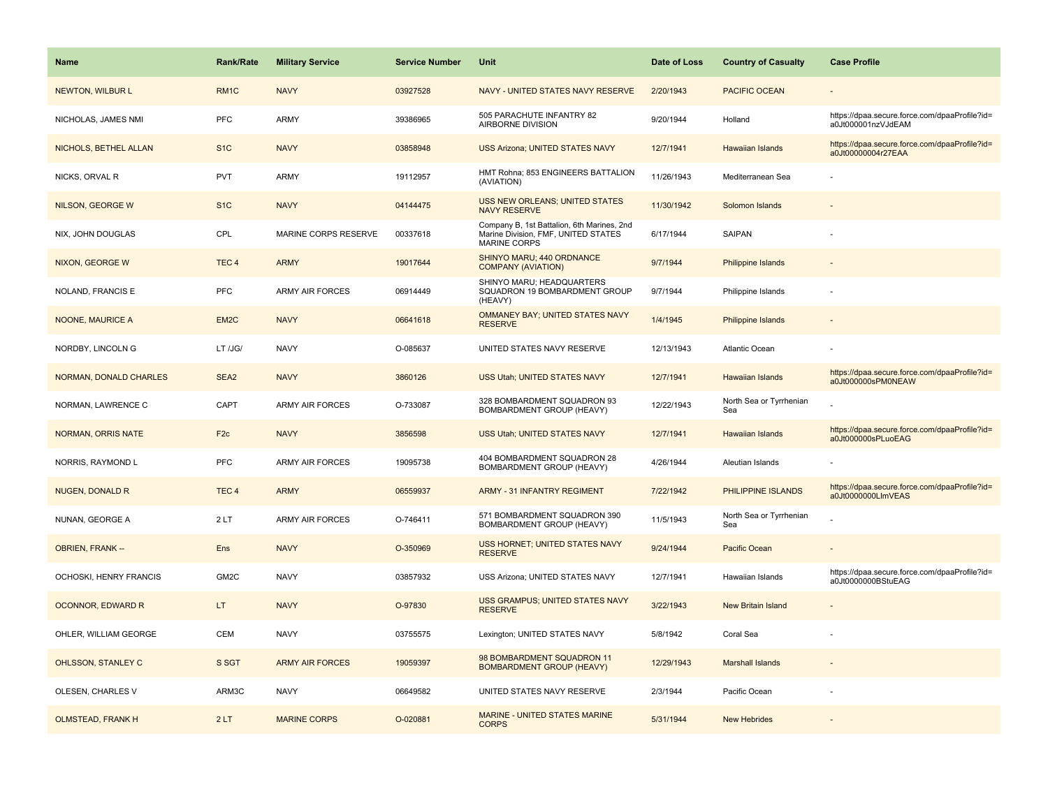| Name | Rank/Rate | Military Service | Service Number | Unit | Date of Loss | Country of Casualty | Case Profile |
|---|---|---|---|---|---|---|---|
| NEWTON, WILBUR L | RM1C | NAVY | 03927528 | NAVY - UNITED STATES NAVY RESERVE | 2/20/1943 | PACIFIC OCEAN | - |
| NICHOLAS, JAMES NMI | PFC | ARMY | 39386965 | 505 PARACHUTE INFANTRY 82 AIRBORNE DIVISION | 9/20/1944 | Holland | https://dpaa.secure.force.com/dpaaProfile?id=a0Jt000001nzVJdEAM |
| NICHOLS, BETHEL ALLAN | S1C | NAVY | 03858948 | USS Arizona; UNITED STATES NAVY | 12/7/1941 | Hawaiian Islands | https://dpaa.secure.force.com/dpaaProfile?id=a0Jt00000004r27EAA |
| NICKS, ORVAL R | PVT | ARMY | 19112957 | HMT Rohna; 853 ENGINEERS BATTALION (AVIATION) | 11/26/1943 | Mediterranean Sea | - |
| NILSON, GEORGE W | S1C | NAVY | 04144475 | USS NEW ORLEANS; UNITED STATES NAVY RESERVE | 11/30/1942 | Solomon Islands | - |
| NIX, JOHN DOUGLAS | CPL | MARINE CORPS RESERVE | 00337618 | Company B, 1st Battalion, 6th Marines, 2nd Marine Division, FMF, UNITED STATES MARINE CORPS | 6/17/1944 | SAIPAN | - |
| NIXON, GEORGE W | TEC 4 | ARMY | 19017644 | SHINYO MARU; 440 ORDNANCE COMPANY (AVIATION) | 9/7/1944 | Philippine Islands | - |
| NOLAND, FRANCIS E | PFC | ARMY AIR FORCES | 06914449 | SHINYO MARU; HEADQUARTERS SQUADRON 19 BOMBARDMENT GROUP (HEAVY) | 9/7/1944 | Philippine Islands | - |
| NOONE, MAURICE A | EM2C | NAVY | 06641618 | OMMANEY BAY; UNITED STATES NAVY RESERVE | 1/4/1945 | Philippine Islands | - |
| NORDBY, LINCOLN G | LT /JG/ | NAVY | O-085637 | UNITED STATES NAVY RESERVE | 12/13/1943 | Atlantic Ocean | - |
| NORMAN, DONALD CHARLES | SEA2 | NAVY | 3860126 | USS Utah; UNITED STATES NAVY | 12/7/1941 | Hawaiian Islands | https://dpaa.secure.force.com/dpaaProfile?id=a0Jt000000sPM0NEAW |
| NORMAN, LAWRENCE C | CAPT | ARMY AIR FORCES | O-733087 | 328 BOMBARDMENT SQUADRON 93 BOMBARDMENT GROUP (HEAVY) | 12/22/1943 | North Sea or Tyrrhenian Sea | - |
| NORMAN, ORRIS NATE | F2c | NAVY | 3856598 | USS Utah; UNITED STATES NAVY | 12/7/1941 | Hawaiian Islands | https://dpaa.secure.force.com/dpaaProfile?id=a0Jt000000sPLuoEAG |
| NORRIS, RAYMOND L | PFC | ARMY AIR FORCES | 19095738 | 404 BOMBARDMENT SQUADRON 28 BOMBARDMENT GROUP (HEAVY) | 4/26/1944 | Aleutian Islands | - |
| NUGEN, DONALD R | TEC 4 | ARMY | 06559937 | ARMY - 31 INFANTRY REGIMENT | 7/22/1942 | PHILIPPINE ISLANDS | https://dpaa.secure.force.com/dpaaProfile?id=a0Jt0000000LlmVEAS |
| NUNAN, GEORGE A | 2 LT | ARMY AIR FORCES | O-746411 | 571 BOMBARDMENT SQUADRON 390 BOMBARDMENT GROUP (HEAVY) | 11/5/1943 | North Sea or Tyrrhenian Sea | - |
| OBRIEN, FRANK -- | Ens | NAVY | O-350969 | USS HORNET; UNITED STATES NAVY RESERVE | 9/24/1944 | Pacific Ocean | - |
| OCHOSKI, HENRY FRANCIS | GM2C | NAVY | 03857932 | USS Arizona; UNITED STATES NAVY | 12/7/1941 | Hawaiian Islands | https://dpaa.secure.force.com/dpaaProfile?id=a0Jt0000000BStuEAG |
| OCONNOR, EDWARD R | LT | NAVY | O-97830 | USS GRAMPUS; UNITED STATES NAVY RESERVE | 3/22/1943 | New Britain Island | - |
| OHLER, WILLIAM GEORGE | CEM | NAVY | 03755575 | Lexington; UNITED STATES NAVY | 5/8/1942 | Coral Sea | - |
| OHLSSON, STANLEY C | S SGT | ARMY AIR FORCES | 19059397 | 98 BOMBARDMENT SQUADRON 11 BOMBARDMENT GROUP (HEAVY) | 12/29/1943 | Marshall Islands | - |
| OLESEN, CHARLES V | ARM3C | NAVY | 06649582 | UNITED STATES NAVY RESERVE | 2/3/1944 | Pacific Ocean | - |
| OLMSTEAD, FRANK H | 2 LT | MARINE CORPS | O-020881 | MARINE - UNITED STATES MARINE CORPS | 5/31/1944 | New Hebrides | - |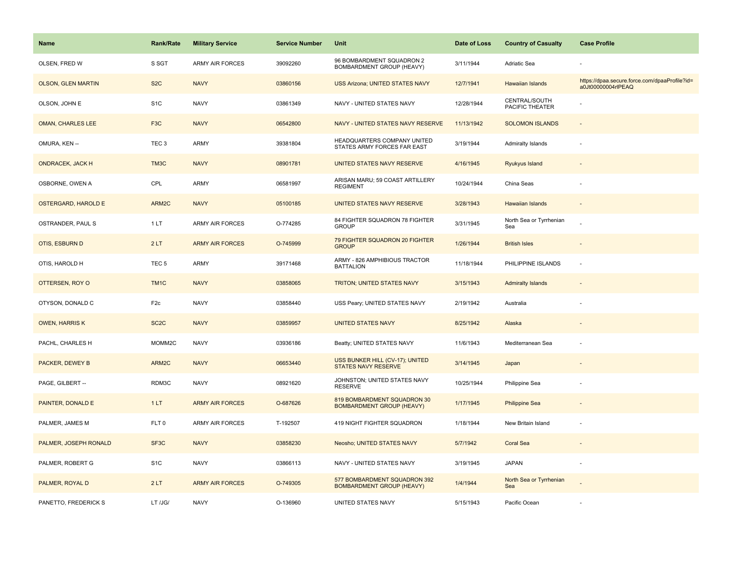| Name | Rank/Rate | Military Service | Service Number | Unit | Date of Loss | Country of Casualty | Case Profile |
| --- | --- | --- | --- | --- | --- | --- | --- |
| OLSEN, FRED W | S SGT | ARMY AIR FORCES | 39092260 | 96 BOMBARDMENT SQUADRON 2 BOMBARDMENT GROUP (HEAVY) | 3/11/1944 | Adriatic Sea | - |
| OLSON, GLEN MARTIN | S2C | NAVY | 03860156 | USS Arizona; UNITED STATES NAVY | 12/7/1941 | Hawaiian Islands | https://dpaa.secure.force.com/dpaaProfile?id=a0Jt00000004rlPEAQ |
| OLSON, JOHN E | S1C | NAVY | 03861349 | NAVY - UNITED STATES NAVY | 12/28/1944 | CENTRAL/SOUTH PACIFIC THEATER | - |
| OMAN, CHARLES LEE | F3C | NAVY | 06542800 | NAVY - UNITED STATES NAVY RESERVE | 11/13/1942 | SOLOMON ISLANDS | - |
| OMURA, KEN -- | TEC 3 | ARMY | 39381804 | HEADQUARTERS COMPANY UNITED STATES ARMY FORCES FAR EAST | 3/19/1944 | Admiralty Islands | - |
| ONDRACEK, JACK H | TM3C | NAVY | 08901781 | UNITED STATES NAVY RESERVE | 4/16/1945 | Ryukyus Island | - |
| OSBORNE, OWEN A | CPL | ARMY | 06581997 | ARISAN MARU; 59 COAST ARTILLERY REGIMENT | 10/24/1944 | China Seas | - |
| OSTERGARD, HAROLD E | ARM2C | NAVY | 05100185 | UNITED STATES NAVY RESERVE | 3/28/1943 | Hawaiian Islands | - |
| OSTRANDER, PAUL S | 1 LT | ARMY AIR FORCES | O-774285 | 84 FIGHTER SQUADRON 78 FIGHTER GROUP | 3/31/1945 | North Sea or Tyrrhenian Sea | - |
| OTIS, ESBURN D | 2 LT | ARMY AIR FORCES | O-745999 | 79 FIGHTER SQUADRON 20 FIGHTER GROUP | 1/26/1944 | British Isles | - |
| OTIS, HAROLD H | TEC 5 | ARMY | 39171468 | ARMY - 826 AMPHIBIOUS TRACTOR BATTALION | 11/18/1944 | PHILIPPINE ISLANDS | - |
| OTTERSEN, ROY O | TM1C | NAVY | 03858065 | TRITON; UNITED STATES NAVY | 3/15/1943 | Admiralty Islands | - |
| OTYSON, DONALD C | F2c | NAVY | 03858440 | USS Peary; UNITED STATES NAVY | 2/19/1942 | Australia | - |
| OWEN, HARRIS K | SC2C | NAVY | 03859957 | UNITED STATES NAVY | 8/25/1942 | Alaska | - |
| PACHL, CHARLES H | MOMM2C | NAVY | 03936186 | Beatty; UNITED STATES NAVY | 11/6/1943 | Mediterranean Sea | - |
| PACKER, DEWEY B | ARM2C | NAVY | 06653440 | USS BUNKER HILL (CV-17); UNITED STATES NAVY RESERVE | 3/14/1945 | Japan | - |
| PAGE, GILBERT -- | RDM3C | NAVY | 08921620 | JOHNSTON; UNITED STATES NAVY RESERVE | 10/25/1944 | Philippine Sea | - |
| PAINTER, DONALD E | 1 LT | ARMY AIR FORCES | O-687626 | 819 BOMBARDMENT SQUADRON 30 BOMBARDMENT GROUP (HEAVY) | 1/17/1945 | Philippine Sea | - |
| PALMER, JAMES M | FLT 0 | ARMY AIR FORCES | T-192507 | 419 NIGHT FIGHTER SQUADRON | 1/18/1944 | New Britain Island | - |
| PALMER, JOSEPH RONALD | SF3C | NAVY | 03858230 | Neosho; UNITED STATES NAVY | 5/7/1942 | Coral Sea | - |
| PALMER, ROBERT G | S1C | NAVY | 03866113 | NAVY - UNITED STATES NAVY | 3/19/1945 | JAPAN | - |
| PALMER, ROYAL D | 2 LT | ARMY AIR FORCES | O-749305 | 577 BOMBARDMENT SQUADRON 392 BOMBARDMENT GROUP (HEAVY) | 1/4/1944 | North Sea or Tyrrhenian Sea | - |
| PANETTO, FREDERICK S | LT /JG/ | NAVY | O-136960 | UNITED STATES NAVY | 5/15/1943 | Pacific Ocean | - |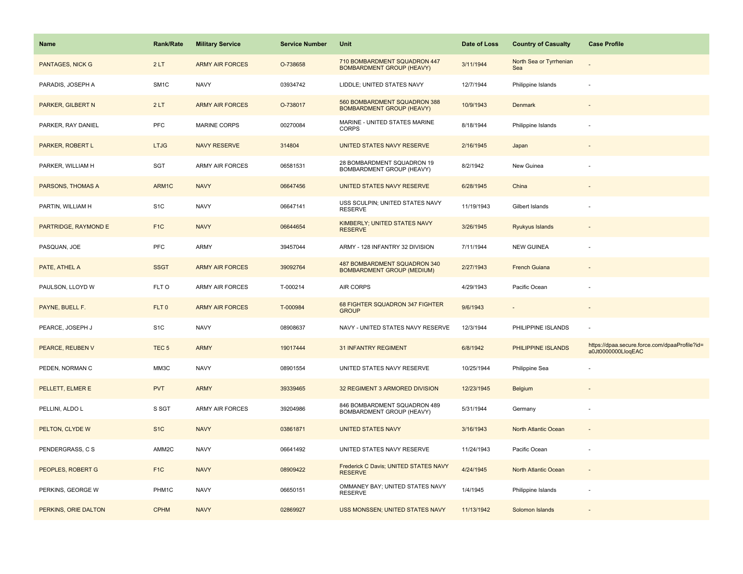| Name | Rank/Rate | Military Service | Service Number | Unit | Date of Loss | Country of Casualty | Case Profile |
| --- | --- | --- | --- | --- | --- | --- | --- |
| PANTAGES, NICK G | 2 LT | ARMY AIR FORCES | O-738658 | 710 BOMBARDMENT SQUADRON 447 BOMBARDMENT GROUP (HEAVY) | 3/11/1944 | North Sea or Tyrrhenian Sea | - |
| PARADIS, JOSEPH A | SM1C | NAVY | 03934742 | LIDDLE; UNITED STATES NAVY | 12/7/1944 | Philippine Islands | - |
| PARKER, GILBERT N | 2 LT | ARMY AIR FORCES | O-738017 | 560 BOMBARDMENT SQUADRON 388 BOMBARDMENT GROUP (HEAVY) | 10/9/1943 | Denmark | - |
| PARKER, RAY DANIEL | PFC | MARINE CORPS | 00270084 | MARINE - UNITED STATES MARINE CORPS | 8/18/1944 | Philippine Islands | - |
| PARKER, ROBERT L | LTJG | NAVY RESERVE | 314804 | UNITED STATES NAVY RESERVE | 2/16/1945 | Japan | - |
| PARKER, WILLIAM H | SGT | ARMY AIR FORCES | 06581531 | 28 BOMBARDMENT SQUADRON 19 BOMBARDMENT GROUP (HEAVY) | 8/2/1942 | New Guinea | - |
| PARSONS, THOMAS A | ARM1C | NAVY | 06647456 | UNITED STATES NAVY RESERVE | 6/28/1945 | China | - |
| PARTIN, WILLIAM H | S1C | NAVY | 06647141 | USS SCULPIN; UNITED STATES NAVY RESERVE | 11/19/1943 | Gilbert Islands | - |
| PARTRIDGE, RAYMOND E | F1C | NAVY | 06644654 | KIMBERLY; UNITED STATES NAVY RESERVE | 3/26/1945 | Ryukyus Islands | - |
| PASQUAN, JOE | PFC | ARMY | 39457044 | ARMY - 128 INFANTRY 32 DIVISION | 7/11/1944 | NEW GUINEA | - |
| PATE, ATHEL A | SSGT | ARMY AIR FORCES | 39092764 | 487 BOMBARDMENT SQUADRON 340 BOMBARDMENT GROUP (MEDIUM) | 2/27/1943 | French Guiana | - |
| PAULSON, LLOYD W | FLT O | ARMY AIR FORCES | T-000214 | AIR CORPS | 4/29/1943 | Pacific Ocean | - |
| PAYNE, BUELL F. | FLT 0 | ARMY AIR FORCES | T-000984 | 68 FIGHTER SQUADRON 347 FIGHTER GROUP | 9/6/1943 | - | - |
| PEARCE, JOSEPH J | S1C | NAVY | 08908637 | NAVY - UNITED STATES NAVY RESERVE | 12/3/1944 | PHILIPPINE ISLANDS | - |
| PEARCE, REUBEN V | TEC 5 | ARMY | 19017444 | 31 INFANTRY REGIMENT | 6/8/1942 | PHILIPPINE ISLANDS | https://dpaa.secure.force.com/dpaaProfile?id=a0Jt0000000LloqEAC |
| PEDEN, NORMAN C | MM3C | NAVY | 08901554 | UNITED STATES NAVY RESERVE | 10/25/1944 | Philippine Sea | - |
| PELLETT, ELMER E | PVT | ARMY | 39339465 | 32 REGIMENT 3 ARMORED DIVISION | 12/23/1945 | Belgium | - |
| PELLINI, ALDO L | S SGT | ARMY AIR FORCES | 39204986 | 846 BOMBARDMENT SQUADRON 489 BOMBARDMENT GROUP (HEAVY) | 5/31/1944 | Germany | - |
| PELTON, CLYDE W | S1C | NAVY | 03861871 | UNITED STATES NAVY | 3/16/1943 | North Atlantic Ocean | - |
| PENDERGRASS, C S | AMM2C | NAVY | 06641492 | UNITED STATES NAVY RESERVE | 11/24/1943 | Pacific Ocean | - |
| PEOPLES, ROBERT G | F1C | NAVY | 08909422 | Frederick C Davis; UNITED STATES NAVY RESERVE | 4/24/1945 | North Atlantic Ocean | - |
| PERKINS, GEORGE W | PHM1C | NAVY | 06650151 | OMMANEY BAY; UNITED STATES NAVY RESERVE | 1/4/1945 | Philippine Islands | - |
| PERKINS, ORIE DALTON | CPHM | NAVY | 02869927 | USS MONSSEN; UNITED STATES NAVY | 11/13/1942 | Solomon Islands | - |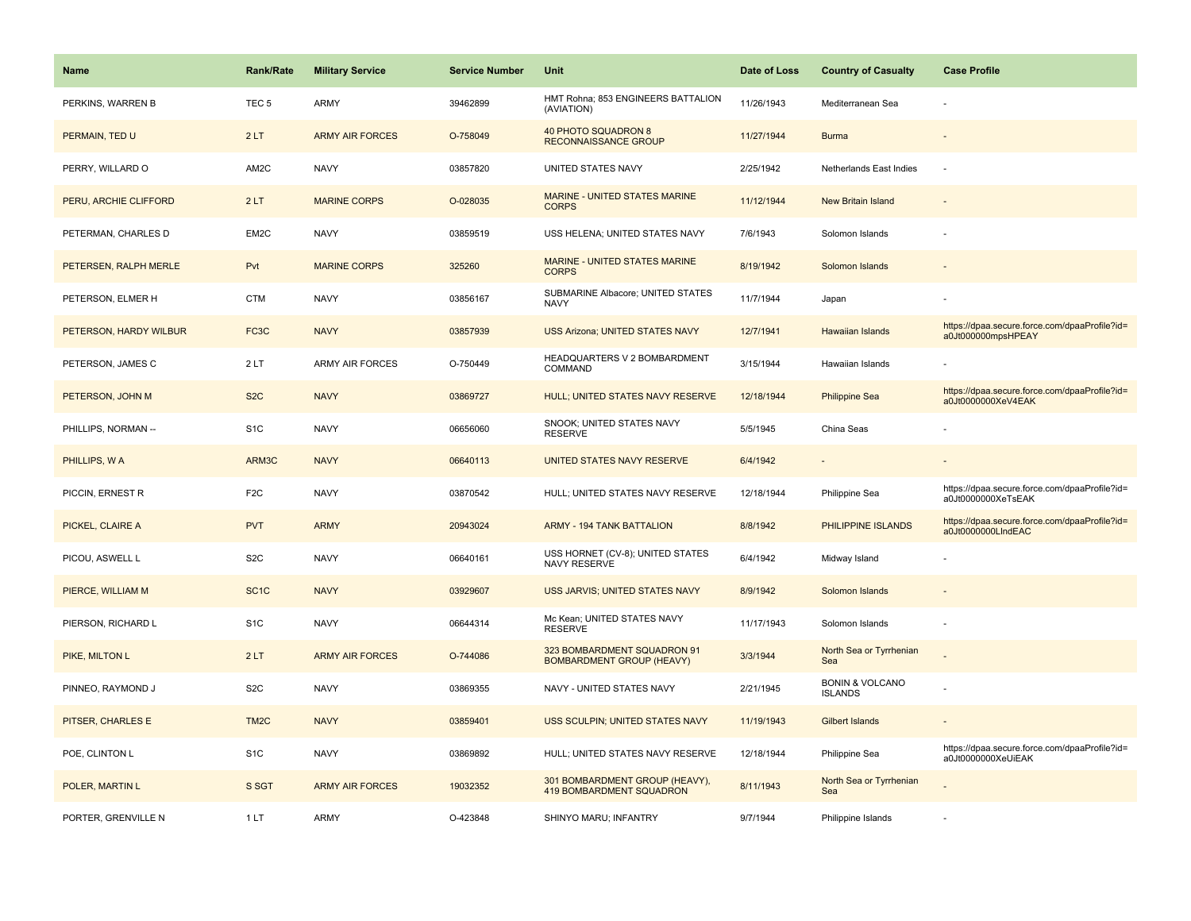| Name | Rank/Rate | Military Service | Service Number | Unit | Date of Loss | Country of Casualty | Case Profile |
| --- | --- | --- | --- | --- | --- | --- | --- |
| PERKINS, WARREN B | TEC 5 | ARMY | 39462899 | HMT Rohna; 853 ENGINEERS BATTALION (AVIATION) | 11/26/1943 | Mediterranean Sea | - |
| PERMAIN, TED U | 2 LT | ARMY AIR FORCES | O-758049 | 40 PHOTO SQUADRON 8 RECONNAISSANCE GROUP | 11/27/1944 | Burma | - |
| PERRY, WILLARD O | AM2C | NAVY | 03857820 | UNITED STATES NAVY | 2/25/1942 | Netherlands East Indies | - |
| PERU, ARCHIE CLIFFORD | 2 LT | MARINE CORPS | O-028035 | MARINE - UNITED STATES MARINE CORPS | 11/12/1944 | New Britain Island | - |
| PETERMAN, CHARLES D | EM2C | NAVY | 03859519 | USS HELENA; UNITED STATES NAVY | 7/6/1943 | Solomon Islands | - |
| PETERSEN, RALPH MERLE | Pvt | MARINE CORPS | 325260 | MARINE - UNITED STATES MARINE CORPS | 8/19/1942 | Solomon Islands | - |
| PETERSON, ELMER H | CTM | NAVY | 03856167 | SUBMARINE Albacore; UNITED STATES NAVY | 11/7/1944 | Japan | - |
| PETERSON, HARDY WILBUR | FC3C | NAVY | 03857939 | USS Arizona; UNITED STATES NAVY | 12/7/1941 | Hawaiian Islands | https://dpaa.secure.force.com/dpaaProfile?id=a0Jt000000mpsHPEAY |
| PETERSON, JAMES C | 2 LT | ARMY AIR FORCES | O-750449 | HEADQUARTERS V 2 BOMBARDMENT COMMAND | 3/15/1944 | Hawaiian Islands | - |
| PETERSON, JOHN M | S2C | NAVY | 03869727 | HULL; UNITED STATES NAVY RESERVE | 12/18/1944 | Philippine Sea | https://dpaa.secure.force.com/dpaaProfile?id=a0Jt0000000XeV4EAK |
| PHILLIPS, NORMAN -- | S1C | NAVY | 06656060 | SNOOK; UNITED STATES NAVY RESERVE | 5/5/1945 | China Seas | - |
| PHILLIPS, W A | ARM3C | NAVY | 06640113 | UNITED STATES NAVY RESERVE | 6/4/1942 | - | - |
| PICCIN, ERNEST R | F2C | NAVY | 03870542 | HULL; UNITED STATES NAVY RESERVE | 12/18/1944 | Philippine Sea | https://dpaa.secure.force.com/dpaaProfile?id=a0Jt0000000XeTsEAK |
| PICKEL, CLAIRE A | PVT | ARMY | 20943024 | ARMY - 194 TANK BATTALION | 8/8/1942 | PHILIPPINE ISLANDS | https://dpaa.secure.force.com/dpaaProfile?id=a0Jt0000000LIndEAC |
| PICOU, ASWELL L | S2C | NAVY | 06640161 | USS HORNET (CV-8); UNITED STATES NAVY RESERVE | 6/4/1942 | Midway Island | - |
| PIERCE, WILLIAM M | SC1C | NAVY | 03929607 | USS JARVIS; UNITED STATES NAVY | 8/9/1942 | Solomon Islands | - |
| PIERSON, RICHARD L | S1C | NAVY | 06644314 | Mc Kean; UNITED STATES NAVY RESERVE | 11/17/1943 | Solomon Islands | - |
| PIKE, MILTON L | 2 LT | ARMY AIR FORCES | O-744086 | 323 BOMBARDMENT SQUADRON 91 BOMBARDMENT GROUP (HEAVY) | 3/3/1944 | North Sea or Tyrrhenian Sea | - |
| PINNEO, RAYMOND J | S2C | NAVY | 03869355 | NAVY - UNITED STATES NAVY | 2/21/1945 | BONIN & VOLCANO ISLANDS | - |
| PITSER, CHARLES E | TM2C | NAVY | 03859401 | USS SCULPIN; UNITED STATES NAVY | 11/19/1943 | Gilbert Islands | - |
| POE, CLINTON L | S1C | NAVY | 03869892 | HULL; UNITED STATES NAVY RESERVE | 12/18/1944 | Philippine Sea | https://dpaa.secure.force.com/dpaaProfile?id=a0Jt0000000XeUiEAK |
| POLER, MARTIN L | S SGT | ARMY AIR FORCES | 19032352 | 301 BOMBARDMENT GROUP (HEAVY), 419 BOMBARDMENT SQUADRON | 8/11/1943 | North Sea or Tyrrhenian Sea | - |
| PORTER, GRENVILLE N | 1 LT | ARMY | O-423848 | SHINYO MARU; INFANTRY | 9/7/1944 | Philippine Islands | - |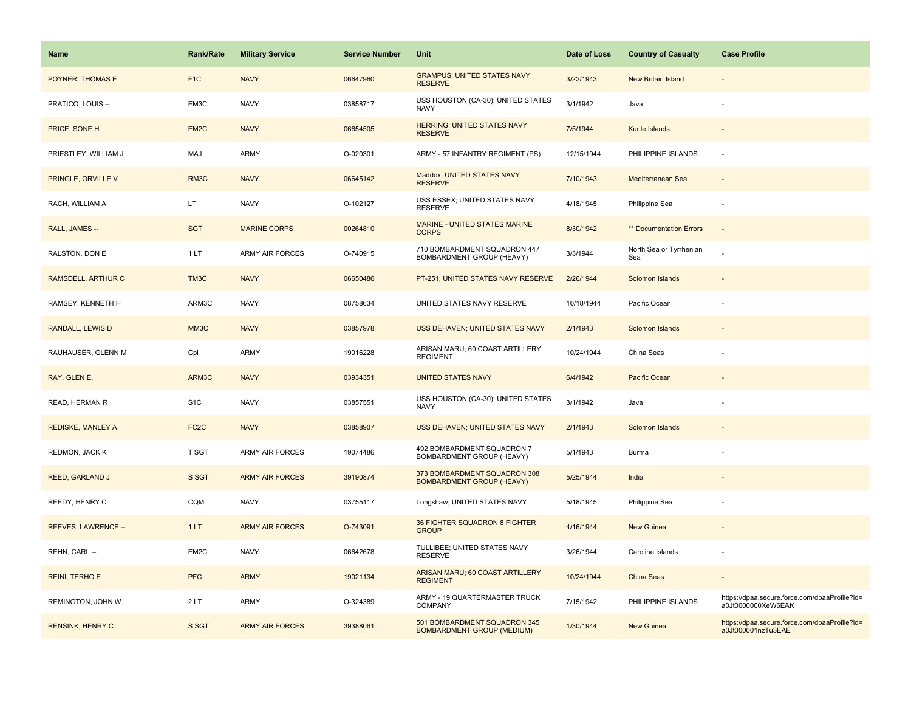| Name | Rank/Rate | Military Service | Service Number | Unit | Date of Loss | Country of Casualty | Case Profile |
|---|---|---|---|---|---|---|---|
| POYNER, THOMAS E | F1C | NAVY | 06647960 | GRAMPUS; UNITED STATES NAVY RESERVE | 3/22/1943 | New Britain Island | - |
| PRATICO, LOUIS -- | EM3C | NAVY | 03858717 | USS HOUSTON (CA-30); UNITED STATES NAVY | 3/1/1942 | Java | - |
| PRICE, SONE H | EM2C | NAVY | 06654505 | HERRING; UNITED STATES NAVY RESERVE | 7/5/1944 | Kurile Islands | - |
| PRIESTLEY, WILLIAM J | MAJ | ARMY | O-020301 | ARMY - 57 INFANTRY REGIMENT (PS) | 12/15/1944 | PHILIPPINE ISLANDS | - |
| PRINGLE, ORVILLE V | RM3C | NAVY | 06645142 | Maddox; UNITED STATES NAVY RESERVE | 7/10/1943 | Mediterranean Sea | - |
| RACH, WILLIAM A | LT | NAVY | O-102127 | USS ESSEX; UNITED STATES NAVY RESERVE | 4/18/1945 | Philippine Sea | - |
| RALL, JAMES -- | SGT | MARINE CORPS | 00264810 | MARINE - UNITED STATES MARINE CORPS | 8/30/1942 | ** Documentation Errors | - |
| RALSTON, DON E | 1 LT | ARMY AIR FORCES | O-740915 | 710 BOMBARDMENT SQUADRON 447 BOMBARDMENT GROUP (HEAVY) | 3/3/1944 | North Sea or Tyrrhenian Sea | - |
| RAMSDELL, ARTHUR C | TM3C | NAVY | 06650486 | PT-251; UNITED STATES NAVY RESERVE | 2/26/1944 | Solomon Islands | - |
| RAMSEY, KENNETH H | ARM3C | NAVY | 08758634 | UNITED STATES NAVY RESERVE | 10/18/1944 | Pacific Ocean | - |
| RANDALL, LEWIS D | MM3C | NAVY | 03857978 | USS DEHAVEN; UNITED STATES NAVY | 2/1/1943 | Solomon Islands | - |
| RAUHAUSER, GLENN M | Cpl | ARMY | 19016228 | ARISAN MARU; 60 COAST ARTILLERY REGIMENT | 10/24/1944 | China Seas | - |
| RAY, GLEN E. | ARM3C | NAVY | 03934351 | UNITED STATES NAVY | 6/4/1942 | Pacific Ocean | - |
| READ, HERMAN R | S1C | NAVY | 03857551 | USS HOUSTON (CA-30); UNITED STATES NAVY | 3/1/1942 | Java | - |
| REDISKE, MANLEY A | FC2C | NAVY | 03858907 | USS DEHAVEN; UNITED STATES NAVY | 2/1/1943 | Solomon Islands | - |
| REDMON, JACK K | T SGT | ARMY AIR FORCES | 19074486 | 492 BOMBARDMENT SQUADRON 7 BOMBARDMENT GROUP (HEAVY) | 5/1/1943 | Burma | - |
| REED, GARLAND J | S SGT | ARMY AIR FORCES | 39190874 | 373 BOMBARDMENT SQUADRON 308 BOMBARDMENT GROUP (HEAVY) | 5/25/1944 | India | - |
| REEDY, HENRY C | CQM | NAVY | 03755117 | Longshaw; UNITED STATES NAVY | 5/18/1945 | Philippine Sea | - |
| REEVES, LAWRENCE -- | 1 LT | ARMY AIR FORCES | O-743091 | 36 FIGHTER SQUADRON 8 FIGHTER GROUP | 4/16/1944 | New Guinea | - |
| REHN, CARL -- | EM2C | NAVY | 06642678 | TULLIBEE; UNITED STATES NAVY RESERVE | 3/26/1944 | Caroline Islands | - |
| REINI, TERHO E | PFC | ARMY | 19021134 | ARISAN MARU; 60 COAST ARTILLERY REGIMENT | 10/24/1944 | China Seas | - |
| REMINGTON, JOHN W | 2 LT | ARMY | O-324389 | ARMY - 19 QUARTERMASTER TRUCK COMPANY | 7/15/1942 | PHILIPPINE ISLANDS | https://dpaa.secure.force.com/dpaaProfile?id=a0Jt0000000XeW6EAK |
| RENSINK, HENRY C | S SGT | ARMY AIR FORCES | 39388061 | 501 BOMBARDMENT SQUADRON 345 BOMBARDMENT GROUP (MEDIUM) | 1/30/1944 | New Guinea | https://dpaa.secure.force.com/dpaaProfile?id=a0Jt000001nzTu3EAE |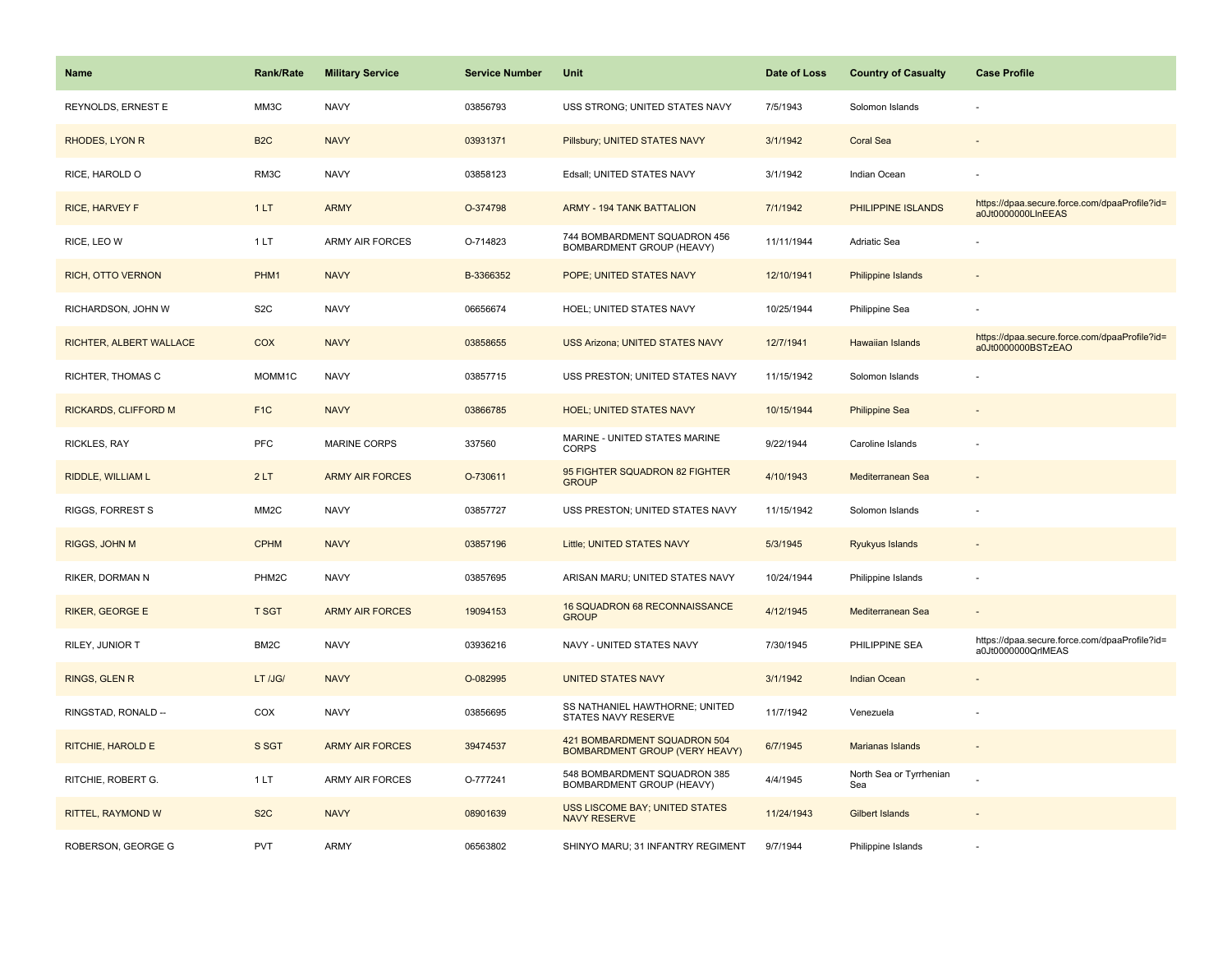| Name | Rank/Rate | Military Service | Service Number | Unit | Date of Loss | Country of Casualty | Case Profile |
|---|---|---|---|---|---|---|---|
| REYNOLDS, ERNEST E | MM3C | NAVY | 03856793 | USS STRONG; UNITED STATES NAVY | 7/5/1943 | Solomon Islands | - |
| RHODES, LYON R | B2C | NAVY | 03931371 | Pillsbury; UNITED STATES NAVY | 3/1/1942 | Coral Sea | - |
| RICE, HAROLD O | RM3C | NAVY | 03858123 | Edsall; UNITED STATES NAVY | 3/1/1942 | Indian Ocean | - |
| RICE, HARVEY F | 1 LT | ARMY | O-374798 | ARMY - 194 TANK BATTALION | 7/1/1942 | PHILIPPINE ISLANDS | https://dpaa.secure.force.com/dpaaProfile?id=a0Jt0000000LlnEEAS |
| RICE, LEO W | 1 LT | ARMY AIR FORCES | O-714823 | 744 BOMBARDMENT SQUADRON 456 BOMBARDMENT GROUP (HEAVY) | 11/11/1944 | Adriatic Sea | - |
| RICH, OTTO VERNON | PHM1 | NAVY | B-3366352 | POPE; UNITED STATES NAVY | 12/10/1941 | Philippine Islands | - |
| RICHARDSON, JOHN W | S2C | NAVY | 06656674 | HOEL; UNITED STATES NAVY | 10/25/1944 | Philippine Sea | - |
| RICHTER, ALBERT WALLACE | COX | NAVY | 03858655 | USS Arizona; UNITED STATES NAVY | 12/7/1941 | Hawaiian Islands | https://dpaa.secure.force.com/dpaaProfile?id=a0Jt0000000BSTzEAO |
| RICHTER, THOMAS C | MOMM1C | NAVY | 03857715 | USS PRESTON; UNITED STATES NAVY | 11/15/1942 | Solomon Islands | - |
| RICKARDS, CLIFFORD M | F1C | NAVY | 03866785 | HOEL; UNITED STATES NAVY | 10/15/1944 | Philippine Sea | - |
| RICKLES, RAY | PFC | MARINE CORPS | 337560 | MARINE - UNITED STATES MARINE CORPS | 9/22/1944 | Caroline Islands | - |
| RIDDLE, WILLIAM L | 2 LT | ARMY AIR FORCES | O-730611 | 95 FIGHTER SQUADRON 82 FIGHTER GROUP | 4/10/1943 | Mediterranean Sea | - |
| RIGGS, FORREST S | MM2C | NAVY | 03857727 | USS PRESTON; UNITED STATES NAVY | 11/15/1942 | Solomon Islands | - |
| RIGGS, JOHN M | CPHM | NAVY | 03857196 | Little; UNITED STATES NAVY | 5/3/1945 | Ryukyus Islands | - |
| RIKER, DORMAN N | PHM2C | NAVY | 03857695 | ARISAN MARU; UNITED STATES NAVY | 10/24/1944 | Philippine Islands | - |
| RIKER, GEORGE E | T SGT | ARMY AIR FORCES | 19094153 | 16 SQUADRON 68 RECONNAISSANCE GROUP | 4/12/1945 | Mediterranean Sea | - |
| RILEY, JUNIOR T | BM2C | NAVY | 03936216 | NAVY - UNITED STATES NAVY | 7/30/1945 | PHILIPPINE SEA | https://dpaa.secure.force.com/dpaaProfile?id=a0Jt0000000QrlMEAS |
| RINGS, GLEN R | LT /JG/ | NAVY | O-082995 | UNITED STATES NAVY | 3/1/1942 | Indian Ocean | - |
| RINGSTAD, RONALD -- | COX | NAVY | 03856695 | SS NATHANIEL HAWTHORNE; UNITED STATES NAVY RESERVE | 11/7/1942 | Venezuela | - |
| RITCHIE, HAROLD E | S SGT | ARMY AIR FORCES | 39474537 | 421 BOMBARDMENT SQUADRON 504 BOMBARDMENT GROUP (VERY HEAVY) | 6/7/1945 | Marianas Islands | - |
| RITCHIE, ROBERT G. | 1 LT | ARMY AIR FORCES | O-777241 | 548 BOMBARDMENT SQUADRON 385 BOMBARDMENT GROUP (HEAVY) | 4/4/1945 | North Sea or Tyrrhenian Sea | - |
| RITTEL, RAYMOND W | S2C | NAVY | 08901639 | USS LISCOME BAY; UNITED STATES NAVY RESERVE | 11/24/1943 | Gilbert Islands | - |
| ROBERSON, GEORGE G | PVT | ARMY | 06563802 | SHINYO MARU; 31 INFANTRY REGIMENT | 9/7/1944 | Philippine Islands | - |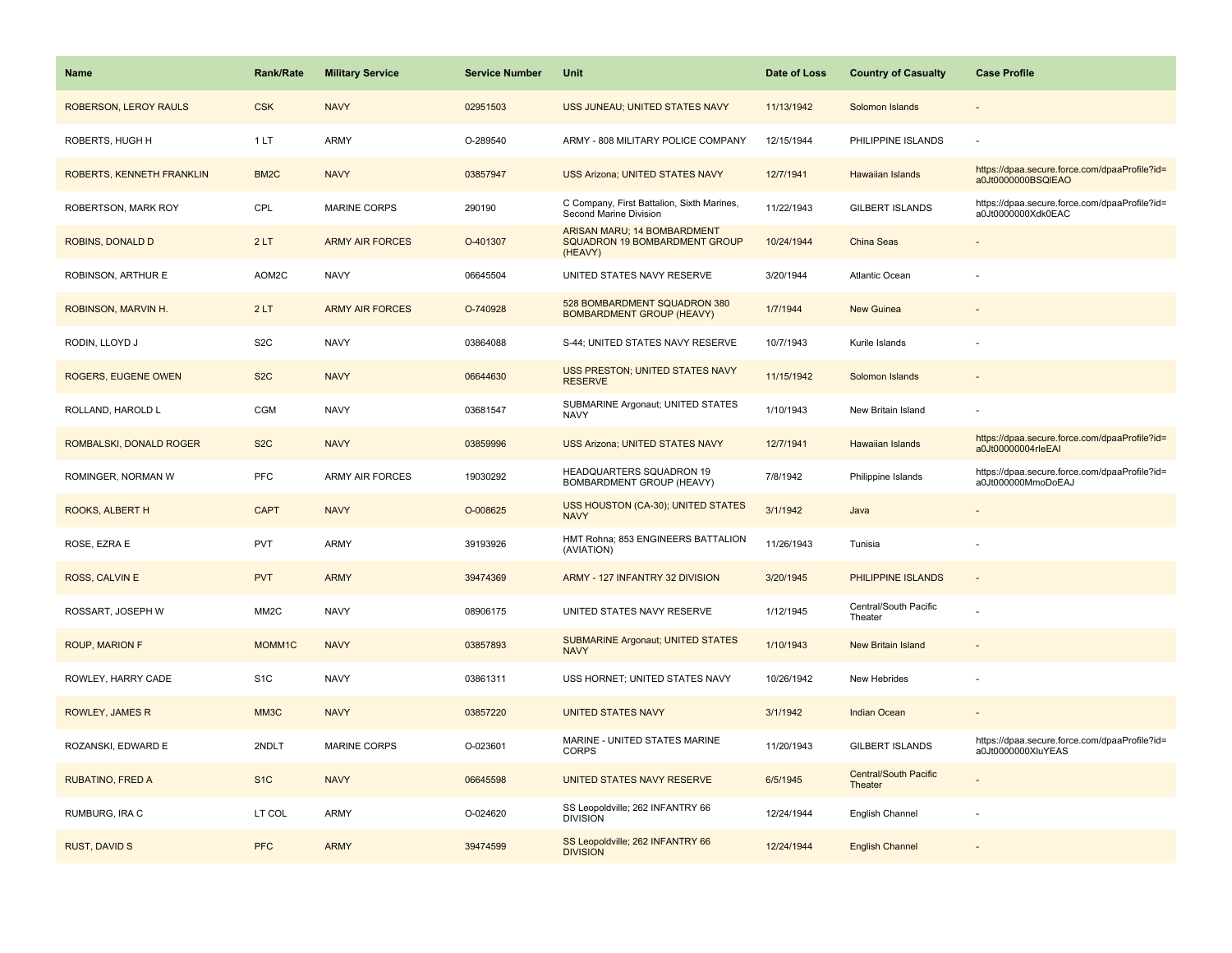| Name | Rank/Rate | Military Service | Service Number | Unit | Date of Loss | Country of Casualty | Case Profile |
|---|---|---|---|---|---|---|---|
| ROBERSON, LEROY RAULS | CSK | NAVY | 02951503 | USS JUNEAU; UNITED STATES NAVY | 11/13/1942 | Solomon Islands | - |
| ROBERTS, HUGH H | 1 LT | ARMY | O-289540 | ARMY - 808 MILITARY POLICE COMPANY | 12/15/1944 | PHILIPPINE ISLANDS | - |
| ROBERTS, KENNETH FRANKLIN | BM2C | NAVY | 03857947 | USS Arizona; UNITED STATES NAVY | 12/7/1941 | Hawaiian Islands | https://dpaa.secure.force.com/dpaaProfile?id=a0Jt0000000BSQlEAO |
| ROBERTSON, MARK ROY | CPL | MARINE CORPS | 290190 | C Company, First Battalion, Sixth Marines, Second Marine Division | 11/22/1943 | GILBERT ISLANDS | https://dpaa.secure.force.com/dpaaProfile?id=a0Jt0000000Xdk0EAC |
| ROBINS, DONALD D | 2 LT | ARMY AIR FORCES | O-401307 | ARISAN MARU; 14 BOMBARDMENT SQUADRON 19 BOMBARDMENT GROUP (HEAVY) | 10/24/1944 | China Seas | - |
| ROBINSON, ARTHUR E | AOM2C | NAVY | 06645504 | UNITED STATES NAVY RESERVE | 3/20/1944 | Atlantic Ocean | - |
| ROBINSON, MARVIN H. | 2 LT | ARMY AIR FORCES | O-740928 | 528 BOMBARDMENT SQUADRON 380 BOMBARDMENT GROUP (HEAVY) | 1/7/1944 | New Guinea | - |
| RODIN, LLOYD J | S2C | NAVY | 03864088 | S-44; UNITED STATES NAVY RESERVE | 10/7/1943 | Kurile Islands | - |
| ROGERS, EUGENE OWEN | S2C | NAVY | 06644630 | USS PRESTON; UNITED STATES NAVY RESERVE | 11/15/1942 | Solomon Islands | - |
| ROLLAND, HAROLD L | CGM | NAVY | 03681547 | SUBMARINE Argonaut; UNITED STATES NAVY | 1/10/1943 | New Britain Island | - |
| ROMBALSKI, DONALD ROGER | S2C | NAVY | 03859996 | USS Arizona; UNITED STATES NAVY | 12/7/1941 | Hawaiian Islands | https://dpaa.secure.force.com/dpaaProfile?id=a0Jt00000004rleEAI |
| ROMINGER, NORMAN W | PFC | ARMY AIR FORCES | 19030292 | HEADQUARTERS SQUADRON 19 BOMBARDMENT GROUP (HEAVY) | 7/8/1942 | Philippine Islands | https://dpaa.secure.force.com/dpaaProfile?id=a0Jt000000MmoDoEAJ |
| ROOKS, ALBERT H | CAPT | NAVY | O-008625 | USS HOUSTON (CA-30); UNITED STATES NAVY | 3/1/1942 | Java | - |
| ROSE, EZRA E | PVT | ARMY | 39193926 | HMT Rohna; 853 ENGINEERS BATTALION (AVIATION) | 11/26/1943 | Tunisia | - |
| ROSS, CALVIN E | PVT | ARMY | 39474369 | ARMY - 127 INFANTRY 32 DIVISION | 3/20/1945 | PHILIPPINE ISLANDS | - |
| ROSSART, JOSEPH W | MM2C | NAVY | 08906175 | UNITED STATES NAVY RESERVE | 1/12/1945 | Central/South Pacific Theater | - |
| ROUP, MARION F | MOMM1C | NAVY | 03857893 | SUBMARINE Argonaut; UNITED STATES NAVY | 1/10/1943 | New Britain Island | - |
| ROWLEY, HARRY CADE | S1C | NAVY | 03861311 | USS HORNET; UNITED STATES NAVY | 10/26/1942 | New Hebrides | - |
| ROWLEY, JAMES R | MM3C | NAVY | 03857220 | UNITED STATES NAVY | 3/1/1942 | Indian Ocean | - |
| ROZANSKI, EDWARD E | 2NDLT | MARINE CORPS | O-023601 | MARINE - UNITED STATES MARINE CORPS | 11/20/1943 | GILBERT ISLANDS | https://dpaa.secure.force.com/dpaaProfile?id=a0Jt0000000XluYEAS |
| RUBATINO, FRED A | S1C | NAVY | 06645598 | UNITED STATES NAVY RESERVE | 6/5/1945 | Central/South Pacific Theater | - |
| RUMBURG, IRA C | LT COL | ARMY | O-024620 | SS Leopoldville; 262 INFANTRY 66 DIVISION | 12/24/1944 | English Channel | - |
| RUST, DAVID S | PFC | ARMY | 39474599 | SS Leopoldville; 262 INFANTRY 66 DIVISION | 12/24/1944 | English Channel | - |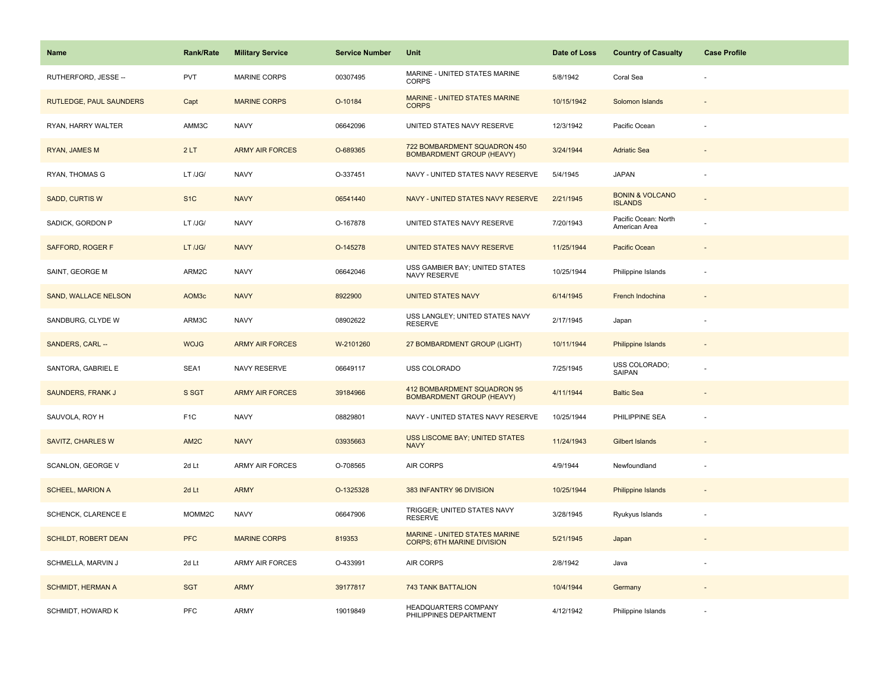| Name | Rank/Rate | Military Service | Service Number | Unit | Date of Loss | Country of Casualty | Case Profile |
|---|---|---|---|---|---|---|---|
| RUTHERFORD, JESSE -- | PVT | MARINE CORPS | 00307495 | MARINE - UNITED STATES MARINE CORPS | 5/8/1942 | Coral Sea | - |
| RUTLEDGE, PAUL SAUNDERS | Capt | MARINE CORPS | O-10184 | MARINE - UNITED STATES MARINE CORPS | 10/15/1942 | Solomon Islands | - |
| RYAN, HARRY WALTER | AMM3C | NAVY | 06642096 | UNITED STATES NAVY RESERVE | 12/3/1942 | Pacific Ocean | - |
| RYAN, JAMES M | 2 LT | ARMY AIR FORCES | O-689365 | 722 BOMBARDMENT SQUADRON 450 BOMBARDMENT GROUP (HEAVY) | 3/24/1944 | Adriatic Sea | - |
| RYAN, THOMAS G | LT /JG/ | NAVY | O-337451 | NAVY - UNITED STATES NAVY RESERVE | 5/4/1945 | JAPAN | - |
| SADD, CURTIS W | S1C | NAVY | 06541440 | NAVY - UNITED STATES NAVY RESERVE | 2/21/1945 | BONIN & VOLCANO ISLANDS | - |
| SADICK, GORDON P | LT /JG/ | NAVY | O-167878 | UNITED STATES NAVY RESERVE | 7/20/1943 | Pacific Ocean: North American Area | - |
| SAFFORD, ROGER F | LT /JG/ | NAVY | O-145278 | UNITED STATES NAVY RESERVE | 11/25/1944 | Pacific Ocean | - |
| SAINT, GEORGE M | ARM2C | NAVY | 06642046 | USS GAMBIER BAY; UNITED STATES NAVY RESERVE | 10/25/1944 | Philippine Islands | - |
| SAND, WALLACE NELSON | AOM3c | NAVY | 8922900 | UNITED STATES NAVY | 6/14/1945 | French Indochina | - |
| SANDBURG, CLYDE W | ARM3C | NAVY | 08902622 | USS LANGLEY; UNITED STATES NAVY RESERVE | 2/17/1945 | Japan | - |
| SANDERS, CARL -- | WOJG | ARMY AIR FORCES | W-2101260 | 27 BOMBARDMENT GROUP (LIGHT) | 10/11/1944 | Philippine Islands | - |
| SANTORA, GABRIEL E | SEA1 | NAVY RESERVE | 06649117 | USS COLORADO | 7/25/1945 | USS COLORADO; SAIPAN | - |
| SAUNDERS, FRANK J | S SGT | ARMY AIR FORCES | 39184966 | 412 BOMBARDMENT SQUADRON 95 BOMBARDMENT GROUP (HEAVY) | 4/11/1944 | Baltic Sea | - |
| SAUVOLA, ROY H | F1C | NAVY | 08829801 | NAVY - UNITED STATES NAVY RESERVE | 10/25/1944 | PHILIPPINE SEA | - |
| SAVITZ, CHARLES W | AM2C | NAVY | 03935663 | USS LISCOME BAY; UNITED STATES NAVY | 11/24/1943 | Gilbert Islands | - |
| SCANLON, GEORGE V | 2d Lt | ARMY AIR FORCES | O-708565 | AIR CORPS | 4/9/1944 | Newfoundland | - |
| SCHEEL, MARION A | 2d Lt | ARMY | O-1325328 | 383 INFANTRY 96 DIVISION | 10/25/1944 | Philippine Islands | - |
| SCHENCK, CLARENCE E | MOMM2C | NAVY | 06647906 | TRIGGER; UNITED STATES NAVY RESERVE | 3/28/1945 | Ryukyus Islands | - |
| SCHILDT, ROBERT DEAN | PFC | MARINE CORPS | 819353 | MARINE - UNITED STATES MARINE CORPS; 6TH MARINE DIVISION | 5/21/1945 | Japan | - |
| SCHMELLA, MARVIN J | 2d Lt | ARMY AIR FORCES | O-433991 | AIR CORPS | 2/8/1942 | Java | - |
| SCHMIDT, HERMAN A | SGT | ARMY | 39177817 | 743 TANK BATTALION | 10/4/1944 | Germany | - |
| SCHMIDT, HOWARD K | PFC | ARMY | 19019849 | HEADQUARTERS COMPANY PHILIPPINES DEPARTMENT | 4/12/1942 | Philippine Islands | - |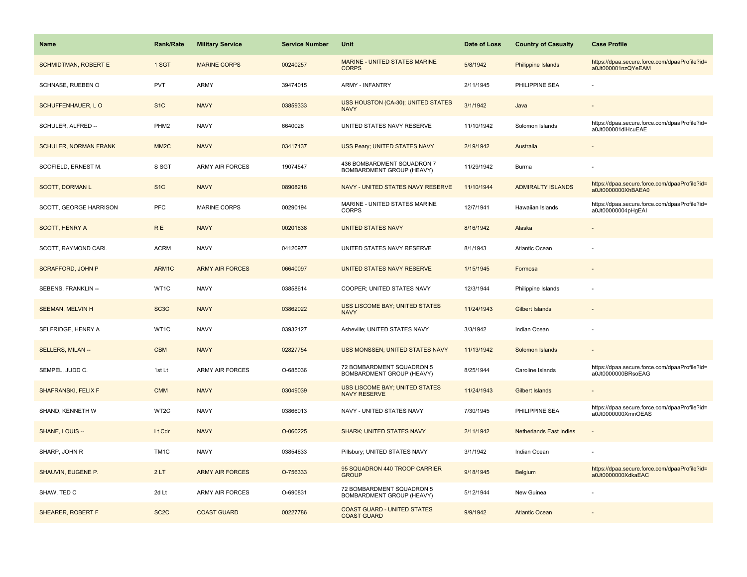| Name | Rank/Rate | Military Service | Service Number | Unit | Date of Loss | Country of Casualty | Case Profile |
| --- | --- | --- | --- | --- | --- | --- | --- |
| SCHMIDTMAN, ROBERT E | 1 SGT | MARINE CORPS | 00240257 | MARINE - UNITED STATES MARINE CORPS | 5/8/1942 | Philippine Islands | https://dpaa.secure.force.com/dpaaProfile?id=a0Jt000001nzQYeEAM |
| SCHNASE, RUEBEN O | PVT | ARMY | 39474015 | ARMY - INFANTRY | 2/11/1945 | PHILIPPINE SEA | - |
| SCHUFFENHAUER, L O | S1C | NAVY | 03859333 | USS HOUSTON (CA-30); UNITED STATES NAVY | 3/1/1942 | Java | - |
| SCHULER, ALFRED -- | PHM2 | NAVY | 6640028 | UNITED STATES NAVY RESERVE | 11/10/1942 | Solomon Islands | https://dpaa.secure.force.com/dpaaProfile?id=a0Jt000001diHcuEAE |
| SCHULER, NORMAN FRANK | MM2C | NAVY | 03417137 | USS Peary; UNITED STATES NAVY | 2/19/1942 | Australia | - |
| SCOFIELD, ERNEST M. | S SGT | ARMY AIR FORCES | 19074547 | 436 BOMBARDMENT SQUADRON 7 BOMBARDMENT GROUP (HEAVY) | 11/29/1942 | Burma | - |
| SCOTT, DORMAN L | S1C | NAVY | 08908218 | NAVY - UNITED STATES NAVY RESERVE | 11/10/1944 | ADMIRALTY ISLANDS | https://dpaa.secure.force.com/dpaaProfile?id=a0Jt0000000XhBAEA0 |
| SCOTT, GEORGE HARRISON | PFC | MARINE CORPS | 00290194 | MARINE - UNITED STATES MARINE CORPS | 12/7/1941 | Hawaiian Islands | https://dpaa.secure.force.com/dpaaProfile?id=a0Jt00000004pHgEAI |
| SCOTT, HENRY A | R E | NAVY | 00201638 | UNITED STATES NAVY | 8/16/1942 | Alaska | - |
| SCOTT, RAYMOND CARL | ACRM | NAVY | 04120977 | UNITED STATES NAVY RESERVE | 8/1/1943 | Atlantic Ocean | - |
| SCRAFFORD, JOHN P | ARM1C | ARMY AIR FORCES | 06640097 | UNITED STATES NAVY RESERVE | 1/15/1945 | Formosa | - |
| SEBENS, FRANKLIN -- | WT1C | NAVY | 03858614 | COOPER; UNITED STATES NAVY | 12/3/1944 | Philippine Islands | - |
| SEEMAN, MELVIN H | SC3C | NAVY | 03862022 | USS LISCOME BAY; UNITED STATES NAVY | 11/24/1943 | Gilbert Islands | - |
| SELFRIDGE, HENRY A | WT1C | NAVY | 03932127 | Asheville; UNITED STATES NAVY | 3/3/1942 | Indian Ocean | - |
| SELLERS, MILAN -- | CBM | NAVY | 02827754 | USS MONSSEN; UNITED STATES NAVY | 11/13/1942 | Solomon Islands | - |
| SEMPEL, JUDD C. | 1st Lt | ARMY AIR FORCES | O-685036 | 72 BOMBARDMENT SQUADRON 5 BOMBARDMENT GROUP (HEAVY) | 8/25/1944 | Caroline Islands | https://dpaa.secure.force.com/dpaaProfile?id=a0Jt0000000BRsoEAG |
| SHAFRANSKI, FELIX F | CMM | NAVY | 03049039 | USS LISCOME BAY; UNITED STATES NAVY RESERVE | 11/24/1943 | Gilbert Islands | - |
| SHAND, KENNETH W | WT2C | NAVY | 03866013 | NAVY - UNITED STATES NAVY | 7/30/1945 | PHILIPPINE SEA | https://dpaa.secure.force.com/dpaaProfile?id=a0Jt0000000XmnOEAS |
| SHANE, LOUIS -- | Lt Cdr | NAVY | O-060225 | SHARK; UNITED STATES NAVY | 2/11/1942 | Netherlands East Indies | - |
| SHARP, JOHN R | TM1C | NAVY | 03854633 | Pillsbury; UNITED STATES NAVY | 3/1/1942 | Indian Ocean | - |
| SHAUVIN, EUGENE P. | 2 LT | ARMY AIR FORCES | O-756333 | 95 SQUADRON 440 TROOP CARRIER GROUP | 9/18/1945 | Belgium | https://dpaa.secure.force.com/dpaaProfile?id=a0Jt0000000XdkaEAC |
| SHAW, TED C | 2d Lt | ARMY AIR FORCES | O-690831 | 72 BOMBARDMENT SQUADRON 5 BOMBARDMENT GROUP (HEAVY) | 5/12/1944 | New Guinea | - |
| SHEARER, ROBERT F | SC2C | COAST GUARD | 00227786 | COAST GUARD - UNITED STATES COAST GUARD | 9/9/1942 | Atlantic Ocean | - |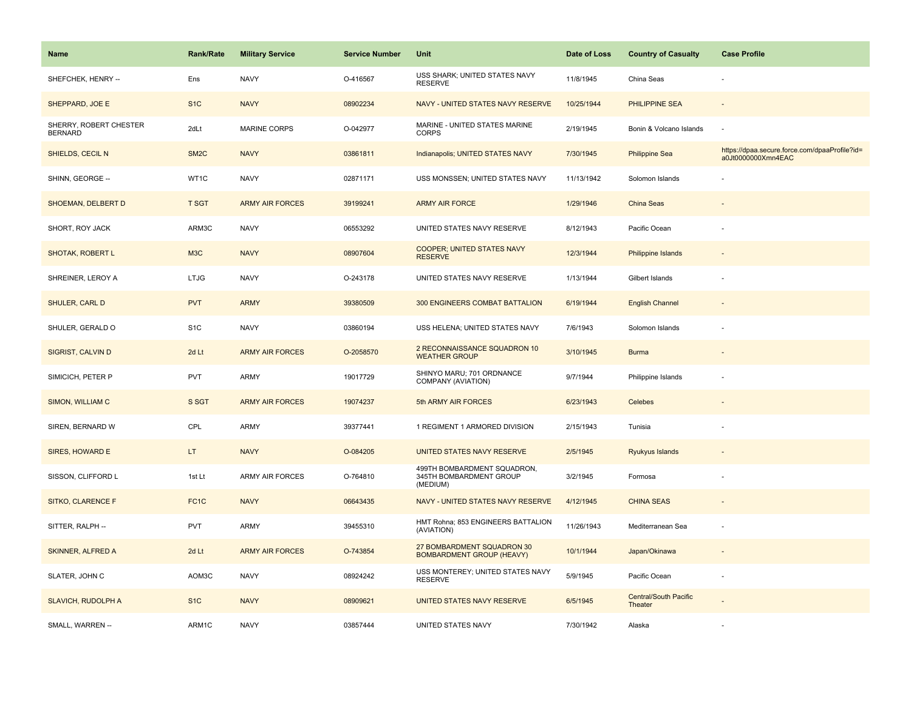| Name | Rank/Rate | Military Service | Service Number | Unit | Date of Loss | Country of Casualty | Case Profile |
|---|---|---|---|---|---|---|---|
| SHEFCHEK, HENRY -- | Ens | NAVY | O-416567 | USS SHARK; UNITED STATES NAVY RESERVE | 11/8/1945 | China Seas | - |
| SHEPPARD, JOE E | S1C | NAVY | 08902234 | NAVY - UNITED STATES NAVY RESERVE | 10/25/1944 | PHILIPPINE SEA | - |
| SHERRY, ROBERT CHESTER BERNARD | 2dLt | MARINE CORPS | O-042977 | MARINE - UNITED STATES MARINE CORPS | 2/19/1945 | Bonin & Volcano Islands | - |
| SHIELDS, CECIL N | SM2C | NAVY | 03861811 | Indianapolis; UNITED STATES NAVY | 7/30/1945 | Philippine Sea | https://dpaa.secure.force.com/dpaaProfile?id=a0Jt0000000Xmn4EAC |
| SHINN, GEORGE -- | WT1C | NAVY | 02871171 | USS MONSSEN; UNITED STATES NAVY | 11/13/1942 | Solomon Islands | - |
| SHOEMAN, DELBERT D | T SGT | ARMY AIR FORCES | 39199241 | ARMY AIR FORCE | 1/29/1946 | China Seas | - |
| SHORT, ROY JACK | ARM3C | NAVY | 06553292 | UNITED STATES NAVY RESERVE | 8/12/1943 | Pacific Ocean | - |
| SHOTAK, ROBERT L | M3C | NAVY | 08907604 | COOPER; UNITED STATES NAVY RESERVE | 12/3/1944 | Philippine Islands | - |
| SHREINER, LEROY A | LTJG | NAVY | O-243178 | UNITED STATES NAVY RESERVE | 1/13/1944 | Gilbert Islands | - |
| SHULER, CARL D | PVT | ARMY | 39380509 | 300 ENGINEERS COMBAT BATTALION | 6/19/1944 | English Channel | - |
| SHULER, GERALD O | S1C | NAVY | 03860194 | USS HELENA; UNITED STATES NAVY | 7/6/1943 | Solomon Islands | - |
| SIGRIST, CALVIN D | 2d Lt | ARMY AIR FORCES | O-2058570 | 2 RECONNAISSANCE SQUADRON 10 WEATHER GROUP | 3/10/1945 | Burma | - |
| SIMICICH, PETER P | PVT | ARMY | 19017729 | SHINYO MARU; 701 ORDNANCE COMPANY (AVIATION) | 9/7/1944 | Philippine Islands | - |
| SIMON, WILLIAM C | S SGT | ARMY AIR FORCES | 19074237 | 5th ARMY AIR FORCES | 6/23/1943 | Celebes | - |
| SIREN, BERNARD W | CPL | ARMY | 39377441 | 1 REGIMENT 1 ARMORED DIVISION | 2/15/1943 | Tunisia | - |
| SIRES, HOWARD E | LT | NAVY | O-084205 | UNITED STATES NAVY RESERVE | 2/5/1945 | Ryukyus Islands | - |
| SISSON, CLIFFORD L | 1st Lt | ARMY AIR FORCES | O-764810 | 499TH BOMBARDMENT SQUADRON, 345TH BOMBARDMENT GROUP (MEDIUM) | 3/2/1945 | Formosa | - |
| SITKO, CLARENCE F | FC1C | NAVY | 06643435 | NAVY - UNITED STATES NAVY RESERVE | 4/12/1945 | CHINA SEAS | - |
| SITTER, RALPH -- | PVT | ARMY | 39455310 | HMT Rohna; 853 ENGINEERS BATTALION (AVIATION) | 11/26/1943 | Mediterranean Sea | - |
| SKINNER, ALFRED A | 2d Lt | ARMY AIR FORCES | O-743854 | 27 BOMBARDMENT SQUADRON 30 BOMBARDMENT GROUP (HEAVY) | 10/1/1944 | Japan/Okinawa | - |
| SLATER, JOHN C | AOM3C | NAVY | 08924242 | USS MONTEREY; UNITED STATES NAVY RESERVE | 5/9/1945 | Pacific Ocean | - |
| SLAVICH, RUDOLPH A | S1C | NAVY | 08909621 | UNITED STATES NAVY RESERVE | 6/5/1945 | Central/South Pacific Theater | - |
| SMALL, WARREN -- | ARM1C | NAVY | 03857444 | UNITED STATES NAVY | 7/30/1942 | Alaska | - |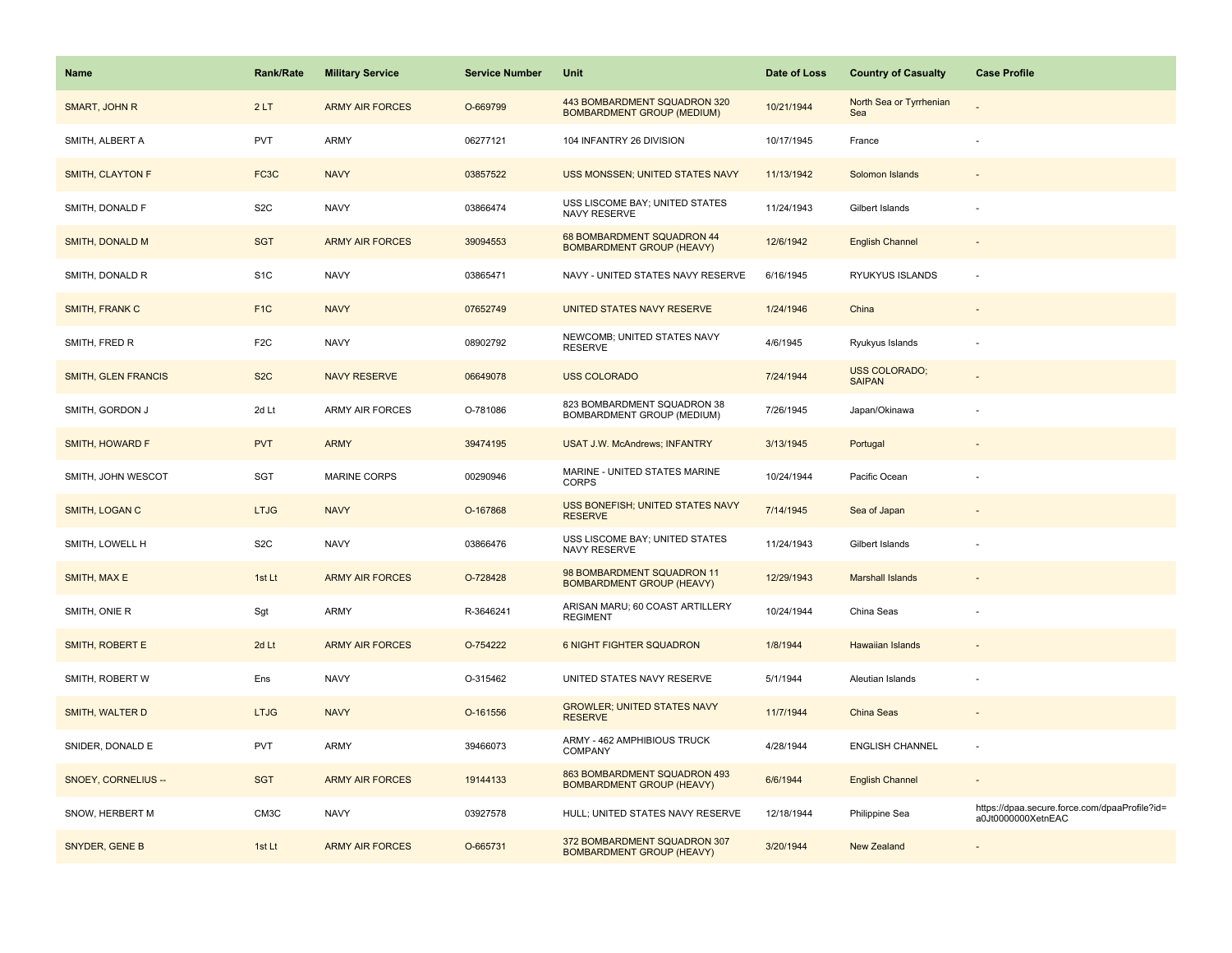| Name | Rank/Rate | Military Service | Service Number | Unit | Date of Loss | Country of Casualty | Case Profile |
|---|---|---|---|---|---|---|---|
| SMART, JOHN R | 2 LT | ARMY AIR FORCES | O-669799 | 443 BOMBARDMENT SQUADRON 320 BOMBARDMENT GROUP (MEDIUM) | 10/21/1944 | North Sea or Tyrrhenian Sea | - |
| SMITH, ALBERT A | PVT | ARMY | 06277121 | 104 INFANTRY 26 DIVISION | 10/17/1945 | France | - |
| SMITH, CLAYTON F | FC3C | NAVY | 03857522 | USS MONSSEN; UNITED STATES NAVY | 11/13/1942 | Solomon Islands | - |
| SMITH, DONALD F | S2C | NAVY | 03866474 | USS LISCOME BAY; UNITED STATES NAVY RESERVE | 11/24/1943 | Gilbert Islands | - |
| SMITH, DONALD M | SGT | ARMY AIR FORCES | 39094553 | 68 BOMBARDMENT SQUADRON 44 BOMBARDMENT GROUP (HEAVY) | 12/6/1942 | English Channel | - |
| SMITH, DONALD R | S1C | NAVY | 03865471 | NAVY - UNITED STATES NAVY RESERVE | 6/16/1945 | RYUKYUS ISLANDS | - |
| SMITH, FRANK C | F1C | NAVY | 07652749 | UNITED STATES NAVY RESERVE | 1/24/1946 | China | - |
| SMITH, FRED R | F2C | NAVY | 08902792 | NEWCOMB; UNITED STATES NAVY RESERVE | 4/6/1945 | Ryukyus Islands | - |
| SMITH, GLEN FRANCIS | S2C | NAVY RESERVE | 06649078 | USS COLORADO | 7/24/1944 | USS COLORADO; SAIPAN | - |
| SMITH, GORDON J | 2d Lt | ARMY AIR FORCES | O-781086 | 823 BOMBARDMENT SQUADRON 38 BOMBARDMENT GROUP (MEDIUM) | 7/26/1945 | Japan/Okinawa | - |
| SMITH, HOWARD F | PVT | ARMY | 39474195 | USAT J.W. McAndrews; INFANTRY | 3/13/1945 | Portugal | - |
| SMITH, JOHN WESCOT | SGT | MARINE CORPS | 00290946 | MARINE - UNITED STATES MARINE CORPS | 10/24/1944 | Pacific Ocean | - |
| SMITH, LOGAN C | LTJG | NAVY | O-167868 | USS BONEFISH; UNITED STATES NAVY RESERVE | 7/14/1945 | Sea of Japan | - |
| SMITH, LOWELL H | S2C | NAVY | 03866476 | USS LISCOME BAY; UNITED STATES NAVY RESERVE | 11/24/1943 | Gilbert Islands | - |
| SMITH, MAX E | 1st Lt | ARMY AIR FORCES | O-728428 | 98 BOMBARDMENT SQUADRON 11 BOMBARDMENT GROUP (HEAVY) | 12/29/1943 | Marshall Islands | - |
| SMITH, ONIE R | Sgt | ARMY | R-3646241 | ARISAN MARU; 60 COAST ARTILLERY REGIMENT | 10/24/1944 | China Seas | - |
| SMITH, ROBERT E | 2d Lt | ARMY AIR FORCES | O-754222 | 6 NIGHT FIGHTER SQUADRON | 1/8/1944 | Hawaiian Islands | - |
| SMITH, ROBERT W | Ens | NAVY | O-315462 | UNITED STATES NAVY RESERVE | 5/1/1944 | Aleutian Islands | - |
| SMITH, WALTER D | LTJG | NAVY | O-161556 | GROWLER; UNITED STATES NAVY RESERVE | 11/7/1944 | China Seas | - |
| SNIDER, DONALD E | PVT | ARMY | 39466073 | ARMY - 462 AMPHIBIOUS TRUCK COMPANY | 4/28/1944 | ENGLISH CHANNEL | - |
| SNOEY, CORNELIUS -- | SGT | ARMY AIR FORCES | 19144133 | 863 BOMBARDMENT SQUADRON 493 BOMBARDMENT GROUP (HEAVY) | 6/6/1944 | English Channel | - |
| SNOW, HERBERT M | CM3C | NAVY | 03927578 | HULL; UNITED STATES NAVY RESERVE | 12/18/1944 | Philippine Sea | https://dpaa.secure.force.com/dpaaProfile?id=a0Jt0000000XetnEAC |
| SNYDER, GENE B | 1st Lt | ARMY AIR FORCES | O-665731 | 372 BOMBARDMENT SQUADRON 307 BOMBARDMENT GROUP (HEAVY) | 3/20/1944 | New Zealand | - |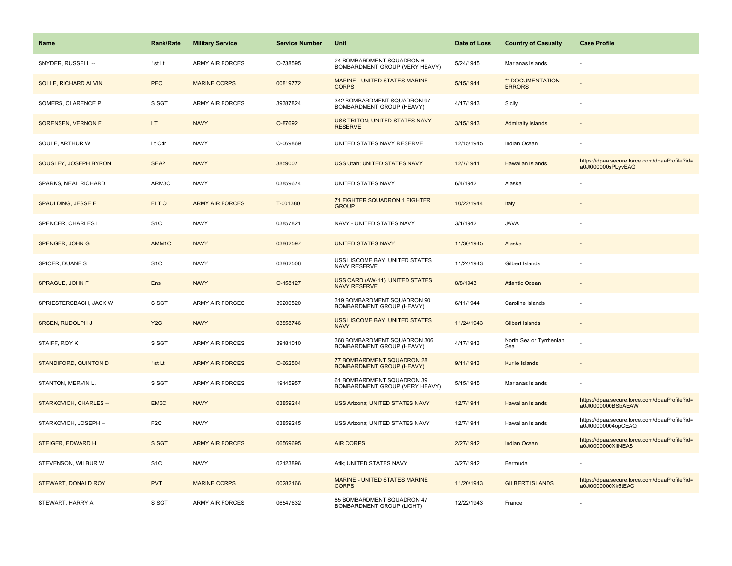| Name | Rank/Rate | Military Service | Service Number | Unit | Date of Loss | Country of Casualty | Case Profile |
|---|---|---|---|---|---|---|---|
| SNYDER, RUSSELL -- | 1st Lt | ARMY AIR FORCES | O-738595 | 24 BOMBARDMENT SQUADRON 6 BOMBARDMENT GROUP (VERY HEAVY) | 5/24/1945 | Marianas Islands | - |
| SOLLE, RICHARD ALVIN | PFC | MARINE CORPS | 00819772 | MARINE - UNITED STATES MARINE CORPS | 5/15/1944 | ** DOCUMENTATION ERRORS | - |
| SOMERS, CLARENCE P | S SGT | ARMY AIR FORCES | 39387824 | 342 BOMBARDMENT SQUADRON 97 BOMBARDMENT GROUP (HEAVY) | 4/17/1943 | Sicily | - |
| SORENSEN, VERNON F | LT | NAVY | O-87692 | USS TRITON; UNITED STATES NAVY RESERVE | 3/15/1943 | Admiralty Islands | - |
| SOULE, ARTHUR W | Lt Cdr | NAVY | O-069869 | UNITED STATES NAVY RESERVE | 12/15/1945 | Indian Ocean | - |
| SOUSLEY, JOSEPH BYRON | SEA2 | NAVY | 3859007 | USS Utah; UNITED STATES NAVY | 12/7/1941 | Hawaiian Islands | https://dpaa.secure.force.com/dpaaProfile?id=a0Jt000000sPLyvEAG |
| SPARKS, NEAL RICHARD | ARM3C | NAVY | 03859674 | UNITED STATES NAVY | 6/4/1942 | Alaska | - |
| SPAULDING, JESSE E | FLT O | ARMY AIR FORCES | T-001380 | 71 FIGHTER SQUADRON 1 FIGHTER GROUP | 10/22/1944 | Italy | - |
| SPENCER, CHARLES L | S1C | NAVY | 03857821 | NAVY - UNITED STATES NAVY | 3/1/1942 | JAVA | - |
| SPENGER, JOHN G | AMM1C | NAVY | 03862597 | UNITED STATES NAVY | 11/30/1945 | Alaska | - |
| SPICER, DUANE S | S1C | NAVY | 03862506 | USS LISCOME BAY; UNITED STATES NAVY RESERVE | 11/24/1943 | Gilbert Islands | - |
| SPRAGUE, JOHN F | Ens | NAVY | O-158127 | USS CARD (AW-11); UNITED STATES NAVY RESERVE | 8/8/1943 | Atlantic Ocean | - |
| SPRIESTERSBACH, JACK W | S SGT | ARMY AIR FORCES | 39200520 | 319 BOMBARDMENT SQUADRON 90 BOMBARDMENT GROUP (HEAVY) | 6/11/1944 | Caroline Islands | - |
| SRSEN, RUDOLPH J | Y2C | NAVY | 03858746 | USS LISCOME BAY; UNITED STATES NAVY | 11/24/1943 | Gilbert Islands | - |
| STAIFF, ROY K | S SGT | ARMY AIR FORCES | 39181010 | 368 BOMBARDMENT SQUADRON 306 BOMBARDMENT GROUP (HEAVY) | 4/17/1943 | North Sea or Tyrrhenian Sea | - |
| STANDIFORD, QUINTON D | 1st Lt | ARMY AIR FORCES | O-662504 | 77 BOMBARDMENT SQUADRON 28 BOMBARDMENT GROUP (HEAVY) | 9/11/1943 | Kurile Islands | - |
| STANTON, MERVIN L. | S SGT | ARMY AIR FORCES | 19145957 | 61 BOMBARDMENT SQUADRON 39 BOMBARDMENT GROUP (VERY HEAVY) | 5/15/1945 | Marianas Islands | - |
| STARKOVICH, CHARLES -- | EM3C | NAVY | 03859244 | USS Arizona; UNITED STATES NAVY | 12/7/1941 | Hawaiian Islands | https://dpaa.secure.force.com/dpaaProfile?id=a0Jt0000000BSbAEAW |
| STARKOVICH, JOSEPH -- | F2C | NAVY | 03859245 | USS Arizona; UNITED STATES NAVY | 12/7/1941 | Hawaiian Islands | https://dpaa.secure.force.com/dpaaProfile?id=a0Jt00000004opCEAQ |
| STEIGER, EDWARD H | S SGT | ARMY AIR FORCES | 06569695 | AIR CORPS | 2/27/1942 | Indian Ocean | https://dpaa.secure.force.com/dpaaProfile?id=a0Jt0000000XliNEAS |
| STEVENSON, WILBUR W | S1C | NAVY | 02123896 | Atik; UNITED STATES NAVY | 3/27/1942 | Bermuda | - |
| STEWART, DONALD ROY | PVT | MARINE CORPS | 00282166 | MARINE - UNITED STATES MARINE CORPS | 11/20/1943 | GILBERT ISLANDS | https://dpaa.secure.force.com/dpaaProfile?id=a0Jt0000000Xk5tEAC |
| STEWART, HARRY A | S SGT | ARMY AIR FORCES | 06547632 | 85 BOMBARDMENT SQUADRON 47 BOMBARDMENT GROUP (LIGHT) | 12/22/1943 | France | - |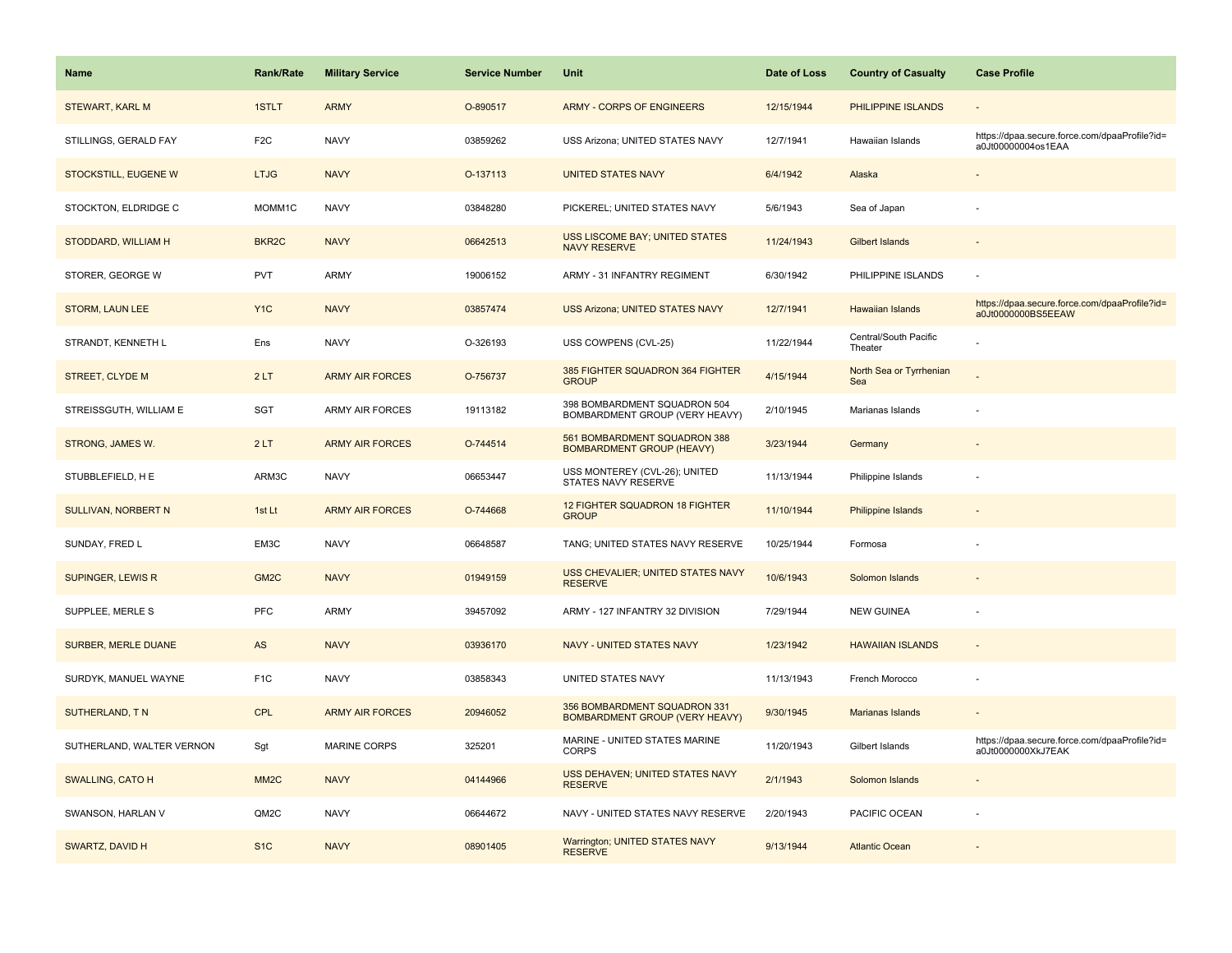| Name | Rank/Rate | Military Service | Service Number | Unit | Date of Loss | Country of Casualty | Case Profile |
|---|---|---|---|---|---|---|---|
| STEWART, KARL M | 1STLT | ARMY | O-890517 | ARMY - CORPS OF ENGINEERS | 12/15/1944 | PHILIPPINE ISLANDS | - |
| STILLINGS, GERALD FAY | F2C | NAVY | 03859262 | USS Arizona; UNITED STATES NAVY | 12/7/1941 | Hawaiian Islands | https://dpaa.secure.force.com/dpaaProfile?id=a0Jt00000004os1EAA |
| STOCKSTILL, EUGENE W | LTJG | NAVY | O-137113 | UNITED STATES NAVY | 6/4/1942 | Alaska | - |
| STOCKTON, ELDRIDGE C | MOMM1C | NAVY | 03848280 | PICKEREL; UNITED STATES NAVY | 5/6/1943 | Sea of Japan | - |
| STODDARD, WILLIAM H | BKR2C | NAVY | 06642513 | USS LISCOME BAY; UNITED STATES NAVY RESERVE | 11/24/1943 | Gilbert Islands | - |
| STORER, GEORGE W | PVT | ARMY | 19006152 | ARMY - 31 INFANTRY REGIMENT | 6/30/1942 | PHILIPPINE ISLANDS | - |
| STORM, LAUN LEE | Y1C | NAVY | 03857474 | USS Arizona; UNITED STATES NAVY | 12/7/1941 | Hawaiian Islands | https://dpaa.secure.force.com/dpaaProfile?id=a0Jt0000000BS5EEAW |
| STRANDT, KENNETH L | Ens | NAVY | O-326193 | USS COWPENS (CVL-25) | 11/22/1944 | Central/South Pacific Theater | - |
| STREET, CLYDE M | 2 LT | ARMY AIR FORCES | O-756737 | 385 FIGHTER SQUADRON 364 FIGHTER GROUP | 4/15/1944 | North Sea or Tyrrhenian Sea | - |
| STREISSGUTH, WILLIAM E | SGT | ARMY AIR FORCES | 19113182 | 398 BOMBARDMENT SQUADRON 504 BOMBARDMENT GROUP (VERY HEAVY) | 2/10/1945 | Marianas Islands | - |
| STRONG, JAMES W. | 2 LT | ARMY AIR FORCES | O-744514 | 561 BOMBARDMENT SQUADRON 388 BOMBARDMENT GROUP (HEAVY) | 3/23/1944 | Germany | - |
| STUBBLEFIELD, H E | ARM3C | NAVY | 06653447 | USS MONTEREY (CVL-26); UNITED STATES NAVY RESERVE | 11/13/1944 | Philippine Islands | - |
| SULLIVAN, NORBERT N | 1st Lt | ARMY AIR FORCES | O-744668 | 12 FIGHTER SQUADRON 18 FIGHTER GROUP | 11/10/1944 | Philippine Islands | - |
| SUNDAY, FRED L | EM3C | NAVY | 06648587 | TANG; UNITED STATES NAVY RESERVE | 10/25/1944 | Formosa | - |
| SUPINGER, LEWIS R | GM2C | NAVY | 01949159 | USS CHEVALIER; UNITED STATES NAVY RESERVE | 10/6/1943 | Solomon Islands | - |
| SUPPLEE, MERLE S | PFC | ARMY | 39457092 | ARMY - 127 INFANTRY 32 DIVISION | 7/29/1944 | NEW GUINEA | - |
| SURBER, MERLE DUANE | AS | NAVY | 03936170 | NAVY - UNITED STATES NAVY | 1/23/1942 | HAWAIIAN ISLANDS | - |
| SURDYK, MANUEL WAYNE | F1C | NAVY | 03858343 | UNITED STATES NAVY | 11/13/1943 | French Morocco | - |
| SUTHERLAND, T N | CPL | ARMY AIR FORCES | 20946052 | 356 BOMBARDMENT SQUADRON 331 BOMBARDMENT GROUP (VERY HEAVY) | 9/30/1945 | Marianas Islands | - |
| SUTHERLAND, WALTER VERNON | Sgt | MARINE CORPS | 325201 | MARINE - UNITED STATES MARINE CORPS | 11/20/1943 | Gilbert Islands | https://dpaa.secure.force.com/dpaaProfile?id=a0Jt0000000XkJ7EAK |
| SWALLING, CATO H | MM2C | NAVY | 04144966 | USS DEHAVEN; UNITED STATES NAVY RESERVE | 2/1/1943 | Solomon Islands | - |
| SWANSON, HARLAN V | QM2C | NAVY | 06644672 | NAVY - UNITED STATES NAVY RESERVE | 2/20/1943 | PACIFIC OCEAN | - |
| SWARTZ, DAVID H | S1C | NAVY | 08901405 | Warrington; UNITED STATES NAVY RESERVE | 9/13/1944 | Atlantic Ocean | - |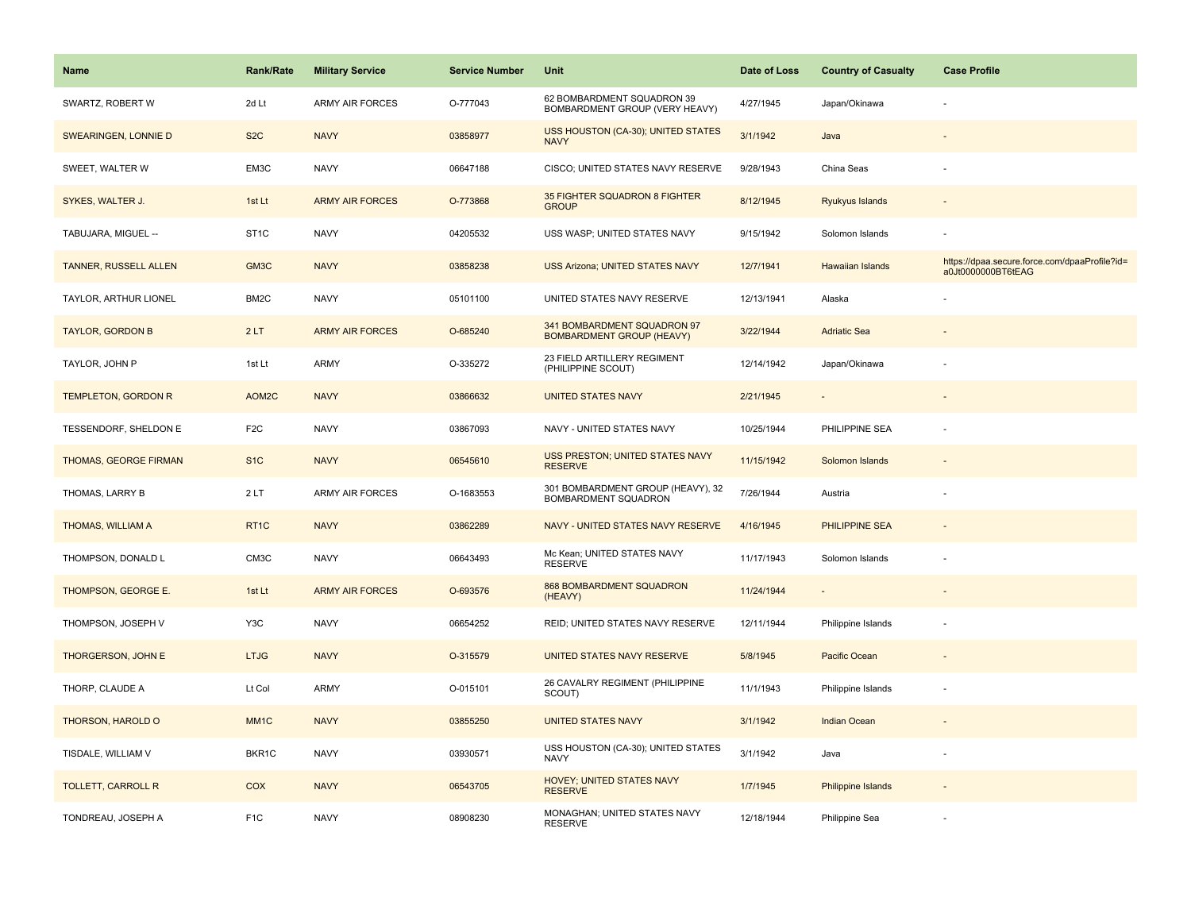| Name | Rank/Rate | Military Service | Service Number | Unit | Date of Loss | Country of Casualty | Case Profile |
|---|---|---|---|---|---|---|---|
| SWARTZ, ROBERT W | 2d Lt | ARMY AIR FORCES | O-777043 | 62 BOMBARDMENT SQUADRON 39 BOMBARDMENT GROUP (VERY HEAVY) | 4/27/1945 | Japan/Okinawa | - |
| SWEARINGEN, LONNIE D | S2C | NAVY | 03858977 | USS HOUSTON (CA-30); UNITED STATES NAVY | 3/1/1942 | Java | - |
| SWEET, WALTER W | EM3C | NAVY | 06647188 | CISCO; UNITED STATES NAVY RESERVE | 9/28/1943 | China Seas | - |
| SYKES, WALTER J. | 1st Lt | ARMY AIR FORCES | O-773868 | 35 FIGHTER SQUADRON 8 FIGHTER GROUP | 8/12/1945 | Ryukyus Islands | - |
| TABUJARA, MIGUEL -- | ST1C | NAVY | 04205532 | USS WASP; UNITED STATES NAVY | 9/15/1942 | Solomon Islands | - |
| TANNER, RUSSELL ALLEN | GM3C | NAVY | 03858238 | USS Arizona; UNITED STATES NAVY | 12/7/1941 | Hawaiian Islands | https://dpaa.secure.force.com/dpaaProfile?id=a0Jt0000000BT6tEAG |
| TAYLOR, ARTHUR LIONEL | BM2C | NAVY | 05101100 | UNITED STATES NAVY RESERVE | 12/13/1941 | Alaska | - |
| TAYLOR, GORDON B | 2 LT | ARMY AIR FORCES | O-685240 | 341 BOMBARDMENT SQUADRON 97 BOMBARDMENT GROUP (HEAVY) | 3/22/1944 | Adriatic Sea | - |
| TAYLOR, JOHN P | 1st Lt | ARMY | O-335272 | 23 FIELD ARTILLERY REGIMENT (PHILIPPINE SCOUT) | 12/14/1942 | Japan/Okinawa | - |
| TEMPLETON, GORDON R | AOM2C | NAVY | 03866632 | UNITED STATES NAVY | 2/21/1945 | - | - |
| TESSENDORF, SHELDON E | F2C | NAVY | 03867093 | NAVY - UNITED STATES NAVY | 10/25/1944 | PHILIPPINE SEA | - |
| THOMAS, GEORGE FIRMAN | S1C | NAVY | 06545610 | USS PRESTON; UNITED STATES NAVY RESERVE | 11/15/1942 | Solomon Islands | - |
| THOMAS, LARRY B | 2 LT | ARMY AIR FORCES | O-1683553 | 301 BOMBARDMENT GROUP (HEAVY), 32 BOMBARDMENT SQUADRON | 7/26/1944 | Austria | - |
| THOMAS, WILLIAM A | RT1C | NAVY | 03862289 | NAVY - UNITED STATES NAVY RESERVE | 4/16/1945 | PHILIPPINE SEA | - |
| THOMPSON, DONALD L | CM3C | NAVY | 06643493 | Mc Kean; UNITED STATES NAVY RESERVE | 11/17/1943 | Solomon Islands | - |
| THOMPSON, GEORGE E. | 1st Lt | ARMY AIR FORCES | O-693576 | 868 BOMBARDMENT SQUADRON (HEAVY) | 11/24/1944 | - | - |
| THOMPSON, JOSEPH V | Y3C | NAVY | 06654252 | REID; UNITED STATES NAVY RESERVE | 12/11/1944 | Philippine Islands | - |
| THORGERSON, JOHN E | LTJG | NAVY | O-315579 | UNITED STATES NAVY RESERVE | 5/8/1945 | Pacific Ocean | - |
| THORP, CLAUDE A | Lt Col | ARMY | O-015101 | 26 CAVALRY REGIMENT (PHILIPPINE SCOUT) | 11/1/1943 | Philippine Islands | - |
| THORSON, HAROLD O | MM1C | NAVY | 03855250 | UNITED STATES NAVY | 3/1/1942 | Indian Ocean | - |
| TISDALE, WILLIAM V | BKR1C | NAVY | 03930571 | USS HOUSTON (CA-30); UNITED STATES NAVY | 3/1/1942 | Java | - |
| TOLLETT, CARROLL R | COX | NAVY | 06543705 | HOVEY; UNITED STATES NAVY RESERVE | 1/7/1945 | Philippine Islands | - |
| TONDREAU, JOSEPH A | F1C | NAVY | 08908230 | MONAGHAN; UNITED STATES NAVY RESERVE | 12/18/1944 | Philippine Sea | - |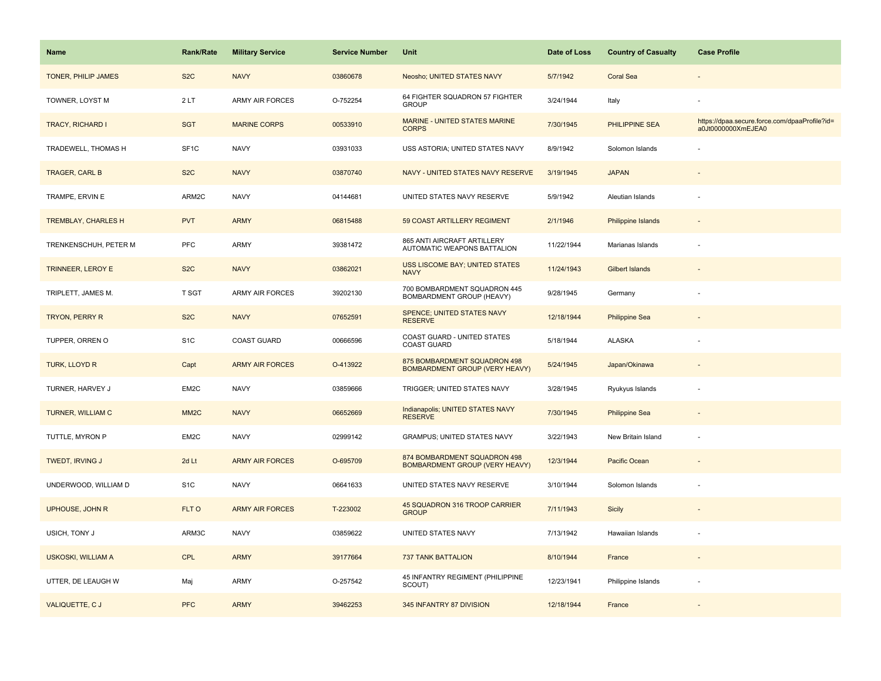| Name | Rank/Rate | Military Service | Service Number | Unit | Date of Loss | Country of Casualty | Case Profile |
|---|---|---|---|---|---|---|---|
| TONER, PHILIP JAMES | S2C | NAVY | 03860678 | Neosho; UNITED STATES NAVY | 5/7/1942 | Coral Sea | - |
| TOWNER, LOYST M | 2 LT | ARMY AIR FORCES | O-752254 | 64 FIGHTER SQUADRON 57 FIGHTER GROUP | 3/24/1944 | Italy | - |
| TRACY, RICHARD I | SGT | MARINE CORPS | 00533910 | MARINE - UNITED STATES MARINE CORPS | 7/30/1945 | PHILIPPINE SEA | https://dpaa.secure.force.com/dpaaProfile?id=a0Jt0000000XmEJEA0 |
| TRADEWELL, THOMAS H | SF1C | NAVY | 03931033 | USS ASTORIA; UNITED STATES NAVY | 8/9/1942 | Solomon Islands | - |
| TRAGER, CARL B | S2C | NAVY | 03870740 | NAVY - UNITED STATES NAVY RESERVE | 3/19/1945 | JAPAN | - |
| TRAMPE, ERVIN E | ARM2C | NAVY | 04144681 | UNITED STATES NAVY RESERVE | 5/9/1942 | Aleutian Islands | - |
| TREMBLAY, CHARLES H | PVT | ARMY | 06815488 | 59 COAST ARTILLERY REGIMENT | 2/1/1946 | Philippine Islands | - |
| TRENKENSCHUH, PETER M | PFC | ARMY | 39381472 | 865 ANTI AIRCRAFT ARTILLERY AUTOMATIC WEAPONS BATTALION | 11/22/1944 | Marianas Islands | - |
| TRINNEER, LEROY E | S2C | NAVY | 03862021 | USS LISCOME BAY; UNITED STATES NAVY | 11/24/1943 | Gilbert Islands | - |
| TRIPLETT, JAMES M. | T SGT | ARMY AIR FORCES | 39202130 | 700 BOMBARDMENT SQUADRON 445 BOMBARDMENT GROUP (HEAVY) | 9/28/1945 | Germany | - |
| TRYON, PERRY R | S2C | NAVY | 07652591 | SPENCE; UNITED STATES NAVY RESERVE | 12/18/1944 | Philippine Sea | - |
| TUPPER, ORREN O | S1C | COAST GUARD | 00666596 | COAST GUARD - UNITED STATES COAST GUARD | 5/18/1944 | ALASKA | - |
| TURK, LLOYD R | Capt | ARMY AIR FORCES | O-413922 | 875 BOMBARDMENT SQUADRON 498 BOMBARDMENT GROUP (VERY HEAVY) | 5/24/1945 | Japan/Okinawa | - |
| TURNER, HARVEY J | EM2C | NAVY | 03859666 | TRIGGER; UNITED STATES NAVY | 3/28/1945 | Ryukyus Islands | - |
| TURNER, WILLIAM C | MM2C | NAVY | 06652669 | Indianapolis; UNITED STATES NAVY RESERVE | 7/30/1945 | Philippine Sea | - |
| TUTTLE, MYRON P | EM2C | NAVY | 02999142 | GRAMPUS; UNITED STATES NAVY | 3/22/1943 | New Britain Island | - |
| TWEDT, IRVING J | 2d Lt | ARMY AIR FORCES | O-695709 | 874 BOMBARDMENT SQUADRON 498 BOMBARDMENT GROUP (VERY HEAVY) | 12/3/1944 | Pacific Ocean | - |
| UNDERWOOD, WILLIAM D | S1C | NAVY | 06641633 | UNITED STATES NAVY RESERVE | 3/10/1944 | Solomon Islands | - |
| UPHOUSE, JOHN R | FLT O | ARMY AIR FORCES | T-223002 | 45 SQUADRON 316 TROOP CARRIER GROUP | 7/11/1943 | Sicily | - |
| USICH, TONY J | ARM3C | NAVY | 03859622 | UNITED STATES NAVY | 7/13/1942 | Hawaiian Islands | - |
| USKOSKI, WILLIAM A | CPL | ARMY | 39177664 | 737 TANK BATTALION | 8/10/1944 | France | - |
| UTTER, DE LEAUGH W | Maj | ARMY | O-257542 | 45 INFANTRY REGIMENT (PHILIPPINE SCOUT) | 12/23/1941 | Philippine Islands | - |
| VALIQUETTE, C J | PFC | ARMY | 39462253 | 345 INFANTRY 87 DIVISION | 12/18/1944 | France | - |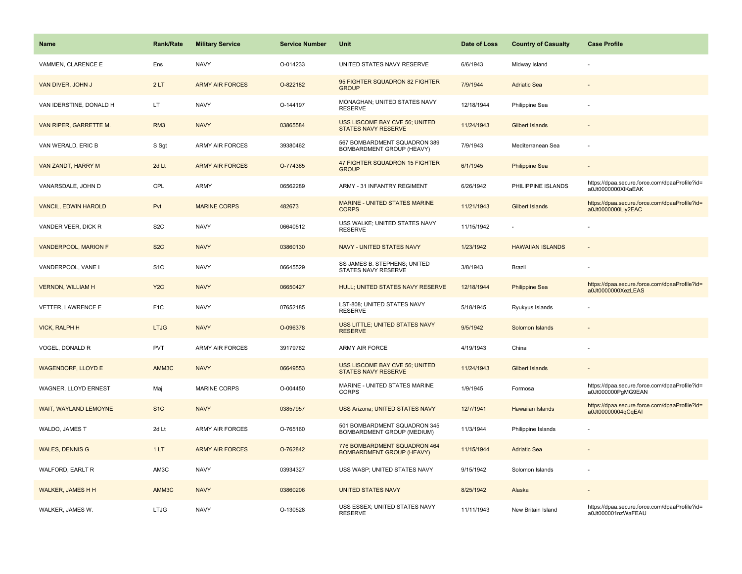| Name | Rank/Rate | Military Service | Service Number | Unit | Date of Loss | Country of Casualty | Case Profile |
|---|---|---|---|---|---|---|---|
| VAMMEN, CLARENCE E | Ens | NAVY | O-014233 | UNITED STATES NAVY RESERVE | 6/6/1943 | Midway Island | - |
| VAN DIVER, JOHN J | 2 LT | ARMY AIR FORCES | O-822182 | 95 FIGHTER SQUADRON 82 FIGHTER GROUP | 7/9/1944 | Adriatic Sea | - |
| VAN IDERSTINE, DONALD H | LT | NAVY | O-144197 | MONAGHAN; UNITED STATES NAVY RESERVE | 12/18/1944 | Philippine Sea | - |
| VAN RIPER, GARRETTE M. | RM3 | NAVY | 03865584 | USS LISCOME BAY CVE 56; UNITED STATES NAVY RESERVE | 11/24/1943 | Gilbert Islands | - |
| VAN WERALD, ERIC B | S Sgt | ARMY AIR FORCES | 39380462 | 567 BOMBARDMENT SQUADRON 389 BOMBARDMENT GROUP (HEAVY) | 7/9/1943 | Mediterranean Sea | - |
| VAN ZANDT, HARRY M | 2d Lt | ARMY AIR FORCES | O-774365 | 47 FIGHTER SQUADRON 15 FIGHTER GROUP | 6/1/1945 | Philippine Sea | - |
| VANARSDALE, JOHN D | CPL | ARMY | 06562289 | ARMY - 31 INFANTRY REGIMENT | 6/26/1942 | PHILIPPINE ISLANDS | https://dpaa.secure.force.com/dpaaProfile?id=a0Jt0000000XIKaEAK |
| VANCIL, EDWIN HAROLD | Pvt | MARINE CORPS | 482673 | MARINE - UNITED STATES MARINE CORPS | 11/21/1943 | Gilbert Islands | https://dpaa.secure.force.com/dpaaProfile?id=a0Jt0000000LIy2EAC |
| VANDER VEER, DICK R | S2C | NAVY | 06640512 | USS WALKE; UNITED STATES NAVY RESERVE | 11/15/1942 | - | - |
| VANDERPOOL, MARION F | S2C | NAVY | 03860130 | NAVY - UNITED STATES NAVY | 1/23/1942 | HAWAIIAN ISLANDS | - |
| VANDERPOOL, VANE I | S1C | NAVY | 06645529 | SS JAMES B. STEPHENS; UNITED STATES NAVY RESERVE | 3/8/1943 | Brazil | - |
| VERNON, WILLIAM H | Y2C | NAVY | 06650427 | HULL; UNITED STATES NAVY RESERVE | 12/18/1944 | Philippine Sea | https://dpaa.secure.force.com/dpaaProfile?id=a0Jt0000000XezLEAS |
| VETTER, LAWRENCE E | F1C | NAVY | 07652185 | LST-808; UNITED STATES NAVY RESERVE | 5/18/1945 | Ryukyus Islands | - |
| VICK, RALPH H | LTJG | NAVY | O-096378 | USS LITTLE; UNITED STATES NAVY RESERVE | 9/5/1942 | Solomon Islands | - |
| VOGEL, DONALD R | PVT | ARMY AIR FORCES | 39179762 | ARMY AIR FORCE | 4/19/1943 | China | - |
| WAGENDORF, LLOYD E | AMM3C | NAVY | 06649553 | USS LISCOME BAY CVE 56; UNITED STATES NAVY RESERVE | 11/24/1943 | Gilbert Islands | - |
| WAGNER, LLOYD ERNEST | Maj | MARINE CORPS | O-004450 | MARINE - UNITED STATES MARINE CORPS | 1/9/1945 | Formosa | https://dpaa.secure.force.com/dpaaProfile?id=a0Jt000000PgMG9EAN |
| WAIT, WAYLAND LEMOYNE | S1C | NAVY | 03857957 | USS Arizona; UNITED STATES NAVY | 12/7/1941 | Hawaiian Islands | https://dpaa.secure.force.com/dpaaProfile?id=a0Jt00000004qCqEAI |
| WALDO, JAMES T | 2d Lt | ARMY AIR FORCES | O-765160 | 501 BOMBARDMENT SQUADRON 345 BOMBARDMENT GROUP (MEDIUM) | 11/3/1944 | Philippine Islands | - |
| WALES, DENNIS G | 1 LT | ARMY AIR FORCES | O-762842 | 776 BOMBARDMENT SQUADRON 464 BOMBARDMENT GROUP (HEAVY) | 11/15/1944 | Adriatic Sea | - |
| WALFORD, EARLT R | AM3C | NAVY | 03934327 | USS WASP; UNITED STATES NAVY | 9/15/1942 | Solomon Islands | - |
| WALKER, JAMES H H | AMM3C | NAVY | 03860206 | UNITED STATES NAVY | 8/25/1942 | Alaska | - |
| WALKER, JAMES W. | LTJG | NAVY | O-130528 | USS ESSEX; UNITED STATES NAVY RESERVE | 11/11/1943 | New Britain Island | https://dpaa.secure.force.com/dpaaProfile?id=a0Jt000001nzWaFEAU |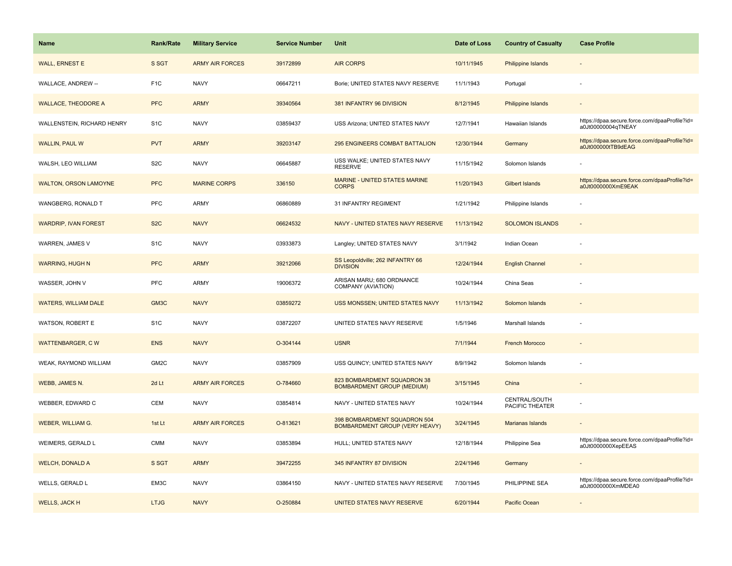| Name | Rank/Rate | Military Service | Service Number | Unit | Date of Loss | Country of Casualty | Case Profile |
|---|---|---|---|---|---|---|---|
| WALL, ERNEST E | S SGT | ARMY AIR FORCES | 39172899 | AIR CORPS | 10/11/1945 | Philippine Islands | - |
| WALLACE, ANDREW -- | F1C | NAVY | 06647211 | Borie; UNITED STATES NAVY RESERVE | 11/1/1943 | Portugal | - |
| WALLACE, THEODORE A | PFC | ARMY | 39340564 | 381 INFANTRY 96 DIVISION | 8/12/1945 | Philippine Islands | - |
| WALLENSTEIN, RICHARD HENRY | S1C | NAVY | 03859437 | USS Arizona; UNITED STATES NAVY | 12/7/1941 | Hawaiian Islands | https://dpaa.secure.force.com/dpaaProfile?id=a0Jt00000004qTNEAY |
| WALLIN, PAUL W | PVT | ARMY | 39203147 | 295 ENGINEERS COMBAT BATTALION | 12/30/1944 | Germany | https://dpaa.secure.force.com/dpaaProfile?id=a0Jt000000tTB9dEAG |
| WALSH, LEO WILLIAM | S2C | NAVY | 06645887 | USS WALKE; UNITED STATES NAVY RESERVE | 11/15/1942 | Solomon Islands | - |
| WALTON, ORSON LAMOYNE | PFC | MARINE CORPS | 336150 | MARINE - UNITED STATES MARINE CORPS | 11/20/1943 | Gilbert Islands | https://dpaa.secure.force.com/dpaaProfile?id=a0Jt0000000XmE9EAK |
| WANGBERG, RONALD T | PFC | ARMY | 06860889 | 31 INFANTRY REGIMENT | 1/21/1942 | Philippine Islands | - |
| WARDRIP, IVAN FOREST | S2C | NAVY | 06624532 | NAVY - UNITED STATES NAVY RESERVE | 11/13/1942 | SOLOMON ISLANDS | - |
| WARREN, JAMES V | S1C | NAVY | 03933873 | Langley; UNITED STATES NAVY | 3/1/1942 | Indian Ocean | - |
| WARRING, HUGH N | PFC | ARMY | 39212066 | SS Leopoldville; 262 INFANTRY 66 DIVISION | 12/24/1944 | English Channel | - |
| WASSER, JOHN V | PFC | ARMY | 19006372 | ARISAN MARU; 680 ORDNANCE COMPANY (AVIATION) | 10/24/1944 | China Seas | - |
| WATERS, WILLIAM DALE | GM3C | NAVY | 03859272 | USS MONSSEN; UNITED STATES NAVY | 11/13/1942 | Solomon Islands | - |
| WATSON, ROBERT E | S1C | NAVY | 03872207 | UNITED STATES NAVY RESERVE | 1/5/1946 | Marshall Islands | - |
| WATTENBARGER, C W | ENS | NAVY | O-304144 | USNR | 7/1/1944 | French Morocco | - |
| WEAK, RAYMOND WILLIAM | GM2C | NAVY | 03857909 | USS QUINCY; UNITED STATES NAVY | 8/9/1942 | Solomon Islands | - |
| WEBB, JAMES N. | 2d Lt | ARMY AIR FORCES | O-784660 | 823 BOMBARDMENT SQUADRON 38 BOMBARDMENT GROUP (MEDIUM) | 3/15/1945 | China | - |
| WEBBER, EDWARD C | CEM | NAVY | 03854814 | NAVY - UNITED STATES NAVY | 10/24/1944 | CENTRAL/SOUTH PACIFIC THEATER | - |
| WEBER, WILLIAM G. | 1st Lt | ARMY AIR FORCES | O-813621 | 398 BOMBARDMENT SQUADRON 504 BOMBARDMENT GROUP (VERY HEAVY) | 3/24/1945 | Marianas Islands | - |
| WEIMERS, GERALD L | CMM | NAVY | 03853894 | HULL; UNITED STATES NAVY | 12/18/1944 | Philippine Sea | https://dpaa.secure.force.com/dpaaProfile?id=a0Jt0000000XepEEAS |
| WELCH, DONALD A | S SGT | ARMY | 39472255 | 345 INFANTRY 87 DIVISION | 2/24/1946 | Germany | - |
| WELLS, GERALD L | EM3C | NAVY | 03864150 | NAVY - UNITED STATES NAVY RESERVE | 7/30/1945 | PHILIPPINE SEA | https://dpaa.secure.force.com/dpaaProfile?id=a0Jt0000000XmMDEA0 |
| WELLS, JACK H | LTJG | NAVY | O-250884 | UNITED STATES NAVY RESERVE | 6/20/1944 | Pacific Ocean | - |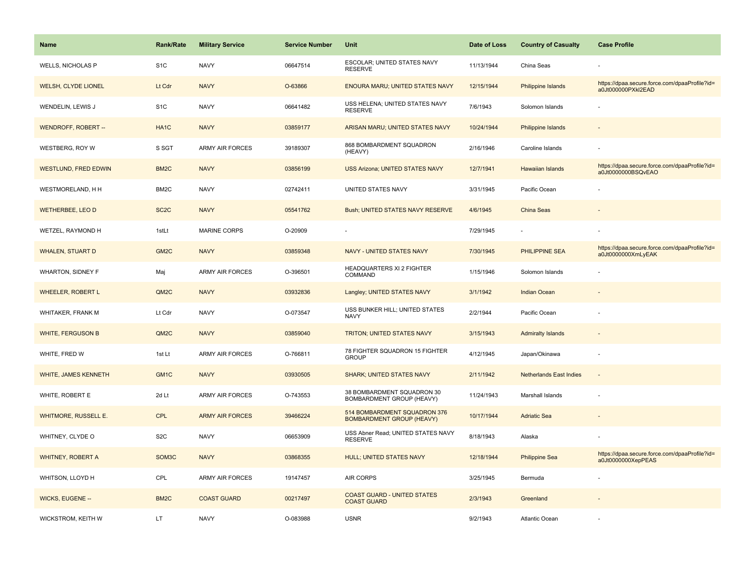| Name | Rank/Rate | Military Service | Service Number | Unit | Date of Loss | Country of Casualty | Case Profile |
|---|---|---|---|---|---|---|---|
| WELLS, NICHOLAS P | S1C | NAVY | 06647514 | ESCOLAR; UNITED STATES NAVY RESERVE | 11/13/1944 | China Seas | - |
| WELSH, CLYDE LIONEL | Lt Cdr | NAVY | O-63866 | ENOURA MARU; UNITED STATES NAVY | 12/15/1944 | Philippine Islands | https://dpaa.secure.force.com/dpaaProfile?id=a0Jt000000PXkl2EAD |
| WENDELIN, LEWIS J | S1C | NAVY | 06641482 | USS HELENA; UNITED STATES NAVY RESERVE | 7/6/1943 | Solomon Islands | - |
| WENDROFF, ROBERT -- | HA1C | NAVY | 03859177 | ARISAN MARU; UNITED STATES NAVY | 10/24/1944 | Philippine Islands | - |
| WESTBERG, ROY W | S SGT | ARMY AIR FORCES | 39189307 | 868 BOMBARDMENT SQUADRON (HEAVY) | 2/16/1946 | Caroline Islands | - |
| WESTLUND, FRED EDWIN | BM2C | NAVY | 03856199 | USS Arizona; UNITED STATES NAVY | 12/7/1941 | Hawaiian Islands | https://dpaa.secure.force.com/dpaaProfile?id=a0Jt0000000BSQvEAO |
| WESTMORELAND, H H | BM2C | NAVY | 02742411 | UNITED STATES NAVY | 3/31/1945 | Pacific Ocean | - |
| WETHERBEE, LEO D | SC2C | NAVY | 05541762 | Bush; UNITED STATES NAVY RESERVE | 4/6/1945 | China Seas | - |
| WETZEL, RAYMOND H | 1stLt | MARINE CORPS | O-20909 | - | 7/29/1945 | - | - |
| WHALEN, STUART D | GM2C | NAVY | 03859348 | NAVY - UNITED STATES NAVY | 7/30/1945 | PHILIPPINE SEA | https://dpaa.secure.force.com/dpaaProfile?id=a0Jt0000000XmLyEAK |
| WHARTON, SIDNEY F | Maj | ARMY AIR FORCES | O-396501 | HEADQUARTERS XI 2 FIGHTER COMMAND | 1/15/1946 | Solomon Islands | - |
| WHEELER, ROBERT L | QM2C | NAVY | 03932836 | Langley; UNITED STATES NAVY | 3/1/1942 | Indian Ocean | - |
| WHITAKER, FRANK M | Lt Cdr | NAVY | O-073547 | USS BUNKER HILL; UNITED STATES NAVY | 2/2/1944 | Pacific Ocean | - |
| WHITE, FERGUSON B | QM2C | NAVY | 03859040 | TRITON; UNITED STATES NAVY | 3/15/1943 | Admiralty Islands | - |
| WHITE, FRED W | 1st Lt | ARMY AIR FORCES | O-766811 | 78 FIGHTER SQUADRON 15 FIGHTER GROUP | 4/12/1945 | Japan/Okinawa | - |
| WHITE, JAMES KENNETH | GM1C | NAVY | 03930505 | SHARK; UNITED STATES NAVY | 2/11/1942 | Netherlands East Indies | - |
| WHITE, ROBERT E | 2d Lt | ARMY AIR FORCES | O-743553 | 38 BOMBARDMENT SQUADRON 30 BOMBARDMENT GROUP (HEAVY) | 11/24/1943 | Marshall Islands | - |
| WHITMORE, RUSSELL E. | CPL | ARMY AIR FORCES | 39466224 | 514 BOMBARDMENT SQUADRON 376 BOMBARDMENT GROUP (HEAVY) | 10/17/1944 | Adriatic Sea | - |
| WHITNEY, CLYDE O | S2C | NAVY | 06653909 | USS Abner Read; UNITED STATES NAVY RESERVE | 8/18/1943 | Alaska | - |
| WHITNEY, ROBERT A | SOM3C | NAVY | 03868355 | HULL; UNITED STATES NAVY | 12/18/1944 | Philippine Sea | https://dpaa.secure.force.com/dpaaProfile?id=a0Jt0000000XepPEAS |
| WHITSON, LLOYD H | CPL | ARMY AIR FORCES | 19147457 | AIR CORPS | 3/25/1945 | Bermuda | - |
| WICKS, EUGENE -- | BM2C | COAST GUARD | 00217497 | COAST GUARD - UNITED STATES COAST GUARD | 2/3/1943 | Greenland | - |
| WICKSTROM, KEITH W | LT | NAVY | O-083988 | USNR | 9/2/1943 | Atlantic Ocean | - |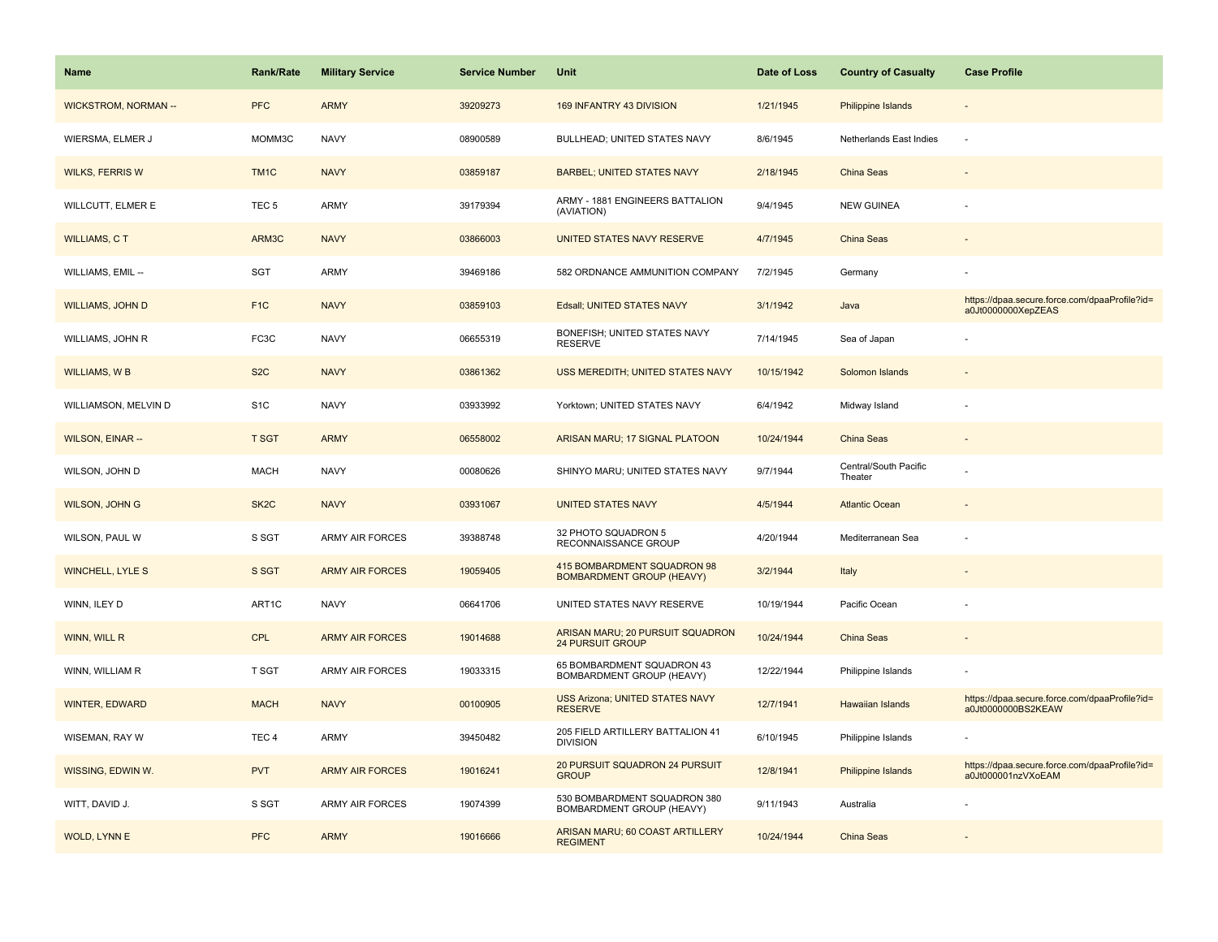| Name | Rank/Rate | Military Service | Service Number | Unit | Date of Loss | Country of Casualty | Case Profile |
|---|---|---|---|---|---|---|---|
| WICKSTROM, NORMAN -- | PFC | ARMY | 39209273 | 169 INFANTRY 43 DIVISION | 1/21/1945 | Philippine Islands | - |
| WIERSMA, ELMER J | MOMM3C | NAVY | 08900589 | BULLHEAD; UNITED STATES NAVY | 8/6/1945 | Netherlands East Indies | - |
| WILKS, FERRIS W | TM1C | NAVY | 03859187 | BARBEL; UNITED STATES NAVY | 2/18/1945 | China Seas | - |
| WILLCUTT, ELMER E | TEC 5 | ARMY | 39179394 | ARMY - 1881 ENGINEERS BATTALION (AVIATION) | 9/4/1945 | NEW GUINEA | - |
| WILLIAMS, C T | ARM3C | NAVY | 03866003 | UNITED STATES NAVY RESERVE | 4/7/1945 | China Seas | - |
| WILLIAMS, EMIL -- | SGT | ARMY | 39469186 | 582 ORDNANCE AMMUNITION COMPANY | 7/2/1945 | Germany | - |
| WILLIAMS, JOHN D | F1C | NAVY | 03859103 | Edsall; UNITED STATES NAVY | 3/1/1942 | Java | https://dpaa.secure.force.com/dpaaProfile?id=a0Jt0000000XepZEAS |
| WILLIAMS, JOHN R | FC3C | NAVY | 06655319 | BONEFISH; UNITED STATES NAVY RESERVE | 7/14/1945 | Sea of Japan | - |
| WILLIAMS, W B | S2C | NAVY | 03861362 | USS MEREDITH; UNITED STATES NAVY | 10/15/1942 | Solomon Islands | - |
| WILLIAMSON, MELVIN D | S1C | NAVY | 03933992 | Yorktown; UNITED STATES NAVY | 6/4/1942 | Midway Island | - |
| WILSON, EINAR -- | T SGT | ARMY | 06558002 | ARISAN MARU; 17 SIGNAL PLATOON | 10/24/1944 | China Seas | - |
| WILSON, JOHN D | MACH | NAVY | 00080626 | SHINYO MARU; UNITED STATES NAVY | 9/7/1944 | Central/South Pacific Theater | - |
| WILSON, JOHN G | SK2C | NAVY | 03931067 | UNITED STATES NAVY | 4/5/1944 | Atlantic Ocean | - |
| WILSON, PAUL W | S SGT | ARMY AIR FORCES | 39388748 | 32 PHOTO SQUADRON 5 RECONNAISSANCE GROUP | 4/20/1944 | Mediterranean Sea | - |
| WINCHELL, LYLE S | S SGT | ARMY AIR FORCES | 19059405 | 415 BOMBARDMENT SQUADRON 98 BOMBARDMENT GROUP (HEAVY) | 3/2/1944 | Italy | - |
| WINN, ILEY D | ART1C | NAVY | 06641706 | UNITED STATES NAVY RESERVE | 10/19/1944 | Pacific Ocean | - |
| WINN, WILL R | CPL | ARMY AIR FORCES | 19014688 | ARISAN MARU; 20 PURSUIT SQUADRON 24 PURSUIT GROUP | 10/24/1944 | China Seas | - |
| WINN, WILLIAM R | T SGT | ARMY AIR FORCES | 19033315 | 65 BOMBARDMENT SQUADRON 43 BOMBARDMENT GROUP (HEAVY) | 12/22/1944 | Philippine Islands | - |
| WINTER, EDWARD | MACH | NAVY | 00100905 | USS Arizona; UNITED STATES NAVY RESERVE | 12/7/1941 | Hawaiian Islands | https://dpaa.secure.force.com/dpaaProfile?id=a0Jt0000000BS2KEAW |
| WISEMAN, RAY W | TEC 4 | ARMY | 39450482 | 205 FIELD ARTILLERY BATTALION 41 DIVISION | 6/10/1945 | Philippine Islands | - |
| WISSING, EDWIN W. | PVT | ARMY AIR FORCES | 19016241 | 20 PURSUIT SQUADRON 24 PURSUIT GROUP | 12/8/1941 | Philippine Islands | https://dpaa.secure.force.com/dpaaProfile?id=a0Jt000001nzVXoEAM |
| WITT, DAVID J. | S SGT | ARMY AIR FORCES | 19074399 | 530 BOMBARDMENT SQUADRON 380 BOMBARDMENT GROUP (HEAVY) | 9/11/1943 | Australia | - |
| WOLD, LYNN E | PFC | ARMY | 19016666 | ARISAN MARU; 60 COAST ARTILLERY REGIMENT | 10/24/1944 | China Seas | - |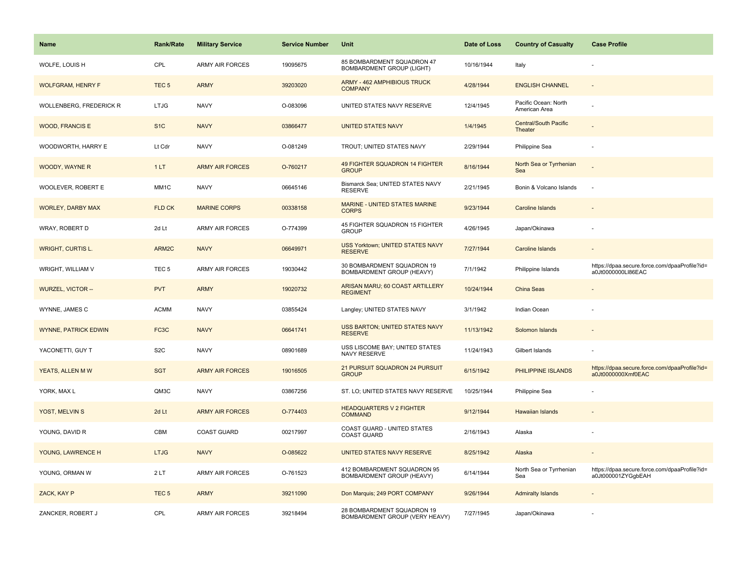| Name | Rank/Rate | Military Service | Service Number | Unit | Date of Loss | Country of Casualty | Case Profile |
|---|---|---|---|---|---|---|---|
| WOLFE, LOUIS H | CPL | ARMY AIR FORCES | 19095675 | 85 BOMBARDMENT SQUADRON 47 BOMBARDMENT GROUP (LIGHT) | 10/16/1944 | Italy | - |
| WOLFGRAM, HENRY F | TEC 5 | ARMY | 39203020 | ARMY - 462 AMPHIBIOUS TRUCK COMPANY | 4/28/1944 | ENGLISH CHANNEL | - |
| WOLLENBERG, FREDERICK R | LTJG | NAVY | O-083096 | UNITED STATES NAVY RESERVE | 12/4/1945 | Pacific Ocean: North American Area | - |
| WOOD, FRANCIS E | S1C | NAVY | 03866477 | UNITED STATES NAVY | 1/4/1945 | Central/South Pacific Theater | - |
| WOODWORTH, HARRY E | Lt Cdr | NAVY | O-081249 | TROUT; UNITED STATES NAVY | 2/29/1944 | Philippine Sea | - |
| WOODY, WAYNE R | 1 LT | ARMY AIR FORCES | O-760217 | 49 FIGHTER SQUADRON 14 FIGHTER GROUP | 8/16/1944 | North Sea or Tyrrhenian Sea | - |
| WOOLEVER, ROBERT E | MM1C | NAVY | 06645146 | Bismarck Sea; UNITED STATES NAVY RESERVE | 2/21/1945 | Bonin & Volcano Islands | - |
| WORLEY, DARBY MAX | FLD CK | MARINE CORPS | 00338158 | MARINE - UNITED STATES MARINE CORPS | 9/23/1944 | Caroline Islands | - |
| WRAY, ROBERT D | 2d Lt | ARMY AIR FORCES | O-774399 | 45 FIGHTER SQUADRON 15 FIGHTER GROUP | 4/26/1945 | Japan/Okinawa | - |
| WRIGHT, CURTIS L. | ARM2C | NAVY | 06649971 | USS Yorktown; UNITED STATES NAVY RESERVE | 7/27/1944 | Caroline Islands | - |
| WRIGHT, WILLIAM V | TEC 5 | ARMY AIR FORCES | 19030442 | 30 BOMBARDMENT SQUADRON 19 BOMBARDMENT GROUP (HEAVY) | 7/1/1942 | Philippine Islands | https://dpaa.secure.force.com/dpaaProfile?id=a0Jt0000000LI86EAC |
| WURZEL, VICTOR -- | PVT | ARMY | 19020732 | ARISAN MARU; 60 COAST ARTILLERY REGIMENT | 10/24/1944 | China Seas | - |
| WYNNE, JAMES C | ACMM | NAVY | 03855424 | Langley; UNITED STATES NAVY | 3/1/1942 | Indian Ocean | - |
| WYNNE, PATRICK EDWIN | FC3C | NAVY | 06641741 | USS BARTON; UNITED STATES NAVY RESERVE | 11/13/1942 | Solomon Islands | - |
| YACONETTI, GUY T | S2C | NAVY | 08901689 | USS LISCOME BAY; UNITED STATES NAVY RESERVE | 11/24/1943 | Gilbert Islands | - |
| YEATS, ALLEN M W | SGT | ARMY AIR FORCES | 19016505 | 21 PURSUIT SQUADRON 24 PURSUIT GROUP | 6/15/1942 | PHILIPPINE ISLANDS | https://dpaa.secure.force.com/dpaaProfile?id=a0Jt0000000Xmf0EAC |
| YORK, MAX L | QM3C | NAVY | 03867256 | ST. LO; UNITED STATES NAVY RESERVE | 10/25/1944 | Philippine Sea | - |
| YOST, MELVIN S | 2d Lt | ARMY AIR FORCES | O-774403 | HEADQUARTERS V 2 FIGHTER COMMAND | 9/12/1944 | Hawaiian Islands | - |
| YOUNG, DAVID R | CBM | COAST GUARD | 00217997 | COAST GUARD - UNITED STATES COAST GUARD | 2/16/1943 | Alaska | - |
| YOUNG, LAWRENCE H | LTJG | NAVY | O-085622 | UNITED STATES NAVY RESERVE | 8/25/1942 | Alaska | - |
| YOUNG, ORMAN W | 2 LT | ARMY AIR FORCES | O-761523 | 412 BOMBARDMENT SQUADRON 95 BOMBARDMENT GROUP (HEAVY) | 6/14/1944 | North Sea or Tyrrhenian Sea | https://dpaa.secure.force.com/dpaaProfile?id=a0Jt000001ZYGgbEAH |
| ZACK, KAY P | TEC 5 | ARMY | 39211090 | Don Marquis; 249 PORT COMPANY | 9/26/1944 | Admiralty Islands | - |
| ZANCKER, ROBERT J | CPL | ARMY AIR FORCES | 39218494 | 28 BOMBARDMENT SQUADRON 19 BOMBARDMENT GROUP (VERY HEAVY) | 7/27/1945 | Japan/Okinawa | - |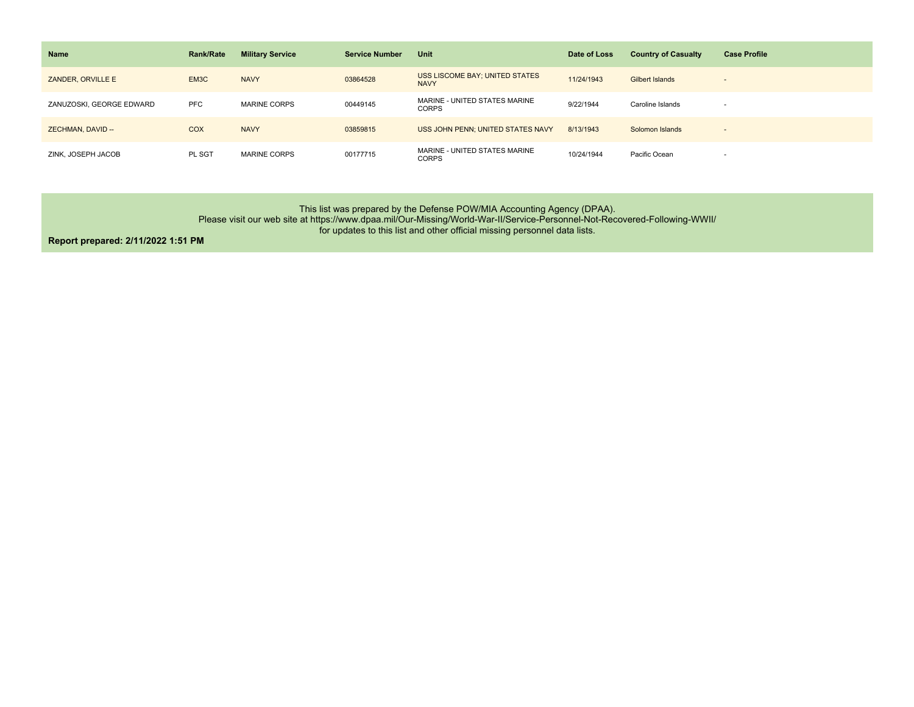| Name | Rank/Rate | Military Service | Service Number | Unit | Date of Loss | Country of Casualty | Case Profile |
|---|---|---|---|---|---|---|---|
| ZANDER, ORVILLE E | EM3C | NAVY | 03864528 | USS LISCOME BAY; UNITED STATES NAVY | 11/24/1943 | Gilbert Islands | - |
| ZANUZOSKI, GEORGE EDWARD | PFC | MARINE CORPS | 00449145 | MARINE - UNITED STATES MARINE CORPS | 9/22/1944 | Caroline Islands | - |
| ZECHMAN, DAVID -- | COX | NAVY | 03859815 | USS JOHN PENN; UNITED STATES NAVY | 8/13/1943 | Solomon Islands | - |
| ZINK, JOSEPH JACOB | PL SGT | MARINE CORPS | 00177715 | MARINE - UNITED STATES MARINE CORPS | 10/24/1944 | Pacific Ocean | - |

This list was prepared by the Defense POW/MIA Accounting Agency (DPAA).
Please visit our web site at https://www.dpaa.mil/Our-Missing/World-War-II/Service-Personnel-Not-Recovered-Following-WWII/
for updates to this list and other official missing personnel data lists.

**Report prepared: 2/11/2022 1:51 PM**